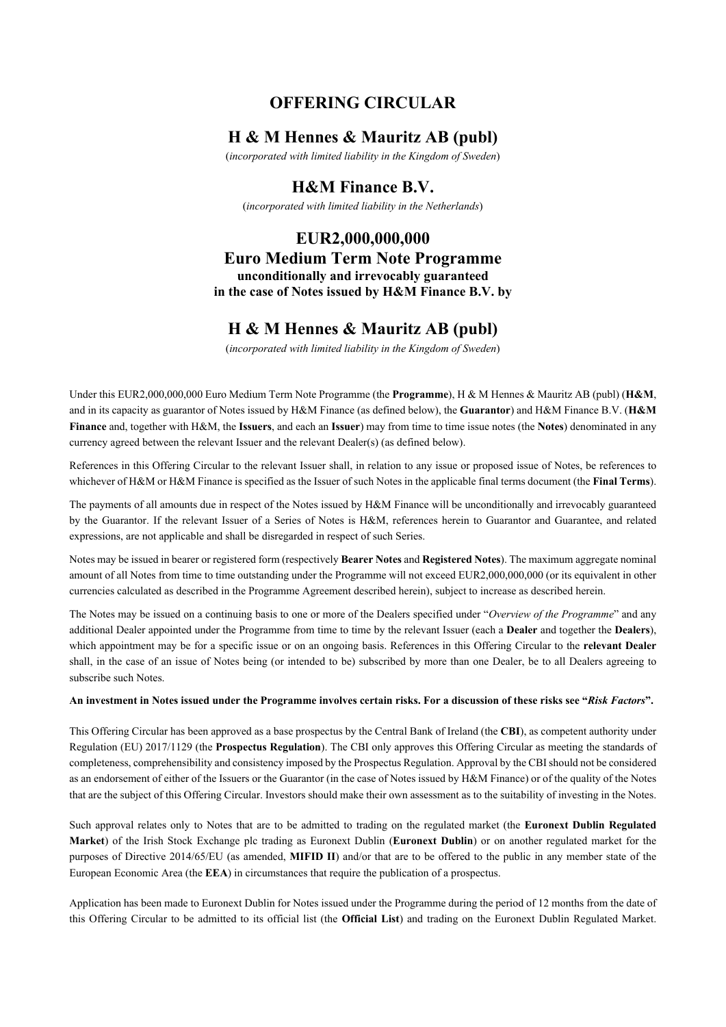# OFFERING CIRCULAR

## H & M Hennes & Mauritz AB (publ)

(*incorporated with limited liability in the Kingdom of Sweden*)

## H&M Finance B.V.

(*incorporated with limited liability in the Netherlands*)

## EUR2,000,000,000
## Euro Medium Term Note Programme

**unconditionally and irrevocably guaranteed**
**in the case of Notes issued by H&M Finance B.V. by**

## H & M Hennes & Mauritz AB (publ)

(*incorporated with limited liability in the Kingdom of Sweden*)

Under this EUR2,000,000,000 Euro Medium Term Note Programme (the **Programme**), H & M Hennes & Mauritz AB (publ) (**H&M**, and in its capacity as guarantor of Notes issued by H&M Finance (as defined below), the **Guarantor**) and H&M Finance B.V. (**H&M Finance** and, together with H&M, the **Issuers**, and each an **Issuer**) may from time to time issue notes (the **Notes**) denominated in any currency agreed between the relevant Issuer and the relevant Dealer(s) (as defined below).

References in this Offering Circular to the relevant Issuer shall, in relation to any issue or proposed issue of Notes, be references to whichever of H&M or H&M Finance is specified as the Issuer of such Notes in the applicable final terms document (the **Final Terms**).

The payments of all amounts due in respect of the Notes issued by H&M Finance will be unconditionally and irrevocably guaranteed by the Guarantor. If the relevant Issuer of a Series of Notes is H&M, references herein to Guarantor and Guarantee, and related expressions, are not applicable and shall be disregarded in respect of such Series.

Notes may be issued in bearer or registered form (respectively **Bearer Notes** and **Registered Notes**). The maximum aggregate nominal amount of all Notes from time to time outstanding under the Programme will not exceed EUR2,000,000,000 (or its equivalent in other currencies calculated as described in the Programme Agreement described herein), subject to increase as described herein.

The Notes may be issued on a continuing basis to one or more of the Dealers specified under "*Overview of the Programme*" and any additional Dealer appointed under the Programme from time to time by the relevant Issuer (each a **Dealer** and together the **Dealers**), which appointment may be for a specific issue or on an ongoing basis. References in this Offering Circular to the **relevant Dealer** shall, in the case of an issue of Notes being (or intended to be) subscribed by more than one Dealer, be to all Dealers agreeing to subscribe such Notes.

**An investment in Notes issued under the Programme involves certain risks. For a discussion of these risks see "*Risk Factors*".**

This Offering Circular has been approved as a base prospectus by the Central Bank of Ireland (the **CBI**), as competent authority under Regulation (EU) 2017/1129 (the **Prospectus Regulation**). The CBI only approves this Offering Circular as meeting the standards of completeness, comprehensibility and consistency imposed by the Prospectus Regulation. Approval by the CBI should not be considered as an endorsement of either of the Issuers or the Guarantor (in the case of Notes issued by H&M Finance) or of the quality of the Notes that are the subject of this Offering Circular. Investors should make their own assessment as to the suitability of investing in the Notes.

Such approval relates only to Notes that are to be admitted to trading on the regulated market (the **Euronext Dublin Regulated Market**) of the Irish Stock Exchange plc trading as Euronext Dublin (**Euronext Dublin**) or on another regulated market for the purposes of Directive 2014/65/EU (as amended, **MIFID II**) and/or that are to be offered to the public in any member state of the European Economic Area (the **EEA**) in circumstances that require the publication of a prospectus.

Application has been made to Euronext Dublin for Notes issued under the Programme during the period of 12 months from the date of this Offering Circular to be admitted to its official list (the **Official List**) and trading on the Euronext Dublin Regulated Market.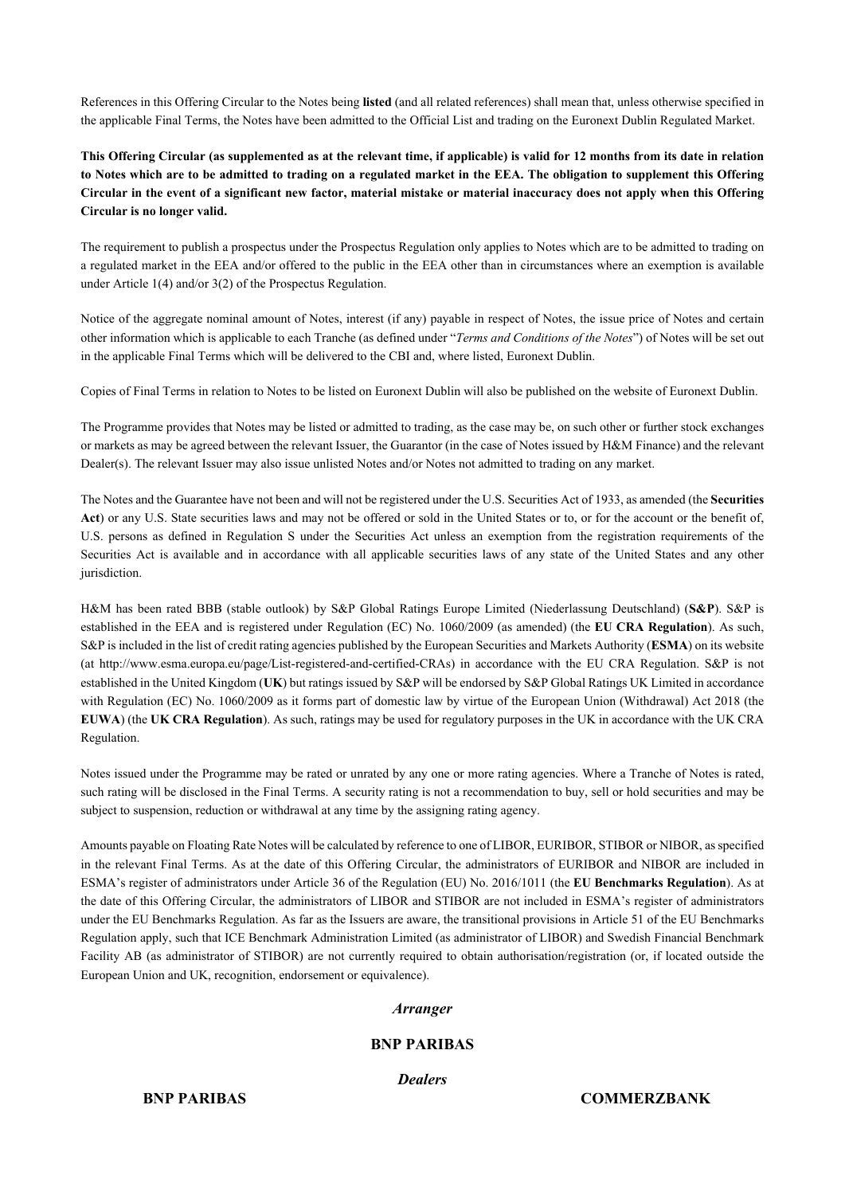References in this Offering Circular to the Notes being **listed** (and all related references) shall mean that, unless otherwise specified in the applicable Final Terms, the Notes have been admitted to the Official List and trading on the Euronext Dublin Regulated Market.

**This Offering Circular (as supplemented as at the relevant time, if applicable) is valid for 12 months from its date in relation to Notes which are to be admitted to trading on a regulated market in the EEA. The obligation to supplement this Offering Circular in the event of a significant new factor, material mistake or material inaccuracy does not apply when this Offering Circular is no longer valid.**

The requirement to publish a prospectus under the Prospectus Regulation only applies to Notes which are to be admitted to trading on a regulated market in the EEA and/or offered to the public in the EEA other than in circumstances where an exemption is available under Article 1(4) and/or 3(2) of the Prospectus Regulation.

Notice of the aggregate nominal amount of Notes, interest (if any) payable in respect of Notes, the issue price of Notes and certain other information which is applicable to each Tranche (as defined under "*Terms and Conditions of the Notes*") of Notes will be set out in the applicable Final Terms which will be delivered to the CBI and, where listed, Euronext Dublin.

Copies of Final Terms in relation to Notes to be listed on Euronext Dublin will also be published on the website of Euronext Dublin.

The Programme provides that Notes may be listed or admitted to trading, as the case may be, on such other or further stock exchanges or markets as may be agreed between the relevant Issuer, the Guarantor (in the case of Notes issued by H&M Finance) and the relevant Dealer(s). The relevant Issuer may also issue unlisted Notes and/or Notes not admitted to trading on any market.

The Notes and the Guarantee have not been and will not be registered under the U.S. Securities Act of 1933, as amended (the **Securities Act**) or any U.S. State securities laws and may not be offered or sold in the United States or to, or for the account or the benefit of, U.S. persons as defined in Regulation S under the Securities Act unless an exemption from the registration requirements of the Securities Act is available and in accordance with all applicable securities laws of any state of the United States and any other jurisdiction.

H&M has been rated BBB (stable outlook) by S&P Global Ratings Europe Limited (Niederlassung Deutschland) (**S&P**). S&P is established in the EEA and is registered under Regulation (EC) No. 1060/2009 (as amended) (the **EU CRA Regulation**). As such, S&P is included in the list of credit rating agencies published by the European Securities and Markets Authority (**ESMA**) on its website (at http://www.esma.europa.eu/page/List-registered-and-certified-CRAs) in accordance with the EU CRA Regulation. S&P is not established in the United Kingdom (**UK**) but ratings issued by S&P will be endorsed by S&P Global Ratings UK Limited in accordance with Regulation (EC) No. 1060/2009 as it forms part of domestic law by virtue of the European Union (Withdrawal) Act 2018 (the **EUWA**) (the **UK CRA Regulation**). As such, ratings may be used for regulatory purposes in the UK in accordance with the UK CRA Regulation.

Notes issued under the Programme may be rated or unrated by any one or more rating agencies. Where a Tranche of Notes is rated, such rating will be disclosed in the Final Terms. A security rating is not a recommendation to buy, sell or hold securities and may be subject to suspension, reduction or withdrawal at any time by the assigning rating agency.

Amounts payable on Floating Rate Notes will be calculated by reference to one of LIBOR, EURIBOR, STIBOR or NIBOR, as specified in the relevant Final Terms. As at the date of this Offering Circular, the administrators of EURIBOR and NIBOR are included in ESMA's register of administrators under Article 36 of the Regulation (EU) No. 2016/1011 (the **EU Benchmarks Regulation**). As at the date of this Offering Circular, the administrators of LIBOR and STIBOR are not included in ESMA's register of administrators under the EU Benchmarks Regulation. As far as the Issuers are aware, the transitional provisions in Article 51 of the EU Benchmarks Regulation apply, such that ICE Benchmark Administration Limited (as administrator of LIBOR) and Swedish Financial Benchmark Facility AB (as administrator of STIBOR) are not currently required to obtain authorisation/registration (or, if located outside the European Union and UK, recognition, endorsement or equivalence).

***Arranger***

**BNP PARIBAS**

***Dealers***

**BNP PARIBAS** **COMMERZBANK**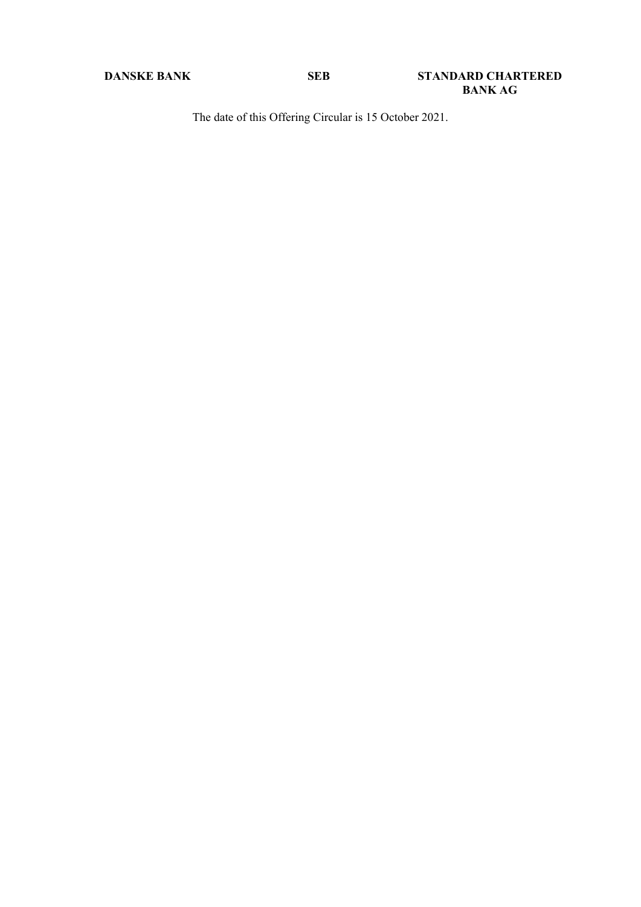**DANSKE BANK** **SEB** **STANDARD CHARTERED BANK AG**

The date of this Offering Circular is 15 October 2021.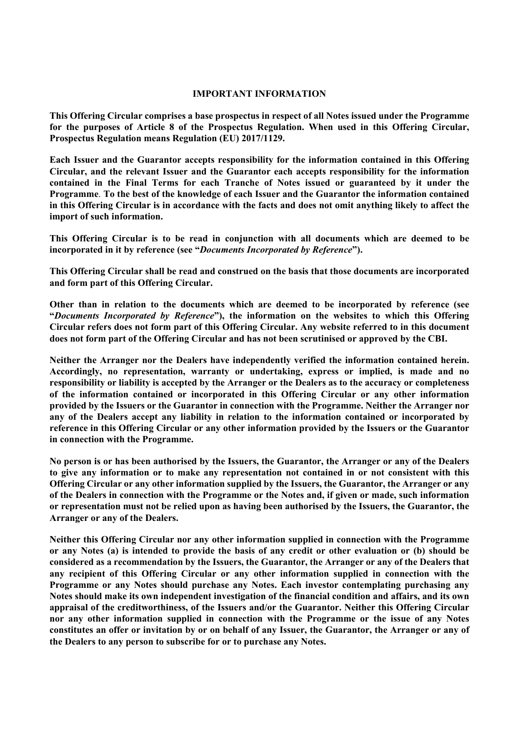## IMPORTANT INFORMATION

**This Offering Circular comprises a base prospectus in respect of all Notes issued under the Programme for the purposes of Article 8 of the Prospectus Regulation. When used in this Offering Circular, Prospectus Regulation means Regulation (EU) 2017/1129.**

**Each Issuer and the Guarantor accepts responsibility for the information contained in this Offering Circular, and the relevant Issuer and the Guarantor each accepts responsibility for the information contained in the Final Terms for each Tranche of Notes issued or guaranteed by it under the Programme. To the best of the knowledge of each Issuer and the Guarantor the information contained in this Offering Circular is in accordance with the facts and does not omit anything likely to affect the import of such information.**

**This Offering Circular is to be read in conjunction with all documents which are deemed to be incorporated in it by reference (see "*Documents Incorporated by Reference*").**

**This Offering Circular shall be read and construed on the basis that those documents are incorporated and form part of this Offering Circular.**

**Other than in relation to the documents which are deemed to be incorporated by reference (see "*Documents Incorporated by Reference*"), the information on the websites to which this Offering Circular refers does not form part of this Offering Circular. Any website referred to in this document does not form part of the Offering Circular and has not been scrutinised or approved by the CBI.**

**Neither the Arranger nor the Dealers have independently verified the information contained herein. Accordingly, no representation, warranty or undertaking, express or implied, is made and no responsibility or liability is accepted by the Arranger or the Dealers as to the accuracy or completeness of the information contained or incorporated in this Offering Circular or any other information provided by the Issuers or the Guarantor in connection with the Programme. Neither the Arranger nor any of the Dealers accept any liability in relation to the information contained or incorporated by reference in this Offering Circular or any other information provided by the Issuers or the Guarantor in connection with the Programme.**

**No person is or has been authorised by the Issuers, the Guarantor, the Arranger or any of the Dealers to give any information or to make any representation not contained in or not consistent with this Offering Circular or any other information supplied by the Issuers, the Guarantor, the Arranger or any of the Dealers in connection with the Programme or the Notes and, if given or made, such information or representation must not be relied upon as having been authorised by the Issuers, the Guarantor, the Arranger or any of the Dealers.**

**Neither this Offering Circular nor any other information supplied in connection with the Programme or any Notes (a) is intended to provide the basis of any credit or other evaluation or (b) should be considered as a recommendation by the Issuers, the Guarantor, the Arranger or any of the Dealers that any recipient of this Offering Circular or any other information supplied in connection with the Programme or any Notes should purchase any Notes. Each investor contemplating purchasing any Notes should make its own independent investigation of the financial condition and affairs, and its own appraisal of the creditworthiness, of the Issuers and/or the Guarantor. Neither this Offering Circular nor any other information supplied in connection with the Programme or the issue of any Notes constitutes an offer or invitation by or on behalf of any Issuer, the Guarantor, the Arranger or any of the Dealers to any person to subscribe for or to purchase any Notes.**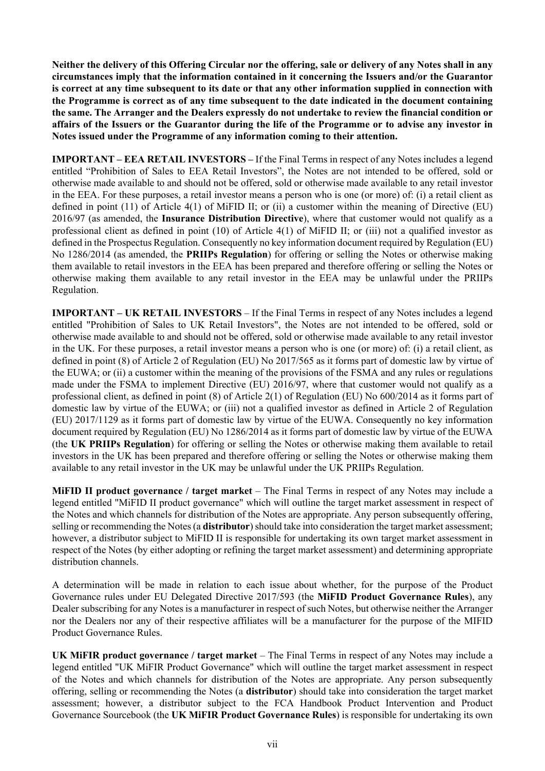**Neither the delivery of this Offering Circular nor the offering, sale or delivery of any Notes shall in any circumstances imply that the information contained in it concerning the Issuers and/or the Guarantor is correct at any time subsequent to its date or that any other information supplied in connection with the Programme is correct as of any time subsequent to the date indicated in the document containing the same. The Arranger and the Dealers expressly do not undertake to review the financial condition or affairs of the Issuers or the Guarantor during the life of the Programme or to advise any investor in Notes issued under the Programme of any information coming to their attention.**

**IMPORTANT – EEA RETAIL INVESTORS –** If the Final Terms in respect of any Notes includes a legend entitled "Prohibition of Sales to EEA Retail Investors", the Notes are not intended to be offered, sold or otherwise made available to and should not be offered, sold or otherwise made available to any retail investor in the EEA. For these purposes, a retail investor means a person who is one (or more) of: (i) a retail client as defined in point (11) of Article 4(1) of MiFID II; or (ii) a customer within the meaning of Directive (EU) 2016/97 (as amended, the **Insurance Distribution Directive**), where that customer would not qualify as a professional client as defined in point (10) of Article 4(1) of MiFID II; or (iii) not a qualified investor as defined in the Prospectus Regulation. Consequently no key information document required by Regulation (EU) No 1286/2014 (as amended, the **PRIIPs Regulation**) for offering or selling the Notes or otherwise making them available to retail investors in the EEA has been prepared and therefore offering or selling the Notes or otherwise making them available to any retail investor in the EEA may be unlawful under the PRIIPs Regulation.

**IMPORTANT – UK RETAIL INVESTORS** – If the Final Terms in respect of any Notes includes a legend entitled "Prohibition of Sales to UK Retail Investors", the Notes are not intended to be offered, sold or otherwise made available to and should not be offered, sold or otherwise made available to any retail investor in the UK. For these purposes, a retail investor means a person who is one (or more) of: (i) a retail client, as defined in point (8) of Article 2 of Regulation (EU) No 2017/565 as it forms part of domestic law by virtue of the EUWA; or (ii) a customer within the meaning of the provisions of the FSMA and any rules or regulations made under the FSMA to implement Directive (EU) 2016/97, where that customer would not qualify as a professional client, as defined in point (8) of Article 2(1) of Regulation (EU) No 600/2014 as it forms part of domestic law by virtue of the EUWA; or (iii) not a qualified investor as defined in Article 2 of Regulation (EU) 2017/1129 as it forms part of domestic law by virtue of the EUWA. Consequently no key information document required by Regulation (EU) No 1286/2014 as it forms part of domestic law by virtue of the EUWA (the **UK PRIIPs Regulation**) for offering or selling the Notes or otherwise making them available to retail investors in the UK has been prepared and therefore offering or selling the Notes or otherwise making them available to any retail investor in the UK may be unlawful under the UK PRIIPs Regulation.

**MiFID II product governance / target market** – The Final Terms in respect of any Notes may include a legend entitled "MiFID II product governance" which will outline the target market assessment in respect of the Notes and which channels for distribution of the Notes are appropriate. Any person subsequently offering, selling or recommending the Notes (a **distributor**) should take into consideration the target market assessment; however, a distributor subject to MiFID II is responsible for undertaking its own target market assessment in respect of the Notes (by either adopting or refining the target market assessment) and determining appropriate distribution channels.

A determination will be made in relation to each issue about whether, for the purpose of the Product Governance rules under EU Delegated Directive 2017/593 (the **MiFID Product Governance Rules**), any Dealer subscribing for any Notes is a manufacturer in respect of such Notes, but otherwise neither the Arranger nor the Dealers nor any of their respective affiliates will be a manufacturer for the purpose of the MIFID Product Governance Rules.

**UK MiFIR product governance / target market** – The Final Terms in respect of any Notes may include a legend entitled "UK MiFIR Product Governance" which will outline the target market assessment in respect of the Notes and which channels for distribution of the Notes are appropriate. Any person subsequently offering, selling or recommending the Notes (a **distributor**) should take into consideration the target market assessment; however, a distributor subject to the FCA Handbook Product Intervention and Product Governance Sourcebook (the **UK MiFIR Product Governance Rules**) is responsible for undertaking its own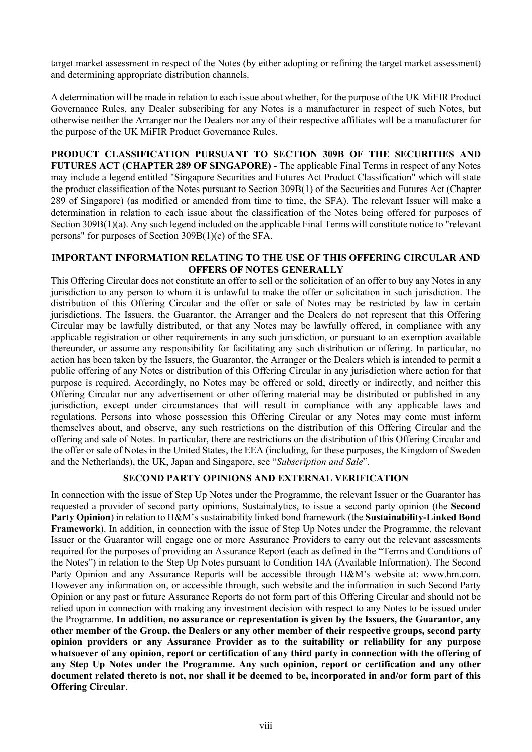target market assessment in respect of the Notes (by either adopting or refining the target market assessment) and determining appropriate distribution channels.

A determination will be made in relation to each issue about whether, for the purpose of the UK MiFIR Product Governance Rules, any Dealer subscribing for any Notes is a manufacturer in respect of such Notes, but otherwise neither the Arranger nor the Dealers nor any of their respective affiliates will be a manufacturer for the purpose of the UK MiFIR Product Governance Rules.

**PRODUCT CLASSIFICATION PURSUANT TO SECTION 309B OF THE SECURITIES AND FUTURES ACT (CHAPTER 289 OF SINGAPORE) -** The applicable Final Terms in respect of any Notes may include a legend entitled "Singapore Securities and Futures Act Product Classification" which will state the product classification of the Notes pursuant to Section 309B(1) of the Securities and Futures Act (Chapter 289 of Singapore) (as modified or amended from time to time, the SFA). The relevant Issuer will make a determination in relation to each issue about the classification of the Notes being offered for purposes of Section 309B(1)(a). Any such legend included on the applicable Final Terms will constitute notice to "relevant persons" for purposes of Section 309B(1)(c) of the SFA.

## IMPORTANT INFORMATION RELATING TO THE USE OF THIS OFFERING CIRCULAR AND OFFERS OF NOTES GENERALLY

This Offering Circular does not constitute an offer to sell or the solicitation of an offer to buy any Notes in any jurisdiction to any person to whom it is unlawful to make the offer or solicitation in such jurisdiction. The distribution of this Offering Circular and the offer or sale of Notes may be restricted by law in certain jurisdictions. The Issuers, the Guarantor, the Arranger and the Dealers do not represent that this Offering Circular may be lawfully distributed, or that any Notes may be lawfully offered, in compliance with any applicable registration or other requirements in any such jurisdiction, or pursuant to an exemption available thereunder, or assume any responsibility for facilitating any such distribution or offering. In particular, no action has been taken by the Issuers, the Guarantor, the Arranger or the Dealers which is intended to permit a public offering of any Notes or distribution of this Offering Circular in any jurisdiction where action for that purpose is required. Accordingly, no Notes may be offered or sold, directly or indirectly, and neither this Offering Circular nor any advertisement or other offering material may be distributed or published in any jurisdiction, except under circumstances that will result in compliance with any applicable laws and regulations. Persons into whose possession this Offering Circular or any Notes may come must inform themselves about, and observe, any such restrictions on the distribution of this Offering Circular and the offering and sale of Notes. In particular, there are restrictions on the distribution of this Offering Circular and the offer or sale of Notes in the United States, the EEA (including, for these purposes, the Kingdom of Sweden and the Netherlands), the UK, Japan and Singapore, see "*Subscription and Sale*".

## SECOND PARTY OPINIONS AND EXTERNAL VERIFICATION

In connection with the issue of Step Up Notes under the Programme, the relevant Issuer or the Guarantor has requested a provider of second party opinions, Sustainalytics, to issue a second party opinion (the **Second Party Opinion**) in relation to H&M's sustainability linked bond framework (the **Sustainability-Linked Bond Framework**). In addition, in connection with the issue of Step Up Notes under the Programme, the relevant Issuer or the Guarantor will engage one or more Assurance Providers to carry out the relevant assessments required for the purposes of providing an Assurance Report (each as defined in the "Terms and Conditions of the Notes") in relation to the Step Up Notes pursuant to Condition 14A (Available Information). The Second Party Opinion and any Assurance Reports will be accessible through H&M's website at: www.hm.com. However any information on, or accessible through, such website and the information in such Second Party Opinion or any past or future Assurance Reports do not form part of this Offering Circular and should not be relied upon in connection with making any investment decision with respect to any Notes to be issued under the Programme. **In addition, no assurance or representation is given by the Issuers, the Guarantor, any other member of the Group, the Dealers or any other member of their respective groups, second party opinion providers or any Assurance Provider as to the suitability or reliability for any purpose whatsoever of any opinion, report or certification of any third party in connection with the offering of any Step Up Notes under the Programme. Any such opinion, report or certification and any other document related thereto is not, nor shall it be deemed to be, incorporated in and/or form part of this Offering Circular**.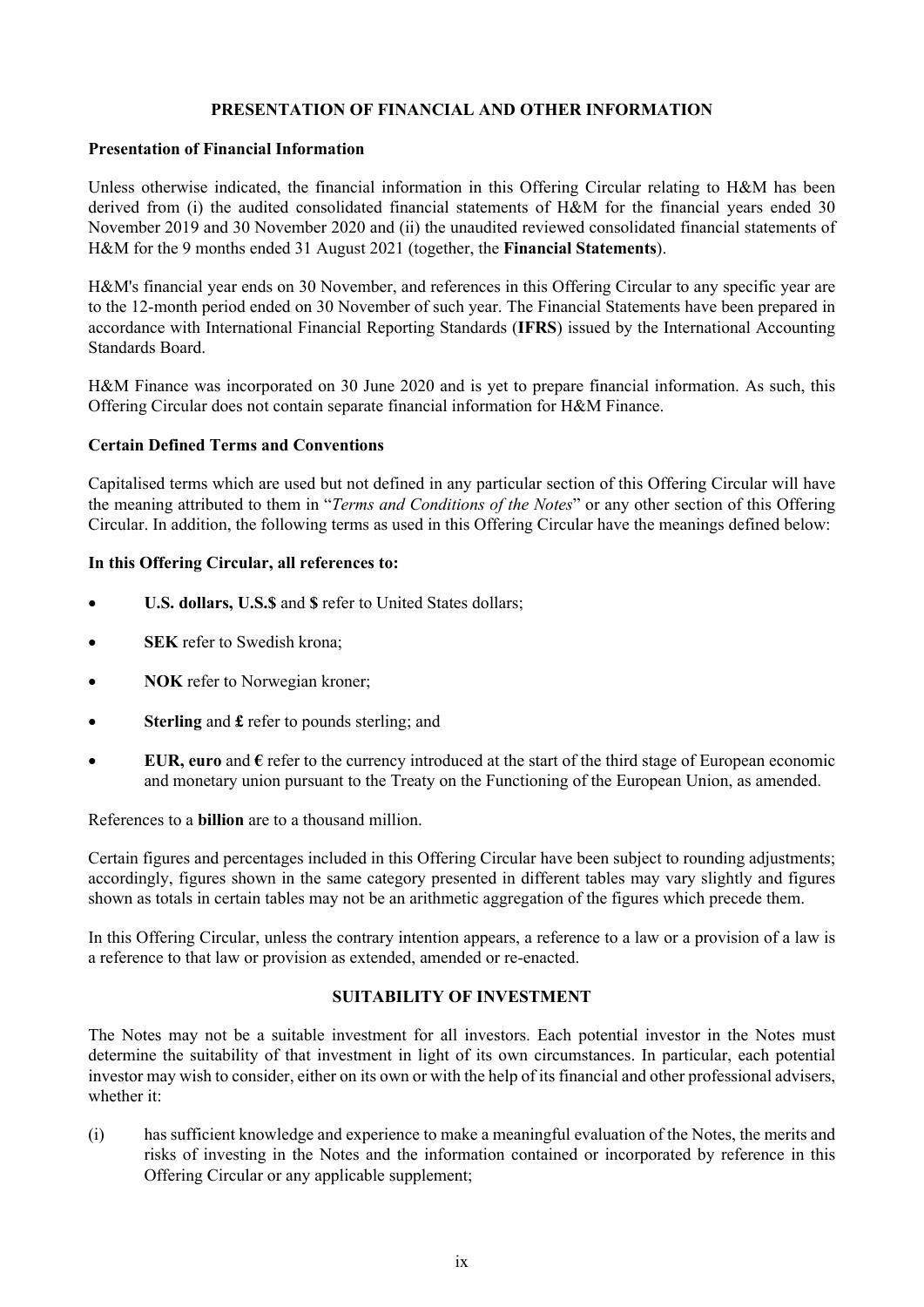## PRESENTATION OF FINANCIAL AND OTHER INFORMATION

### Presentation of Financial Information

Unless otherwise indicated, the financial information in this Offering Circular relating to H&M has been derived from (i) the audited consolidated financial statements of H&M for the financial years ended 30 November 2019 and 30 November 2020 and (ii) the unaudited reviewed consolidated financial statements of H&M for the 9 months ended 31 August 2021 (together, the **Financial Statements**).

H&M's financial year ends on 30 November, and references in this Offering Circular to any specific year are to the 12-month period ended on 30 November of such year. The Financial Statements have been prepared in accordance with International Financial Reporting Standards (**IFRS**) issued by the International Accounting Standards Board.

H&M Finance was incorporated on 30 June 2020 and is yet to prepare financial information. As such, this Offering Circular does not contain separate financial information for H&M Finance.

### Certain Defined Terms and Conventions

Capitalised terms which are used but not defined in any particular section of this Offering Circular will have the meaning attributed to them in "*Terms and Conditions of the Notes*" or any other section of this Offering Circular. In addition, the following terms as used in this Offering Circular have the meanings defined below:

**In this Offering Circular, all references to:**

- **U.S. dollars, U.S.$** and **$** refer to United States dollars;
- **SEK** refer to Swedish krona;
- **NOK** refer to Norwegian kroner;
- **Sterling** and **£** refer to pounds sterling; and
- **EUR, euro** and **€** refer to the currency introduced at the start of the third stage of European economic and monetary union pursuant to the Treaty on the Functioning of the European Union, as amended.

References to a **billion** are to a thousand million.

Certain figures and percentages included in this Offering Circular have been subject to rounding adjustments; accordingly, figures shown in the same category presented in different tables may vary slightly and figures shown as totals in certain tables may not be an arithmetic aggregation of the figures which precede them.

In this Offering Circular, unless the contrary intention appears, a reference to a law or a provision of a law is a reference to that law or provision as extended, amended or re-enacted.

## SUITABILITY OF INVESTMENT

The Notes may not be a suitable investment for all investors. Each potential investor in the Notes must determine the suitability of that investment in light of its own circumstances. In particular, each potential investor may wish to consider, either on its own or with the help of its financial and other professional advisers, whether it:

(i) has sufficient knowledge and experience to make a meaningful evaluation of the Notes, the merits and risks of investing in the Notes and the information contained or incorporated by reference in this Offering Circular or any applicable supplement;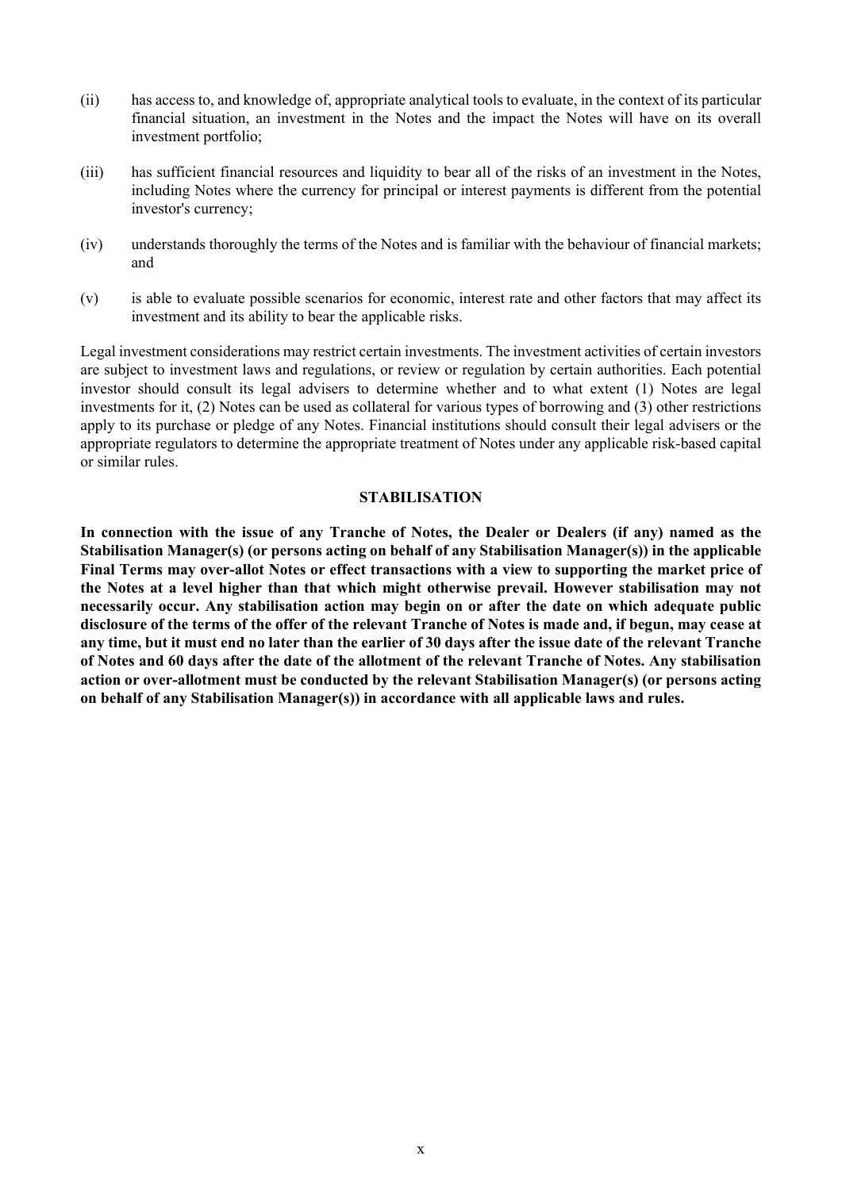(ii) has access to, and knowledge of, appropriate analytical tools to evaluate, in the context of its particular financial situation, an investment in the Notes and the impact the Notes will have on its overall investment portfolio;

(iii) has sufficient financial resources and liquidity to bear all of the risks of an investment in the Notes, including Notes where the currency for principal or interest payments is different from the potential investor's currency;

(iv) understands thoroughly the terms of the Notes and is familiar with the behaviour of financial markets; and

(v) is able to evaluate possible scenarios for economic, interest rate and other factors that may affect its investment and its ability to bear the applicable risks.

Legal investment considerations may restrict certain investments. The investment activities of certain investors are subject to investment laws and regulations, or review or regulation by certain authorities. Each potential investor should consult its legal advisers to determine whether and to what extent (1) Notes are legal investments for it, (2) Notes can be used as collateral for various types of borrowing and (3) other restrictions apply to its purchase or pledge of any Notes. Financial institutions should consult their legal advisers or the appropriate regulators to determine the appropriate treatment of Notes under any applicable risk-based capital or similar rules.

## STABILISATION

**In connection with the issue of any Tranche of Notes, the Dealer or Dealers (if any) named as the Stabilisation Manager(s) (or persons acting on behalf of any Stabilisation Manager(s)) in the applicable Final Terms may over-allot Notes or effect transactions with a view to supporting the market price of the Notes at a level higher than that which might otherwise prevail. However stabilisation may not necessarily occur. Any stabilisation action may begin on or after the date on which adequate public disclosure of the terms of the offer of the relevant Tranche of Notes is made and, if begun, may cease at any time, but it must end no later than the earlier of 30 days after the issue date of the relevant Tranche of Notes and 60 days after the date of the allotment of the relevant Tranche of Notes. Any stabilisation action or over-allotment must be conducted by the relevant Stabilisation Manager(s) (or persons acting on behalf of any Stabilisation Manager(s)) in accordance with all applicable laws and rules.**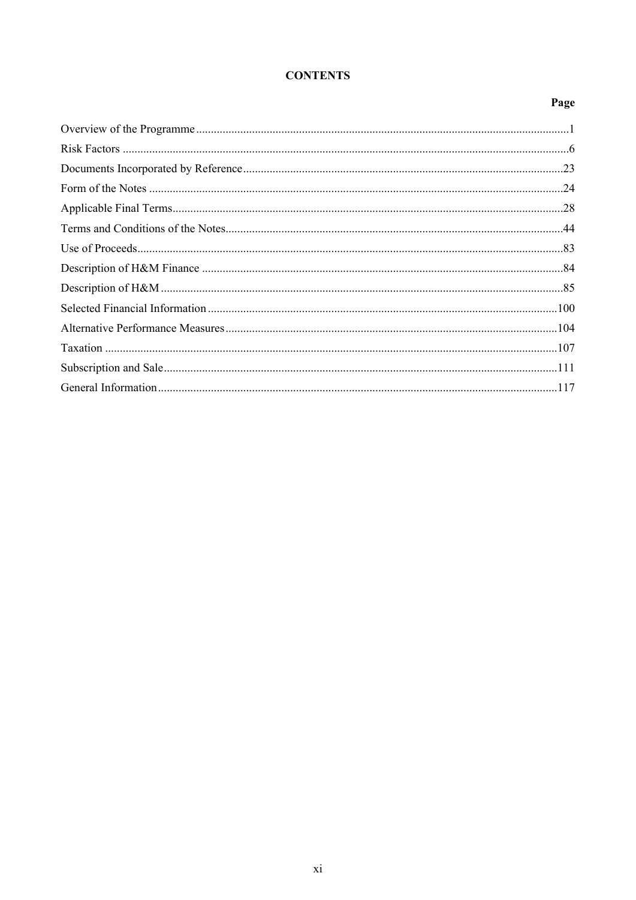# CONTENTS

| | Page |
|---|---|
| Overview of the Programme | 1 |
| Risk Factors | 6 |
| Documents Incorporated by Reference | 23 |
| Form of the Notes | 24 |
| Applicable Final Terms | 28 |
| Terms and Conditions of the Notes | 44 |
| Use of Proceeds | 83 |
| Description of H&M Finance | 84 |
| Description of H&M | 85 |
| Selected Financial Information | 100 |
| Alternative Performance Measures | 104 |
| Taxation | 107 |
| Subscription and Sale | 111 |
| General Information | 117 |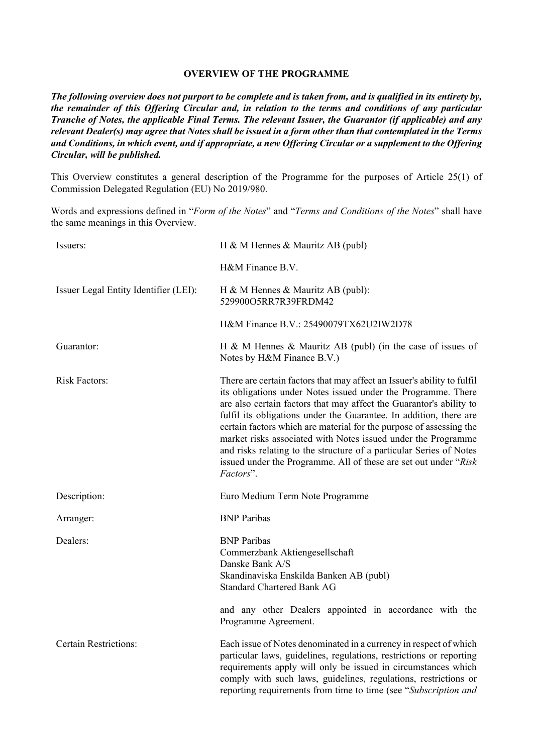## OVERVIEW OF THE PROGRAMME

***The following overview does not purport to be complete and is taken from, and is qualified in its entirety by, the remainder of this Offering Circular and, in relation to the terms and conditions of any particular Tranche of Notes, the applicable Final Terms. The relevant Issuer, the Guarantor (if applicable) and any relevant Dealer(s) may agree that Notes shall be issued in a form other than that contemplated in the Terms and Conditions, in which event, and if appropriate, a new Offering Circular or a supplement to the Offering Circular, will be published.***

This Overview constitutes a general description of the Programme for the purposes of Article 25(1) of Commission Delegated Regulation (EU) No 2019/980.

Words and expressions defined in "*Form of the Notes*" and "*Terms and Conditions of the Notes*" shall have the same meanings in this Overview.

| | |
|---|---|
| Issuers: | H & M Hennes & Mauritz AB (publ)<br><br>H&M Finance B.V. |
| Issuer Legal Entity Identifier (LEI): | H & M Hennes & Mauritz AB (publ): 529900O5RR7R39FRDM42<br><br>H&M Finance B.V.: 25490079TX62U2IW2D78 |
| Guarantor: | H & M Hennes & Mauritz AB (publ) (in the case of issues of Notes by H&M Finance B.V.) |
| Risk Factors: | There are certain factors that may affect an Issuer's ability to fulfil its obligations under Notes issued under the Programme. There are also certain factors that may affect the Guarantor's ability to fulfil its obligations under the Guarantee. In addition, there are certain factors which are material for the purpose of assessing the market risks associated with Notes issued under the Programme and risks relating to the structure of a particular Series of Notes issued under the Programme. All of these are set out under "*Risk Factors*". |
| Description: | Euro Medium Term Note Programme |
| Arranger: | BNP Paribas |
| Dealers: | BNP Paribas<br>Commerzbank Aktiengesellschaft<br>Danske Bank A/S<br>Skandinaviska Enskilda Banken AB (publ)<br>Standard Chartered Bank AG<br><br>and any other Dealers appointed in accordance with the Programme Agreement. |
| Certain Restrictions: | Each issue of Notes denominated in a currency in respect of which particular laws, guidelines, regulations, restrictions or reporting requirements apply will only be issued in circumstances which comply with such laws, guidelines, regulations, restrictions or reporting requirements from time to time (see "*Subscription and* |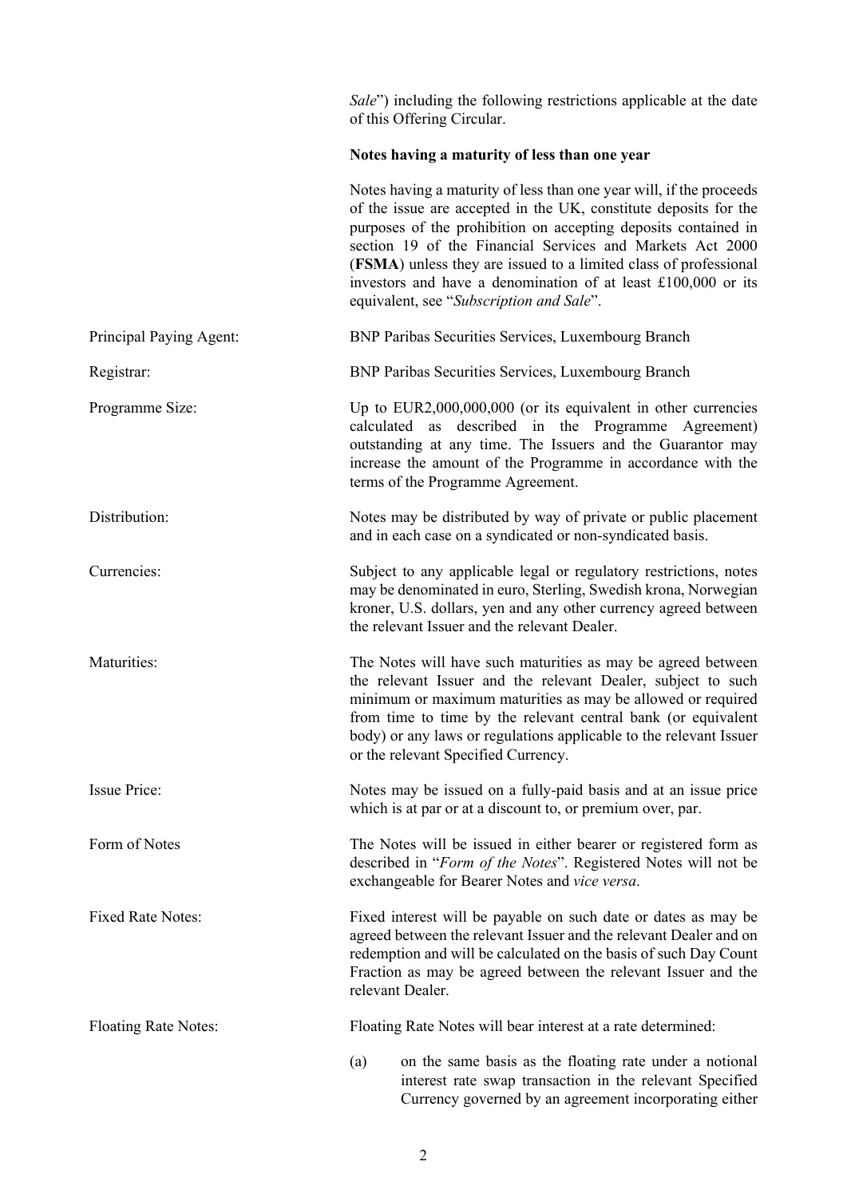*Sale*") including the following restrictions applicable at the date of this Offering Circular.

**Notes having a maturity of less than one year**

Notes having a maturity of less than one year will, if the proceeds of the issue are accepted in the UK, constitute deposits for the purposes of the prohibition on accepting deposits contained in section 19 of the Financial Services and Markets Act 2000 (**FSMA**) unless they are issued to a limited class of professional investors and have a denomination of at least £100,000 or its equivalent, see "*Subscription and Sale*".

| | |
|---|---|
| Principal Paying Agent: | BNP Paribas Securities Services, Luxembourg Branch |
| Registrar: | BNP Paribas Securities Services, Luxembourg Branch |
| Programme Size: | Up to EUR2,000,000,000 (or its equivalent in other currencies calculated as described in the Programme Agreement) outstanding at any time. The Issuers and the Guarantor may increase the amount of the Programme in accordance with the terms of the Programme Agreement. |
| Distribution: | Notes may be distributed by way of private or public placement and in each case on a syndicated or non-syndicated basis. |
| Currencies: | Subject to any applicable legal or regulatory restrictions, notes may be denominated in euro, Sterling, Swedish krona, Norwegian kroner, U.S. dollars, yen and any other currency agreed between the relevant Issuer and the relevant Dealer. |
| Maturities: | The Notes will have such maturities as may be agreed between the relevant Issuer and the relevant Dealer, subject to such minimum or maximum maturities as may be allowed or required from time to time by the relevant central bank (or equivalent body) or any laws or regulations applicable to the relevant Issuer or the relevant Specified Currency. |
| Issue Price: | Notes may be issued on a fully-paid basis and at an issue price which is at par or at a discount to, or premium over, par. |
| Form of Notes | The Notes will be issued in either bearer or registered form as described in "*Form of the Notes*". Registered Notes will not be exchangeable for Bearer Notes and *vice versa*. |
| Fixed Rate Notes: | Fixed interest will be payable on such date or dates as may be agreed between the relevant Issuer and the relevant Dealer and on redemption and will be calculated on the basis of such Day Count Fraction as may be agreed between the relevant Issuer and the relevant Dealer. |
| Floating Rate Notes: | Floating Rate Notes will bear interest at a rate determined: |

(a) on the same basis as the floating rate under a notional interest rate swap transaction in the relevant Specified Currency governed by an agreement incorporating either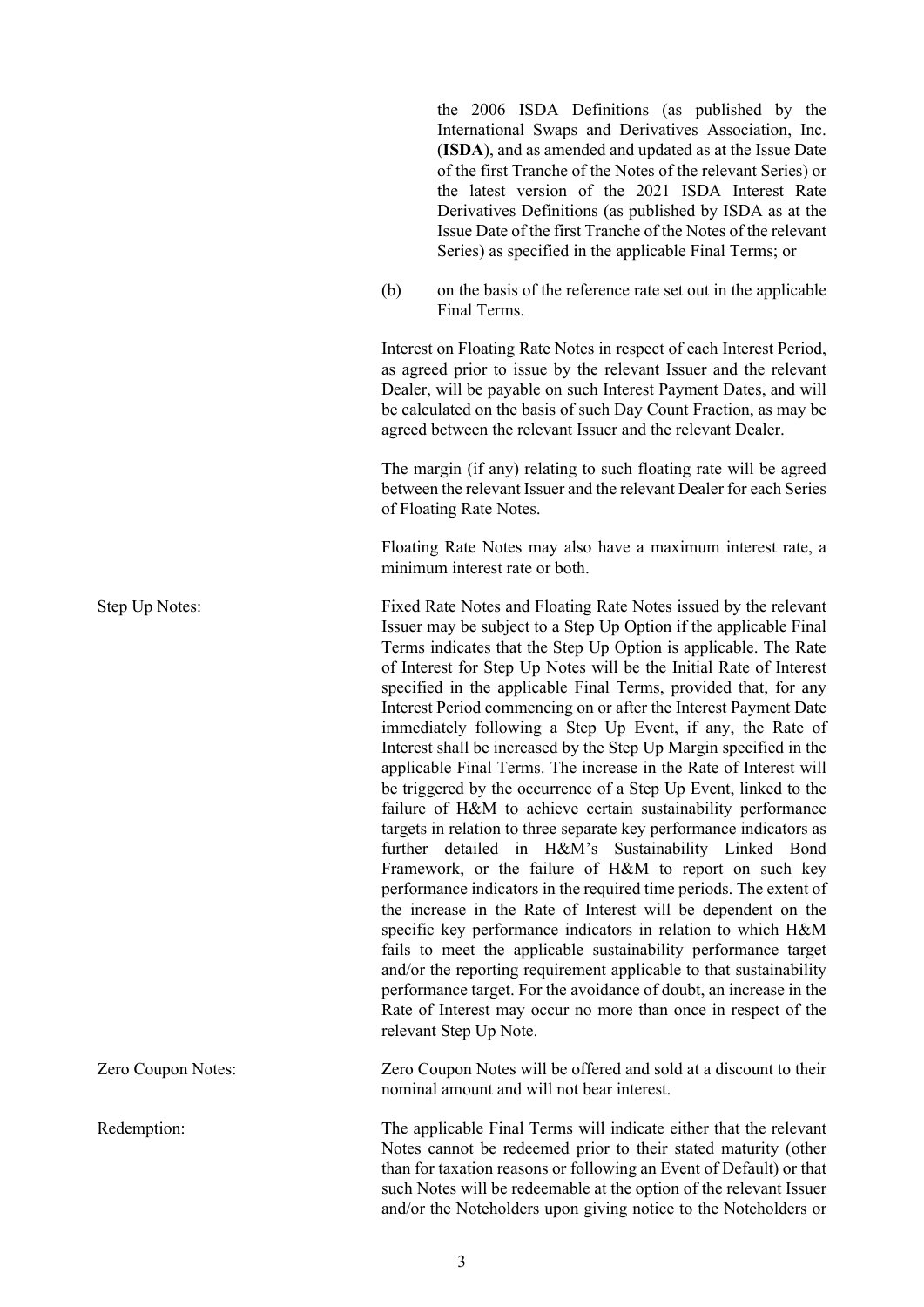the 2006 ISDA Definitions (as published by the International Swaps and Derivatives Association, Inc. (**ISDA**), and as amended and updated as at the Issue Date of the first Tranche of the Notes of the relevant Series) or the latest version of the 2021 ISDA Interest Rate Derivatives Definitions (as published by ISDA as at the Issue Date of the first Tranche of the Notes of the relevant Series) as specified in the applicable Final Terms; or

(b) on the basis of the reference rate set out in the applicable Final Terms.

Interest on Floating Rate Notes in respect of each Interest Period, as agreed prior to issue by the relevant Issuer and the relevant Dealer, will be payable on such Interest Payment Dates, and will be calculated on the basis of such Day Count Fraction, as may be agreed between the relevant Issuer and the relevant Dealer.

The margin (if any) relating to such floating rate will be agreed between the relevant Issuer and the relevant Dealer for each Series of Floating Rate Notes.

Floating Rate Notes may also have a maximum interest rate, a minimum interest rate or both.

Step Up Notes: Fixed Rate Notes and Floating Rate Notes issued by the relevant Issuer may be subject to a Step Up Option if the applicable Final Terms indicates that the Step Up Option is applicable. The Rate of Interest for Step Up Notes will be the Initial Rate of Interest specified in the applicable Final Terms, provided that, for any Interest Period commencing on or after the Interest Payment Date immediately following a Step Up Event, if any, the Rate of Interest shall be increased by the Step Up Margin specified in the applicable Final Terms. The increase in the Rate of Interest will be triggered by the occurrence of a Step Up Event, linked to the failure of H&M to achieve certain sustainability performance targets in relation to three separate key performance indicators as further detailed in H&M's Sustainability Linked Bond Framework, or the failure of H&M to report on such key performance indicators in the required time periods. The extent of the increase in the Rate of Interest will be dependent on the specific key performance indicators in relation to which H&M fails to meet the applicable sustainability performance target and/or the reporting requirement applicable to that sustainability performance target. For the avoidance of doubt, an increase in the Rate of Interest may occur no more than once in respect of the relevant Step Up Note.

Zero Coupon Notes: Zero Coupon Notes will be offered and sold at a discount to their nominal amount and will not bear interest.

Redemption: The applicable Final Terms will indicate either that the relevant Notes cannot be redeemed prior to their stated maturity (other than for taxation reasons or following an Event of Default) or that such Notes will be redeemable at the option of the relevant Issuer and/or the Noteholders upon giving notice to the Noteholders or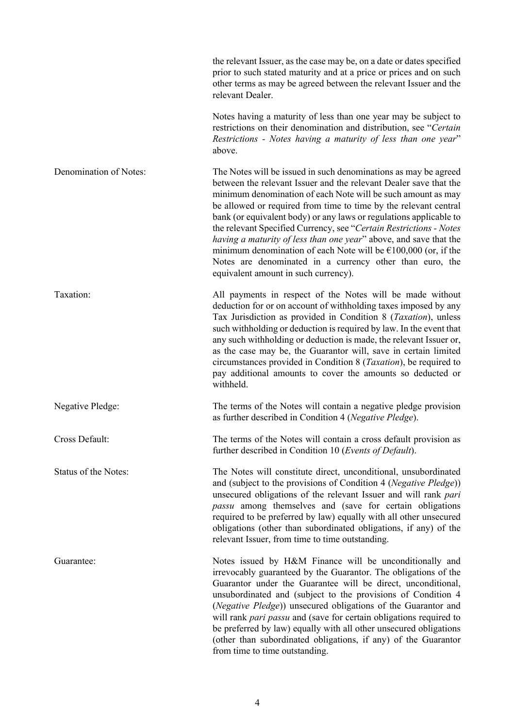the relevant Issuer, as the case may be, on a date or dates specified prior to such stated maturity and at a price or prices and on such other terms as may be agreed between the relevant Issuer and the relevant Dealer.

Notes having a maturity of less than one year may be subject to restrictions on their denomination and distribution, see "*Certain Restrictions - Notes having a maturity of less than one year*" above.

| | |
|---|---|
| Denomination of Notes: | The Notes will be issued in such denominations as may be agreed between the relevant Issuer and the relevant Dealer save that the minimum denomination of each Note will be such amount as may be allowed or required from time to time by the relevant central bank (or equivalent body) or any laws or regulations applicable to the relevant Specified Currency, see "*Certain Restrictions - Notes having a maturity of less than one year*" above, and save that the minimum denomination of each Note will be €100,000 (or, if the Notes are denominated in a currency other than euro, the equivalent amount in such currency). |
| Taxation: | All payments in respect of the Notes will be made without deduction for or on account of withholding taxes imposed by any Tax Jurisdiction as provided in Condition 8 (*Taxation*), unless such withholding or deduction is required by law. In the event that any such withholding or deduction is made, the relevant Issuer or, as the case may be, the Guarantor will, save in certain limited circumstances provided in Condition 8 (*Taxation*), be required to pay additional amounts to cover the amounts so deducted or withheld. |
| Negative Pledge: | The terms of the Notes will contain a negative pledge provision as further described in Condition 4 (*Negative Pledge*). |
| Cross Default: | The terms of the Notes will contain a cross default provision as further described in Condition 10 (*Events of Default*). |
| Status of the Notes: | The Notes will constitute direct, unconditional, unsubordinated and (subject to the provisions of Condition 4 (*Negative Pledge*)) unsecured obligations of the relevant Issuer and will rank *pari passu* among themselves and (save for certain obligations required to be preferred by law) equally with all other unsecured obligations (other than subordinated obligations, if any) of the relevant Issuer, from time to time outstanding. |
| Guarantee: | Notes issued by H&M Finance will be unconditionally and irrevocably guaranteed by the Guarantor. The obligations of the Guarantor under the Guarantee will be direct, unconditional, unsubordinated and (subject to the provisions of Condition 4 (*Negative Pledge*)) unsecured obligations of the Guarantor and will rank *pari passu* and (save for certain obligations required to be preferred by law) equally with all other unsecured obligations (other than subordinated obligations, if any) of the Guarantor from time to time outstanding. |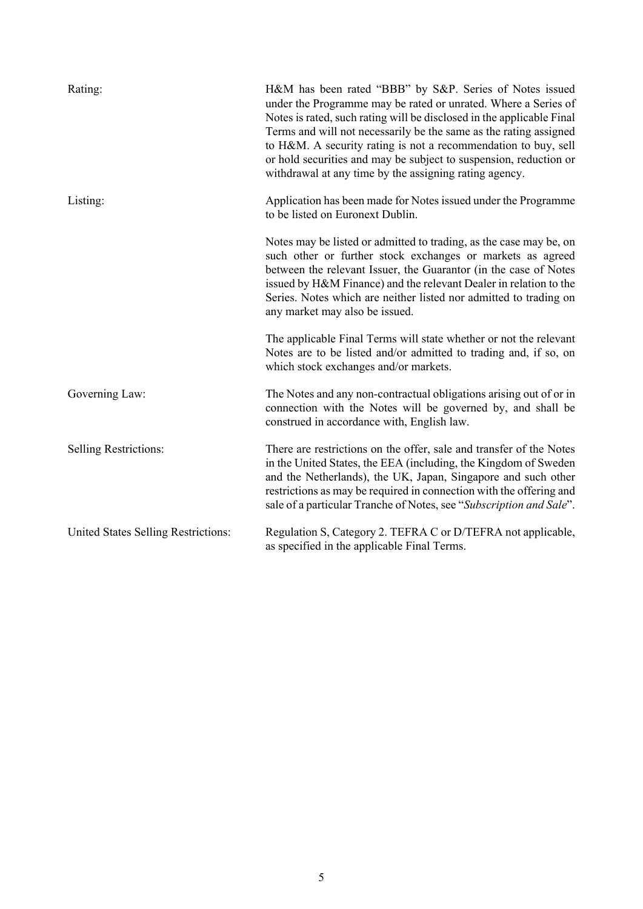| | |
|---|---|
| Rating: | H&M has been rated "BBB" by S&P. Series of Notes issued under the Programme may be rated or unrated. Where a Series of Notes is rated, such rating will be disclosed in the applicable Final Terms and will not necessarily be the same as the rating assigned to H&M. A security rating is not a recommendation to buy, sell or hold securities and may be subject to suspension, reduction or withdrawal at any time by the assigning rating agency. |
| Listing: | Application has been made for Notes issued under the Programme to be listed on Euronext Dublin. |
| | Notes may be listed or admitted to trading, as the case may be, on such other or further stock exchanges or markets as agreed between the relevant Issuer, the Guarantor (in the case of Notes issued by H&M Finance) and the relevant Dealer in relation to the Series. Notes which are neither listed nor admitted to trading on any market may also be issued. |
| | The applicable Final Terms will state whether or not the relevant Notes are to be listed and/or admitted to trading and, if so, on which stock exchanges and/or markets. |
| Governing Law: | The Notes and any non-contractual obligations arising out of or in connection with the Notes will be governed by, and shall be construed in accordance with, English law. |
| Selling Restrictions: | There are restrictions on the offer, sale and transfer of the Notes in the United States, the EEA (including, the Kingdom of Sweden and the Netherlands), the UK, Japan, Singapore and such other restrictions as may be required in connection with the offering and sale of a particular Tranche of Notes, see "*Subscription and Sale*". |
| United States Selling Restrictions: | Regulation S, Category 2. TEFRA C or D/TEFRA not applicable, as specified in the applicable Final Terms. |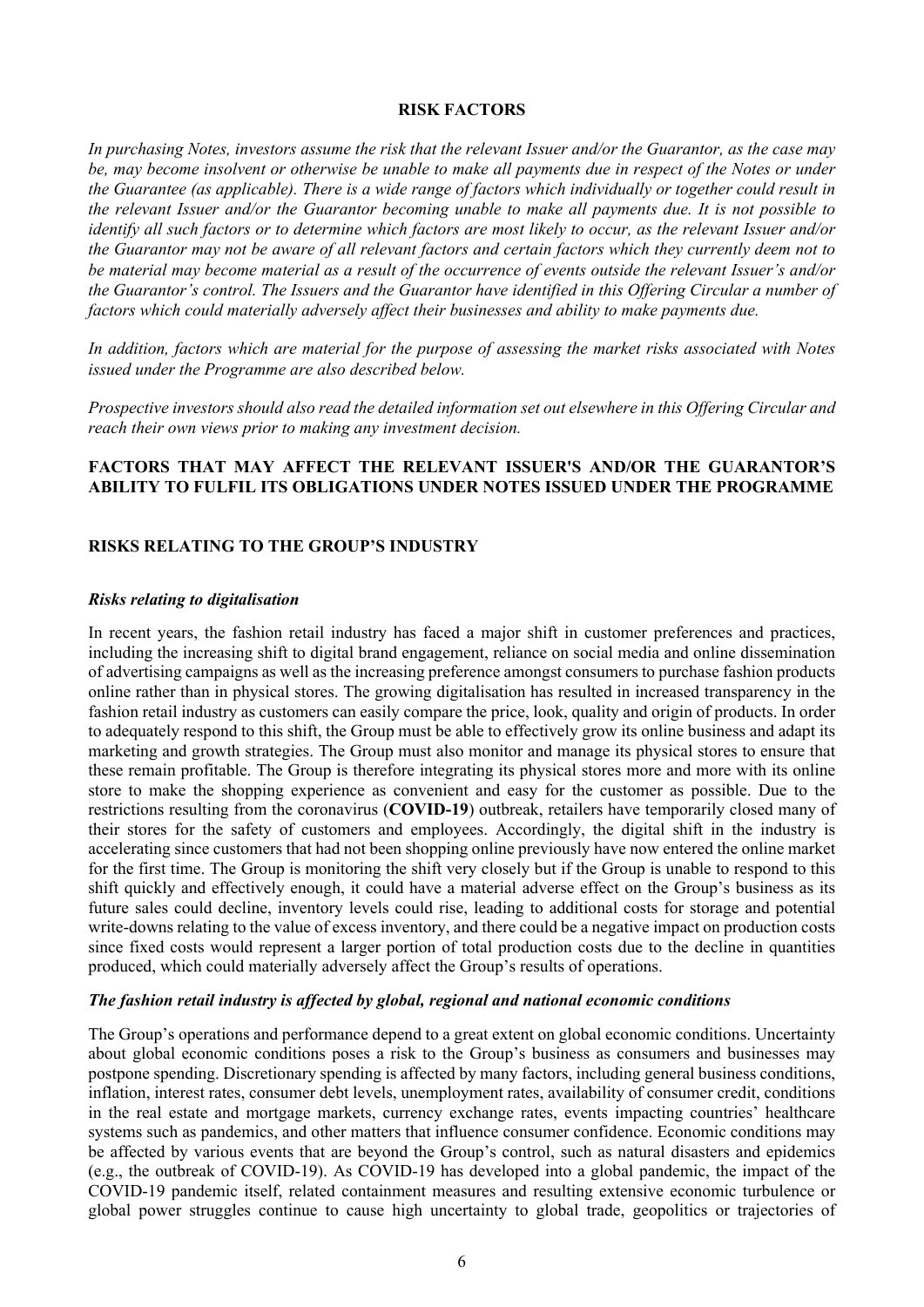## RISK FACTORS

*In purchasing Notes, investors assume the risk that the relevant Issuer and/or the Guarantor, as the case may be, may become insolvent or otherwise be unable to make all payments due in respect of the Notes or under the Guarantee (as applicable). There is a wide range of factors which individually or together could result in the relevant Issuer and/or the Guarantor becoming unable to make all payments due. It is not possible to identify all such factors or to determine which factors are most likely to occur, as the relevant Issuer and/or the Guarantor may not be aware of all relevant factors and certain factors which they currently deem not to be material may become material as a result of the occurrence of events outside the relevant Issuer's and/or the Guarantor's control. The Issuers and the Guarantor have identified in this Offering Circular a number of factors which could materially adversely affect their businesses and ability to make payments due.*

*In addition, factors which are material for the purpose of assessing the market risks associated with Notes issued under the Programme are also described below.*

*Prospective investors should also read the detailed information set out elsewhere in this Offering Circular and reach their own views prior to making any investment decision.*

### FACTORS THAT MAY AFFECT THE RELEVANT ISSUER'S AND/OR THE GUARANTOR'S ABILITY TO FULFIL ITS OBLIGATIONS UNDER NOTES ISSUED UNDER THE PROGRAMME

### RISKS RELATING TO THE GROUP'S INDUSTRY

#### *Risks relating to digitalisation*

In recent years, the fashion retail industry has faced a major shift in customer preferences and practices, including the increasing shift to digital brand engagement, reliance on social media and online dissemination of advertising campaigns as well as the increasing preference amongst consumers to purchase fashion products online rather than in physical stores. The growing digitalisation has resulted in increased transparency in the fashion retail industry as customers can easily compare the price, look, quality and origin of products. In order to adequately respond to this shift, the Group must be able to effectively grow its online business and adapt its marketing and growth strategies. The Group must also monitor and manage its physical stores to ensure that these remain profitable. The Group is therefore integrating its physical stores more and more with its online store to make the shopping experience as convenient and easy for the customer as possible. Due to the restrictions resulting from the coronavirus (**COVID-19**) outbreak, retailers have temporarily closed many of their stores for the safety of customers and employees. Accordingly, the digital shift in the industry is accelerating since customers that had not been shopping online previously have now entered the online market for the first time. The Group is monitoring the shift very closely but if the Group is unable to respond to this shift quickly and effectively enough, it could have a material adverse effect on the Group's business as its future sales could decline, inventory levels could rise, leading to additional costs for storage and potential write-downs relating to the value of excess inventory, and there could be a negative impact on production costs since fixed costs would represent a larger portion of total production costs due to the decline in quantities produced, which could materially adversely affect the Group's results of operations.

#### *The fashion retail industry is affected by global, regional and national economic conditions*

The Group's operations and performance depend to a great extent on global economic conditions. Uncertainty about global economic conditions poses a risk to the Group's business as consumers and businesses may postpone spending. Discretionary spending is affected by many factors, including general business conditions, inflation, interest rates, consumer debt levels, unemployment rates, availability of consumer credit, conditions in the real estate and mortgage markets, currency exchange rates, events impacting countries' healthcare systems such as pandemics, and other matters that influence consumer confidence. Economic conditions may be affected by various events that are beyond the Group's control, such as natural disasters and epidemics (e.g., the outbreak of COVID-19). As COVID-19 has developed into a global pandemic, the impact of the COVID-19 pandemic itself, related containment measures and resulting extensive economic turbulence or global power struggles continue to cause high uncertainty to global trade, geopolitics or trajectories of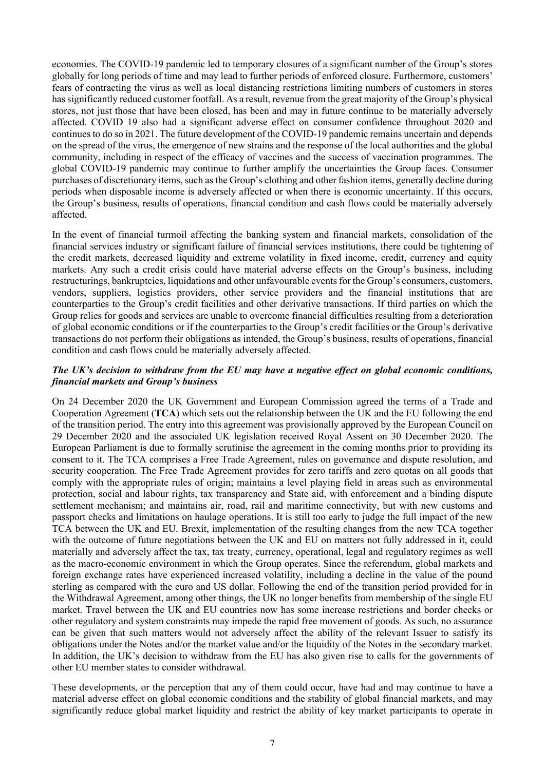economies. The COVID-19 pandemic led to temporary closures of a significant number of the Group's stores globally for long periods of time and may lead to further periods of enforced closure. Furthermore, customers' fears of contracting the virus as well as local distancing restrictions limiting numbers of customers in stores has significantly reduced customer footfall. As a result, revenue from the great majority of the Group's physical stores, not just those that have been closed, has been and may in future continue to be materially adversely affected. COVID 19 also had a significant adverse effect on consumer confidence throughout 2020 and continues to do so in 2021. The future development of the COVID-19 pandemic remains uncertain and depends on the spread of the virus, the emergence of new strains and the response of the local authorities and the global community, including in respect of the efficacy of vaccines and the success of vaccination programmes. The global COVID-19 pandemic may continue to further amplify the uncertainties the Group faces. Consumer purchases of discretionary items, such as the Group's clothing and other fashion items, generally decline during periods when disposable income is adversely affected or when there is economic uncertainty. If this occurs, the Group's business, results of operations, financial condition and cash flows could be materially adversely affected.

In the event of financial turmoil affecting the banking system and financial markets, consolidation of the financial services industry or significant failure of financial services institutions, there could be tightening of the credit markets, decreased liquidity and extreme volatility in fixed income, credit, currency and equity markets. Any such a credit crisis could have material adverse effects on the Group's business, including restructurings, bankruptcies, liquidations and other unfavourable events for the Group's consumers, customers, vendors, suppliers, logistics providers, other service providers and the financial institutions that are counterparties to the Group's credit facilities and other derivative transactions. If third parties on which the Group relies for goods and services are unable to overcome financial difficulties resulting from a deterioration of global economic conditions or if the counterparties to the Group's credit facilities or the Group's derivative transactions do not perform their obligations as intended, the Group's business, results of operations, financial condition and cash flows could be materially adversely affected.

***The UK's decision to withdraw from the EU may have a negative effect on global economic conditions, financial markets and Group's business***

On 24 December 2020 the UK Government and European Commission agreed the terms of a Trade and Cooperation Agreement (**TCA**) which sets out the relationship between the UK and the EU following the end of the transition period. The entry into this agreement was provisionally approved by the European Council on 29 December 2020 and the associated UK legislation received Royal Assent on 30 December 2020. The European Parliament is due to formally scrutinise the agreement in the coming months prior to providing its consent to it. The TCA comprises a Free Trade Agreement, rules on governance and dispute resolution, and security cooperation. The Free Trade Agreement provides for zero tariffs and zero quotas on all goods that comply with the appropriate rules of origin; maintains a level playing field in areas such as environmental protection, social and labour rights, tax transparency and State aid, with enforcement and a binding dispute settlement mechanism; and maintains air, road, rail and maritime connectivity, but with new customs and passport checks and limitations on haulage operations. It is still too early to judge the full impact of the new TCA between the UK and EU. Brexit, implementation of the resulting changes from the new TCA together with the outcome of future negotiations between the UK and EU on matters not fully addressed in it, could materially and adversely affect the tax, tax treaty, currency, operational, legal and regulatory regimes as well as the macro-economic environment in which the Group operates. Since the referendum, global markets and foreign exchange rates have experienced increased volatility, including a decline in the value of the pound sterling as compared with the euro and US dollar. Following the end of the transition period provided for in the Withdrawal Agreement, among other things, the UK no longer benefits from membership of the single EU market. Travel between the UK and EU countries now has some increase restrictions and border checks or other regulatory and system constraints may impede the rapid free movement of goods. As such, no assurance can be given that such matters would not adversely affect the ability of the relevant Issuer to satisfy its obligations under the Notes and/or the market value and/or the liquidity of the Notes in the secondary market. In addition, the UK's decision to withdraw from the EU has also given rise to calls for the governments of other EU member states to consider withdrawal.

These developments, or the perception that any of them could occur, have had and may continue to have a material adverse effect on global economic conditions and the stability of global financial markets, and may significantly reduce global market liquidity and restrict the ability of key market participants to operate in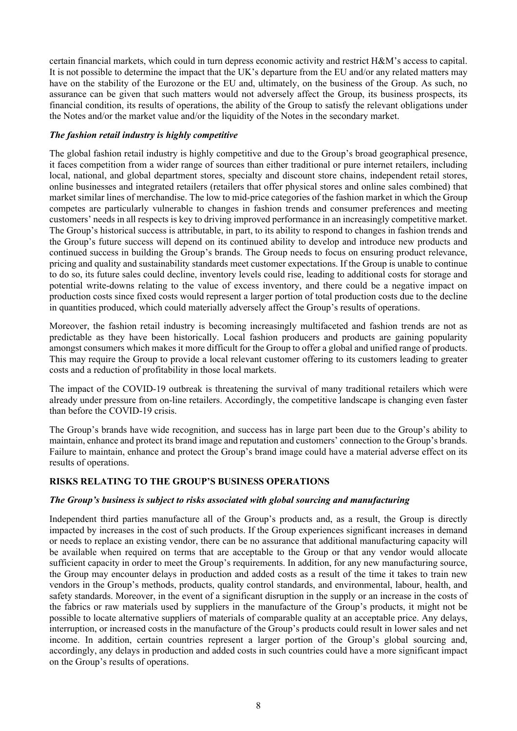certain financial markets, which could in turn depress economic activity and restrict H&M's access to capital. It is not possible to determine the impact that the UK's departure from the EU and/or any related matters may have on the stability of the Eurozone or the EU and, ultimately, on the business of the Group. As such, no assurance can be given that such matters would not adversely affect the Group, its business prospects, its financial condition, its results of operations, the ability of the Group to satisfy the relevant obligations under the Notes and/or the market value and/or the liquidity of the Notes in the secondary market.

***The fashion retail industry is highly competitive***

The global fashion retail industry is highly competitive and due to the Group's broad geographical presence, it faces competition from a wider range of sources than either traditional or pure internet retailers, including local, national, and global department stores, specialty and discount store chains, independent retail stores, online businesses and integrated retailers (retailers that offer physical stores and online sales combined) that market similar lines of merchandise. The low to mid-price categories of the fashion market in which the Group competes are particularly vulnerable to changes in fashion trends and consumer preferences and meeting customers' needs in all respects is key to driving improved performance in an increasingly competitive market. The Group's historical success is attributable, in part, to its ability to respond to changes in fashion trends and the Group's future success will depend on its continued ability to develop and introduce new products and continued success in building the Group's brands. The Group needs to focus on ensuring product relevance, pricing and quality and sustainability standards meet customer expectations. If the Group is unable to continue to do so, its future sales could decline, inventory levels could rise, leading to additional costs for storage and potential write-downs relating to the value of excess inventory, and there could be a negative impact on production costs since fixed costs would represent a larger portion of total production costs due to the decline in quantities produced, which could materially adversely affect the Group's results of operations.

Moreover, the fashion retail industry is becoming increasingly multifaceted and fashion trends are not as predictable as they have been historically. Local fashion producers and products are gaining popularity amongst consumers which makes it more difficult for the Group to offer a global and unified range of products. This may require the Group to provide a local relevant customer offering to its customers leading to greater costs and a reduction of profitability in those local markets.

The impact of the COVID-19 outbreak is threatening the survival of many traditional retailers which were already under pressure from on-line retailers. Accordingly, the competitive landscape is changing even faster than before the COVID-19 crisis.

The Group's brands have wide recognition, and success has in large part been due to the Group's ability to maintain, enhance and protect its brand image and reputation and customers' connection to the Group's brands. Failure to maintain, enhance and protect the Group's brand image could have a material adverse effect on its results of operations.

**RISKS RELATING TO THE GROUP'S BUSINESS OPERATIONS**

***The Group's business is subject to risks associated with global sourcing and manufacturing***

Independent third parties manufacture all of the Group's products and, as a result, the Group is directly impacted by increases in the cost of such products. If the Group experiences significant increases in demand or needs to replace an existing vendor, there can be no assurance that additional manufacturing capacity will be available when required on terms that are acceptable to the Group or that any vendor would allocate sufficient capacity in order to meet the Group's requirements. In addition, for any new manufacturing source, the Group may encounter delays in production and added costs as a result of the time it takes to train new vendors in the Group's methods, products, quality control standards, and environmental, labour, health, and safety standards. Moreover, in the event of a significant disruption in the supply or an increase in the costs of the fabrics or raw materials used by suppliers in the manufacture of the Group's products, it might not be possible to locate alternative suppliers of materials of comparable quality at an acceptable price. Any delays, interruption, or increased costs in the manufacture of the Group's products could result in lower sales and net income. In addition, certain countries represent a larger portion of the Group's global sourcing and, accordingly, any delays in production and added costs in such countries could have a more significant impact on the Group's results of operations.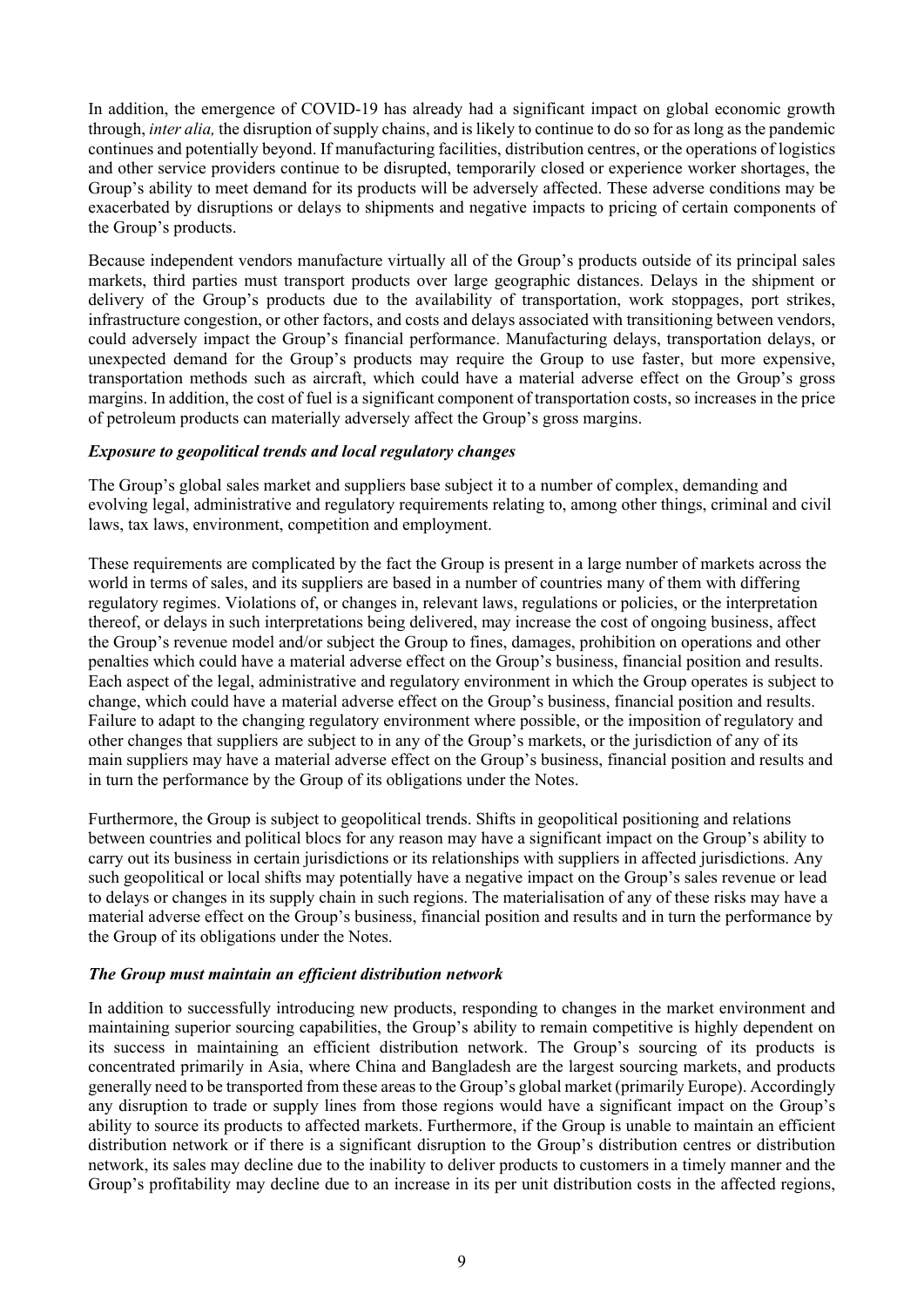In addition, the emergence of COVID-19 has already had a significant impact on global economic growth through, *inter alia,* the disruption of supply chains, and is likely to continue to do so for as long as the pandemic continues and potentially beyond. If manufacturing facilities, distribution centres, or the operations of logistics and other service providers continue to be disrupted, temporarily closed or experience worker shortages, the Group's ability to meet demand for its products will be adversely affected. These adverse conditions may be exacerbated by disruptions or delays to shipments and negative impacts to pricing of certain components of the Group's products.

Because independent vendors manufacture virtually all of the Group's products outside of its principal sales markets, third parties must transport products over large geographic distances. Delays in the shipment or delivery of the Group's products due to the availability of transportation, work stoppages, port strikes, infrastructure congestion, or other factors, and costs and delays associated with transitioning between vendors, could adversely impact the Group's financial performance. Manufacturing delays, transportation delays, or unexpected demand for the Group's products may require the Group to use faster, but more expensive, transportation methods such as aircraft, which could have a material adverse effect on the Group's gross margins. In addition, the cost of fuel is a significant component of transportation costs, so increases in the price of petroleum products can materially adversely affect the Group's gross margins.

***Exposure to geopolitical trends and local regulatory changes***

The Group's global sales market and suppliers base subject it to a number of complex, demanding and evolving legal, administrative and regulatory requirements relating to, among other things, criminal and civil laws, tax laws, environment, competition and employment.

These requirements are complicated by the fact the Group is present in a large number of markets across the world in terms of sales, and its suppliers are based in a number of countries many of them with differing regulatory regimes. Violations of, or changes in, relevant laws, regulations or policies, or the interpretation thereof, or delays in such interpretations being delivered, may increase the cost of ongoing business, affect the Group's revenue model and/or subject the Group to fines, damages, prohibition on operations and other penalties which could have a material adverse effect on the Group's business, financial position and results. Each aspect of the legal, administrative and regulatory environment in which the Group operates is subject to change, which could have a material adverse effect on the Group's business, financial position and results. Failure to adapt to the changing regulatory environment where possible, or the imposition of regulatory and other changes that suppliers are subject to in any of the Group's markets, or the jurisdiction of any of its main suppliers may have a material adverse effect on the Group's business, financial position and results and in turn the performance by the Group of its obligations under the Notes.

Furthermore, the Group is subject to geopolitical trends. Shifts in geopolitical positioning and relations between countries and political blocs for any reason may have a significant impact on the Group's ability to carry out its business in certain jurisdictions or its relationships with suppliers in affected jurisdictions. Any such geopolitical or local shifts may potentially have a negative impact on the Group's sales revenue or lead to delays or changes in its supply chain in such regions. The materialisation of any of these risks may have a material adverse effect on the Group's business, financial position and results and in turn the performance by the Group of its obligations under the Notes.

***The Group must maintain an efficient distribution network***

In addition to successfully introducing new products, responding to changes in the market environment and maintaining superior sourcing capabilities, the Group's ability to remain competitive is highly dependent on its success in maintaining an efficient distribution network. The Group's sourcing of its products is concentrated primarily in Asia, where China and Bangladesh are the largest sourcing markets, and products generally need to be transported from these areas to the Group's global market (primarily Europe). Accordingly any disruption to trade or supply lines from those regions would have a significant impact on the Group's ability to source its products to affected markets. Furthermore, if the Group is unable to maintain an efficient distribution network or if there is a significant disruption to the Group's distribution centres or distribution network, its sales may decline due to the inability to deliver products to customers in a timely manner and the Group's profitability may decline due to an increase in its per unit distribution costs in the affected regions,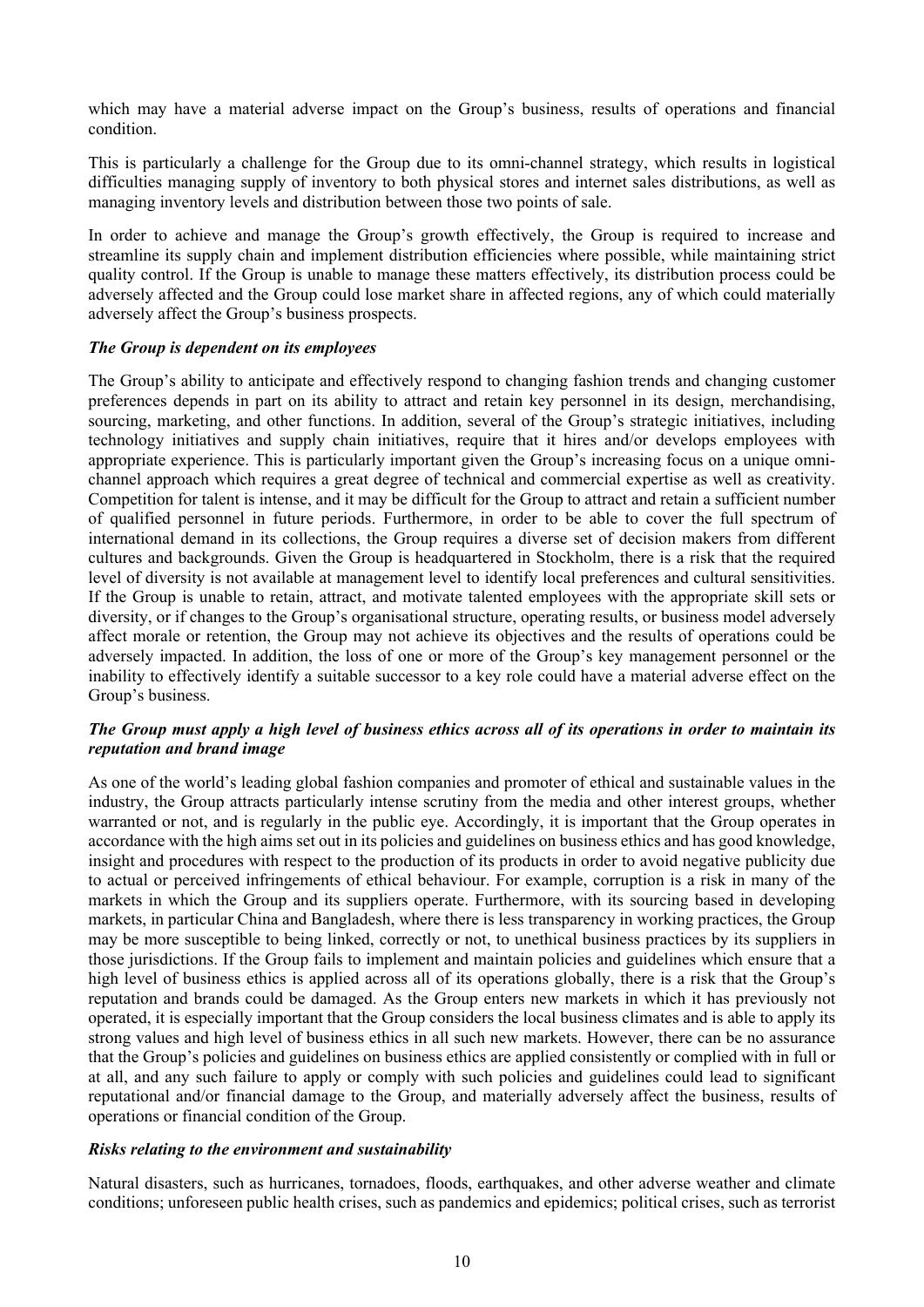which may have a material adverse impact on the Group's business, results of operations and financial condition.

This is particularly a challenge for the Group due to its omni-channel strategy, which results in logistical difficulties managing supply of inventory to both physical stores and internet sales distributions, as well as managing inventory levels and distribution between those two points of sale.

In order to achieve and manage the Group's growth effectively, the Group is required to increase and streamline its supply chain and implement distribution efficiencies where possible, while maintaining strict quality control. If the Group is unable to manage these matters effectively, its distribution process could be adversely affected and the Group could lose market share in affected regions, any of which could materially adversely affect the Group's business prospects.

***The Group is dependent on its employees***

The Group's ability to anticipate and effectively respond to changing fashion trends and changing customer preferences depends in part on its ability to attract and retain key personnel in its design, merchandising, sourcing, marketing, and other functions. In addition, several of the Group's strategic initiatives, including technology initiatives and supply chain initiatives, require that it hires and/or develops employees with appropriate experience. This is particularly important given the Group's increasing focus on a unique omni-channel approach which requires a great degree of technical and commercial expertise as well as creativity. Competition for talent is intense, and it may be difficult for the Group to attract and retain a sufficient number of qualified personnel in future periods. Furthermore, in order to be able to cover the full spectrum of international demand in its collections, the Group requires a diverse set of decision makers from different cultures and backgrounds. Given the Group is headquartered in Stockholm, there is a risk that the required level of diversity is not available at management level to identify local preferences and cultural sensitivities. If the Group is unable to retain, attract, and motivate talented employees with the appropriate skill sets or diversity, or if changes to the Group's organisational structure, operating results, or business model adversely affect morale or retention, the Group may not achieve its objectives and the results of operations could be adversely impacted. In addition, the loss of one or more of the Group's key management personnel or the inability to effectively identify a suitable successor to a key role could have a material adverse effect on the Group's business.

***The Group must apply a high level of business ethics across all of its operations in order to maintain its reputation and brand image***

As one of the world's leading global fashion companies and promoter of ethical and sustainable values in the industry, the Group attracts particularly intense scrutiny from the media and other interest groups, whether warranted or not, and is regularly in the public eye. Accordingly, it is important that the Group operates in accordance with the high aims set out in its policies and guidelines on business ethics and has good knowledge, insight and procedures with respect to the production of its products in order to avoid negative publicity due to actual or perceived infringements of ethical behaviour. For example, corruption is a risk in many of the markets in which the Group and its suppliers operate. Furthermore, with its sourcing based in developing markets, in particular China and Bangladesh, where there is less transparency in working practices, the Group may be more susceptible to being linked, correctly or not, to unethical business practices by its suppliers in those jurisdictions. If the Group fails to implement and maintain policies and guidelines which ensure that a high level of business ethics is applied across all of its operations globally, there is a risk that the Group's reputation and brands could be damaged. As the Group enters new markets in which it has previously not operated, it is especially important that the Group considers the local business climates and is able to apply its strong values and high level of business ethics in all such new markets. However, there can be no assurance that the Group's policies and guidelines on business ethics are applied consistently or complied with in full or at all, and any such failure to apply or comply with such policies and guidelines could lead to significant reputational and/or financial damage to the Group, and materially adversely affect the business, results of operations or financial condition of the Group.

***Risks relating to the environment and sustainability***

Natural disasters, such as hurricanes, tornadoes, floods, earthquakes, and other adverse weather and climate conditions; unforeseen public health crises, such as pandemics and epidemics; political crises, such as terrorist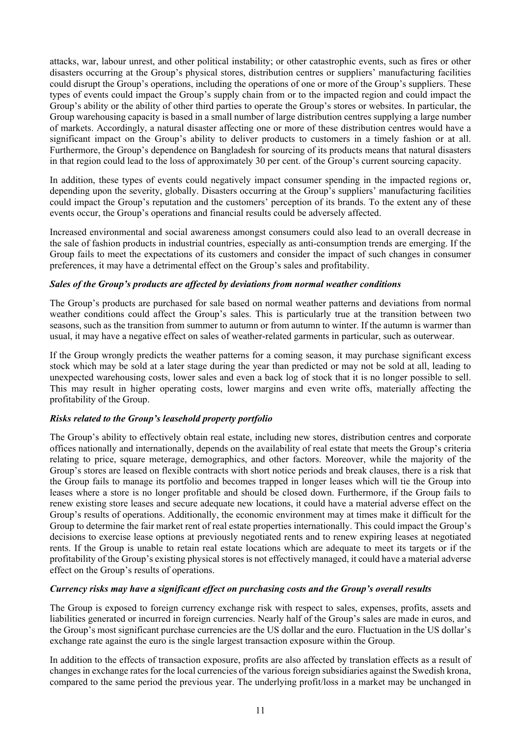attacks, war, labour unrest, and other political instability; or other catastrophic events, such as fires or other disasters occurring at the Group's physical stores, distribution centres or suppliers' manufacturing facilities could disrupt the Group's operations, including the operations of one or more of the Group's suppliers. These types of events could impact the Group's supply chain from or to the impacted region and could impact the Group's ability or the ability of other third parties to operate the Group's stores or websites. In particular, the Group warehousing capacity is based in a small number of large distribution centres supplying a large number of markets. Accordingly, a natural disaster affecting one or more of these distribution centres would have a significant impact on the Group's ability to deliver products to customers in a timely fashion or at all. Furthermore, the Group's dependence on Bangladesh for sourcing of its products means that natural disasters in that region could lead to the loss of approximately 30 per cent. of the Group's current sourcing capacity.

In addition, these types of events could negatively impact consumer spending in the impacted regions or, depending upon the severity, globally. Disasters occurring at the Group's suppliers' manufacturing facilities could impact the Group's reputation and the customers' perception of its brands. To the extent any of these events occur, the Group's operations and financial results could be adversely affected.

Increased environmental and social awareness amongst consumers could also lead to an overall decrease in the sale of fashion products in industrial countries, especially as anti-consumption trends are emerging. If the Group fails to meet the expectations of its customers and consider the impact of such changes in consumer preferences, it may have a detrimental effect on the Group's sales and profitability.

***Sales of the Group's products are affected by deviations from normal weather conditions***

The Group's products are purchased for sale based on normal weather patterns and deviations from normal weather conditions could affect the Group's sales. This is particularly true at the transition between two seasons, such as the transition from summer to autumn or from autumn to winter. If the autumn is warmer than usual, it may have a negative effect on sales of weather-related garments in particular, such as outerwear.

If the Group wrongly predicts the weather patterns for a coming season, it may purchase significant excess stock which may be sold at a later stage during the year than predicted or may not be sold at all, leading to unexpected warehousing costs, lower sales and even a back log of stock that it is no longer possible to sell. This may result in higher operating costs, lower margins and even write offs, materially affecting the profitability of the Group.

***Risks related to the Group's leasehold property portfolio***

The Group's ability to effectively obtain real estate, including new stores, distribution centres and corporate offices nationally and internationally, depends on the availability of real estate that meets the Group's criteria relating to price, square meterage, demographics, and other factors. Moreover, while the majority of the Group's stores are leased on flexible contracts with short notice periods and break clauses, there is a risk that the Group fails to manage its portfolio and becomes trapped in longer leases which will tie the Group into leases where a store is no longer profitable and should be closed down. Furthermore, if the Group fails to renew existing store leases and secure adequate new locations, it could have a material adverse effect on the Group's results of operations. Additionally, the economic environment may at times make it difficult for the Group to determine the fair market rent of real estate properties internationally. This could impact the Group's decisions to exercise lease options at previously negotiated rents and to renew expiring leases at negotiated rents. If the Group is unable to retain real estate locations which are adequate to meet its targets or if the profitability of the Group's existing physical stores is not effectively managed, it could have a material adverse effect on the Group's results of operations.

***Currency risks may have a significant effect on purchasing costs and the Group's overall results***

The Group is exposed to foreign currency exchange risk with respect to sales, expenses, profits, assets and liabilities generated or incurred in foreign currencies. Nearly half of the Group's sales are made in euros, and the Group's most significant purchase currencies are the US dollar and the euro. Fluctuation in the US dollar's exchange rate against the euro is the single largest transaction exposure within the Group.

In addition to the effects of transaction exposure, profits are also affected by translation effects as a result of changes in exchange rates for the local currencies of the various foreign subsidiaries against the Swedish krona, compared to the same period the previous year. The underlying profit/loss in a market may be unchanged in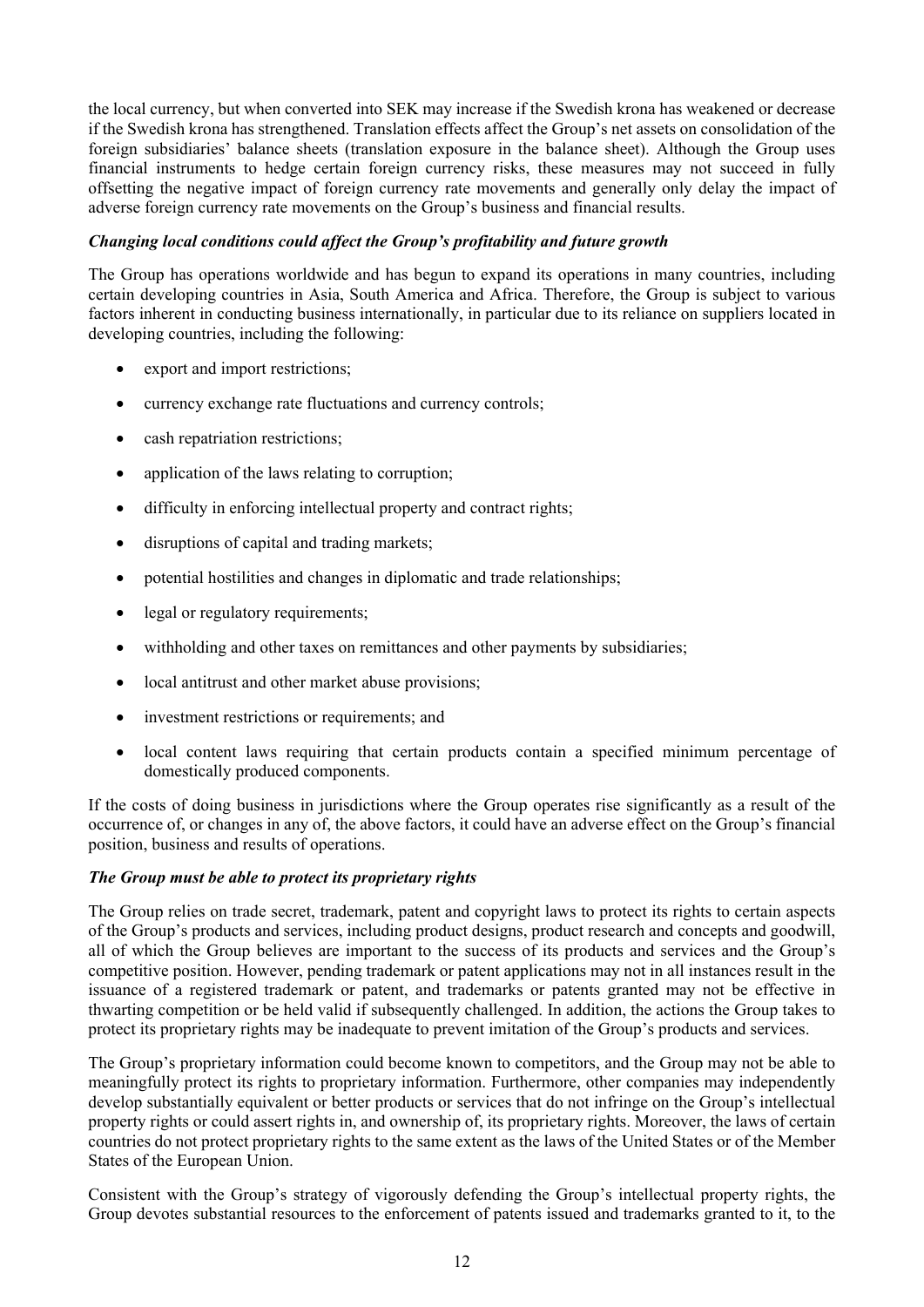the local currency, but when converted into SEK may increase if the Swedish krona has weakened or decrease if the Swedish krona has strengthened. Translation effects affect the Group's net assets on consolidation of the foreign subsidiaries' balance sheets (translation exposure in the balance sheet). Although the Group uses financial instruments to hedge certain foreign currency risks, these measures may not succeed in fully offsetting the negative impact of foreign currency rate movements and generally only delay the impact of adverse foreign currency rate movements on the Group's business and financial results.

***Changing local conditions could affect the Group's profitability and future growth***

The Group has operations worldwide and has begun to expand its operations in many countries, including certain developing countries in Asia, South America and Africa. Therefore, the Group is subject to various factors inherent in conducting business internationally, in particular due to its reliance on suppliers located in developing countries, including the following:

- export and import restrictions;
- currency exchange rate fluctuations and currency controls;
- cash repatriation restrictions;
- application of the laws relating to corruption;
- difficulty in enforcing intellectual property and contract rights;
- disruptions of capital and trading markets;
- potential hostilities and changes in diplomatic and trade relationships;
- legal or regulatory requirements;
- withholding and other taxes on remittances and other payments by subsidiaries;
- local antitrust and other market abuse provisions;
- investment restrictions or requirements; and
- local content laws requiring that certain products contain a specified minimum percentage of domestically produced components.

If the costs of doing business in jurisdictions where the Group operates rise significantly as a result of the occurrence of, or changes in any of, the above factors, it could have an adverse effect on the Group's financial position, business and results of operations.

***The Group must be able to protect its proprietary rights***

The Group relies on trade secret, trademark, patent and copyright laws to protect its rights to certain aspects of the Group's products and services, including product designs, product research and concepts and goodwill, all of which the Group believes are important to the success of its products and services and the Group's competitive position. However, pending trademark or patent applications may not in all instances result in the issuance of a registered trademark or patent, and trademarks or patents granted may not be effective in thwarting competition or be held valid if subsequently challenged. In addition, the actions the Group takes to protect its proprietary rights may be inadequate to prevent imitation of the Group's products and services.

The Group's proprietary information could become known to competitors, and the Group may not be able to meaningfully protect its rights to proprietary information. Furthermore, other companies may independently develop substantially equivalent or better products or services that do not infringe on the Group's intellectual property rights or could assert rights in, and ownership of, its proprietary rights. Moreover, the laws of certain countries do not protect proprietary rights to the same extent as the laws of the United States or of the Member States of the European Union.

Consistent with the Group's strategy of vigorously defending the Group's intellectual property rights, the Group devotes substantial resources to the enforcement of patents issued and trademarks granted to it, to the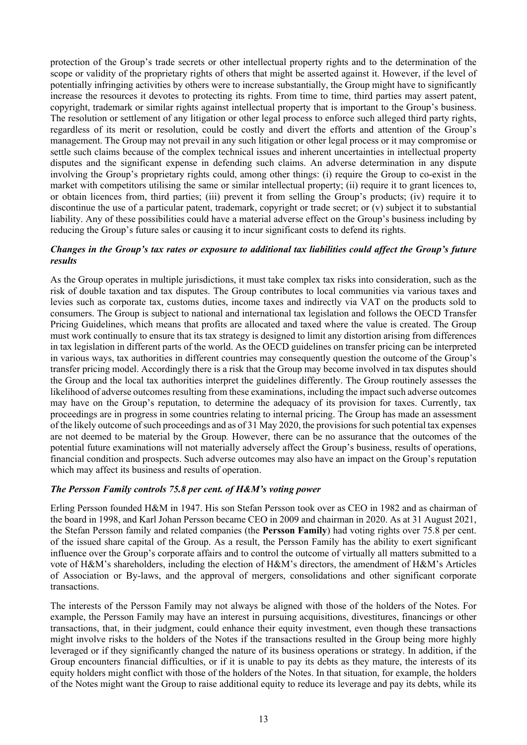protection of the Group's trade secrets or other intellectual property rights and to the determination of the scope or validity of the proprietary rights of others that might be asserted against it. However, if the level of potentially infringing activities by others were to increase substantially, the Group might have to significantly increase the resources it devotes to protecting its rights. From time to time, third parties may assert patent, copyright, trademark or similar rights against intellectual property that is important to the Group's business. The resolution or settlement of any litigation or other legal process to enforce such alleged third party rights, regardless of its merit or resolution, could be costly and divert the efforts and attention of the Group's management. The Group may not prevail in any such litigation or other legal process or it may compromise or settle such claims because of the complex technical issues and inherent uncertainties in intellectual property disputes and the significant expense in defending such claims. An adverse determination in any dispute involving the Group's proprietary rights could, among other things: (i) require the Group to co-exist in the market with competitors utilising the same or similar intellectual property; (ii) require it to grant licences to, or obtain licences from, third parties; (iii) prevent it from selling the Group's products; (iv) require it to discontinue the use of a particular patent, trademark, copyright or trade secret; or (v) subject it to substantial liability. Any of these possibilities could have a material adverse effect on the Group's business including by reducing the Group's future sales or causing it to incur significant costs to defend its rights.

***Changes in the Group's tax rates or exposure to additional tax liabilities could affect the Group's future results***

As the Group operates in multiple jurisdictions, it must take complex tax risks into consideration, such as the risk of double taxation and tax disputes. The Group contributes to local communities via various taxes and levies such as corporate tax, customs duties, income taxes and indirectly via VAT on the products sold to consumers. The Group is subject to national and international tax legislation and follows the OECD Transfer Pricing Guidelines, which means that profits are allocated and taxed where the value is created. The Group must work continually to ensure that its tax strategy is designed to limit any distortion arising from differences in tax legislation in different parts of the world. As the OECD guidelines on transfer pricing can be interpreted in various ways, tax authorities in different countries may consequently question the outcome of the Group's transfer pricing model. Accordingly there is a risk that the Group may become involved in tax disputes should the Group and the local tax authorities interpret the guidelines differently. The Group routinely assesses the likelihood of adverse outcomes resulting from these examinations, including the impact such adverse outcomes may have on the Group's reputation, to determine the adequacy of its provision for taxes. Currently, tax proceedings are in progress in some countries relating to internal pricing. The Group has made an assessment of the likely outcome of such proceedings and as of 31 May 2020, the provisions for such potential tax expenses are not deemed to be material by the Group*.* However, there can be no assurance that the outcomes of the potential future examinations will not materially adversely affect the Group's business, results of operations, financial condition and prospects. Such adverse outcomes may also have an impact on the Group's reputation which may affect its business and results of operation.

***The Persson Family controls 75.8 per cent. of H&M's voting power***

Erling Persson founded H&M in 1947. His son Stefan Persson took over as CEO in 1982 and as chairman of the board in 1998, and Karl Johan Persson became CEO in 2009 and chairman in 2020. As at 31 August 2021, the Stefan Persson family and related companies (the **Persson Family**) had voting rights over 75.8 per cent. of the issued share capital of the Group. As a result, the Persson Family has the ability to exert significant influence over the Group's corporate affairs and to control the outcome of virtually all matters submitted to a vote of H&M's shareholders, including the election of H&M's directors, the amendment of H&M's Articles of Association or By-laws, and the approval of mergers, consolidations and other significant corporate transactions.

The interests of the Persson Family may not always be aligned with those of the holders of the Notes. For example, the Persson Family may have an interest in pursuing acquisitions, divestitures, financings or other transactions, that, in their judgment, could enhance their equity investment, even though these transactions might involve risks to the holders of the Notes if the transactions resulted in the Group being more highly leveraged or if they significantly changed the nature of its business operations or strategy. In addition, if the Group encounters financial difficulties, or if it is unable to pay its debts as they mature, the interests of its equity holders might conflict with those of the holders of the Notes. In that situation, for example, the holders of the Notes might want the Group to raise additional equity to reduce its leverage and pay its debts, while its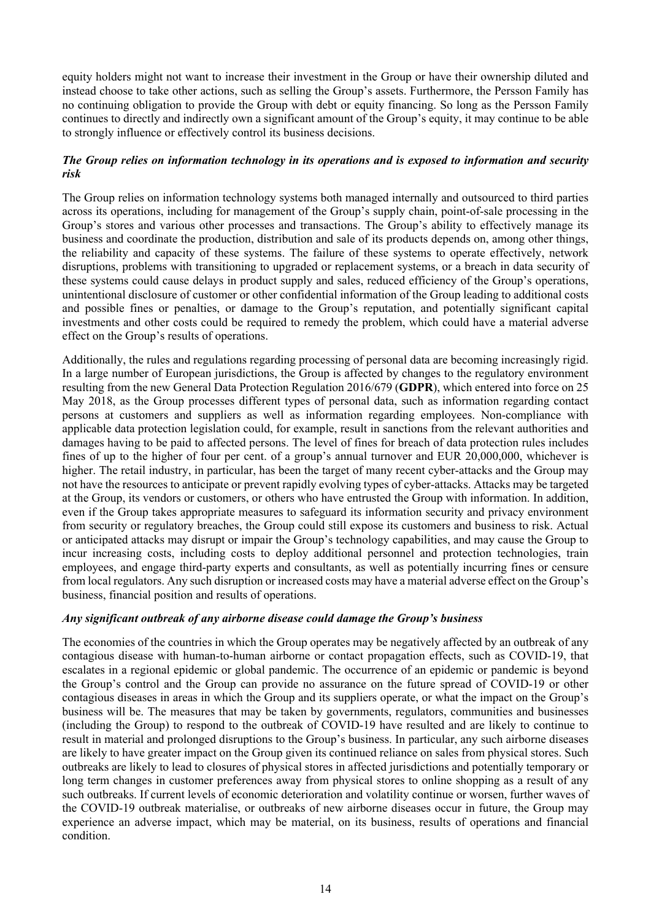equity holders might not want to increase their investment in the Group or have their ownership diluted and instead choose to take other actions, such as selling the Group's assets. Furthermore, the Persson Family has no continuing obligation to provide the Group with debt or equity financing. So long as the Persson Family continues to directly and indirectly own a significant amount of the Group's equity, it may continue to be able to strongly influence or effectively control its business decisions.

***The Group relies on information technology in its operations and is exposed to information and security risk***

The Group relies on information technology systems both managed internally and outsourced to third parties across its operations, including for management of the Group's supply chain, point-of-sale processing in the Group's stores and various other processes and transactions. The Group's ability to effectively manage its business and coordinate the production, distribution and sale of its products depends on, among other things, the reliability and capacity of these systems. The failure of these systems to operate effectively, network disruptions, problems with transitioning to upgraded or replacement systems, or a breach in data security of these systems could cause delays in product supply and sales, reduced efficiency of the Group's operations, unintentional disclosure of customer or other confidential information of the Group leading to additional costs and possible fines or penalties, or damage to the Group's reputation, and potentially significant capital investments and other costs could be required to remedy the problem, which could have a material adverse effect on the Group's results of operations.

Additionally, the rules and regulations regarding processing of personal data are becoming increasingly rigid. In a large number of European jurisdictions, the Group is affected by changes to the regulatory environment resulting from the new General Data Protection Regulation 2016/679 (**GDPR**), which entered into force on 25 May 2018, as the Group processes different types of personal data, such as information regarding contact persons at customers and suppliers as well as information regarding employees. Non-compliance with applicable data protection legislation could, for example, result in sanctions from the relevant authorities and damages having to be paid to affected persons. The level of fines for breach of data protection rules includes fines of up to the higher of four per cent. of a group's annual turnover and EUR 20,000,000, whichever is higher. The retail industry, in particular, has been the target of many recent cyber-attacks and the Group may not have the resources to anticipate or prevent rapidly evolving types of cyber-attacks. Attacks may be targeted at the Group, its vendors or customers, or others who have entrusted the Group with information. In addition, even if the Group takes appropriate measures to safeguard its information security and privacy environment from security or regulatory breaches, the Group could still expose its customers and business to risk. Actual or anticipated attacks may disrupt or impair the Group's technology capabilities, and may cause the Group to incur increasing costs, including costs to deploy additional personnel and protection technologies, train employees, and engage third-party experts and consultants, as well as potentially incurring fines or censure from local regulators. Any such disruption or increased costs may have a material adverse effect on the Group's business, financial position and results of operations.

***Any significant outbreak of any airborne disease could damage the Group's business***

The economies of the countries in which the Group operates may be negatively affected by an outbreak of any contagious disease with human-to-human airborne or contact propagation effects, such as COVID-19, that escalates in a regional epidemic or global pandemic. The occurrence of an epidemic or pandemic is beyond the Group's control and the Group can provide no assurance on the future spread of COVID-19 or other contagious diseases in areas in which the Group and its suppliers operate, or what the impact on the Group's business will be. The measures that may be taken by governments, regulators, communities and businesses (including the Group) to respond to the outbreak of COVID-19 have resulted and are likely to continue to result in material and prolonged disruptions to the Group's business. In particular, any such airborne diseases are likely to have greater impact on the Group given its continued reliance on sales from physical stores. Such outbreaks are likely to lead to closures of physical stores in affected jurisdictions and potentially temporary or long term changes in customer preferences away from physical stores to online shopping as a result of any such outbreaks. If current levels of economic deterioration and volatility continue or worsen, further waves of the COVID-19 outbreak materialise, or outbreaks of new airborne diseases occur in future, the Group may experience an adverse impact, which may be material, on its business, results of operations and financial condition.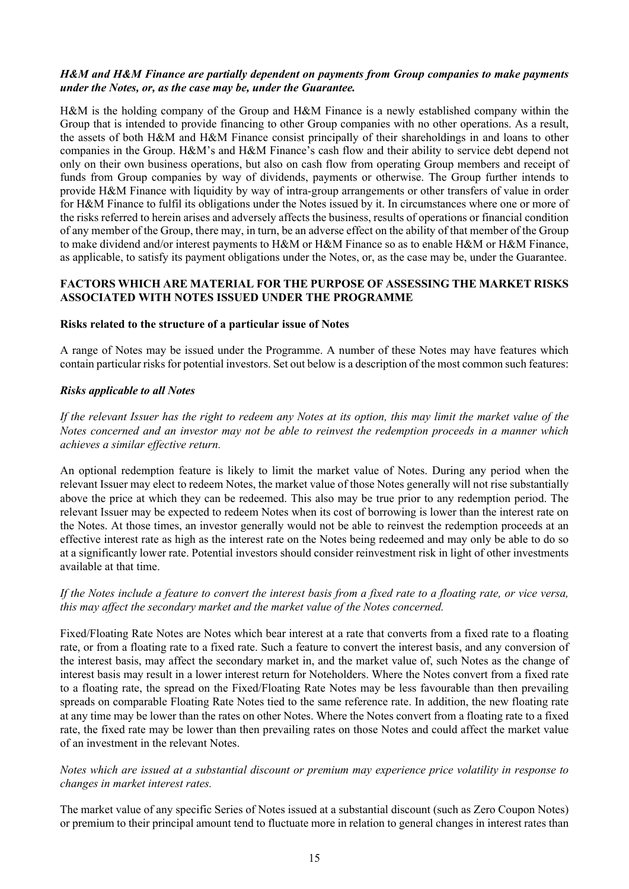***H&M and H&M Finance are partially dependent on payments from Group companies to make payments under the Notes, or, as the case may be, under the Guarantee.***

H&M is the holding company of the Group and H&M Finance is a newly established company within the Group that is intended to provide financing to other Group companies with no other operations. As a result, the assets of both H&M and H&M Finance consist principally of their shareholdings in and loans to other companies in the Group. H&M's and H&M Finance's cash flow and their ability to service debt depend not only on their own business operations, but also on cash flow from operating Group members and receipt of funds from Group companies by way of dividends, payments or otherwise. The Group further intends to provide H&M Finance with liquidity by way of intra-group arrangements or other transfers of value in order for H&M Finance to fulfil its obligations under the Notes issued by it. In circumstances where one or more of the risks referred to herein arises and adversely affects the business, results of operations or financial condition of any member of the Group, there may, in turn, be an adverse effect on the ability of that member of the Group to make dividend and/or interest payments to H&M or H&M Finance so as to enable H&M or H&M Finance, as applicable, to satisfy its payment obligations under the Notes, or, as the case may be, under the Guarantee.

## FACTORS WHICH ARE MATERIAL FOR THE PURPOSE OF ASSESSING THE MARKET RISKS ASSOCIATED WITH NOTES ISSUED UNDER THE PROGRAMME

### Risks related to the structure of a particular issue of Notes

A range of Notes may be issued under the Programme. A number of these Notes may have features which contain particular risks for potential investors. Set out below is a description of the most common such features:

***Risks applicable to all Notes***

*If the relevant Issuer has the right to redeem any Notes at its option, this may limit the market value of the Notes concerned and an investor may not be able to reinvest the redemption proceeds in a manner which achieves a similar effective return.*

An optional redemption feature is likely to limit the market value of Notes. During any period when the relevant Issuer may elect to redeem Notes, the market value of those Notes generally will not rise substantially above the price at which they can be redeemed. This also may be true prior to any redemption period. The relevant Issuer may be expected to redeem Notes when its cost of borrowing is lower than the interest rate on the Notes. At those times, an investor generally would not be able to reinvest the redemption proceeds at an effective interest rate as high as the interest rate on the Notes being redeemed and may only be able to do so at a significantly lower rate. Potential investors should consider reinvestment risk in light of other investments available at that time.

*If the Notes include a feature to convert the interest basis from a fixed rate to a floating rate, or vice versa, this may affect the secondary market and the market value of the Notes concerned.*

Fixed/Floating Rate Notes are Notes which bear interest at a rate that converts from a fixed rate to a floating rate, or from a floating rate to a fixed rate. Such a feature to convert the interest basis, and any conversion of the interest basis, may affect the secondary market in, and the market value of, such Notes as the change of interest basis may result in a lower interest return for Noteholders. Where the Notes convert from a fixed rate to a floating rate, the spread on the Fixed/Floating Rate Notes may be less favourable than then prevailing spreads on comparable Floating Rate Notes tied to the same reference rate. In addition, the new floating rate at any time may be lower than the rates on other Notes. Where the Notes convert from a floating rate to a fixed rate, the fixed rate may be lower than then prevailing rates on those Notes and could affect the market value of an investment in the relevant Notes.

*Notes which are issued at a substantial discount or premium may experience price volatility in response to changes in market interest rates.*

The market value of any specific Series of Notes issued at a substantial discount (such as Zero Coupon Notes) or premium to their principal amount tend to fluctuate more in relation to general changes in interest rates than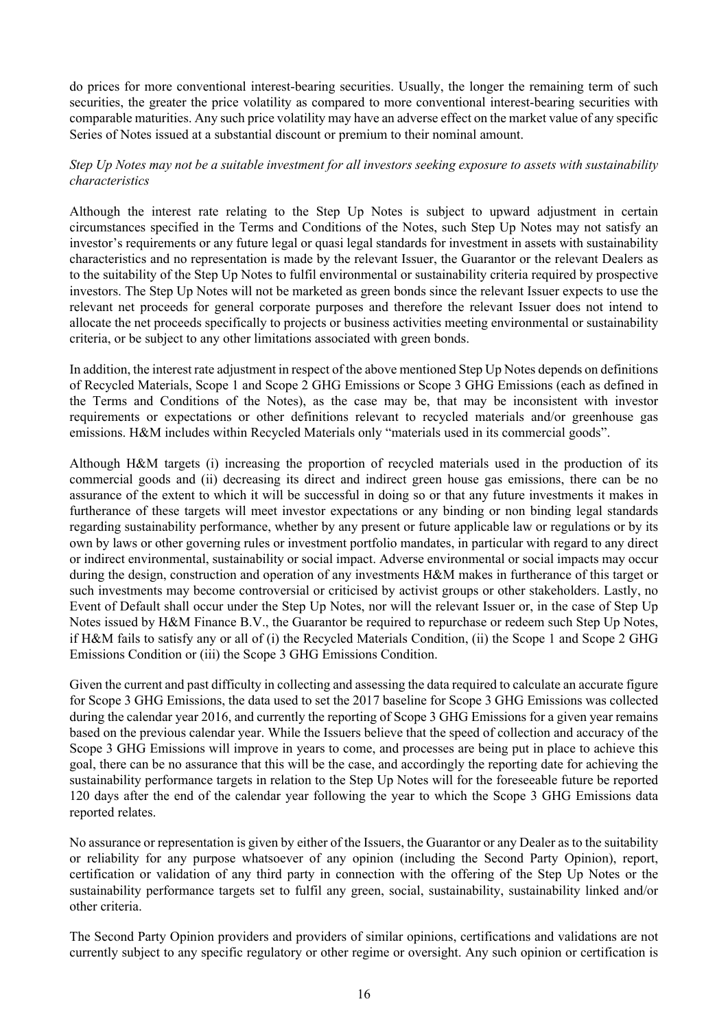do prices for more conventional interest-bearing securities. Usually, the longer the remaining term of such securities, the greater the price volatility as compared to more conventional interest-bearing securities with comparable maturities. Any such price volatility may have an adverse effect on the market value of any specific Series of Notes issued at a substantial discount or premium to their nominal amount.

*Step Up Notes may not be a suitable investment for all investors seeking exposure to assets with sustainability characteristics*

Although the interest rate relating to the Step Up Notes is subject to upward adjustment in certain circumstances specified in the Terms and Conditions of the Notes, such Step Up Notes may not satisfy an investor's requirements or any future legal or quasi legal standards for investment in assets with sustainability characteristics and no representation is made by the relevant Issuer, the Guarantor or the relevant Dealers as to the suitability of the Step Up Notes to fulfil environmental or sustainability criteria required by prospective investors. The Step Up Notes will not be marketed as green bonds since the relevant Issuer expects to use the relevant net proceeds for general corporate purposes and therefore the relevant Issuer does not intend to allocate the net proceeds specifically to projects or business activities meeting environmental or sustainability criteria, or be subject to any other limitations associated with green bonds.

In addition, the interest rate adjustment in respect of the above mentioned Step Up Notes depends on definitions of Recycled Materials, Scope 1 and Scope 2 GHG Emissions or Scope 3 GHG Emissions (each as defined in the Terms and Conditions of the Notes), as the case may be, that may be inconsistent with investor requirements or expectations or other definitions relevant to recycled materials and/or greenhouse gas emissions. H&M includes within Recycled Materials only "materials used in its commercial goods".

Although H&M targets (i) increasing the proportion of recycled materials used in the production of its commercial goods and (ii) decreasing its direct and indirect green house gas emissions, there can be no assurance of the extent to which it will be successful in doing so or that any future investments it makes in furtherance of these targets will meet investor expectations or any binding or non binding legal standards regarding sustainability performance, whether by any present or future applicable law or regulations or by its own by laws or other governing rules or investment portfolio mandates, in particular with regard to any direct or indirect environmental, sustainability or social impact. Adverse environmental or social impacts may occur during the design, construction and operation of any investments H&M makes in furtherance of this target or such investments may become controversial or criticised by activist groups or other stakeholders. Lastly, no Event of Default shall occur under the Step Up Notes, nor will the relevant Issuer or, in the case of Step Up Notes issued by H&M Finance B.V., the Guarantor be required to repurchase or redeem such Step Up Notes, if H&M fails to satisfy any or all of (i) the Recycled Materials Condition, (ii) the Scope 1 and Scope 2 GHG Emissions Condition or (iii) the Scope 3 GHG Emissions Condition.

Given the current and past difficulty in collecting and assessing the data required to calculate an accurate figure for Scope 3 GHG Emissions, the data used to set the 2017 baseline for Scope 3 GHG Emissions was collected during the calendar year 2016, and currently the reporting of Scope 3 GHG Emissions for a given year remains based on the previous calendar year. While the Issuers believe that the speed of collection and accuracy of the Scope 3 GHG Emissions will improve in years to come, and processes are being put in place to achieve this goal, there can be no assurance that this will be the case, and accordingly the reporting date for achieving the sustainability performance targets in relation to the Step Up Notes will for the foreseeable future be reported 120 days after the end of the calendar year following the year to which the Scope 3 GHG Emissions data reported relates.

No assurance or representation is given by either of the Issuers, the Guarantor or any Dealer as to the suitability or reliability for any purpose whatsoever of any opinion (including the Second Party Opinion), report, certification or validation of any third party in connection with the offering of the Step Up Notes or the sustainability performance targets set to fulfil any green, social, sustainability, sustainability linked and/or other criteria.

The Second Party Opinion providers and providers of similar opinions, certifications and validations are not currently subject to any specific regulatory or other regime or oversight. Any such opinion or certification is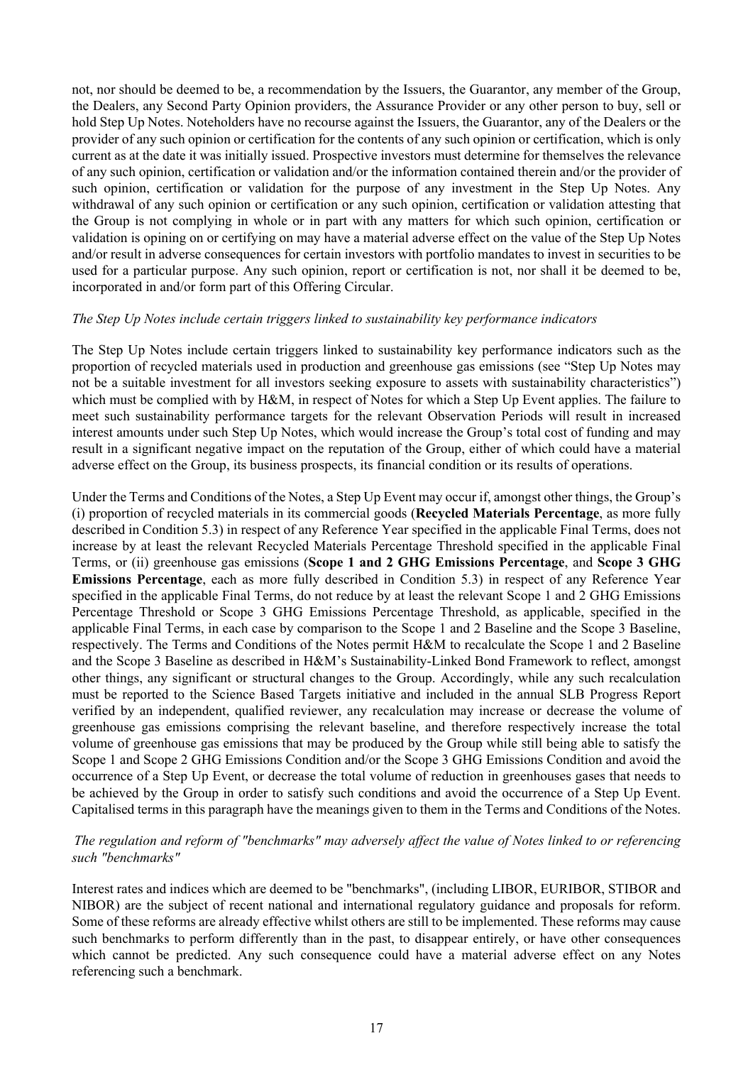not, nor should be deemed to be, a recommendation by the Issuers, the Guarantor, any member of the Group, the Dealers, any Second Party Opinion providers, the Assurance Provider or any other person to buy, sell or hold Step Up Notes. Noteholders have no recourse against the Issuers, the Guarantor, any of the Dealers or the provider of any such opinion or certification for the contents of any such opinion or certification, which is only current as at the date it was initially issued. Prospective investors must determine for themselves the relevance of any such opinion, certification or validation and/or the information contained therein and/or the provider of such opinion, certification or validation for the purpose of any investment in the Step Up Notes. Any withdrawal of any such opinion or certification or any such opinion, certification or validation attesting that the Group is not complying in whole or in part with any matters for which such opinion, certification or validation is opining on or certifying on may have a material adverse effect on the value of the Step Up Notes and/or result in adverse consequences for certain investors with portfolio mandates to invest in securities to be used for a particular purpose. Any such opinion, report or certification is not, nor shall it be deemed to be, incorporated in and/or form part of this Offering Circular.

*The Step Up Notes include certain triggers linked to sustainability key performance indicators*

The Step Up Notes include certain triggers linked to sustainability key performance indicators such as the proportion of recycled materials used in production and greenhouse gas emissions (see "Step Up Notes may not be a suitable investment for all investors seeking exposure to assets with sustainability characteristics") which must be complied with by H&M, in respect of Notes for which a Step Up Event applies. The failure to meet such sustainability performance targets for the relevant Observation Periods will result in increased interest amounts under such Step Up Notes, which would increase the Group's total cost of funding and may result in a significant negative impact on the reputation of the Group, either of which could have a material adverse effect on the Group, its business prospects, its financial condition or its results of operations.

Under the Terms and Conditions of the Notes, a Step Up Event may occur if, amongst other things, the Group's (i) proportion of recycled materials in its commercial goods (**Recycled Materials Percentage**, as more fully described in Condition 5.3) in respect of any Reference Year specified in the applicable Final Terms, does not increase by at least the relevant Recycled Materials Percentage Threshold specified in the applicable Final Terms, or (ii) greenhouse gas emissions (**Scope 1 and 2 GHG Emissions Percentage**, and **Scope 3 GHG Emissions Percentage**, each as more fully described in Condition 5.3) in respect of any Reference Year specified in the applicable Final Terms, do not reduce by at least the relevant Scope 1 and 2 GHG Emissions Percentage Threshold or Scope 3 GHG Emissions Percentage Threshold, as applicable, specified in the applicable Final Terms, in each case by comparison to the Scope 1 and 2 Baseline and the Scope 3 Baseline, respectively. The Terms and Conditions of the Notes permit H&M to recalculate the Scope 1 and 2 Baseline and the Scope 3 Baseline as described in H&M's Sustainability-Linked Bond Framework to reflect, amongst other things, any significant or structural changes to the Group. Accordingly, while any such recalculation must be reported to the Science Based Targets initiative and included in the annual SLB Progress Report verified by an independent, qualified reviewer, any recalculation may increase or decrease the volume of greenhouse gas emissions comprising the relevant baseline, and therefore respectively increase the total volume of greenhouse gas emissions that may be produced by the Group while still being able to satisfy the Scope 1 and Scope 2 GHG Emissions Condition and/or the Scope 3 GHG Emissions Condition and avoid the occurrence of a Step Up Event, or decrease the total volume of reduction in greenhouses gases that needs to be achieved by the Group in order to satisfy such conditions and avoid the occurrence of a Step Up Event. Capitalised terms in this paragraph have the meanings given to them in the Terms and Conditions of the Notes.

*The regulation and reform of "benchmarks" may adversely affect the value of Notes linked to or referencing such "benchmarks"*

Interest rates and indices which are deemed to be "benchmarks", (including LIBOR, EURIBOR, STIBOR and NIBOR) are the subject of recent national and international regulatory guidance and proposals for reform. Some of these reforms are already effective whilst others are still to be implemented. These reforms may cause such benchmarks to perform differently than in the past, to disappear entirely, or have other consequences which cannot be predicted. Any such consequence could have a material adverse effect on any Notes referencing such a benchmark.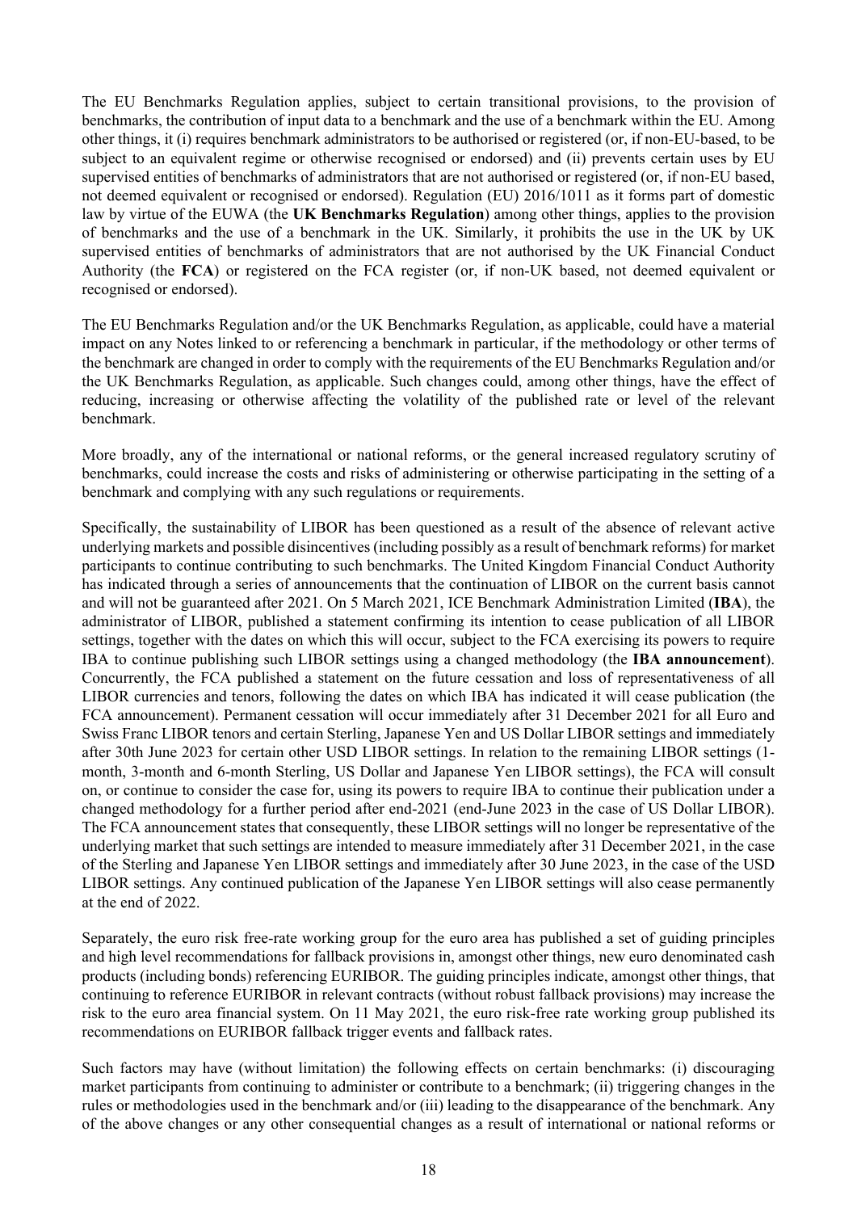The EU Benchmarks Regulation applies, subject to certain transitional provisions, to the provision of benchmarks, the contribution of input data to a benchmark and the use of a benchmark within the EU. Among other things, it (i) requires benchmark administrators to be authorised or registered (or, if non-EU-based, to be subject to an equivalent regime or otherwise recognised or endorsed) and (ii) prevents certain uses by EU supervised entities of benchmarks of administrators that are not authorised or registered (or, if non-EU based, not deemed equivalent or recognised or endorsed). Regulation (EU) 2016/1011 as it forms part of domestic law by virtue of the EUWA (the **UK Benchmarks Regulation**) among other things, applies to the provision of benchmarks and the use of a benchmark in the UK. Similarly, it prohibits the use in the UK by UK supervised entities of benchmarks of administrators that are not authorised by the UK Financial Conduct Authority (the **FCA**) or registered on the FCA register (or, if non-UK based, not deemed equivalent or recognised or endorsed).

The EU Benchmarks Regulation and/or the UK Benchmarks Regulation, as applicable, could have a material impact on any Notes linked to or referencing a benchmark in particular, if the methodology or other terms of the benchmark are changed in order to comply with the requirements of the EU Benchmarks Regulation and/or the UK Benchmarks Regulation, as applicable. Such changes could, among other things, have the effect of reducing, increasing or otherwise affecting the volatility of the published rate or level of the relevant benchmark.

More broadly, any of the international or national reforms, or the general increased regulatory scrutiny of benchmarks, could increase the costs and risks of administering or otherwise participating in the setting of a benchmark and complying with any such regulations or requirements.

Specifically, the sustainability of LIBOR has been questioned as a result of the absence of relevant active underlying markets and possible disincentives (including possibly as a result of benchmark reforms) for market participants to continue contributing to such benchmarks. The United Kingdom Financial Conduct Authority has indicated through a series of announcements that the continuation of LIBOR on the current basis cannot and will not be guaranteed after 2021. On 5 March 2021, ICE Benchmark Administration Limited (**IBA**), the administrator of LIBOR, published a statement confirming its intention to cease publication of all LIBOR settings, together with the dates on which this will occur, subject to the FCA exercising its powers to require IBA to continue publishing such LIBOR settings using a changed methodology (the **IBA announcement**). Concurrently, the FCA published a statement on the future cessation and loss of representativeness of all LIBOR currencies and tenors, following the dates on which IBA has indicated it will cease publication (the FCA announcement). Permanent cessation will occur immediately after 31 December 2021 for all Euro and Swiss Franc LIBOR tenors and certain Sterling, Japanese Yen and US Dollar LIBOR settings and immediately after 30th June 2023 for certain other USD LIBOR settings. In relation to the remaining LIBOR settings (1-month, 3-month and 6-month Sterling, US Dollar and Japanese Yen LIBOR settings), the FCA will consult on, or continue to consider the case for, using its powers to require IBA to continue their publication under a changed methodology for a further period after end-2021 (end-June 2023 in the case of US Dollar LIBOR). The FCA announcement states that consequently, these LIBOR settings will no longer be representative of the underlying market that such settings are intended to measure immediately after 31 December 2021, in the case of the Sterling and Japanese Yen LIBOR settings and immediately after 30 June 2023, in the case of the USD LIBOR settings. Any continued publication of the Japanese Yen LIBOR settings will also cease permanently at the end of 2022.

Separately, the euro risk free-rate working group for the euro area has published a set of guiding principles and high level recommendations for fallback provisions in, amongst other things, new euro denominated cash products (including bonds) referencing EURIBOR. The guiding principles indicate, amongst other things, that continuing to reference EURIBOR in relevant contracts (without robust fallback provisions) may increase the risk to the euro area financial system. On 11 May 2021, the euro risk-free rate working group published its recommendations on EURIBOR fallback trigger events and fallback rates.

Such factors may have (without limitation) the following effects on certain benchmarks: (i) discouraging market participants from continuing to administer or contribute to a benchmark; (ii) triggering changes in the rules or methodologies used in the benchmark and/or (iii) leading to the disappearance of the benchmark. Any of the above changes or any other consequential changes as a result of international or national reforms or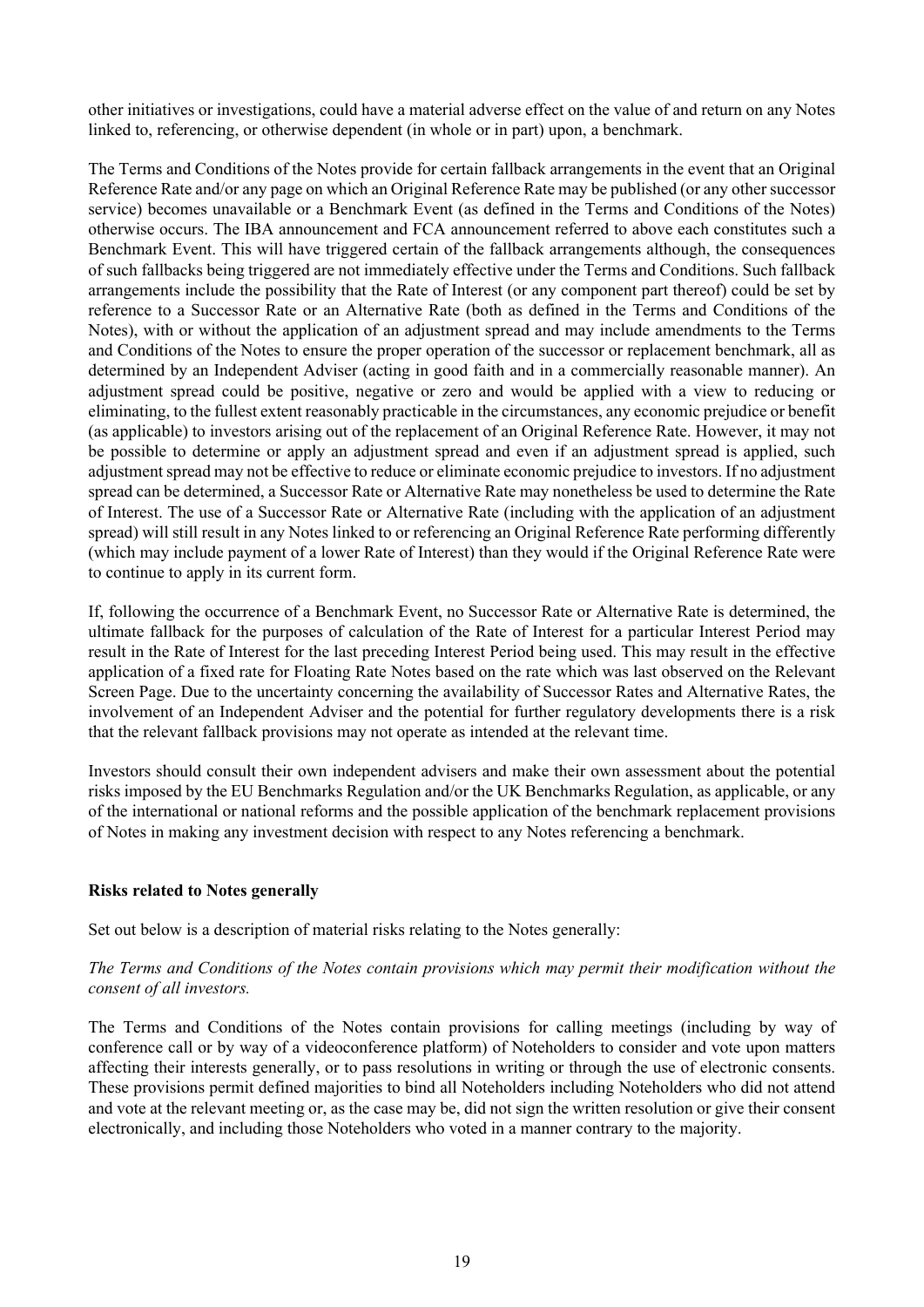other initiatives or investigations, could have a material adverse effect on the value of and return on any Notes linked to, referencing, or otherwise dependent (in whole or in part) upon, a benchmark.

The Terms and Conditions of the Notes provide for certain fallback arrangements in the event that an Original Reference Rate and/or any page on which an Original Reference Rate may be published (or any other successor service) becomes unavailable or a Benchmark Event (as defined in the Terms and Conditions of the Notes) otherwise occurs. The IBA announcement and FCA announcement referred to above each constitutes such a Benchmark Event. This will have triggered certain of the fallback arrangements although, the consequences of such fallbacks being triggered are not immediately effective under the Terms and Conditions. Such fallback arrangements include the possibility that the Rate of Interest (or any component part thereof) could be set by reference to a Successor Rate or an Alternative Rate (both as defined in the Terms and Conditions of the Notes), with or without the application of an adjustment spread and may include amendments to the Terms and Conditions of the Notes to ensure the proper operation of the successor or replacement benchmark, all as determined by an Independent Adviser (acting in good faith and in a commercially reasonable manner). An adjustment spread could be positive, negative or zero and would be applied with a view to reducing or eliminating, to the fullest extent reasonably practicable in the circumstances, any economic prejudice or benefit (as applicable) to investors arising out of the replacement of an Original Reference Rate. However, it may not be possible to determine or apply an adjustment spread and even if an adjustment spread is applied, such adjustment spread may not be effective to reduce or eliminate economic prejudice to investors. If no adjustment spread can be determined, a Successor Rate or Alternative Rate may nonetheless be used to determine the Rate of Interest. The use of a Successor Rate or Alternative Rate (including with the application of an adjustment spread) will still result in any Notes linked to or referencing an Original Reference Rate performing differently (which may include payment of a lower Rate of Interest) than they would if the Original Reference Rate were to continue to apply in its current form.

If, following the occurrence of a Benchmark Event, no Successor Rate or Alternative Rate is determined, the ultimate fallback for the purposes of calculation of the Rate of Interest for a particular Interest Period may result in the Rate of Interest for the last preceding Interest Period being used. This may result in the effective application of a fixed rate for Floating Rate Notes based on the rate which was last observed on the Relevant Screen Page. Due to the uncertainty concerning the availability of Successor Rates and Alternative Rates, the involvement of an Independent Adviser and the potential for further regulatory developments there is a risk that the relevant fallback provisions may not operate as intended at the relevant time.

Investors should consult their own independent advisers and make their own assessment about the potential risks imposed by the EU Benchmarks Regulation and/or the UK Benchmarks Regulation, as applicable, or any of the international or national reforms and the possible application of the benchmark replacement provisions of Notes in making any investment decision with respect to any Notes referencing a benchmark.

**Risks related to Notes generally**

Set out below is a description of material risks relating to the Notes generally:

*The Terms and Conditions of the Notes contain provisions which may permit their modification without the consent of all investors.*

The Terms and Conditions of the Notes contain provisions for calling meetings (including by way of conference call or by way of a videoconference platform) of Noteholders to consider and vote upon matters affecting their interests generally, or to pass resolutions in writing or through the use of electronic consents. These provisions permit defined majorities to bind all Noteholders including Noteholders who did not attend and vote at the relevant meeting or, as the case may be, did not sign the written resolution or give their consent electronically, and including those Noteholders who voted in a manner contrary to the majority.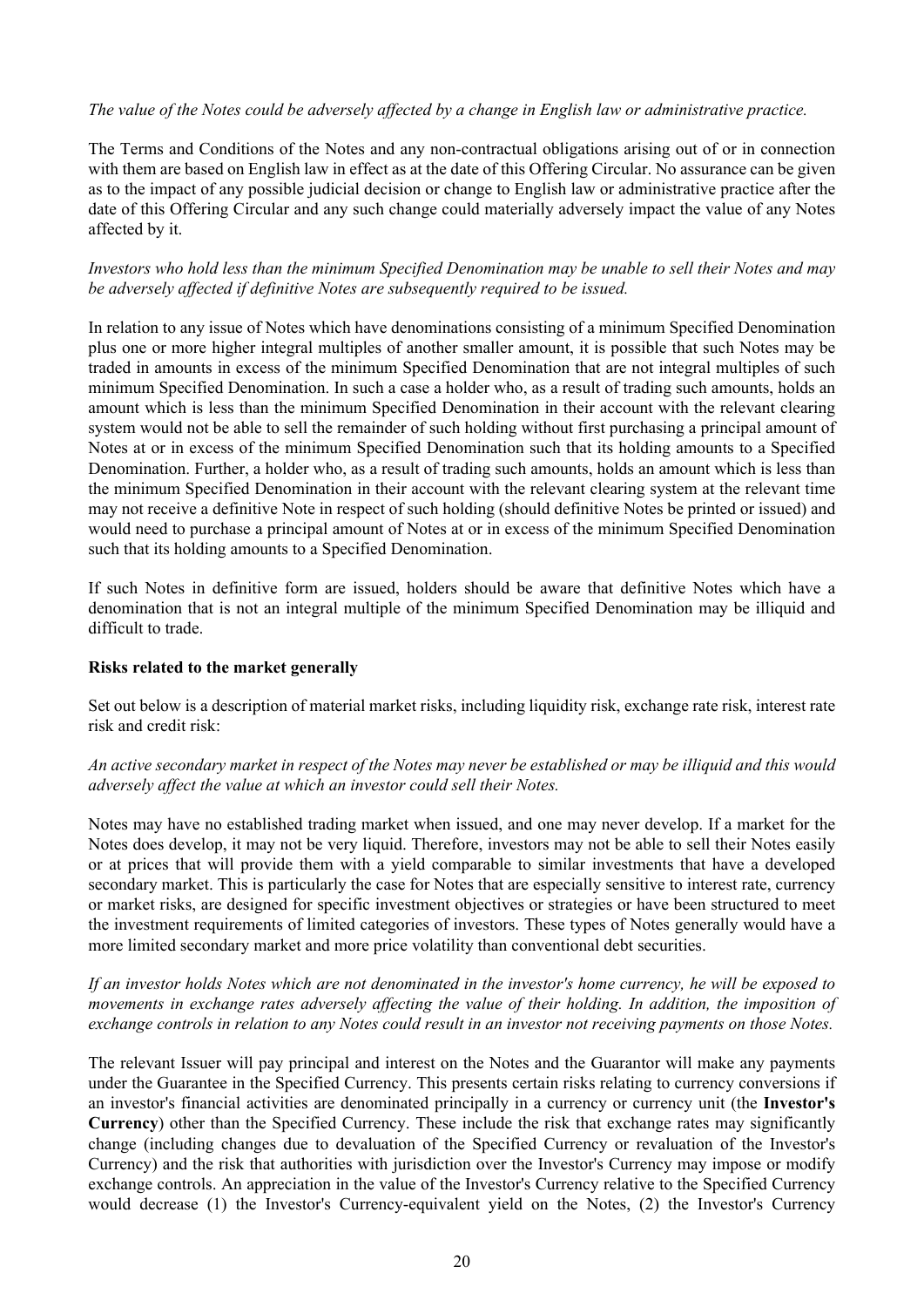*The value of the Notes could be adversely affected by a change in English law or administrative practice.*

The Terms and Conditions of the Notes and any non-contractual obligations arising out of or in connection with them are based on English law in effect as at the date of this Offering Circular. No assurance can be given as to the impact of any possible judicial decision or change to English law or administrative practice after the date of this Offering Circular and any such change could materially adversely impact the value of any Notes affected by it.

*Investors who hold less than the minimum Specified Denomination may be unable to sell their Notes and may be adversely affected if definitive Notes are subsequently required to be issued.*

In relation to any issue of Notes which have denominations consisting of a minimum Specified Denomination plus one or more higher integral multiples of another smaller amount, it is possible that such Notes may be traded in amounts in excess of the minimum Specified Denomination that are not integral multiples of such minimum Specified Denomination. In such a case a holder who, as a result of trading such amounts, holds an amount which is less than the minimum Specified Denomination in their account with the relevant clearing system would not be able to sell the remainder of such holding without first purchasing a principal amount of Notes at or in excess of the minimum Specified Denomination such that its holding amounts to a Specified Denomination. Further, a holder who, as a result of trading such amounts, holds an amount which is less than the minimum Specified Denomination in their account with the relevant clearing system at the relevant time may not receive a definitive Note in respect of such holding (should definitive Notes be printed or issued) and would need to purchase a principal amount of Notes at or in excess of the minimum Specified Denomination such that its holding amounts to a Specified Denomination.

If such Notes in definitive form are issued, holders should be aware that definitive Notes which have a denomination that is not an integral multiple of the minimum Specified Denomination may be illiquid and difficult to trade.

**Risks related to the market generally**

Set out below is a description of material market risks, including liquidity risk, exchange rate risk, interest rate risk and credit risk:

*An active secondary market in respect of the Notes may never be established or may be illiquid and this would adversely affect the value at which an investor could sell their Notes.*

Notes may have no established trading market when issued, and one may never develop. If a market for the Notes does develop, it may not be very liquid. Therefore, investors may not be able to sell their Notes easily or at prices that will provide them with a yield comparable to similar investments that have a developed secondary market. This is particularly the case for Notes that are especially sensitive to interest rate, currency or market risks, are designed for specific investment objectives or strategies or have been structured to meet the investment requirements of limited categories of investors. These types of Notes generally would have a more limited secondary market and more price volatility than conventional debt securities.

*If an investor holds Notes which are not denominated in the investor's home currency, he will be exposed to movements in exchange rates adversely affecting the value of their holding. In addition, the imposition of exchange controls in relation to any Notes could result in an investor not receiving payments on those Notes.*

The relevant Issuer will pay principal and interest on the Notes and the Guarantor will make any payments under the Guarantee in the Specified Currency. This presents certain risks relating to currency conversions if an investor's financial activities are denominated principally in a currency or currency unit (the **Investor's Currency**) other than the Specified Currency. These include the risk that exchange rates may significantly change (including changes due to devaluation of the Specified Currency or revaluation of the Investor's Currency) and the risk that authorities with jurisdiction over the Investor's Currency may impose or modify exchange controls. An appreciation in the value of the Investor's Currency relative to the Specified Currency would decrease (1) the Investor's Currency-equivalent yield on the Notes, (2) the Investor's Currency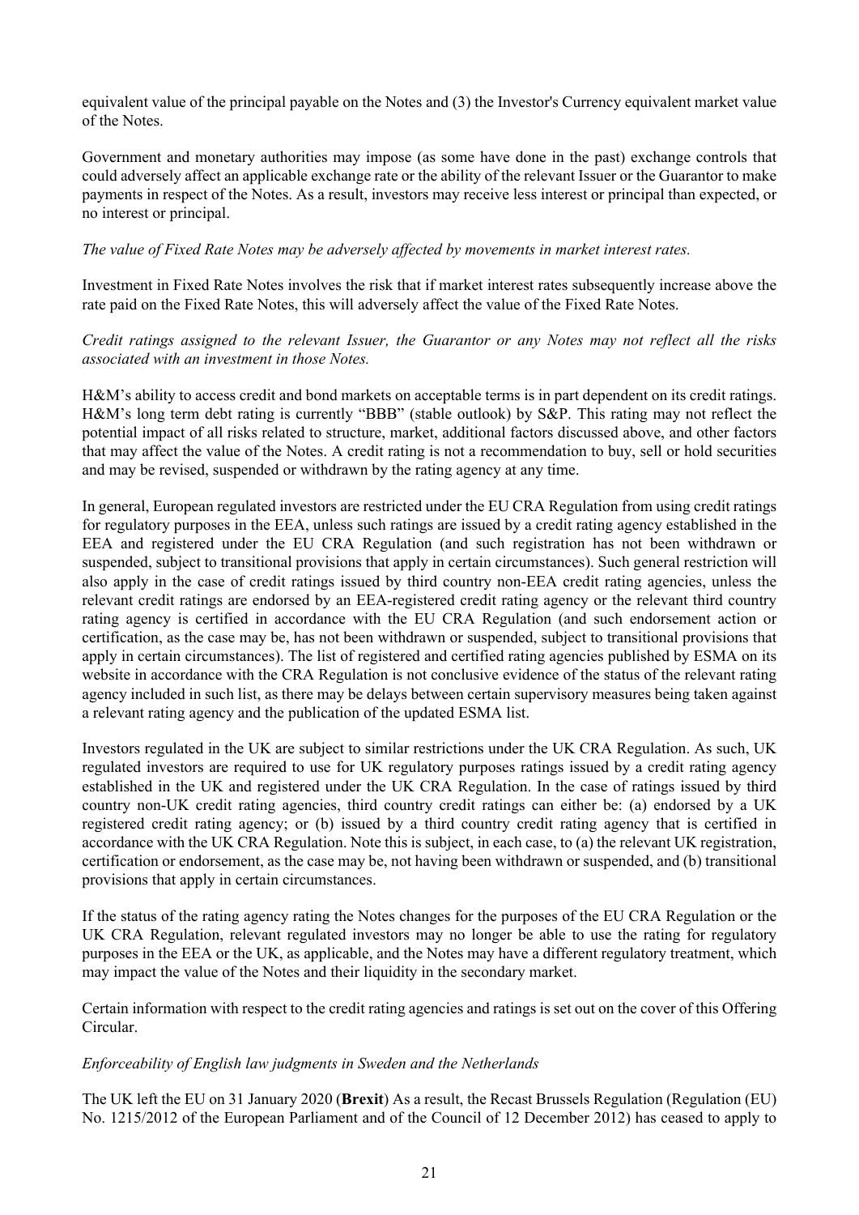equivalent value of the principal payable on the Notes and (3) the Investor's Currency equivalent market value of the Notes.

Government and monetary authorities may impose (as some have done in the past) exchange controls that could adversely affect an applicable exchange rate or the ability of the relevant Issuer or the Guarantor to make payments in respect of the Notes. As a result, investors may receive less interest or principal than expected, or no interest or principal.

*The value of Fixed Rate Notes may be adversely affected by movements in market interest rates.*

Investment in Fixed Rate Notes involves the risk that if market interest rates subsequently increase above the rate paid on the Fixed Rate Notes, this will adversely affect the value of the Fixed Rate Notes.

*Credit ratings assigned to the relevant Issuer, the Guarantor or any Notes may not reflect all the risks associated with an investment in those Notes.*

H&M's ability to access credit and bond markets on acceptable terms is in part dependent on its credit ratings. H&M's long term debt rating is currently "BBB" (stable outlook) by S&P. This rating may not reflect the potential impact of all risks related to structure, market, additional factors discussed above, and other factors that may affect the value of the Notes. A credit rating is not a recommendation to buy, sell or hold securities and may be revised, suspended or withdrawn by the rating agency at any time.

In general, European regulated investors are restricted under the EU CRA Regulation from using credit ratings for regulatory purposes in the EEA, unless such ratings are issued by a credit rating agency established in the EEA and registered under the EU CRA Regulation (and such registration has not been withdrawn or suspended, subject to transitional provisions that apply in certain circumstances). Such general restriction will also apply in the case of credit ratings issued by third country non-EEA credit rating agencies, unless the relevant credit ratings are endorsed by an EEA-registered credit rating agency or the relevant third country rating agency is certified in accordance with the EU CRA Regulation (and such endorsement action or certification, as the case may be, has not been withdrawn or suspended, subject to transitional provisions that apply in certain circumstances). The list of registered and certified rating agencies published by ESMA on its website in accordance with the CRA Regulation is not conclusive evidence of the status of the relevant rating agency included in such list, as there may be delays between certain supervisory measures being taken against a relevant rating agency and the publication of the updated ESMA list.

Investors regulated in the UK are subject to similar restrictions under the UK CRA Regulation. As such, UK regulated investors are required to use for UK regulatory purposes ratings issued by a credit rating agency established in the UK and registered under the UK CRA Regulation. In the case of ratings issued by third country non-UK credit rating agencies, third country credit ratings can either be: (a) endorsed by a UK registered credit rating agency; or (b) issued by a third country credit rating agency that is certified in accordance with the UK CRA Regulation. Note this is subject, in each case, to (a) the relevant UK registration, certification or endorsement, as the case may be, not having been withdrawn or suspended, and (b) transitional provisions that apply in certain circumstances.

If the status of the rating agency rating the Notes changes for the purposes of the EU CRA Regulation or the UK CRA Regulation, relevant regulated investors may no longer be able to use the rating for regulatory purposes in the EEA or the UK, as applicable, and the Notes may have a different regulatory treatment, which may impact the value of the Notes and their liquidity in the secondary market.

Certain information with respect to the credit rating agencies and ratings is set out on the cover of this Offering Circular.

*Enforceability of English law judgments in Sweden and the Netherlands*

The UK left the EU on 31 January 2020 (**Brexit**) As a result, the Recast Brussels Regulation (Regulation (EU) No. 1215/2012 of the European Parliament and of the Council of 12 December 2012) has ceased to apply to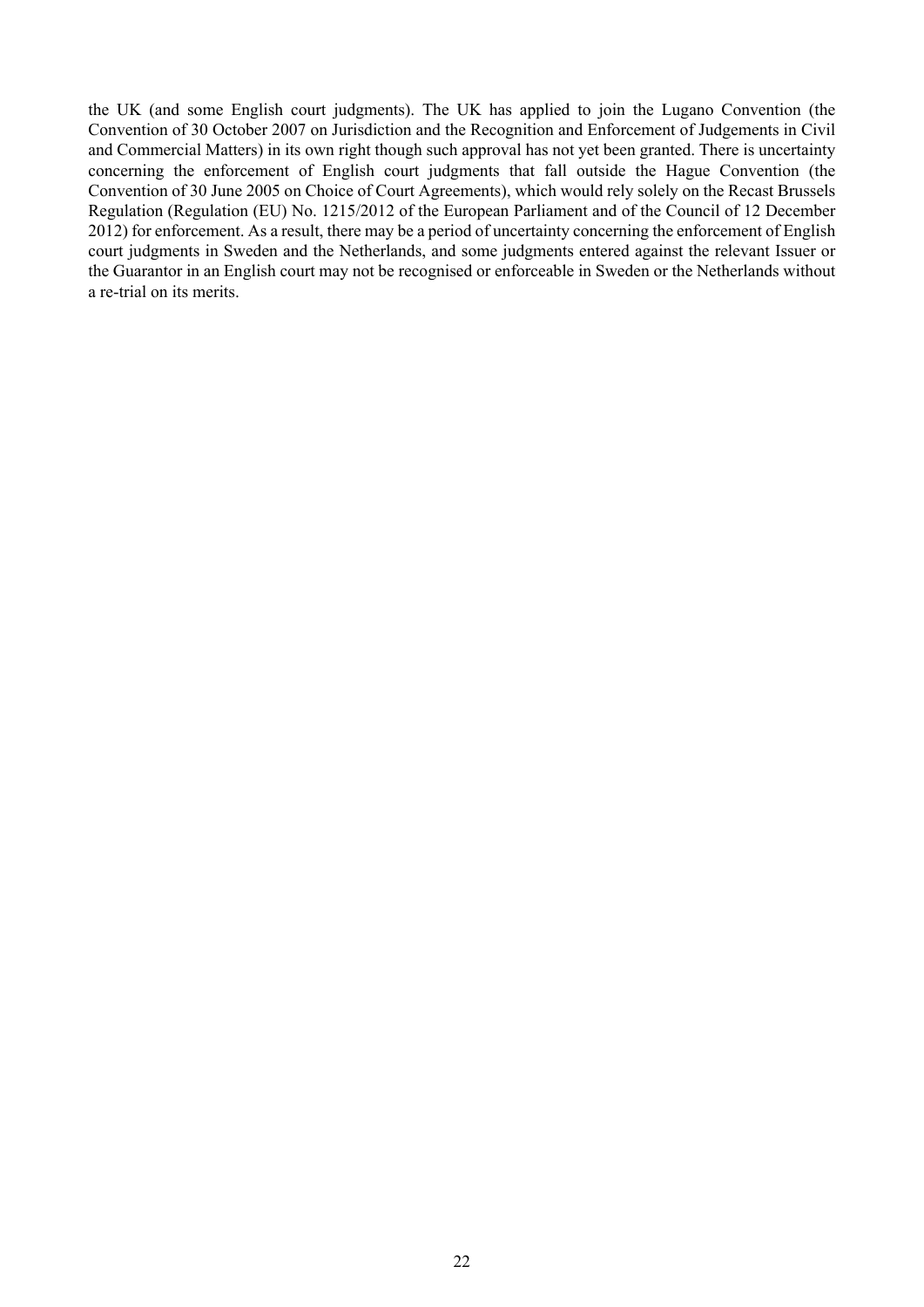the UK (and some English court judgments). The UK has applied to join the Lugano Convention (the Convention of 30 October 2007 on Jurisdiction and the Recognition and Enforcement of Judgements in Civil and Commercial Matters) in its own right though such approval has not yet been granted. There is uncertainty concerning the enforcement of English court judgments that fall outside the Hague Convention (the Convention of 30 June 2005 on Choice of Court Agreements), which would rely solely on the Recast Brussels Regulation (Regulation (EU) No. 1215/2012 of the European Parliament and of the Council of 12 December 2012) for enforcement. As a result, there may be a period of uncertainty concerning the enforcement of English court judgments in Sweden and the Netherlands, and some judgments entered against the relevant Issuer or the Guarantor in an English court may not be recognised or enforceable in Sweden or the Netherlands without a re-trial on its merits.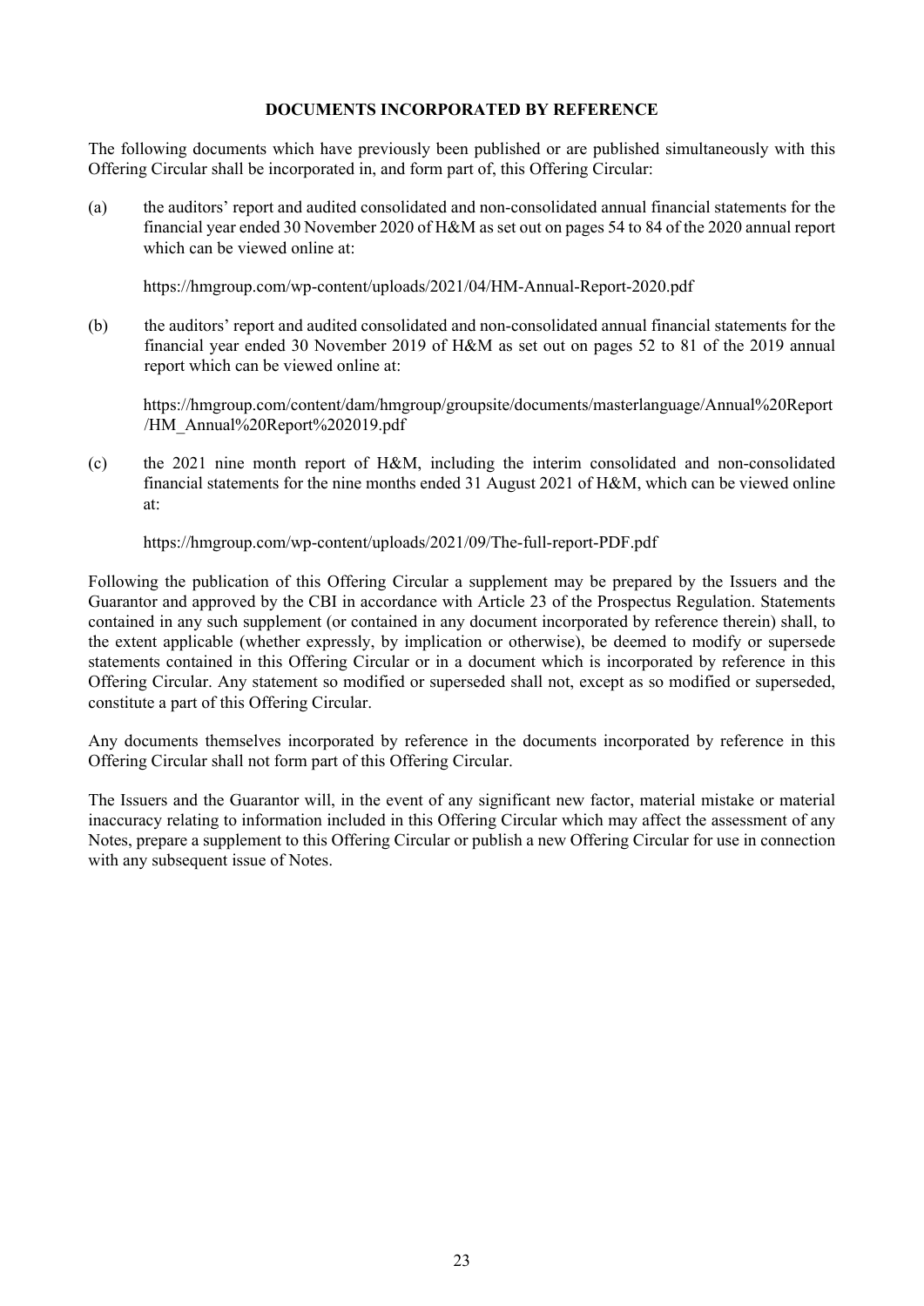## DOCUMENTS INCORPORATED BY REFERENCE

The following documents which have previously been published or are published simultaneously with this Offering Circular shall be incorporated in, and form part of, this Offering Circular:

(a) the auditors' report and audited consolidated and non-consolidated annual financial statements for the financial year ended 30 November 2020 of H&M as set out on pages 54 to 84 of the 2020 annual report which can be viewed online at:

https://hmgroup.com/wp-content/uploads/2021/04/HM-Annual-Report-2020.pdf

(b) the auditors' report and audited consolidated and non-consolidated annual financial statements for the financial year ended 30 November 2019 of H&M as set out on pages 52 to 81 of the 2019 annual report which can be viewed online at:

https://hmgroup.com/content/dam/hmgroup/groupsite/documents/masterlanguage/Annual%20Report/HM_Annual%20Report%202019.pdf

(c) the 2021 nine month report of H&M, including the interim consolidated and non-consolidated financial statements for the nine months ended 31 August 2021 of H&M, which can be viewed online at:

https://hmgroup.com/wp-content/uploads/2021/09/The-full-report-PDF.pdf

Following the publication of this Offering Circular a supplement may be prepared by the Issuers and the Guarantor and approved by the CBI in accordance with Article 23 of the Prospectus Regulation. Statements contained in any such supplement (or contained in any document incorporated by reference therein) shall, to the extent applicable (whether expressly, by implication or otherwise), be deemed to modify or supersede statements contained in this Offering Circular or in a document which is incorporated by reference in this Offering Circular. Any statement so modified or superseded shall not, except as so modified or superseded, constitute a part of this Offering Circular.

Any documents themselves incorporated by reference in the documents incorporated by reference in this Offering Circular shall not form part of this Offering Circular.

The Issuers and the Guarantor will, in the event of any significant new factor, material mistake or material inaccuracy relating to information included in this Offering Circular which may affect the assessment of any Notes, prepare a supplement to this Offering Circular or publish a new Offering Circular for use in connection with any subsequent issue of Notes.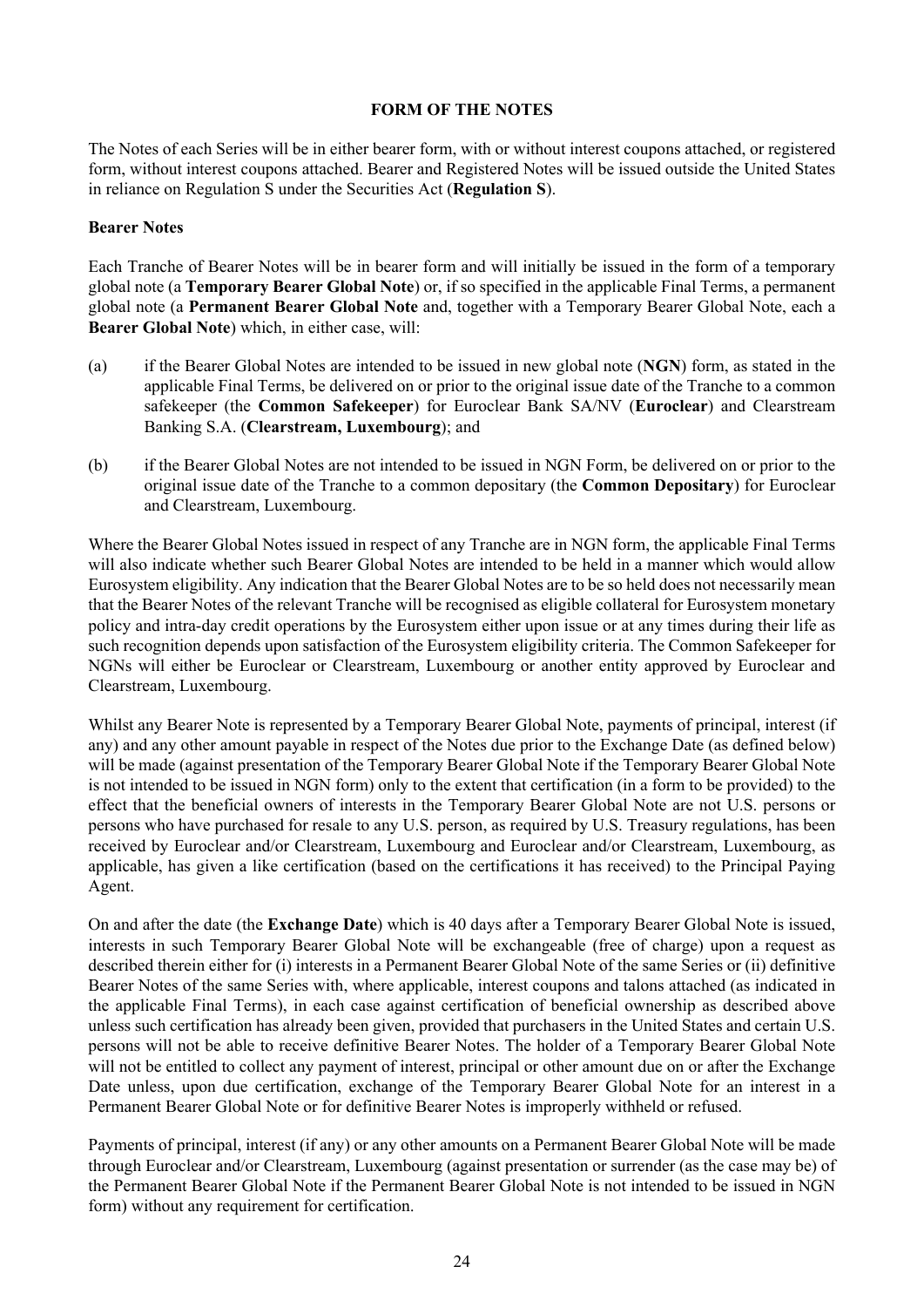## FORM OF THE NOTES

The Notes of each Series will be in either bearer form, with or without interest coupons attached, or registered form, without interest coupons attached. Bearer and Registered Notes will be issued outside the United States in reliance on Regulation S under the Securities Act (**Regulation S**).

### Bearer Notes

Each Tranche of Bearer Notes will be in bearer form and will initially be issued in the form of a temporary global note (a **Temporary Bearer Global Note**) or, if so specified in the applicable Final Terms, a permanent global note (a **Permanent Bearer Global Note** and, together with a Temporary Bearer Global Note, each a **Bearer Global Note**) which, in either case, will:

(a) if the Bearer Global Notes are intended to be issued in new global note (**NGN**) form, as stated in the applicable Final Terms, be delivered on or prior to the original issue date of the Tranche to a common safekeeper (the **Common Safekeeper**) for Euroclear Bank SA/NV (**Euroclear**) and Clearstream Banking S.A. (**Clearstream, Luxembourg**); and

(b) if the Bearer Global Notes are not intended to be issued in NGN Form, be delivered on or prior to the original issue date of the Tranche to a common depositary (the **Common Depositary**) for Euroclear and Clearstream, Luxembourg.

Where the Bearer Global Notes issued in respect of any Tranche are in NGN form, the applicable Final Terms will also indicate whether such Bearer Global Notes are intended to be held in a manner which would allow Eurosystem eligibility. Any indication that the Bearer Global Notes are to be so held does not necessarily mean that the Bearer Notes of the relevant Tranche will be recognised as eligible collateral for Eurosystem monetary policy and intra-day credit operations by the Eurosystem either upon issue or at any times during their life as such recognition depends upon satisfaction of the Eurosystem eligibility criteria. The Common Safekeeper for NGNs will either be Euroclear or Clearstream, Luxembourg or another entity approved by Euroclear and Clearstream, Luxembourg.

Whilst any Bearer Note is represented by a Temporary Bearer Global Note, payments of principal, interest (if any) and any other amount payable in respect of the Notes due prior to the Exchange Date (as defined below) will be made (against presentation of the Temporary Bearer Global Note if the Temporary Bearer Global Note is not intended to be issued in NGN form) only to the extent that certification (in a form to be provided) to the effect that the beneficial owners of interests in the Temporary Bearer Global Note are not U.S. persons or persons who have purchased for resale to any U.S. person, as required by U.S. Treasury regulations, has been received by Euroclear and/or Clearstream, Luxembourg and Euroclear and/or Clearstream, Luxembourg, as applicable, has given a like certification (based on the certifications it has received) to the Principal Paying Agent.

On and after the date (the **Exchange Date**) which is 40 days after a Temporary Bearer Global Note is issued, interests in such Temporary Bearer Global Note will be exchangeable (free of charge) upon a request as described therein either for (i) interests in a Permanent Bearer Global Note of the same Series or (ii) definitive Bearer Notes of the same Series with, where applicable, interest coupons and talons attached (as indicated in the applicable Final Terms), in each case against certification of beneficial ownership as described above unless such certification has already been given, provided that purchasers in the United States and certain U.S. persons will not be able to receive definitive Bearer Notes. The holder of a Temporary Bearer Global Note will not be entitled to collect any payment of interest, principal or other amount due on or after the Exchange Date unless, upon due certification, exchange of the Temporary Bearer Global Note for an interest in a Permanent Bearer Global Note or for definitive Bearer Notes is improperly withheld or refused.

Payments of principal, interest (if any) or any other amounts on a Permanent Bearer Global Note will be made through Euroclear and/or Clearstream, Luxembourg (against presentation or surrender (as the case may be) of the Permanent Bearer Global Note if the Permanent Bearer Global Note is not intended to be issued in NGN form) without any requirement for certification.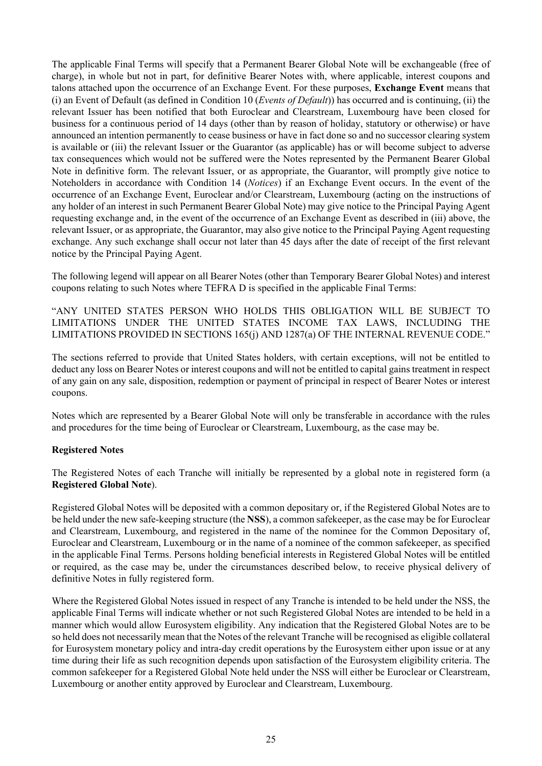The applicable Final Terms will specify that a Permanent Bearer Global Note will be exchangeable (free of charge), in whole but not in part, for definitive Bearer Notes with, where applicable, interest coupons and talons attached upon the occurrence of an Exchange Event. For these purposes, **Exchange Event** means that (i) an Event of Default (as defined in Condition 10 (*Events of Default*)) has occurred and is continuing, (ii) the relevant Issuer has been notified that both Euroclear and Clearstream, Luxembourg have been closed for business for a continuous period of 14 days (other than by reason of holiday, statutory or otherwise) or have announced an intention permanently to cease business or have in fact done so and no successor clearing system is available or (iii) the relevant Issuer or the Guarantor (as applicable) has or will become subject to adverse tax consequences which would not be suffered were the Notes represented by the Permanent Bearer Global Note in definitive form. The relevant Issuer, or as appropriate, the Guarantor, will promptly give notice to Noteholders in accordance with Condition 14 (*Notices*) if an Exchange Event occurs. In the event of the occurrence of an Exchange Event, Euroclear and/or Clearstream, Luxembourg (acting on the instructions of any holder of an interest in such Permanent Bearer Global Note) may give notice to the Principal Paying Agent requesting exchange and, in the event of the occurrence of an Exchange Event as described in (iii) above, the relevant Issuer, or as appropriate, the Guarantor, may also give notice to the Principal Paying Agent requesting exchange. Any such exchange shall occur not later than 45 days after the date of receipt of the first relevant notice by the Principal Paying Agent.

The following legend will appear on all Bearer Notes (other than Temporary Bearer Global Notes) and interest coupons relating to such Notes where TEFRA D is specified in the applicable Final Terms:

"ANY UNITED STATES PERSON WHO HOLDS THIS OBLIGATION WILL BE SUBJECT TO LIMITATIONS UNDER THE UNITED STATES INCOME TAX LAWS, INCLUDING THE LIMITATIONS PROVIDED IN SECTIONS 165(j) AND 1287(a) OF THE INTERNAL REVENUE CODE."

The sections referred to provide that United States holders, with certain exceptions, will not be entitled to deduct any loss on Bearer Notes or interest coupons and will not be entitled to capital gains treatment in respect of any gain on any sale, disposition, redemption or payment of principal in respect of Bearer Notes or interest coupons.

Notes which are represented by a Bearer Global Note will only be transferable in accordance with the rules and procedures for the time being of Euroclear or Clearstream, Luxembourg, as the case may be.

**Registered Notes**

The Registered Notes of each Tranche will initially be represented by a global note in registered form (a **Registered Global Note**).

Registered Global Notes will be deposited with a common depositary or, if the Registered Global Notes are to be held under the new safe-keeping structure (the **NSS**), a common safekeeper, as the case may be for Euroclear and Clearstream, Luxembourg, and registered in the name of the nominee for the Common Depositary of, Euroclear and Clearstream, Luxembourg or in the name of a nominee of the common safekeeper, as specified in the applicable Final Terms. Persons holding beneficial interests in Registered Global Notes will be entitled or required, as the case may be, under the circumstances described below, to receive physical delivery of definitive Notes in fully registered form.

Where the Registered Global Notes issued in respect of any Tranche is intended to be held under the NSS, the applicable Final Terms will indicate whether or not such Registered Global Notes are intended to be held in a manner which would allow Eurosystem eligibility. Any indication that the Registered Global Notes are to be so held does not necessarily mean that the Notes of the relevant Tranche will be recognised as eligible collateral for Eurosystem monetary policy and intra-day credit operations by the Eurosystem either upon issue or at any time during their life as such recognition depends upon satisfaction of the Eurosystem eligibility criteria. The common safekeeper for a Registered Global Note held under the NSS will either be Euroclear or Clearstream, Luxembourg or another entity approved by Euroclear and Clearstream, Luxembourg.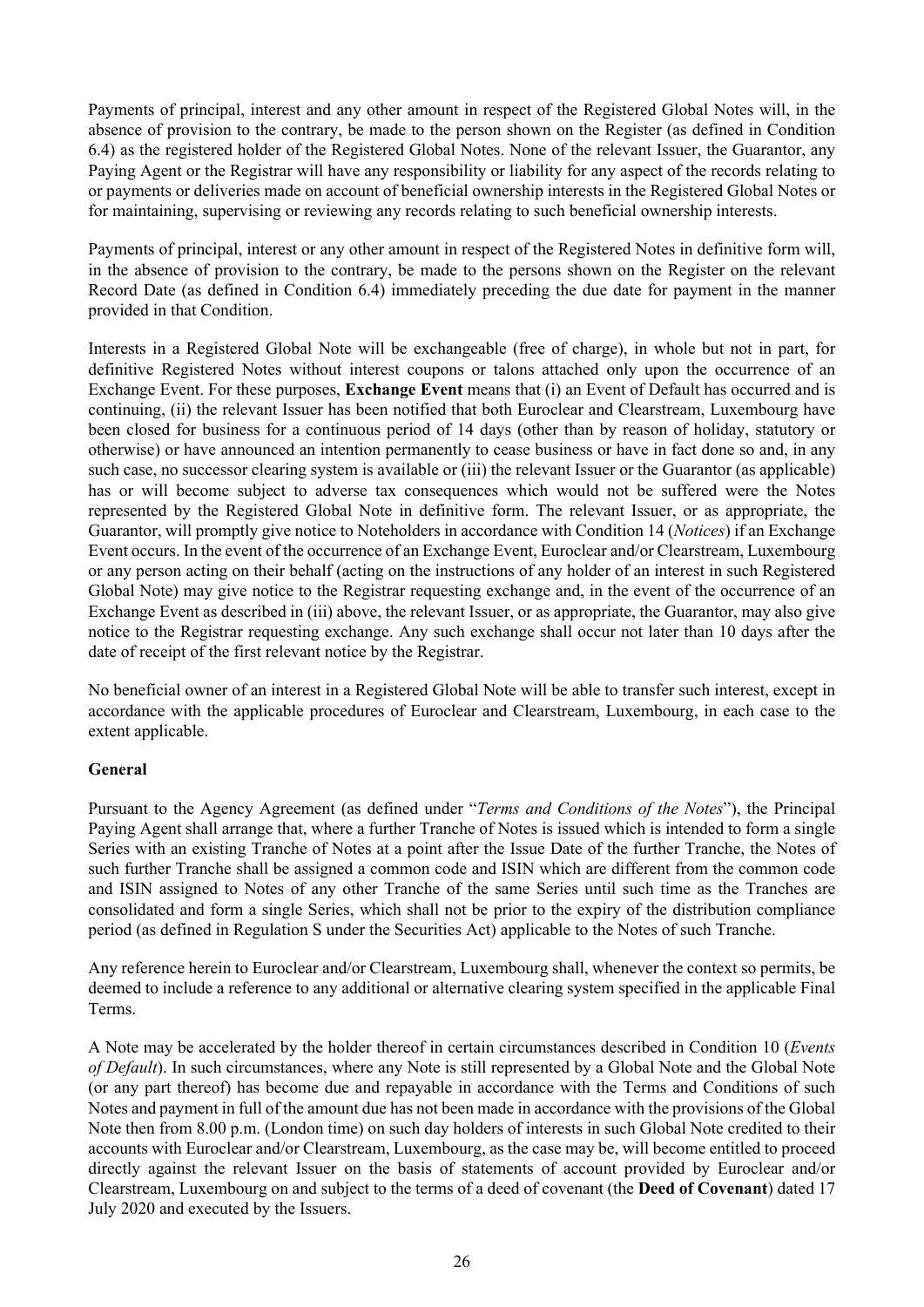Payments of principal, interest and any other amount in respect of the Registered Global Notes will, in the absence of provision to the contrary, be made to the person shown on the Register (as defined in Condition 6.4) as the registered holder of the Registered Global Notes. None of the relevant Issuer, the Guarantor, any Paying Agent or the Registrar will have any responsibility or liability for any aspect of the records relating to or payments or deliveries made on account of beneficial ownership interests in the Registered Global Notes or for maintaining, supervising or reviewing any records relating to such beneficial ownership interests.

Payments of principal, interest or any other amount in respect of the Registered Notes in definitive form will, in the absence of provision to the contrary, be made to the persons shown on the Register on the relevant Record Date (as defined in Condition 6.4) immediately preceding the due date for payment in the manner provided in that Condition.

Interests in a Registered Global Note will be exchangeable (free of charge), in whole but not in part, for definitive Registered Notes without interest coupons or talons attached only upon the occurrence of an Exchange Event. For these purposes, **Exchange Event** means that (i) an Event of Default has occurred and is continuing, (ii) the relevant Issuer has been notified that both Euroclear and Clearstream, Luxembourg have been closed for business for a continuous period of 14 days (other than by reason of holiday, statutory or otherwise) or have announced an intention permanently to cease business or have in fact done so and, in any such case, no successor clearing system is available or (iii) the relevant Issuer or the Guarantor (as applicable) has or will become subject to adverse tax consequences which would not be suffered were the Notes represented by the Registered Global Note in definitive form. The relevant Issuer, or as appropriate, the Guarantor, will promptly give notice to Noteholders in accordance with Condition 14 (*Notices*) if an Exchange Event occurs. In the event of the occurrence of an Exchange Event, Euroclear and/or Clearstream, Luxembourg or any person acting on their behalf (acting on the instructions of any holder of an interest in such Registered Global Note) may give notice to the Registrar requesting exchange and, in the event of the occurrence of an Exchange Event as described in (iii) above, the relevant Issuer, or as appropriate, the Guarantor, may also give notice to the Registrar requesting exchange. Any such exchange shall occur not later than 10 days after the date of receipt of the first relevant notice by the Registrar.

No beneficial owner of an interest in a Registered Global Note will be able to transfer such interest, except in accordance with the applicable procedures of Euroclear and Clearstream, Luxembourg, in each case to the extent applicable.

**General**

Pursuant to the Agency Agreement (as defined under "*Terms and Conditions of the Notes*"), the Principal Paying Agent shall arrange that, where a further Tranche of Notes is issued which is intended to form a single Series with an existing Tranche of Notes at a point after the Issue Date of the further Tranche, the Notes of such further Tranche shall be assigned a common code and ISIN which are different from the common code and ISIN assigned to Notes of any other Tranche of the same Series until such time as the Tranches are consolidated and form a single Series, which shall not be prior to the expiry of the distribution compliance period (as defined in Regulation S under the Securities Act) applicable to the Notes of such Tranche.

Any reference herein to Euroclear and/or Clearstream, Luxembourg shall, whenever the context so permits, be deemed to include a reference to any additional or alternative clearing system specified in the applicable Final Terms.

A Note may be accelerated by the holder thereof in certain circumstances described in Condition 10 (*Events of Default*). In such circumstances, where any Note is still represented by a Global Note and the Global Note (or any part thereof) has become due and repayable in accordance with the Terms and Conditions of such Notes and payment in full of the amount due has not been made in accordance with the provisions of the Global Note then from 8.00 p.m. (London time) on such day holders of interests in such Global Note credited to their accounts with Euroclear and/or Clearstream, Luxembourg, as the case may be, will become entitled to proceed directly against the relevant Issuer on the basis of statements of account provided by Euroclear and/or Clearstream, Luxembourg on and subject to the terms of a deed of covenant (the **Deed of Covenant**) dated 17 July 2020 and executed by the Issuers.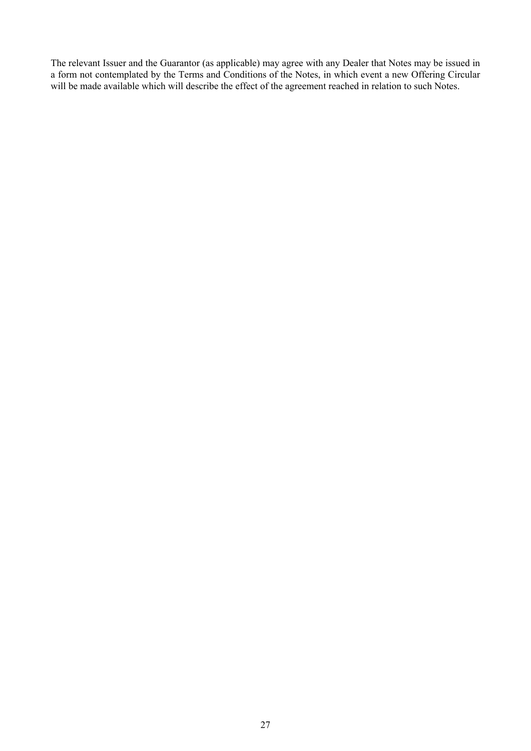The relevant Issuer and the Guarantor (as applicable) may agree with any Dealer that Notes may be issued in a form not contemplated by the Terms and Conditions of the Notes, in which event a new Offering Circular will be made available which will describe the effect of the agreement reached in relation to such Notes.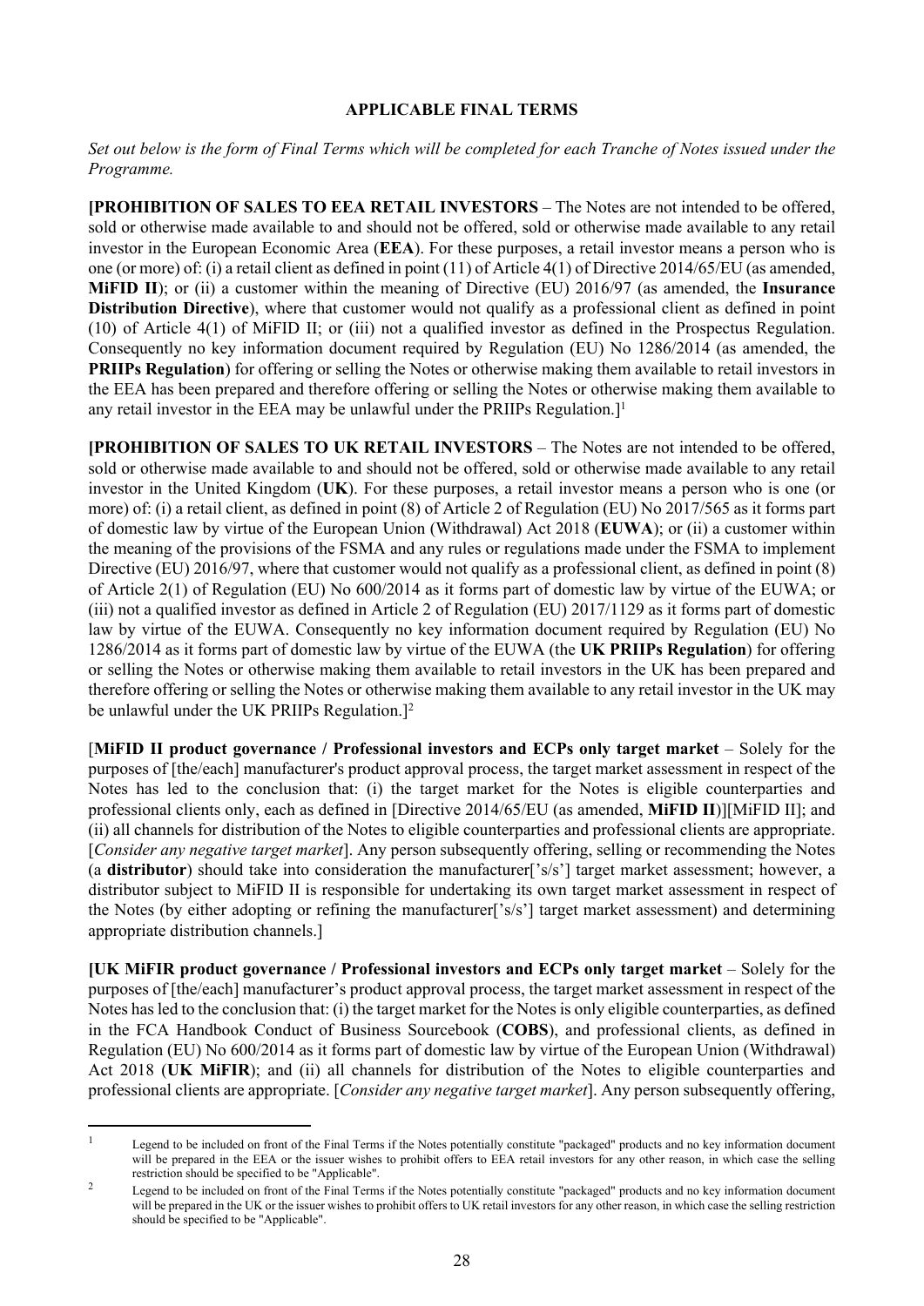## APPLICABLE FINAL TERMS

*Set out below is the form of Final Terms which will be completed for each Tranche of Notes issued under the Programme.*

**[PROHIBITION OF SALES TO EEA RETAIL INVESTORS** – The Notes are not intended to be offered, sold or otherwise made available to and should not be offered, sold or otherwise made available to any retail investor in the European Economic Area (**EEA**). For these purposes, a retail investor means a person who is one (or more) of: (i) a retail client as defined in point (11) of Article 4(1) of Directive 2014/65/EU (as amended, **MiFID II**); or (ii) a customer within the meaning of Directive (EU) 2016/97 (as amended, the **Insurance Distribution Directive**), where that customer would not qualify as a professional client as defined in point (10) of Article 4(1) of MiFID II; or (iii) not a qualified investor as defined in the Prospectus Regulation. Consequently no key information document required by Regulation (EU) No 1286/2014 (as amended, the **PRIIPs Regulation**) for offering or selling the Notes or otherwise making them available to retail investors in the EEA has been prepared and therefore offering or selling the Notes or otherwise making them available to any retail investor in the EEA may be unlawful under the PRIIPs Regulation.][1]

**[PROHIBITION OF SALES TO UK RETAIL INVESTORS** – The Notes are not intended to be offered, sold or otherwise made available to and should not be offered, sold or otherwise made available to any retail investor in the United Kingdom (**UK**). For these purposes, a retail investor means a person who is one (or more) of: (i) a retail client, as defined in point (8) of Article 2 of Regulation (EU) No 2017/565 as it forms part of domestic law by virtue of the European Union (Withdrawal) Act 2018 (**EUWA**); or (ii) a customer within the meaning of the provisions of the FSMA and any rules or regulations made under the FSMA to implement Directive (EU) 2016/97, where that customer would not qualify as a professional client, as defined in point (8) of Article 2(1) of Regulation (EU) No 600/2014 as it forms part of domestic law by virtue of the EUWA; or (iii) not a qualified investor as defined in Article 2 of Regulation (EU) 2017/1129 as it forms part of domestic law by virtue of the EUWA. Consequently no key information document required by Regulation (EU) No 1286/2014 as it forms part of domestic law by virtue of the EUWA (the **UK PRIIPs Regulation**) for offering or selling the Notes or otherwise making them available to retail investors in the UK has been prepared and therefore offering or selling the Notes or otherwise making them available to any retail investor in the UK may be unlawful under the UK PRIIPs Regulation.][2]

[**MiFID II product governance / Professional investors and ECPs only target market** – Solely for the purposes of [the/each] manufacturer's product approval process, the target market assessment in respect of the Notes has led to the conclusion that: (i) the target market for the Notes is eligible counterparties and professional clients only, each as defined in [Directive 2014/65/EU (as amended, **MiFID II**)][MiFID II]; and (ii) all channels for distribution of the Notes to eligible counterparties and professional clients are appropriate. [*Consider any negative target market*]. Any person subsequently offering, selling or recommending the Notes (a **distributor**) should take into consideration the manufacturer['s/s'] target market assessment; however, a distributor subject to MiFID II is responsible for undertaking its own target market assessment in respect of the Notes (by either adopting or refining the manufacturer['s/s'] target market assessment) and determining appropriate distribution channels.]

**[UK MiFIR product governance / Professional investors and ECPs only target market** – Solely for the purposes of [the/each] manufacturer's product approval process, the target market assessment in respect of the Notes has led to the conclusion that: (i) the target market for the Notes is only eligible counterparties, as defined in the FCA Handbook Conduct of Business Sourcebook (**COBS**), and professional clients, as defined in Regulation (EU) No 600/2014 as it forms part of domestic law by virtue of the European Union (Withdrawal) Act 2018 (**UK MiFIR**); and (ii) all channels for distribution of the Notes to eligible counterparties and professional clients are appropriate. [*Consider any negative target market*]. Any person subsequently offering,

---

[1] Legend to be included on front of the Final Terms if the Notes potentially constitute "packaged" products and no key information document will be prepared in the EEA or the issuer wishes to prohibit offers to EEA retail investors for any other reason, in which case the selling restriction should be specified to be "Applicable".

[2] Legend to be included on front of the Final Terms if the Notes potentially constitute "packaged" products and no key information document will be prepared in the UK or the issuer wishes to prohibit offers to UK retail investors for any other reason, in which case the selling restriction should be specified to be "Applicable".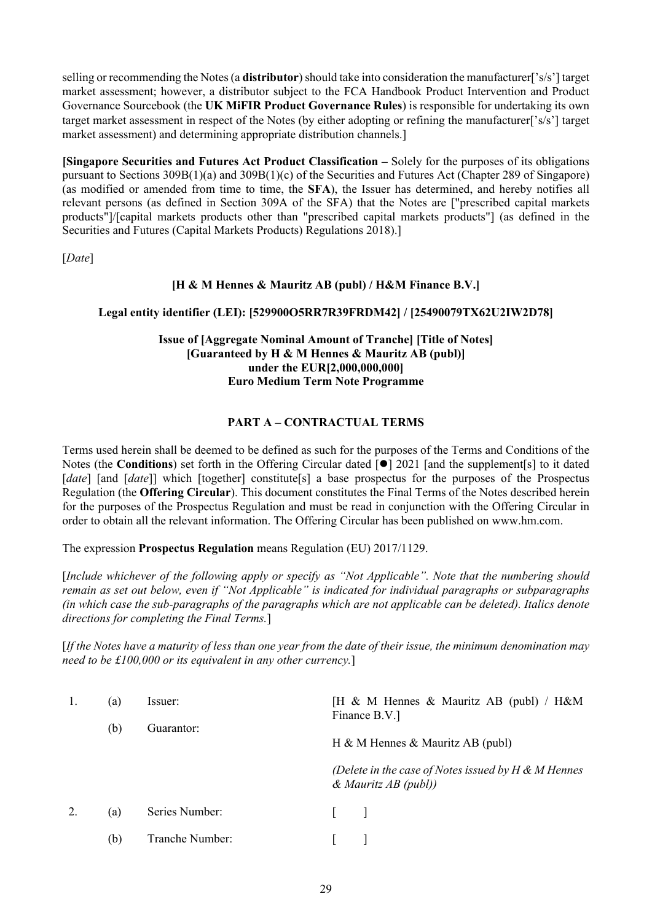selling or recommending the Notes (a **distributor**) should take into consideration the manufacturer['s/s'] target market assessment; however, a distributor subject to the FCA Handbook Product Intervention and Product Governance Sourcebook (the **UK MiFIR Product Governance Rules**) is responsible for undertaking its own target market assessment in respect of the Notes (by either adopting or refining the manufacturer['s/s'] target market assessment) and determining appropriate distribution channels.]

**[Singapore Securities and Futures Act Product Classification –** Solely for the purposes of its obligations pursuant to Sections 309B(1)(a) and 309B(1)(c) of the Securities and Futures Act (Chapter 289 of Singapore) (as modified or amended from time to time, the **SFA**), the Issuer has determined, and hereby notifies all relevant persons (as defined in Section 309A of the SFA) that the Notes are ["prescribed capital markets products"]/[capital markets products other than "prescribed capital markets products"] (as defined in the Securities and Futures (Capital Markets Products) Regulations 2018).]

[*Date*]

**[H & M Hennes & Mauritz AB (publ) / H&M Finance B.V.]**

**Legal entity identifier (LEI): [529900O5RR7R39FRDM42] / [25490079TX62U2IW2D78]**

**Issue of [Aggregate Nominal Amount of Tranche] [Title of Notes]**
**[Guaranteed by H & M Hennes & Mauritz AB (publ)]**
**under the EUR[2,000,000,000]**
**Euro Medium Term Note Programme**

## PART A – CONTRACTUAL TERMS

Terms used herein shall be deemed to be defined as such for the purposes of the Terms and Conditions of the Notes (the **Conditions**) set forth in the Offering Circular dated [●] 2021 [and the supplement[s] to it dated [*date*] [and [*date*]] which [together] constitute[s] a base prospectus for the purposes of the Prospectus Regulation (the **Offering Circular**). This document constitutes the Final Terms of the Notes described herein for the purposes of the Prospectus Regulation and must be read in conjunction with the Offering Circular in order to obtain all the relevant information. The Offering Circular has been published on www.hm.com.

The expression **Prospectus Regulation** means Regulation (EU) 2017/1129.

[*Include whichever of the following apply or specify as "Not Applicable". Note that the numbering should remain as set out below, even if "Not Applicable" is indicated for individual paragraphs or subparagraphs (in which case the sub-paragraphs of the paragraphs which are not applicable can be deleted). Italics denote directions for completing the Final Terms.*]

[*If the Notes have a maturity of less than one year from the date of their issue, the minimum denomination may need to be £100,000 or its equivalent in any other currency.*]

| | | | |
|---|---|---|---|
| 1. | (a) | Issuer: | [H & M Hennes & Mauritz AB (publ) / H&M Finance B.V.] |
| | (b) | Guarantor: | H & M Hennes & Mauritz AB (publ)<br><br>*(Delete in the case of Notes issued by H & M Hennes & Mauritz AB (publ))* |
| 2. | (a) | Series Number: | [ ] |
| | (b) | Tranche Number: | [ ] |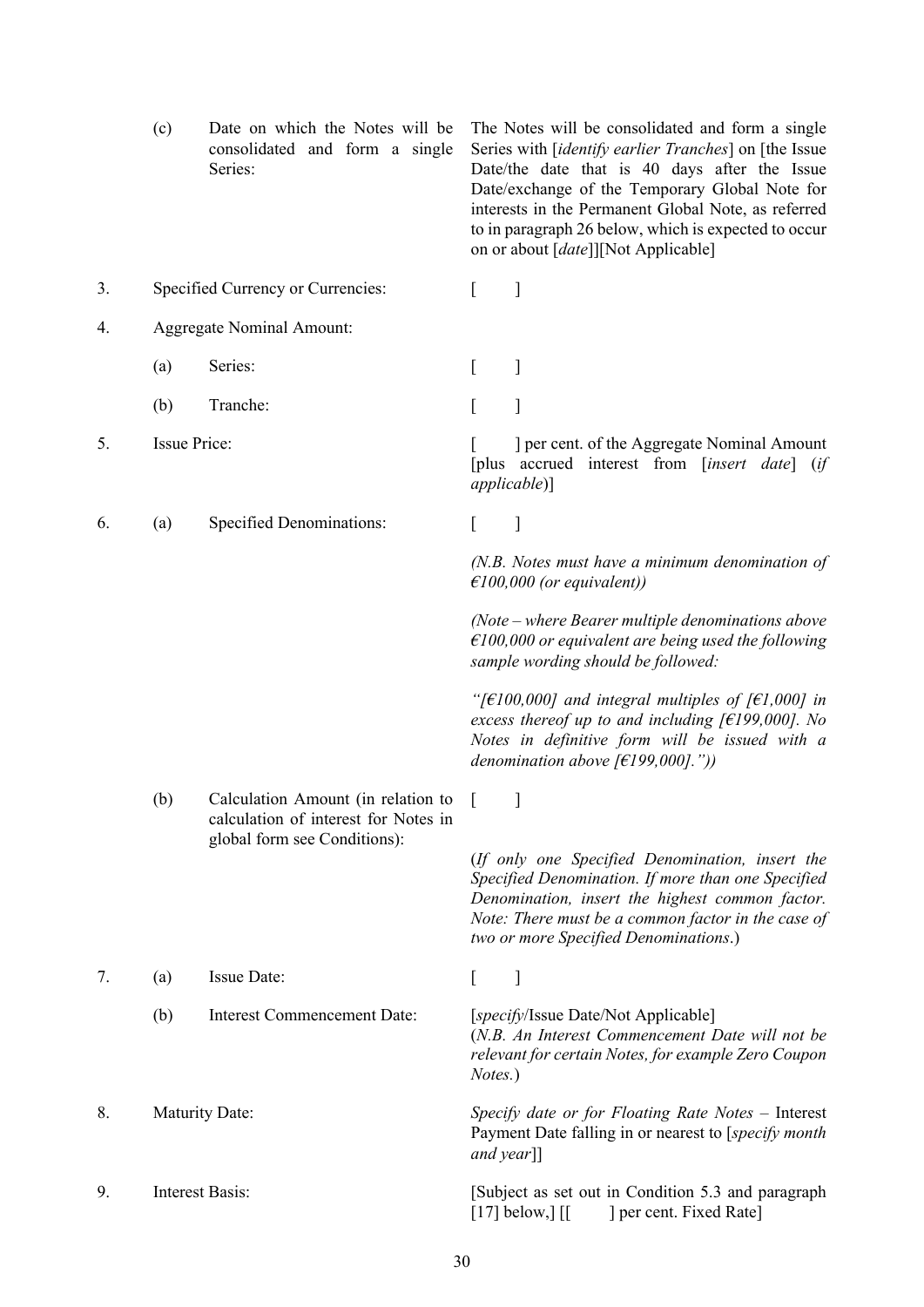| | | | |
|---|---|---|---|
| | (c) | Date on which the Notes will be consolidated and form a single Series: | The Notes will be consolidated and form a single Series with [*identify earlier Tranches*] on [the Issue Date/the date that is 40 days after the Issue Date/exchange of the Temporary Global Note for interests in the Permanent Global Note, as referred to in paragraph 26 below, which is expected to occur on or about [*date*]][Not Applicable] |
| 3. | Specified Currency or Currencies: | | [ ] |
| 4. | Aggregate Nominal Amount: | | |
| | (a) | Series: | [ ] |
| | (b) | Tranche: | [ ] |
| 5. | Issue Price: | | [ ] per cent. of the Aggregate Nominal Amount [plus accrued interest from [*insert date*] (*if applicable*)] |
| 6. | (a) | Specified Denominations: | [ ]<br><br>*(N.B. Notes must have a minimum denomination of €100,000 (or equivalent))*<br><br>*(Note – where Bearer multiple denominations above €100,000 or equivalent are being used the following sample wording should be followed:*<br><br>*"[€100,000] and integral multiples of [€1,000] in excess thereof up to and including [€199,000]. No Notes in definitive form will be issued with a denomination above [€199,000].")* |
| | (b) | Calculation Amount (in relation to calculation of interest for Notes in global form see Conditions): | [ ]<br><br>(*If only one Specified Denomination, insert the Specified Denomination. If more than one Specified Denomination, insert the highest common factor. Note: There must be a common factor in the case of two or more Specified Denominations*.) |
| 7. | (a) | Issue Date: | [ ] |
| | (b) | Interest Commencement Date: | [*specify*/Issue Date/Not Applicable]<br>(*N.B. An Interest Commencement Date will not be relevant for certain Notes, for example Zero Coupon Notes.*) |
| 8. | Maturity Date: | | *Specify date or for Floating Rate Notes* – Interest Payment Date falling in or nearest to [*specify month and year*]] |
| 9. | Interest Basis: | | [Subject as set out in Condition 5.3 and paragraph [17] below,] [[ ] per cent. Fixed Rate] |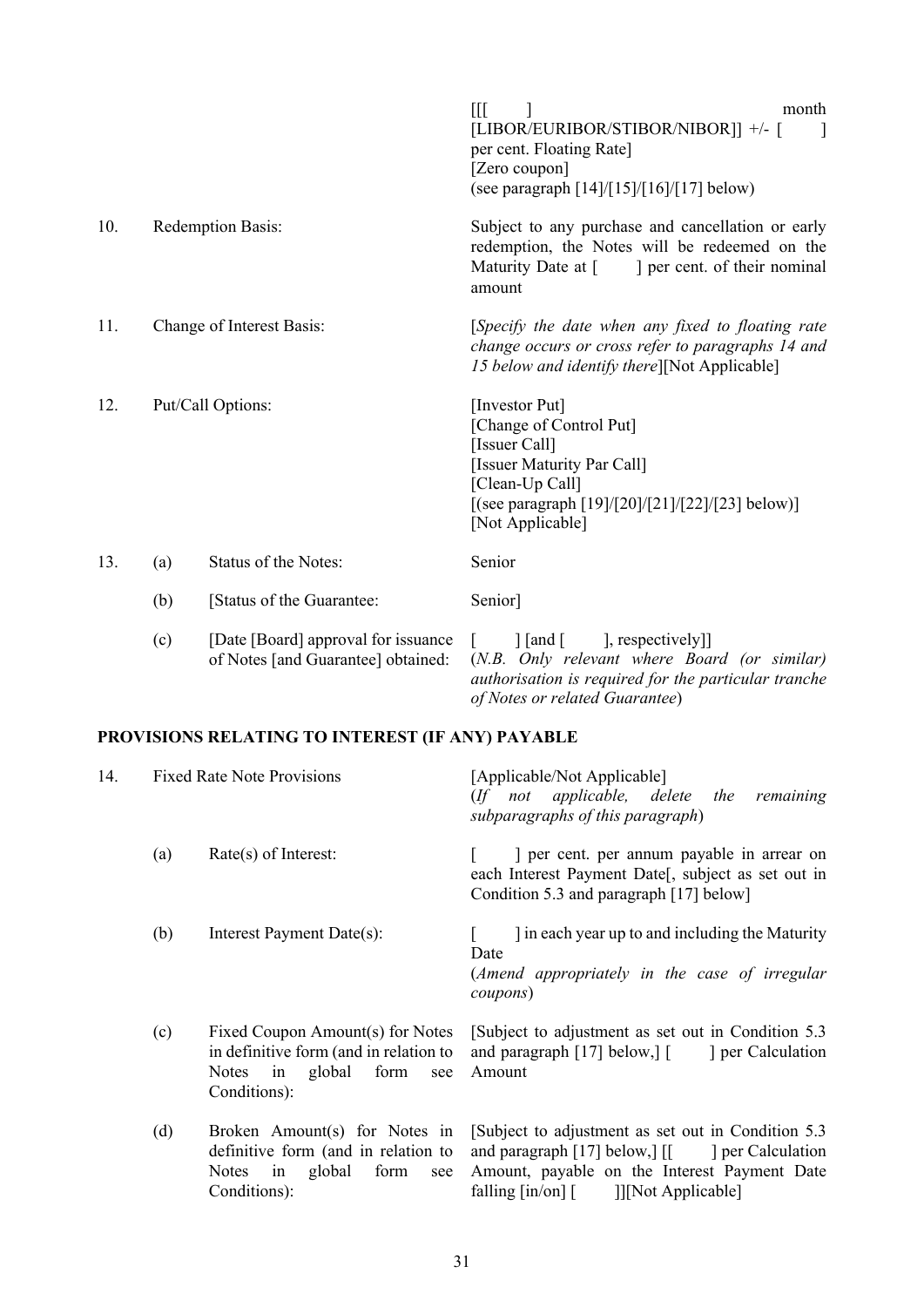|  |  |  |  |
|---|---|---|---|
|  |  |  | [[[ ] month [LIBOR/EURIBOR/STIBOR/NIBOR]] +/- [ ] per cent. Floating Rate]<br>[Zero coupon]<br>(see paragraph [14]/[15]/[16]/[17] below) |
| 10. | Redemption Basis: |  | Subject to any purchase and cancellation or early redemption, the Notes will be redeemed on the Maturity Date at [ ] per cent. of their nominal amount |
| 11. | Change of Interest Basis: |  | [*Specify the date when any fixed to floating rate change occurs or cross refer to paragraphs 14 and 15 below and identify there*][Not Applicable] |
| 12. | Put/Call Options: |  | [Investor Put]<br>[Change of Control Put]<br>[Issuer Call]<br>[Issuer Maturity Par Call]<br>[Clean-Up Call]<br>[(see paragraph [19]/[20]/[21]/[22]/[23] below)]<br>[Not Applicable] |
| 13. | (a) | Status of the Notes: | Senior |
|  | (b) | [Status of the Guarantee: | Senior] |
|  | (c) | [Date [Board] approval for issuance of Notes [and Guarantee] obtained: | [ ] [and [ ], respectively]]<br>(*N.B. Only relevant where Board (or similar) authorisation is required for the particular tranche of Notes or related Guarantee*) |

**PROVISIONS RELATING TO INTEREST (IF ANY) PAYABLE**

|  |  |  |  |
|---|---|---|---|
| 14. | Fixed Rate Note Provisions |  | [Applicable/Not Applicable]<br>(*If not applicable, delete the remaining subparagraphs of this paragraph*) |
|  | (a) | Rate(s) of Interest: | [ ] per cent. per annum payable in arrear on each Interest Payment Date[, subject as set out in Condition 5.3 and paragraph [17] below] |
|  | (b) | Interest Payment Date(s): | [ ] in each year up to and including the Maturity Date<br>(*Amend appropriately in the case of irregular coupons*) |
|  | (c) | Fixed Coupon Amount(s) for Notes in definitive form (and in relation to Notes in global form see Conditions): | [Subject to adjustment as set out in Condition 5.3 and paragraph [17] below,] [ ] per Calculation Amount |
|  | (d) | Broken Amount(s) for Notes in definitive form (and in relation to Notes in global form see Conditions): | [Subject to adjustment as set out in Condition 5.3 and paragraph [17] below,] [[ ] per Calculation Amount, payable on the Interest Payment Date falling [in/on] [ ]][Not Applicable] |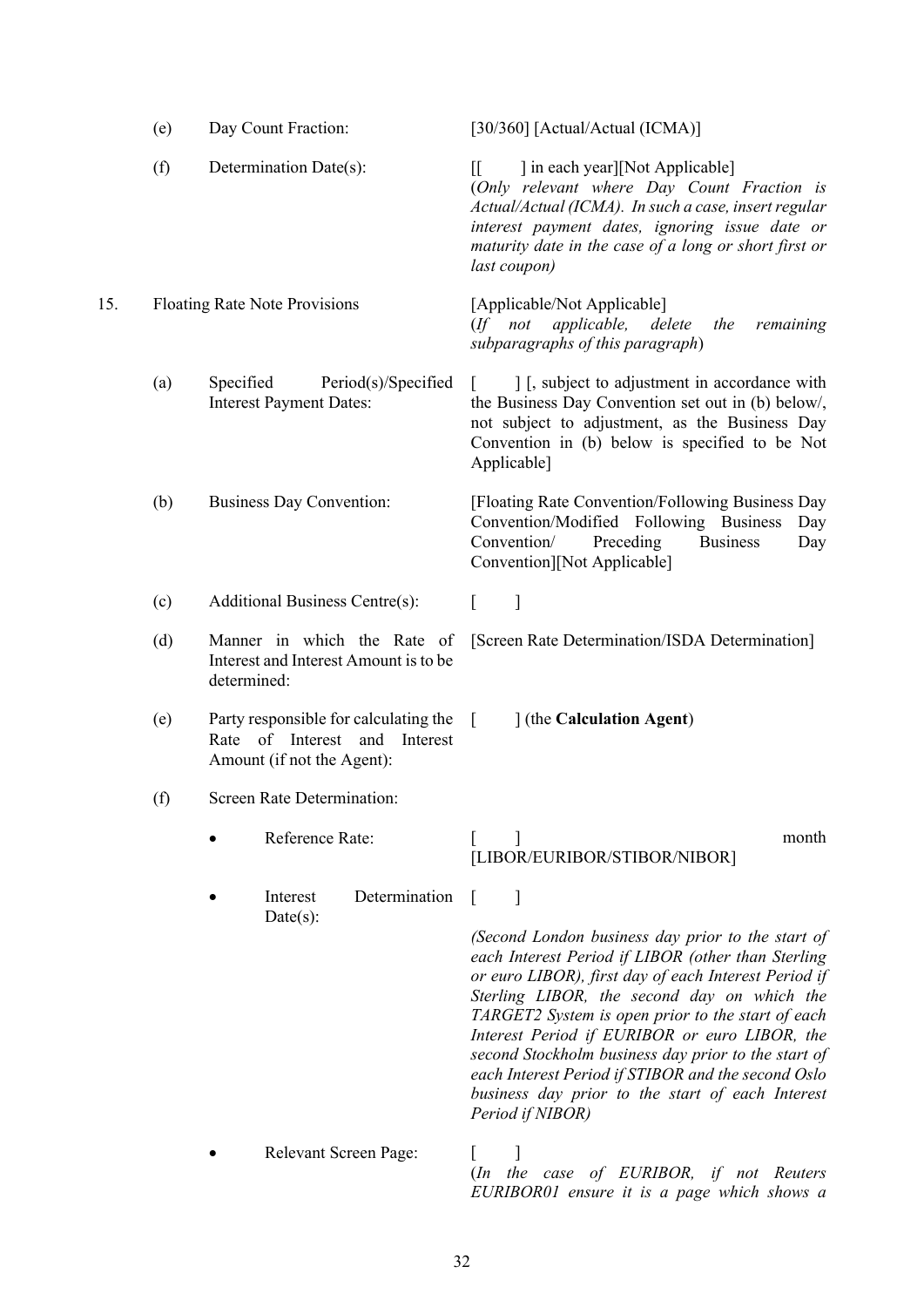| | | | |
|---|---|---|---|
| | (e) | Day Count Fraction: | [30/360] [Actual/Actual (ICMA)] |
| | (f) | Determination Date(s): | [[ ] in each year][Not Applicable] (*Only relevant where Day Count Fraction is Actual/Actual (ICMA). In such a case, insert regular interest payment dates, ignoring issue date or maturity date in the case of a long or short first or last coupon*) |
| 15. | Floating Rate Note Provisions | | [Applicable/Not Applicable] (*If not applicable, delete the remaining subparagraphs of this paragraph*) |
| | (a) | Specified Period(s)/Specified Interest Payment Dates: | [ ] [, subject to adjustment in accordance with the Business Day Convention set out in (b) below/, not subject to adjustment, as the Business Day Convention in (b) below is specified to be Not Applicable] |
| | (b) | Business Day Convention: | [Floating Rate Convention/Following Business Day Convention/Modified Following Business Day Convention/ Preceding Business Day Convention][Not Applicable] |
| | (c) | Additional Business Centre(s): | [ ] |
| | (d) | Manner in which the Rate of Interest and Interest Amount is to be determined: | [Screen Rate Determination/ISDA Determination] |
| | (e) | Party responsible for calculating the Rate of Interest and Interest Amount (if not the Agent): | [ ] (the **Calculation Agent**) |
| | (f) | Screen Rate Determination: | |
| | | • Reference Rate: | [ ] month [LIBOR/EURIBOR/STIBOR/NIBOR] |
| | | • Interest Determination Date(s): | [ ]<br><br>*(Second London business day prior to the start of each Interest Period if LIBOR (other than Sterling or euro LIBOR), first day of each Interest Period if Sterling LIBOR, the second day on which the TARGET2 System is open prior to the start of each Interest Period if EURIBOR or euro LIBOR, the second Stockholm business day prior to the start of each Interest Period if STIBOR and the second Oslo business day prior to the start of each Interest Period if NIBOR)* |
| | | • Relevant Screen Page: | [ ]<br>(*In the case of EURIBOR, if not Reuters EURIBOR01 ensure it is a page which shows a* |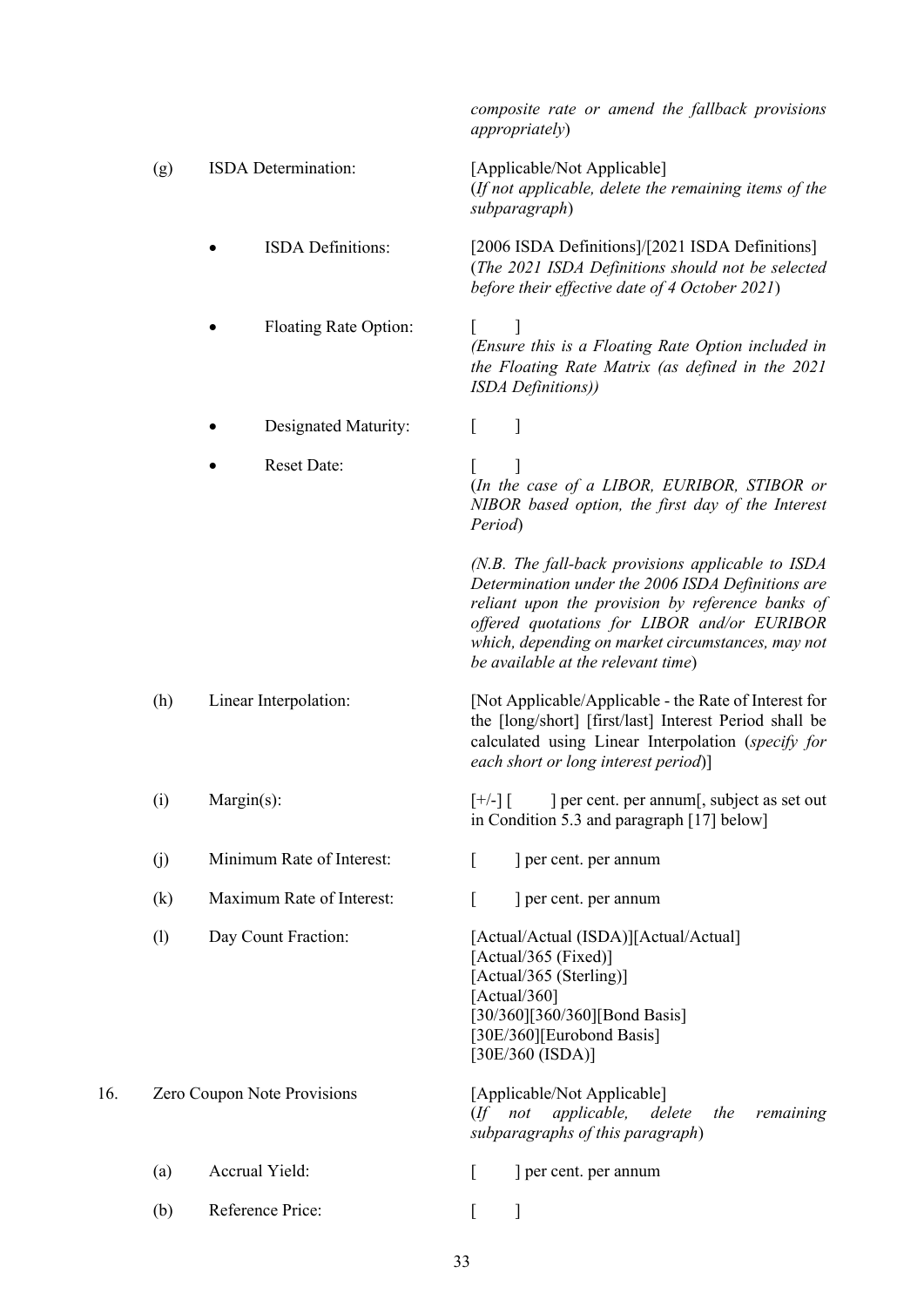| | | |
|---|---|---|
| | | *composite rate or amend the fallback provisions appropriately*) |
| (g) | ISDA Determination: | [Applicable/Not Applicable] (*If not applicable, delete the remaining items of the subparagraph*) |
| | • ISDA Definitions: | [2006 ISDA Definitions]/[2021 ISDA Definitions] (*The 2021 ISDA Definitions should not be selected before their effective date of 4 October 2021*) |
| | • Floating Rate Option: | [ ] *(Ensure this is a Floating Rate Option included in the Floating Rate Matrix (as defined in the 2021 ISDA Definitions))* |
| | • Designated Maturity: | [ ] |
| | • Reset Date: | [ ] (*In the case of a LIBOR, EURIBOR, STIBOR or NIBOR based option, the first day of the Interest Period*) |
| | | *(N.B. The fall-back provisions applicable to ISDA Determination under the 2006 ISDA Definitions are reliant upon the provision by reference banks of offered quotations for LIBOR and/or EURIBOR which, depending on market circumstances, may not be available at the relevant time*) |
| (h) | Linear Interpolation: | [Not Applicable/Applicable - the Rate of Interest for the [long/short] [first/last] Interest Period shall be calculated using Linear Interpolation (*specify for each short or long interest period*)] |
| (i) | Margin(s): | [+/-] [ ] per cent. per annum[, subject as set out in Condition 5.3 and paragraph [17] below] |
| (j) | Minimum Rate of Interest: | [ ] per cent. per annum |
| (k) | Maximum Rate of Interest: | [ ] per cent. per annum |
| (l) | Day Count Fraction: | [Actual/Actual (ISDA)][Actual/Actual] [Actual/365 (Fixed)] [Actual/365 (Sterling)] [Actual/360] [30/360][360/360][Bond Basis] [30E/360][Eurobond Basis] [30E/360 (ISDA)] |

| | | |
|---|---|---|
| 16. | Zero Coupon Note Provisions | [Applicable/Not Applicable] (*If not applicable, delete the remaining subparagraphs of this paragraph*) |
| (a) | Accrual Yield: | [ ] per cent. per annum |
| (b) | Reference Price: | [ ] |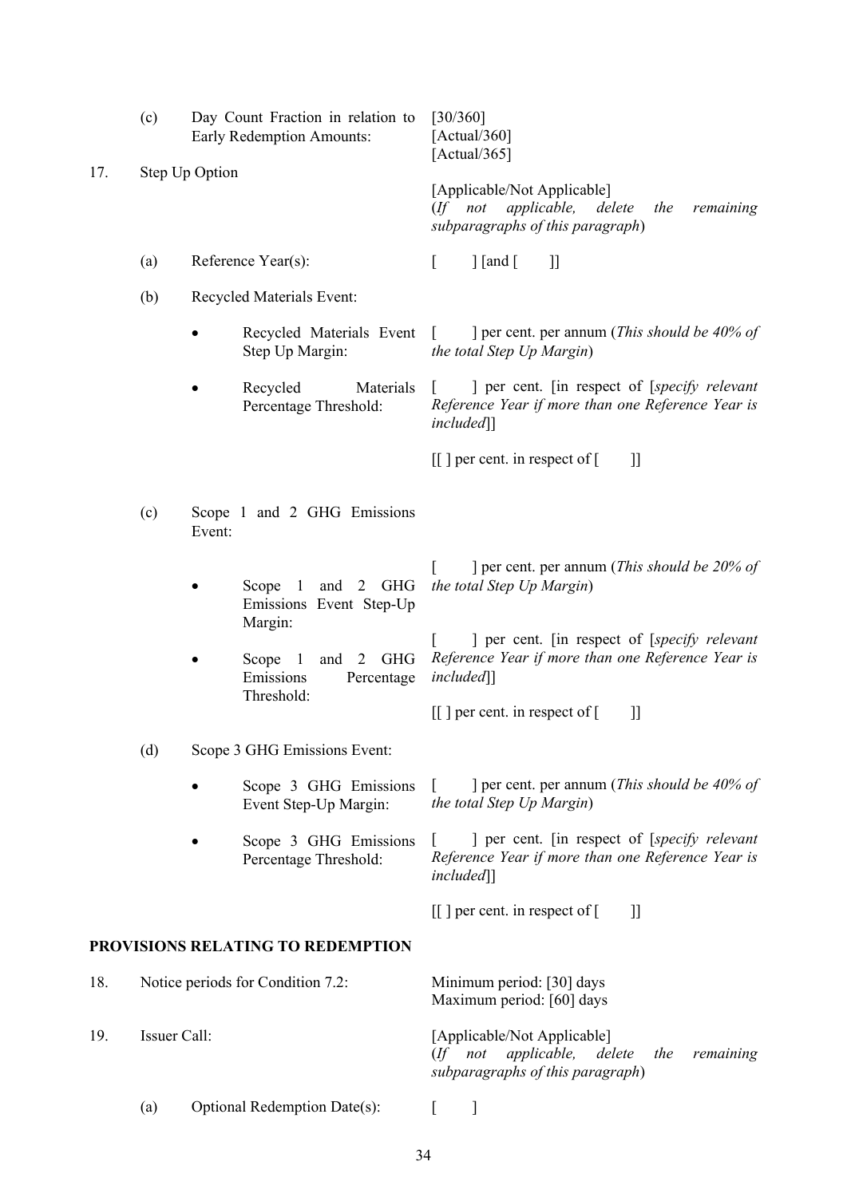| | | | |
|---|---|---|---|
| | (c) | Day Count Fraction in relation to Early Redemption Amounts: | [30/360]<br>[Actual/360]<br>[Actual/365] |
| 17. | Step Up Option | | [Applicable/Not Applicable]<br>(*If not applicable, delete the remaining subparagraphs of this paragraph*) |
| | (a) | Reference Year(s): | [ ] [and [ ]] |
| | (b) | Recycled Materials Event: | |
| | | • Recycled Materials Event Step Up Margin: | [ ] per cent. per annum (*This should be 40% of the total Step Up Margin*) |
| | | • Recycled Materials Percentage Threshold: | [ ] per cent. [in respect of [*specify relevant Reference Year if more than one Reference Year is included*]]<br><br>[[ ] per cent. in respect of [ ]] |
| | (c) | Scope 1 and 2 GHG Emissions Event: | |
| | | • Scope 1 and 2 GHG Emissions Event Step-Up Margin: | [ ] per cent. per annum (*This should be 20% of the total Step Up Margin*) |
| | | • Scope 1 and 2 GHG Emissions Percentage Threshold: | [ ] per cent. [in respect of [*specify relevant Reference Year if more than one Reference Year is included*]]<br><br>[[ ] per cent. in respect of [ ]] |
| | (d) | Scope 3 GHG Emissions Event: | |
| | | • Scope 3 GHG Emissions Event Step-Up Margin: | [ ] per cent. per annum (*This should be 40% of the total Step Up Margin*) |
| | | • Scope 3 GHG Emissions Percentage Threshold: | [ ] per cent. [in respect of [*specify relevant Reference Year if more than one Reference Year is included*]]<br><br>[[ ] per cent. in respect of [ ]] |

**PROVISIONS RELATING TO REDEMPTION**

| | | | |
|---|---|---|---|
| 18. | Notice periods for Condition 7.2: | | Minimum period: [30] days<br>Maximum period: [60] days |
| 19. | Issuer Call: | | [Applicable/Not Applicable]<br>(*If not applicable, delete the remaining subparagraphs of this paragraph*) |
| | (a) | Optional Redemption Date(s): | [ ] |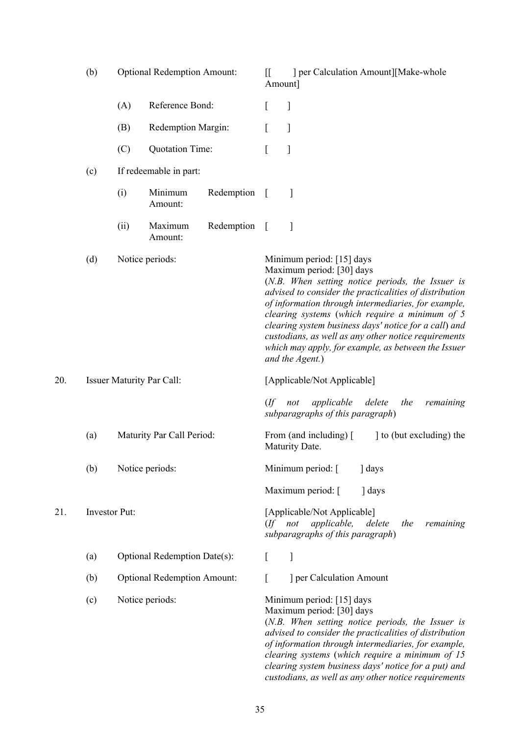| | | | |
|---|---|---|---|
| | (b) | Optional Redemption Amount: | [[ ] per Calculation Amount][Make-whole Amount] |
| | | (A) Reference Bond: | [ ] |
| | | (B) Redemption Margin: | [ ] |
| | | (C) Quotation Time: | [ ] |
| | (c) | If redeemable in part: | |
| | | (i) Minimum Redemption Amount: | [ ] |
| | | (ii) Maximum Redemption Amount: | [ ] |
| | (d) | Notice periods: | Minimum period: [15] days<br>Maximum period: [30] days<br>(*N.B. When setting notice periods, the Issuer is advised to consider the practicalities of distribution of information through intermediaries, for example, clearing systems* (*which require a minimum of 5 clearing system business days' notice for a call*) *and custodians, as well as any other notice requirements which may apply, for example, as between the Issuer and the Agent.*) |
| 20. | Issuer Maturity Par Call: | | [Applicable/Not Applicable]<br>(*If not applicable delete the remaining subparagraphs of this paragraph*) |
| | (a) | Maturity Par Call Period: | From (and including) [ ] to (but excluding) the Maturity Date. |
| | (b) | Notice periods: | Minimum period: [ ] days<br>Maximum period: [ ] days |
| 21. | Investor Put: | | [Applicable/Not Applicable]<br>(*If not applicable, delete the remaining subparagraphs of this paragraph*) |
| | (a) | Optional Redemption Date(s): | [ ] |
| | (b) | Optional Redemption Amount: | [ ] per Calculation Amount |
| | (c) | Notice periods: | Minimum period: [15] days<br>Maximum period: [30] days<br>(*N.B. When setting notice periods, the Issuer is advised to consider the practicalities of distribution of information through intermediaries, for example, clearing systems* (*which require a minimum of 15 clearing system business days' notice for a put) and custodians, as well as any other notice requirements* |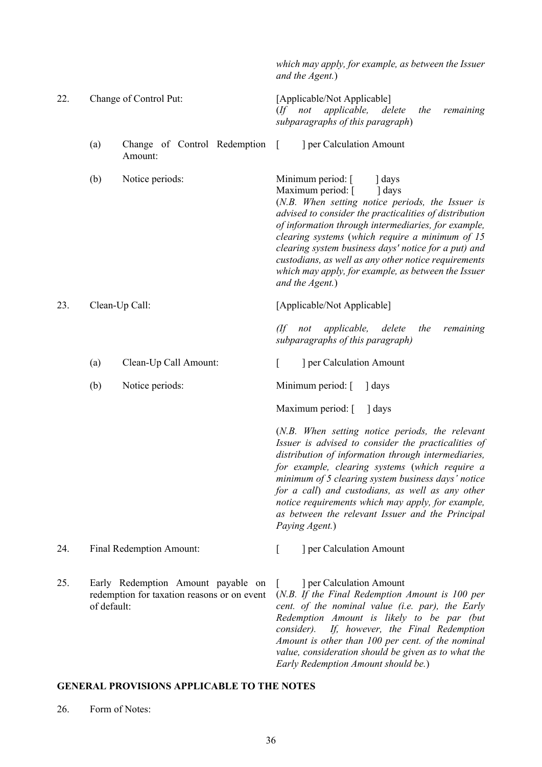| | | |
|---|---|---|
| | | *which may apply, for example, as between the Issuer and the Agent.*) |
| 22. | Change of Control Put: | [Applicable/Not Applicable] (*If not applicable, delete the remaining subparagraphs of this paragraph*) |
| | (a) Change of Control Redemption Amount: | [ ] per Calculation Amount |
| | (b) Notice periods: | Minimum period: [ ] days<br>Maximum period: [ ] days<br>(*N.B. When setting notice periods, the Issuer is advised to consider the practicalities of distribution of information through intermediaries, for example, clearing systems* (*which require a minimum of 15 clearing system business days' notice for a put) and custodians, as well as any other notice requirements which may apply, for example, as between the Issuer and the Agent.*) |
| 23. | Clean-Up Call: | [Applicable/Not Applicable]<br>*(If not applicable, delete the remaining subparagraphs of this paragraph)* |
| | (a) Clean-Up Call Amount: | [ ] per Calculation Amount |
| | (b) Notice periods: | Minimum period: [ ] days<br>Maximum period: [ ] days<br>(*N.B. When setting notice periods, the relevant Issuer is advised to consider the practicalities of distribution of information through intermediaries, for example, clearing systems* (*which require a minimum of 5 clearing system business days' notice for a call*) *and custodians, as well as any other notice requirements which may apply, for example, as between the relevant Issuer and the Principal Paying Agent.*) |
| 24. | Final Redemption Amount: | [ ] per Calculation Amount |
| 25. | Early Redemption Amount payable on redemption for taxation reasons or on event of default: | [ ] per Calculation Amount<br>(*N.B. If the Final Redemption Amount is 100 per cent. of the nominal value (i.e. par), the Early Redemption Amount is likely to be par (but consider). If, however, the Final Redemption Amount is other than 100 per cent. of the nominal value, consideration should be given as to what the Early Redemption Amount should be.*) |

## GENERAL PROVISIONS APPLICABLE TO THE NOTES

26. Form of Notes: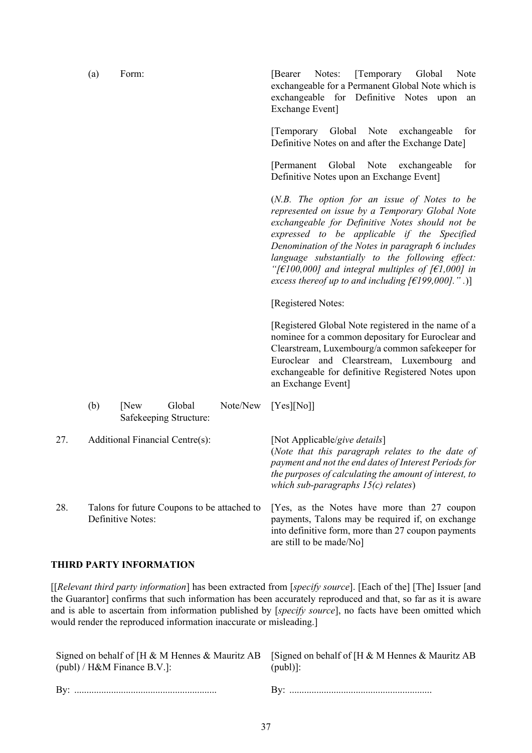| | | |
|---|---|---|
| (a) | Form: | [Bearer Notes: [Temporary Global Note exchangeable for a Permanent Global Note which is exchangeable for Definitive Notes upon an Exchange Event]<br><br>[Temporary Global Note exchangeable for Definitive Notes on and after the Exchange Date]<br><br>[Permanent Global Note exchangeable for Definitive Notes upon an Exchange Event]<br><br>(*N.B. The option for an issue of Notes to be represented on issue by a Temporary Global Note exchangeable for Definitive Notes should not be expressed to be applicable if the Specified Denomination of the Notes in paragraph 6 includes language substantially to the following effect: "[€100,000] and integral multiples of [€1,000] in excess thereof up to and including [€199,000]."* .)]<br><br>[Registered Notes:<br><br>[Registered Global Note registered in the name of a nominee for a common depositary for Euroclear and Clearstream, Luxembourg/a common safekeeper for Euroclear and Clearstream, Luxembourg and exchangeable for definitive Registered Notes upon an Exchange Event] |
| (b) | [New Global Note/New Safekeeping Structure: | [Yes][No]] |
| 27. | Additional Financial Centre(s): | [Not Applicable/*give details*]<br>(*Note that this paragraph relates to the date of payment and not the end dates of Interest Periods for the purposes of calculating the amount of interest, to which sub-paragraphs 15(c) relates*) |
| 28. | Talons for future Coupons to be attached to Definitive Notes: | [Yes, as the Notes have more than 27 coupon payments, Talons may be required if, on exchange into definitive form, more than 27 coupon payments are still to be made/No] |

**THIRD PARTY INFORMATION**

[[*Relevant third party information*] has been extracted from [*specify source*]. [Each of the] [The] Issuer [and the Guarantor] confirms that such information has been accurately reproduced and that, so far as it is aware and is able to ascertain from information published by [*specify source*], no facts have been omitted which would render the reproduced information inaccurate or misleading.]

| | |
|---|---|
| Signed on behalf of [H & M Hennes & Mauritz AB (publ) / H&M Finance B.V.]: | [Signed on behalf of [H & M Hennes & Mauritz AB (publ)]: |
| By: ......................................................... | By: ......................................................... |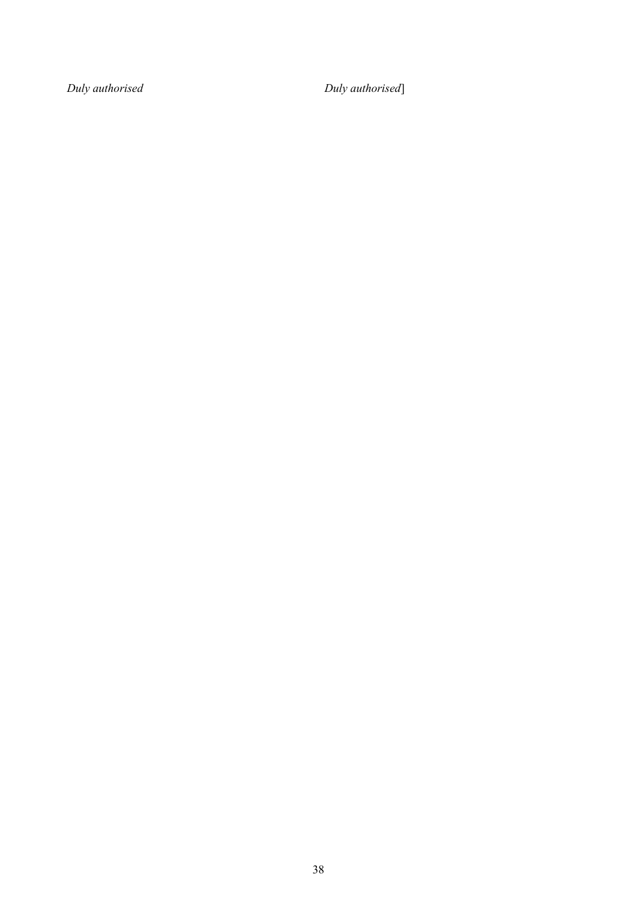*Duly authorised* *Duly authorised*]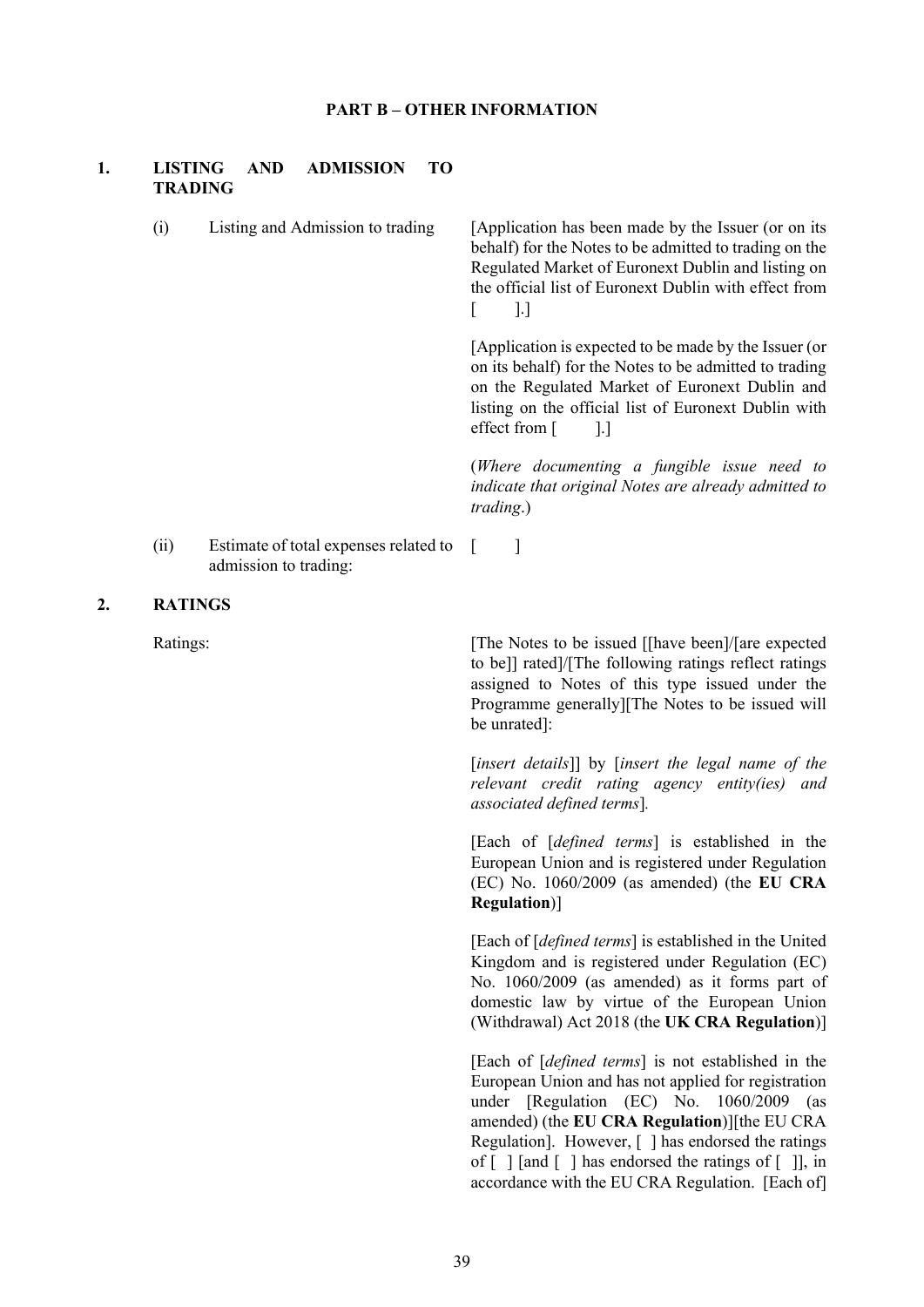## PART B – OTHER INFORMATION

### 1. LISTING AND ADMISSION TO TRADING

(i) Listing and Admission to trading

[Application has been made by the Issuer (or on its behalf) for the Notes to be admitted to trading on the Regulated Market of Euronext Dublin and listing on the official list of Euronext Dublin with effect from [ ].]

[Application is expected to be made by the Issuer (or on its behalf) for the Notes to be admitted to trading on the Regulated Market of Euronext Dublin and listing on the official list of Euronext Dublin with effect from [ ].]

(*Where documenting a fungible issue need to indicate that original Notes are already admitted to trading*.)

(ii) Estimate of total expenses related to admission to trading: [ ]

### 2. RATINGS

Ratings:

[The Notes to be issued [[have been]/[are expected to be]] rated]/[The following ratings reflect ratings assigned to Notes of this type issued under the Programme generally][The Notes to be issued will be unrated]:

[*insert details*]] by [*insert the legal name of the relevant credit rating agency entity(ies) and associated defined terms*].

[Each of [*defined terms*] is established in the European Union and is registered under Regulation (EC) No. 1060/2009 (as amended) (the **EU CRA Regulation**)]

[Each of [*defined terms*] is established in the United Kingdom and is registered under Regulation (EC) No. 1060/2009 (as amended) as it forms part of domestic law by virtue of the European Union (Withdrawal) Act 2018 (the **UK CRA Regulation**)]

[Each of [*defined terms*] is not established in the European Union and has not applied for registration under [Regulation (EC) No. 1060/2009 (as amended) (the **EU CRA Regulation**)][the EU CRA Regulation]. However, [ ] has endorsed the ratings of [ ] [and [ ] has endorsed the ratings of [ ]], in accordance with the EU CRA Regulation. [Each of]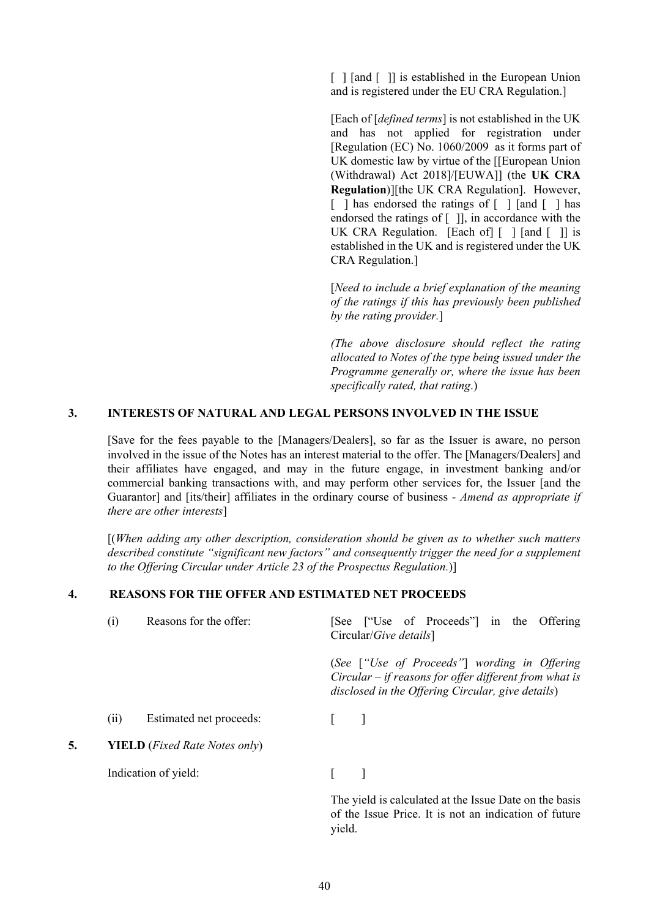[ ] [and [ ]] is established in the European Union and is registered under the EU CRA Regulation.]

[Each of [*defined terms*] is not established in the UK and has not applied for registration under [Regulation (EC) No. 1060/2009 as it forms part of UK domestic law by virtue of the [[European Union (Withdrawal) Act 2018]/[EUWA]] (the **UK CRA Regulation**)][the UK CRA Regulation]. However, [ ] has endorsed the ratings of [ ] [and [ ] has endorsed the ratings of [ ]], in accordance with the UK CRA Regulation. [Each of] [ ] [and [ ]] is established in the UK and is registered under the UK CRA Regulation.]

[*Need to include a brief explanation of the meaning of the ratings if this has previously been published by the rating provider.*]

*(The above disclosure should reflect the rating allocated to Notes of the type being issued under the Programme generally or, where the issue has been specifically rated, that rating*.)

## 3. INTERESTS OF NATURAL AND LEGAL PERSONS INVOLVED IN THE ISSUE

[Save for the fees payable to the [Managers/Dealers], so far as the Issuer is aware, no person involved in the issue of the Notes has an interest material to the offer. The [Managers/Dealers] and their affiliates have engaged, and may in the future engage, in investment banking and/or commercial banking transactions with, and may perform other services for, the Issuer [and the Guarantor] and [its/their] affiliates in the ordinary course of business - *Amend as appropriate if there are other interests*]

[(*When adding any other description, consideration should be given as to whether such matters described constitute "significant new factors" and consequently trigger the need for a supplement to the Offering Circular under Article 23 of the Prospectus Regulation.*)]

## 4. REASONS FOR THE OFFER AND ESTIMATED NET PROCEEDS

(i) Reasons for the offer: [See ["Use of Proceeds"] in the Offering Circular/*Give details*]

(*See* [*"Use of Proceeds"*] *wording in Offering Circular – if reasons for offer different from what is disclosed in the Offering Circular, give details*)

(ii) Estimated net proceeds: [ ]

## 5. YIELD (*Fixed Rate Notes only*)

Indication of yield: [ ]

The yield is calculated at the Issue Date on the basis of the Issue Price. It is not an indication of future yield.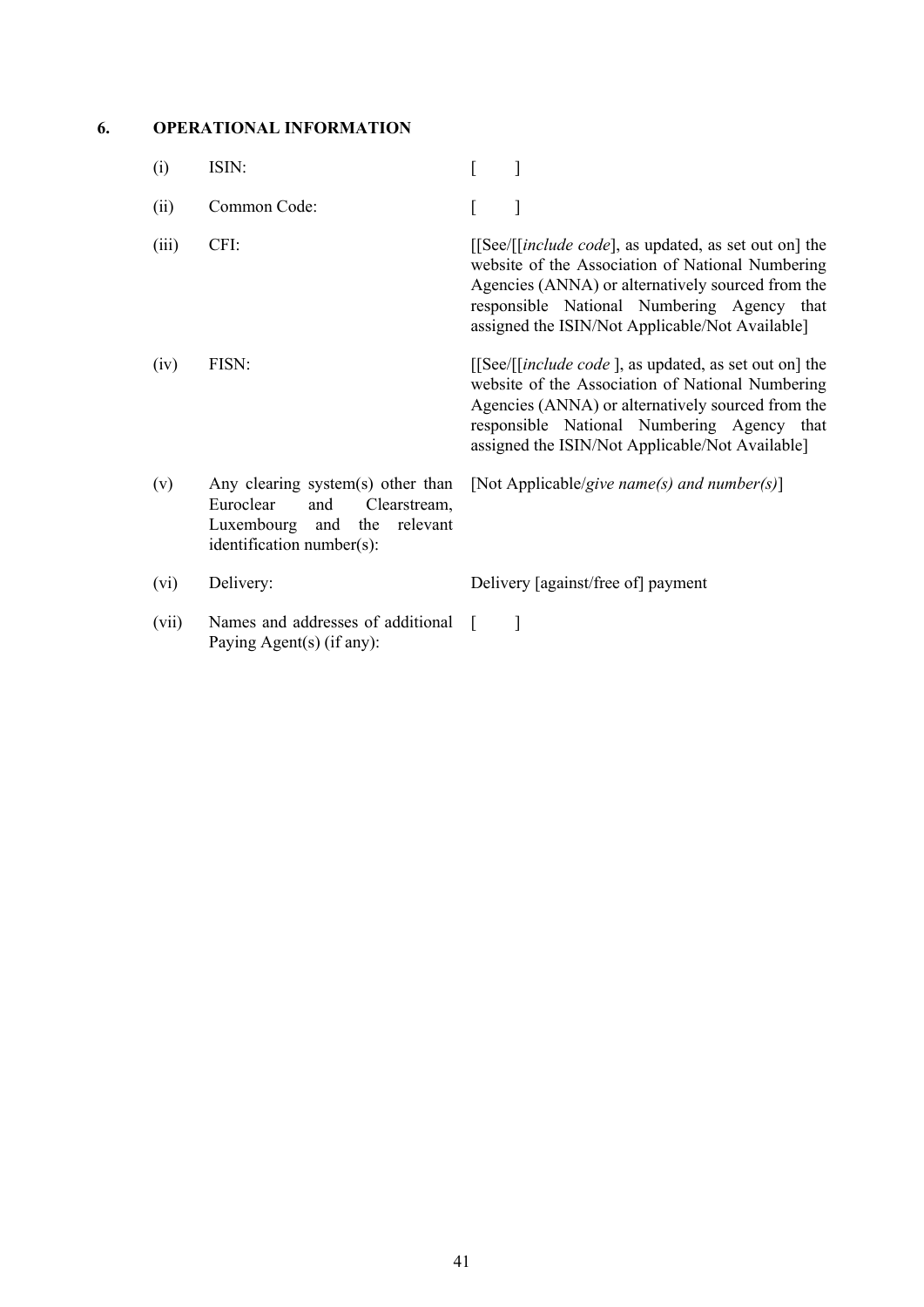## 6. OPERATIONAL INFORMATION

| | | |
|---|---|---|
| (i) | ISIN: | [ ] |
| (ii) | Common Code: | [ ] |
| (iii) | CFI: | [[See/[[*include code*], as updated, as set out on] the website of the Association of National Numbering Agencies (ANNA) or alternatively sourced from the responsible National Numbering Agency that assigned the ISIN/Not Applicable/Not Available] |
| (iv) | FISN: | [[See/[[*include code* ], as updated, as set out on] the website of the Association of National Numbering Agencies (ANNA) or alternatively sourced from the responsible National Numbering Agency that assigned the ISIN/Not Applicable/Not Available] |
| (v) | Any clearing system(s) other than Euroclear and Clearstream, Luxembourg and the relevant identification number(s): | [Not Applicable/*give name(s) and number(s)*] |
| (vi) | Delivery: | Delivery [against/free of] payment |
| (vii) | Names and addresses of additional Paying Agent(s) (if any): | [ ] |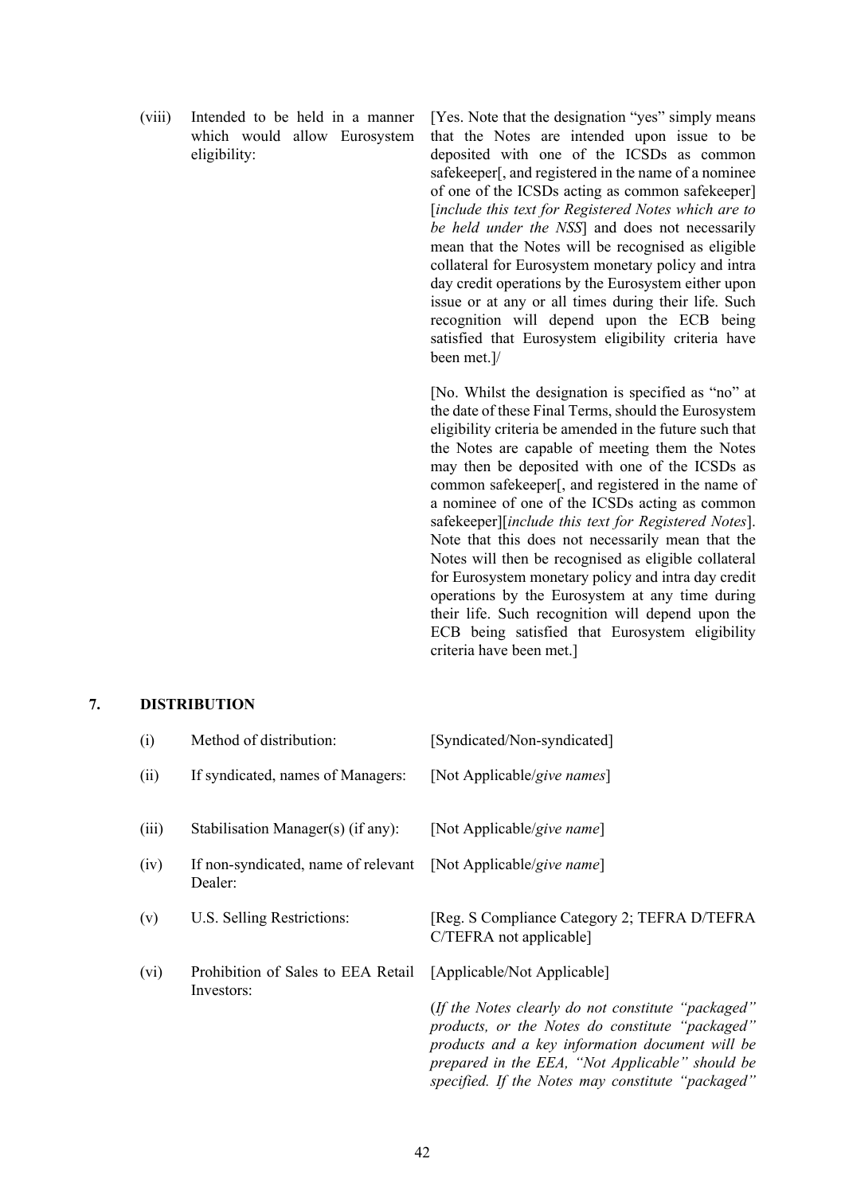| | | |
|---|---|---|
| (viii) | Intended to be held in a manner which would allow Eurosystem eligibility: | [Yes. Note that the designation "yes" simply means that the Notes are intended upon issue to be deposited with one of the ICSDs as common safekeeper[, and registered in the name of a nominee of one of the ICSDs acting as common safekeeper] [*include this text for Registered Notes which are to be held under the NSS*] and does not necessarily mean that the Notes will be recognised as eligible collateral for Eurosystem monetary policy and intra day credit operations by the Eurosystem either upon issue or at any or all times during their life. Such recognition will depend upon the ECB being satisfied that Eurosystem eligibility criteria have been met.]/<br><br>[No. Whilst the designation is specified as "no" at the date of these Final Terms, should the Eurosystem eligibility criteria be amended in the future such that the Notes are capable of meeting them the Notes may then be deposited with one of the ICSDs as common safekeeper[, and registered in the name of a nominee of one of the ICSDs acting as common safekeeper][*include this text for Registered Notes*]. Note that this does not necessarily mean that the Notes will then be recognised as eligible collateral for Eurosystem monetary policy and intra day credit operations by the Eurosystem at any time during their life. Such recognition will depend upon the ECB being satisfied that Eurosystem eligibility criteria have been met.] |

## 7. DISTRIBUTION

| | | |
|---|---|---|
| (i) | Method of distribution: | [Syndicated/Non-syndicated] |
| (ii) | If syndicated, names of Managers: | [Not Applicable/*give names*] |
| (iii) | Stabilisation Manager(s) (if any): | [Not Applicable/*give name*] |
| (iv) | If non-syndicated, name of relevant Dealer: | [Not Applicable/*give name*] |
| (v) | U.S. Selling Restrictions: | [Reg. S Compliance Category 2; TEFRA D/TEFRA C/TEFRA not applicable] |
| (vi) | Prohibition of Sales to EEA Retail Investors: | [Applicable/Not Applicable]<br><br>(*If the Notes clearly do not constitute "packaged" products, or the Notes do constitute "packaged" products and a key information document will be prepared in the EEA, "Not Applicable" should be specified. If the Notes may constitute "packaged"* |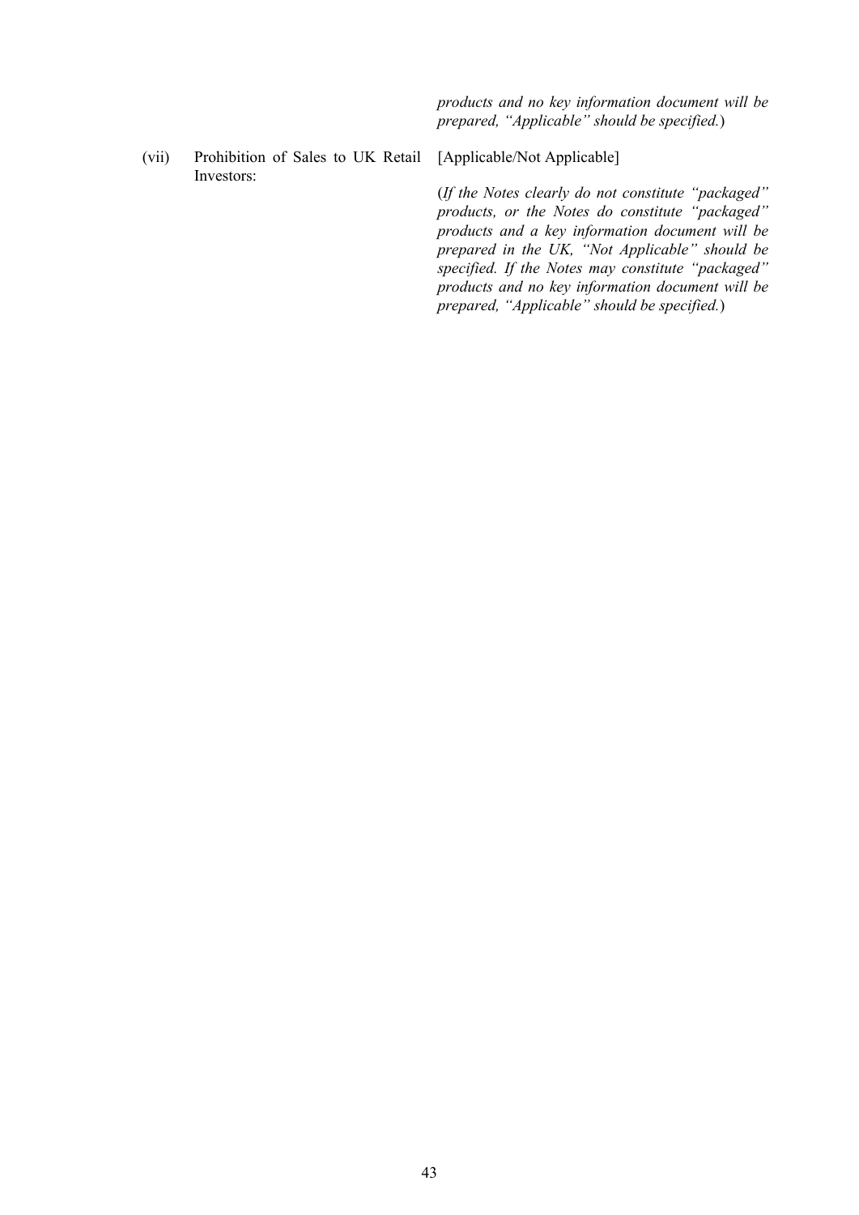*products and no key information document will be prepared, "Applicable" should be specified.*)

| | | |
|---|---|---|
| (vii) | Prohibition of Sales to UK Retail Investors: | [Applicable/Not Applicable]<br><br>(*If the Notes clearly do not constitute "packaged" products, or the Notes do constitute "packaged" products and a key information document will be prepared in the UK, "Not Applicable" should be specified. If the Notes may constitute "packaged" products and no key information document will be prepared, "Applicable" should be specified.*) |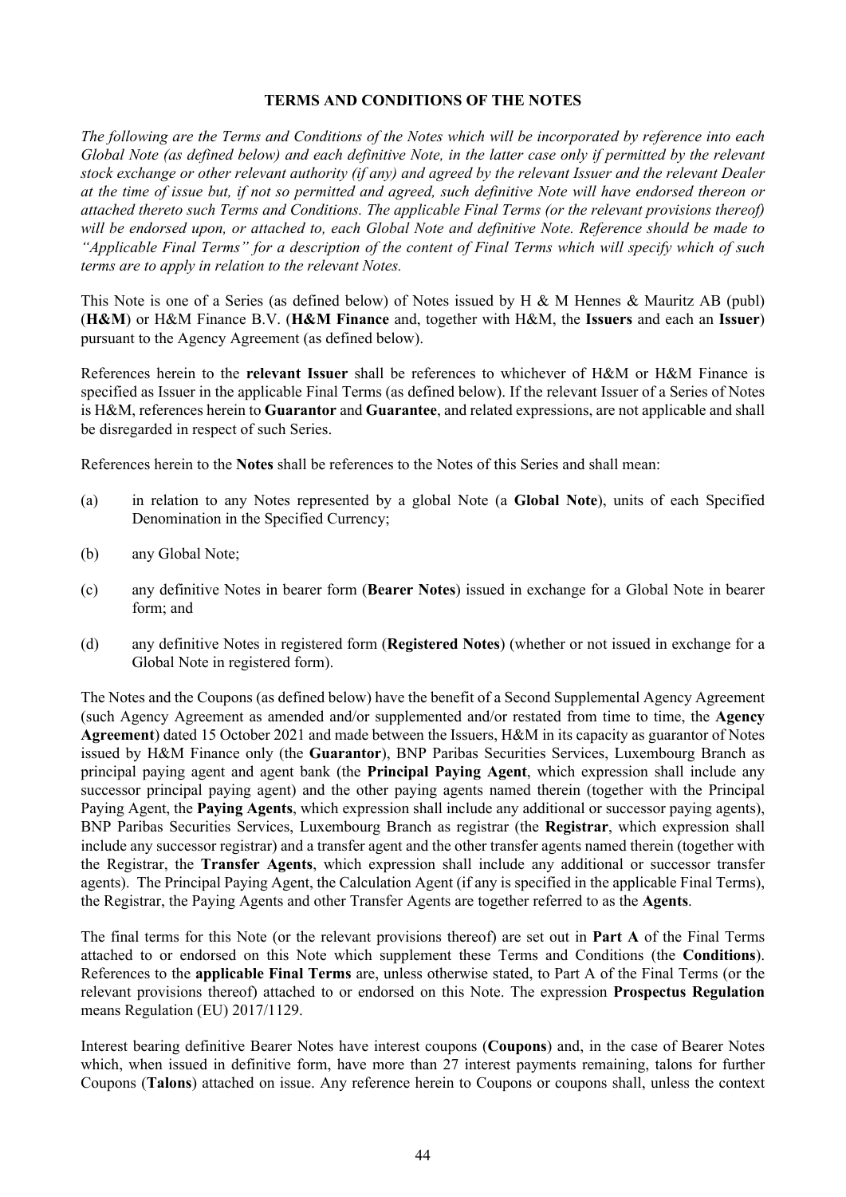## TERMS AND CONDITIONS OF THE NOTES

*The following are the Terms and Conditions of the Notes which will be incorporated by reference into each Global Note (as defined below) and each definitive Note, in the latter case only if permitted by the relevant stock exchange or other relevant authority (if any) and agreed by the relevant Issuer and the relevant Dealer at the time of issue but, if not so permitted and agreed, such definitive Note will have endorsed thereon or attached thereto such Terms and Conditions. The applicable Final Terms (or the relevant provisions thereof) will be endorsed upon, or attached to, each Global Note and definitive Note. Reference should be made to "Applicable Final Terms" for a description of the content of Final Terms which will specify which of such terms are to apply in relation to the relevant Notes.*

This Note is one of a Series (as defined below) of Notes issued by H & M Hennes & Mauritz AB (publ) (**H&M**) or H&M Finance B.V. (**H&M Finance** and, together with H&M, the **Issuers** and each an **Issuer**) pursuant to the Agency Agreement (as defined below).

References herein to the **relevant Issuer** shall be references to whichever of H&M or H&M Finance is specified as Issuer in the applicable Final Terms (as defined below). If the relevant Issuer of a Series of Notes is H&M, references herein to **Guarantor** and **Guarantee**, and related expressions, are not applicable and shall be disregarded in respect of such Series.

References herein to the **Notes** shall be references to the Notes of this Series and shall mean:

(a) in relation to any Notes represented by a global Note (a **Global Note**), units of each Specified Denomination in the Specified Currency;

(b) any Global Note;

(c) any definitive Notes in bearer form (**Bearer Notes**) issued in exchange for a Global Note in bearer form; and

(d) any definitive Notes in registered form (**Registered Notes**) (whether or not issued in exchange for a Global Note in registered form).

The Notes and the Coupons (as defined below) have the benefit of a Second Supplemental Agency Agreement (such Agency Agreement as amended and/or supplemented and/or restated from time to time, the **Agency Agreement**) dated 15 October 2021 and made between the Issuers, H&M in its capacity as guarantor of Notes issued by H&M Finance only (the **Guarantor**), BNP Paribas Securities Services, Luxembourg Branch as principal paying agent and agent bank (the **Principal Paying Agent**, which expression shall include any successor principal paying agent) and the other paying agents named therein (together with the Principal Paying Agent, the **Paying Agents**, which expression shall include any additional or successor paying agents), BNP Paribas Securities Services, Luxembourg Branch as registrar (the **Registrar**, which expression shall include any successor registrar) and a transfer agent and the other transfer agents named therein (together with the Registrar, the **Transfer Agents**, which expression shall include any additional or successor transfer agents). The Principal Paying Agent, the Calculation Agent (if any is specified in the applicable Final Terms), the Registrar, the Paying Agents and other Transfer Agents are together referred to as the **Agents**.

The final terms for this Note (or the relevant provisions thereof) are set out in **Part A** of the Final Terms attached to or endorsed on this Note which supplement these Terms and Conditions (the **Conditions**). References to the **applicable Final Terms** are, unless otherwise stated, to Part A of the Final Terms (or the relevant provisions thereof) attached to or endorsed on this Note. The expression **Prospectus Regulation** means Regulation (EU) 2017/1129.

Interest bearing definitive Bearer Notes have interest coupons (**Coupons**) and, in the case of Bearer Notes which, when issued in definitive form, have more than 27 interest payments remaining, talons for further Coupons (**Talons**) attached on issue. Any reference herein to Coupons or coupons shall, unless the context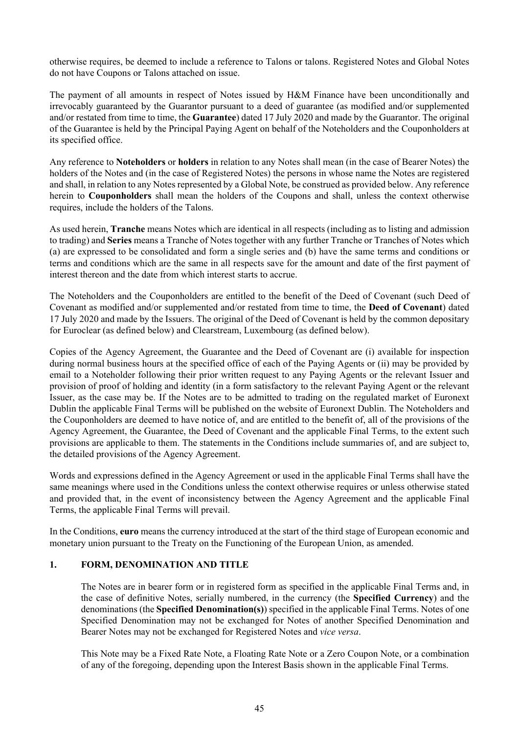otherwise requires, be deemed to include a reference to Talons or talons. Registered Notes and Global Notes do not have Coupons or Talons attached on issue.

The payment of all amounts in respect of Notes issued by H&M Finance have been unconditionally and irrevocably guaranteed by the Guarantor pursuant to a deed of guarantee (as modified and/or supplemented and/or restated from time to time, the **Guarantee**) dated 17 July 2020 and made by the Guarantor. The original of the Guarantee is held by the Principal Paying Agent on behalf of the Noteholders and the Couponholders at its specified office.

Any reference to **Noteholders** or **holders** in relation to any Notes shall mean (in the case of Bearer Notes) the holders of the Notes and (in the case of Registered Notes) the persons in whose name the Notes are registered and shall, in relation to any Notes represented by a Global Note, be construed as provided below. Any reference herein to **Couponholders** shall mean the holders of the Coupons and shall, unless the context otherwise requires, include the holders of the Talons.

As used herein, **Tranche** means Notes which are identical in all respects (including as to listing and admission to trading) and **Series** means a Tranche of Notes together with any further Tranche or Tranches of Notes which (a) are expressed to be consolidated and form a single series and (b) have the same terms and conditions or terms and conditions which are the same in all respects save for the amount and date of the first payment of interest thereon and the date from which interest starts to accrue.

The Noteholders and the Couponholders are entitled to the benefit of the Deed of Covenant (such Deed of Covenant as modified and/or supplemented and/or restated from time to time, the **Deed of Covenant**) dated 17 July 2020 and made by the Issuers. The original of the Deed of Covenant is held by the common depositary for Euroclear (as defined below) and Clearstream, Luxembourg (as defined below).

Copies of the Agency Agreement, the Guarantee and the Deed of Covenant are (i) available for inspection during normal business hours at the specified office of each of the Paying Agents or (ii) may be provided by email to a Noteholder following their prior written request to any Paying Agents or the relevant Issuer and provision of proof of holding and identity (in a form satisfactory to the relevant Paying Agent or the relevant Issuer, as the case may be. If the Notes are to be admitted to trading on the regulated market of Euronext Dublin the applicable Final Terms will be published on the website of Euronext Dublin. The Noteholders and the Couponholders are deemed to have notice of, and are entitled to the benefit of, all of the provisions of the Agency Agreement, the Guarantee, the Deed of Covenant and the applicable Final Terms, to the extent such provisions are applicable to them. The statements in the Conditions include summaries of, and are subject to, the detailed provisions of the Agency Agreement.

Words and expressions defined in the Agency Agreement or used in the applicable Final Terms shall have the same meanings where used in the Conditions unless the context otherwise requires or unless otherwise stated and provided that, in the event of inconsistency between the Agency Agreement and the applicable Final Terms, the applicable Final Terms will prevail.

In the Conditions, **euro** means the currency introduced at the start of the third stage of European economic and monetary union pursuant to the Treaty on the Functioning of the European Union, as amended.

## 1. FORM, DENOMINATION AND TITLE

The Notes are in bearer form or in registered form as specified in the applicable Final Terms and, in the case of definitive Notes, serially numbered, in the currency (the **Specified Currency**) and the denominations (the **Specified Denomination(s)**) specified in the applicable Final Terms. Notes of one Specified Denomination may not be exchanged for Notes of another Specified Denomination and Bearer Notes may not be exchanged for Registered Notes and *vice versa*.

This Note may be a Fixed Rate Note, a Floating Rate Note or a Zero Coupon Note, or a combination of any of the foregoing, depending upon the Interest Basis shown in the applicable Final Terms.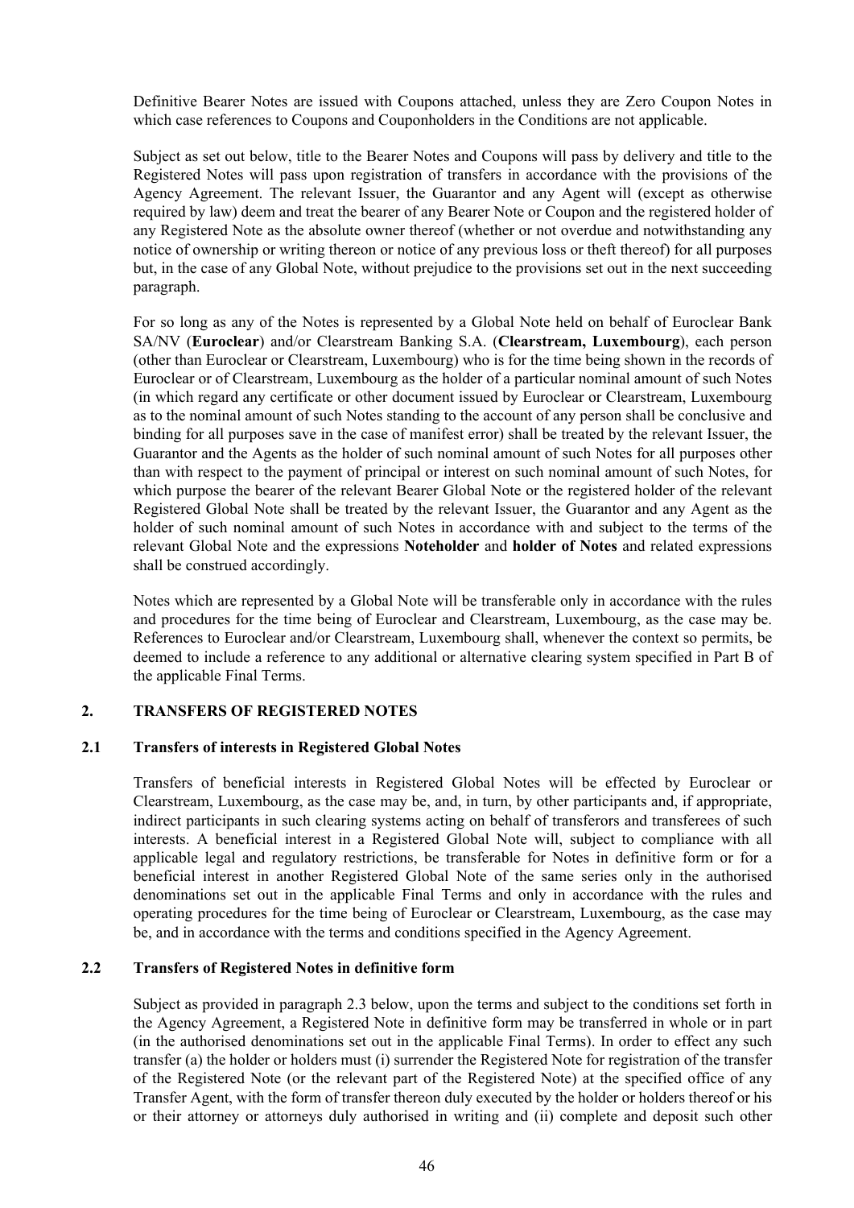Definitive Bearer Notes are issued with Coupons attached, unless they are Zero Coupon Notes in which case references to Coupons and Couponholders in the Conditions are not applicable.

Subject as set out below, title to the Bearer Notes and Coupons will pass by delivery and title to the Registered Notes will pass upon registration of transfers in accordance with the provisions of the Agency Agreement. The relevant Issuer, the Guarantor and any Agent will (except as otherwise required by law) deem and treat the bearer of any Bearer Note or Coupon and the registered holder of any Registered Note as the absolute owner thereof (whether or not overdue and notwithstanding any notice of ownership or writing thereon or notice of any previous loss or theft thereof) for all purposes but, in the case of any Global Note, without prejudice to the provisions set out in the next succeeding paragraph.

For so long as any of the Notes is represented by a Global Note held on behalf of Euroclear Bank SA/NV (**Euroclear**) and/or Clearstream Banking S.A. (**Clearstream, Luxembourg**), each person (other than Euroclear or Clearstream, Luxembourg) who is for the time being shown in the records of Euroclear or of Clearstream, Luxembourg as the holder of a particular nominal amount of such Notes (in which regard any certificate or other document issued by Euroclear or Clearstream, Luxembourg as to the nominal amount of such Notes standing to the account of any person shall be conclusive and binding for all purposes save in the case of manifest error) shall be treated by the relevant Issuer, the Guarantor and the Agents as the holder of such nominal amount of such Notes for all purposes other than with respect to the payment of principal or interest on such nominal amount of such Notes, for which purpose the bearer of the relevant Bearer Global Note or the registered holder of the relevant Registered Global Note shall be treated by the relevant Issuer, the Guarantor and any Agent as the holder of such nominal amount of such Notes in accordance with and subject to the terms of the relevant Global Note and the expressions **Noteholder** and **holder of Notes** and related expressions shall be construed accordingly.

Notes which are represented by a Global Note will be transferable only in accordance with the rules and procedures for the time being of Euroclear and Clearstream, Luxembourg, as the case may be. References to Euroclear and/or Clearstream, Luxembourg shall, whenever the context so permits, be deemed to include a reference to any additional or alternative clearing system specified in Part B of the applicable Final Terms.

## 2. TRANSFERS OF REGISTERED NOTES

### 2.1 Transfers of interests in Registered Global Notes

Transfers of beneficial interests in Registered Global Notes will be effected by Euroclear or Clearstream, Luxembourg, as the case may be, and, in turn, by other participants and, if appropriate, indirect participants in such clearing systems acting on behalf of transferors and transferees of such interests. A beneficial interest in a Registered Global Note will, subject to compliance with all applicable legal and regulatory restrictions, be transferable for Notes in definitive form or for a beneficial interest in another Registered Global Note of the same series only in the authorised denominations set out in the applicable Final Terms and only in accordance with the rules and operating procedures for the time being of Euroclear or Clearstream, Luxembourg, as the case may be, and in accordance with the terms and conditions specified in the Agency Agreement.

### 2.2 Transfers of Registered Notes in definitive form

Subject as provided in paragraph 2.3 below, upon the terms and subject to the conditions set forth in the Agency Agreement, a Registered Note in definitive form may be transferred in whole or in part (in the authorised denominations set out in the applicable Final Terms). In order to effect any such transfer (a) the holder or holders must (i) surrender the Registered Note for registration of the transfer of the Registered Note (or the relevant part of the Registered Note) at the specified office of any Transfer Agent, with the form of transfer thereon duly executed by the holder or holders thereof or his or their attorney or attorneys duly authorised in writing and (ii) complete and deposit such other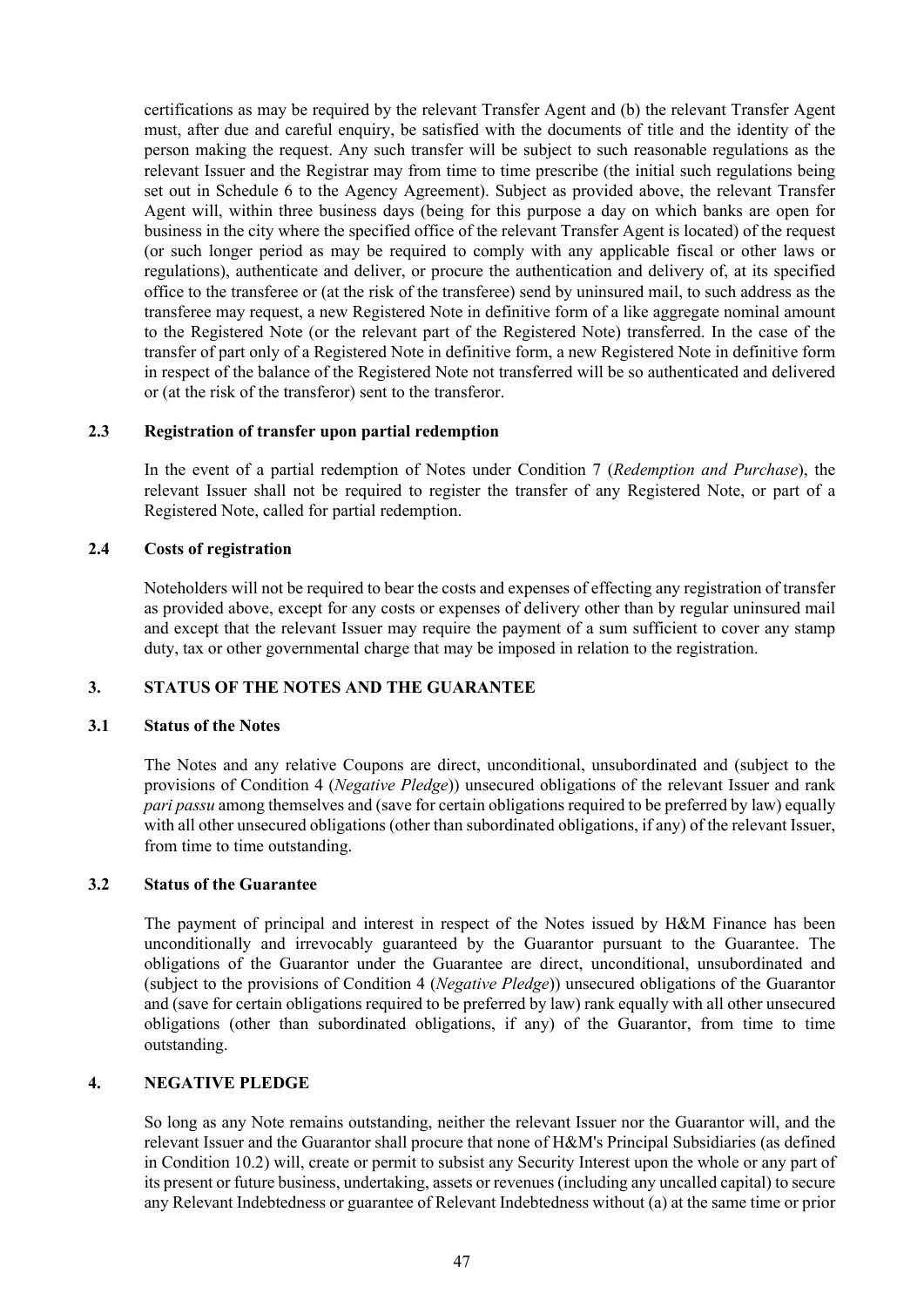certifications as may be required by the relevant Transfer Agent and (b) the relevant Transfer Agent must, after due and careful enquiry, be satisfied with the documents of title and the identity of the person making the request. Any such transfer will be subject to such reasonable regulations as the relevant Issuer and the Registrar may from time to time prescribe (the initial such regulations being set out in Schedule 6 to the Agency Agreement). Subject as provided above, the relevant Transfer Agent will, within three business days (being for this purpose a day on which banks are open for business in the city where the specified office of the relevant Transfer Agent is located) of the request (or such longer period as may be required to comply with any applicable fiscal or other laws or regulations), authenticate and deliver, or procure the authentication and delivery of, at its specified office to the transferee or (at the risk of the transferee) send by uninsured mail, to such address as the transferee may request, a new Registered Note in definitive form of a like aggregate nominal amount to the Registered Note (or the relevant part of the Registered Note) transferred. In the case of the transfer of part only of a Registered Note in definitive form, a new Registered Note in definitive form in respect of the balance of the Registered Note not transferred will be so authenticated and delivered or (at the risk of the transferor) sent to the transferor.

### 2.3 Registration of transfer upon partial redemption

In the event of a partial redemption of Notes under Condition 7 (*Redemption and Purchase*), the relevant Issuer shall not be required to register the transfer of any Registered Note, or part of a Registered Note, called for partial redemption.

### 2.4 Costs of registration

Noteholders will not be required to bear the costs and expenses of effecting any registration of transfer as provided above, except for any costs or expenses of delivery other than by regular uninsured mail and except that the relevant Issuer may require the payment of a sum sufficient to cover any stamp duty, tax or other governmental charge that may be imposed in relation to the registration.

## 3. STATUS OF THE NOTES AND THE GUARANTEE

### 3.1 Status of the Notes

The Notes and any relative Coupons are direct, unconditional, unsubordinated and (subject to the provisions of Condition 4 (*Negative Pledge*)) unsecured obligations of the relevant Issuer and rank *pari passu* among themselves and (save for certain obligations required to be preferred by law) equally with all other unsecured obligations (other than subordinated obligations, if any) of the relevant Issuer, from time to time outstanding.

### 3.2 Status of the Guarantee

The payment of principal and interest in respect of the Notes issued by H&M Finance has been unconditionally and irrevocably guaranteed by the Guarantor pursuant to the Guarantee. The obligations of the Guarantor under the Guarantee are direct, unconditional, unsubordinated and (subject to the provisions of Condition 4 (*Negative Pledge*)) unsecured obligations of the Guarantor and (save for certain obligations required to be preferred by law) rank equally with all other unsecured obligations (other than subordinated obligations, if any) of the Guarantor, from time to time outstanding.

## 4. NEGATIVE PLEDGE

So long as any Note remains outstanding, neither the relevant Issuer nor the Guarantor will, and the relevant Issuer and the Guarantor shall procure that none of H&M's Principal Subsidiaries (as defined in Condition 10.2) will, create or permit to subsist any Security Interest upon the whole or any part of its present or future business, undertaking, assets or revenues (including any uncalled capital) to secure any Relevant Indebtedness or guarantee of Relevant Indebtedness without (a) at the same time or prior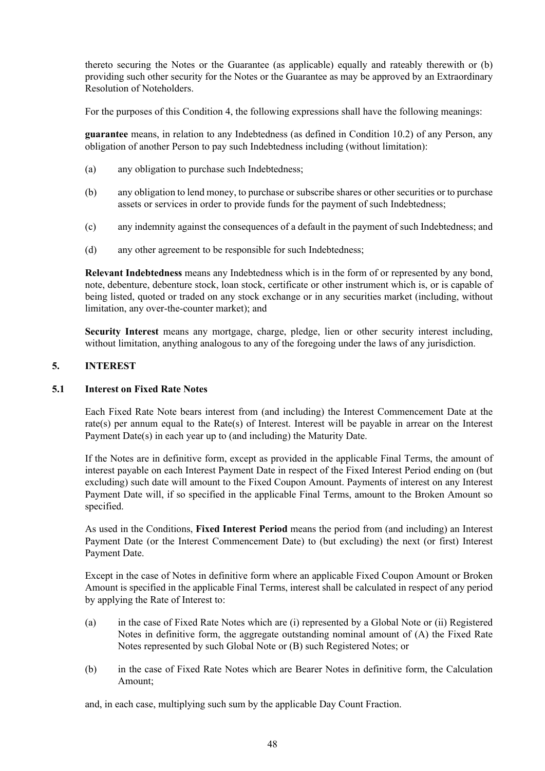thereto securing the Notes or the Guarantee (as applicable) equally and rateably therewith or (b) providing such other security for the Notes or the Guarantee as may be approved by an Extraordinary Resolution of Noteholders.

For the purposes of this Condition 4, the following expressions shall have the following meanings:

**guarantee** means, in relation to any Indebtedness (as defined in Condition 10.2) of any Person, any obligation of another Person to pay such Indebtedness including (without limitation):

(a) any obligation to purchase such Indebtedness;

(b) any obligation to lend money, to purchase or subscribe shares or other securities or to purchase assets or services in order to provide funds for the payment of such Indebtedness;

(c) any indemnity against the consequences of a default in the payment of such Indebtedness; and

(d) any other agreement to be responsible for such Indebtedness;

**Relevant Indebtedness** means any Indebtedness which is in the form of or represented by any bond, note, debenture, debenture stock, loan stock, certificate or other instrument which is, or is capable of being listed, quoted or traded on any stock exchange or in any securities market (including, without limitation, any over-the-counter market); and

**Security Interest** means any mortgage, charge, pledge, lien or other security interest including, without limitation, anything analogous to any of the foregoing under the laws of any jurisdiction.

## 5. INTEREST

### 5.1 Interest on Fixed Rate Notes

Each Fixed Rate Note bears interest from (and including) the Interest Commencement Date at the rate(s) per annum equal to the Rate(s) of Interest. Interest will be payable in arrear on the Interest Payment Date(s) in each year up to (and including) the Maturity Date.

If the Notes are in definitive form, except as provided in the applicable Final Terms, the amount of interest payable on each Interest Payment Date in respect of the Fixed Interest Period ending on (but excluding) such date will amount to the Fixed Coupon Amount. Payments of interest on any Interest Payment Date will, if so specified in the applicable Final Terms, amount to the Broken Amount so specified.

As used in the Conditions, **Fixed Interest Period** means the period from (and including) an Interest Payment Date (or the Interest Commencement Date) to (but excluding) the next (or first) Interest Payment Date.

Except in the case of Notes in definitive form where an applicable Fixed Coupon Amount or Broken Amount is specified in the applicable Final Terms, interest shall be calculated in respect of any period by applying the Rate of Interest to:

(a) in the case of Fixed Rate Notes which are (i) represented by a Global Note or (ii) Registered Notes in definitive form, the aggregate outstanding nominal amount of (A) the Fixed Rate Notes represented by such Global Note or (B) such Registered Notes; or

(b) in the case of Fixed Rate Notes which are Bearer Notes in definitive form, the Calculation Amount;

and, in each case, multiplying such sum by the applicable Day Count Fraction.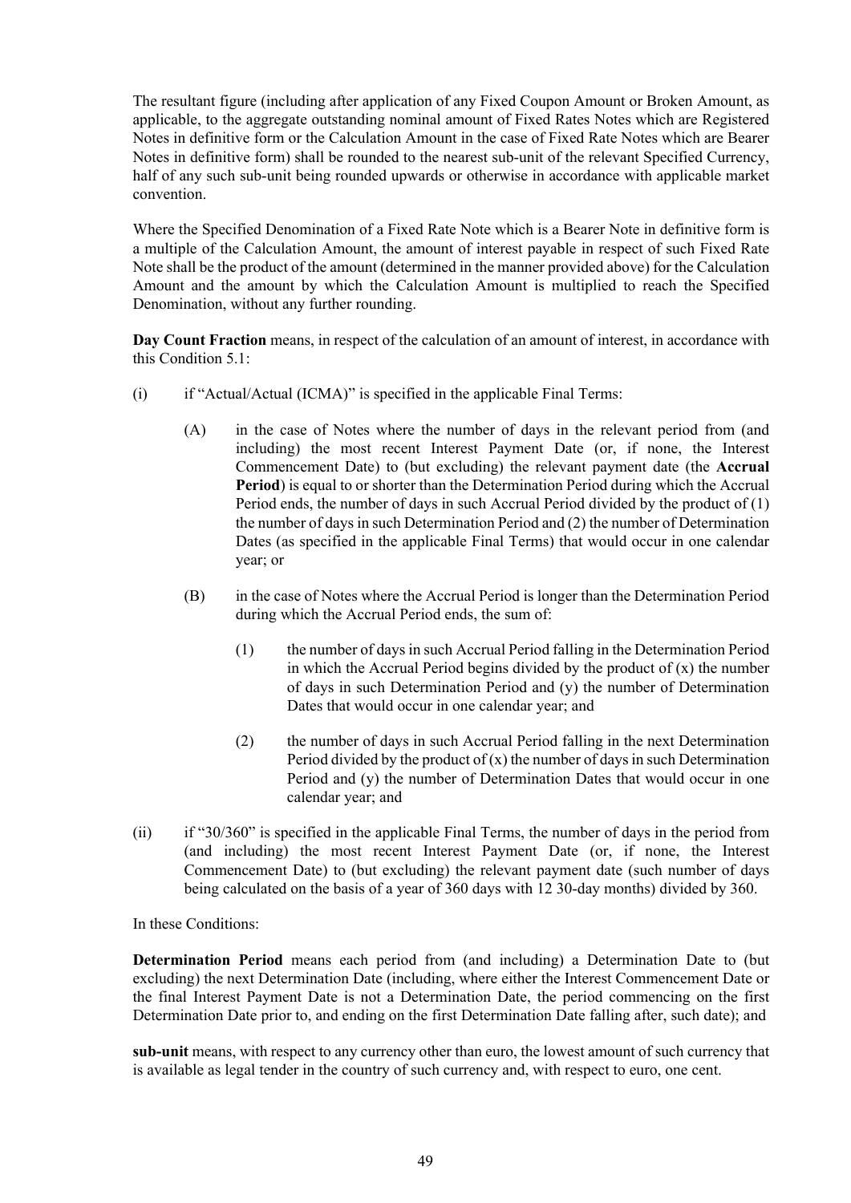The resultant figure (including after application of any Fixed Coupon Amount or Broken Amount, as applicable, to the aggregate outstanding nominal amount of Fixed Rates Notes which are Registered Notes in definitive form or the Calculation Amount in the case of Fixed Rate Notes which are Bearer Notes in definitive form) shall be rounded to the nearest sub-unit of the relevant Specified Currency, half of any such sub-unit being rounded upwards or otherwise in accordance with applicable market convention.

Where the Specified Denomination of a Fixed Rate Note which is a Bearer Note in definitive form is a multiple of the Calculation Amount, the amount of interest payable in respect of such Fixed Rate Note shall be the product of the amount (determined in the manner provided above) for the Calculation Amount and the amount by which the Calculation Amount is multiplied to reach the Specified Denomination, without any further rounding.

**Day Count Fraction** means, in respect of the calculation of an amount of interest, in accordance with this Condition 5.1:

(i) if "Actual/Actual (ICMA)" is specified in the applicable Final Terms:

   (A) in the case of Notes where the number of days in the relevant period from (and including) the most recent Interest Payment Date (or, if none, the Interest Commencement Date) to (but excluding) the relevant payment date (the **Accrual Period**) is equal to or shorter than the Determination Period during which the Accrual Period ends, the number of days in such Accrual Period divided by the product of (1) the number of days in such Determination Period and (2) the number of Determination Dates (as specified in the applicable Final Terms) that would occur in one calendar year; or

   (B) in the case of Notes where the Accrual Period is longer than the Determination Period during which the Accrual Period ends, the sum of:

      (1) the number of days in such Accrual Period falling in the Determination Period in which the Accrual Period begins divided by the product of (x) the number of days in such Determination Period and (y) the number of Determination Dates that would occur in one calendar year; and

      (2) the number of days in such Accrual Period falling in the next Determination Period divided by the product of (x) the number of days in such Determination Period and (y) the number of Determination Dates that would occur in one calendar year; and

(ii) if "30/360" is specified in the applicable Final Terms, the number of days in the period from (and including) the most recent Interest Payment Date (or, if none, the Interest Commencement Date) to (but excluding) the relevant payment date (such number of days being calculated on the basis of a year of 360 days with 12 30-day months) divided by 360.

In these Conditions:

**Determination Period** means each period from (and including) a Determination Date to (but excluding) the next Determination Date (including, where either the Interest Commencement Date or the final Interest Payment Date is not a Determination Date, the period commencing on the first Determination Date prior to, and ending on the first Determination Date falling after, such date); and

**sub-unit** means, with respect to any currency other than euro, the lowest amount of such currency that is available as legal tender in the country of such currency and, with respect to euro, one cent.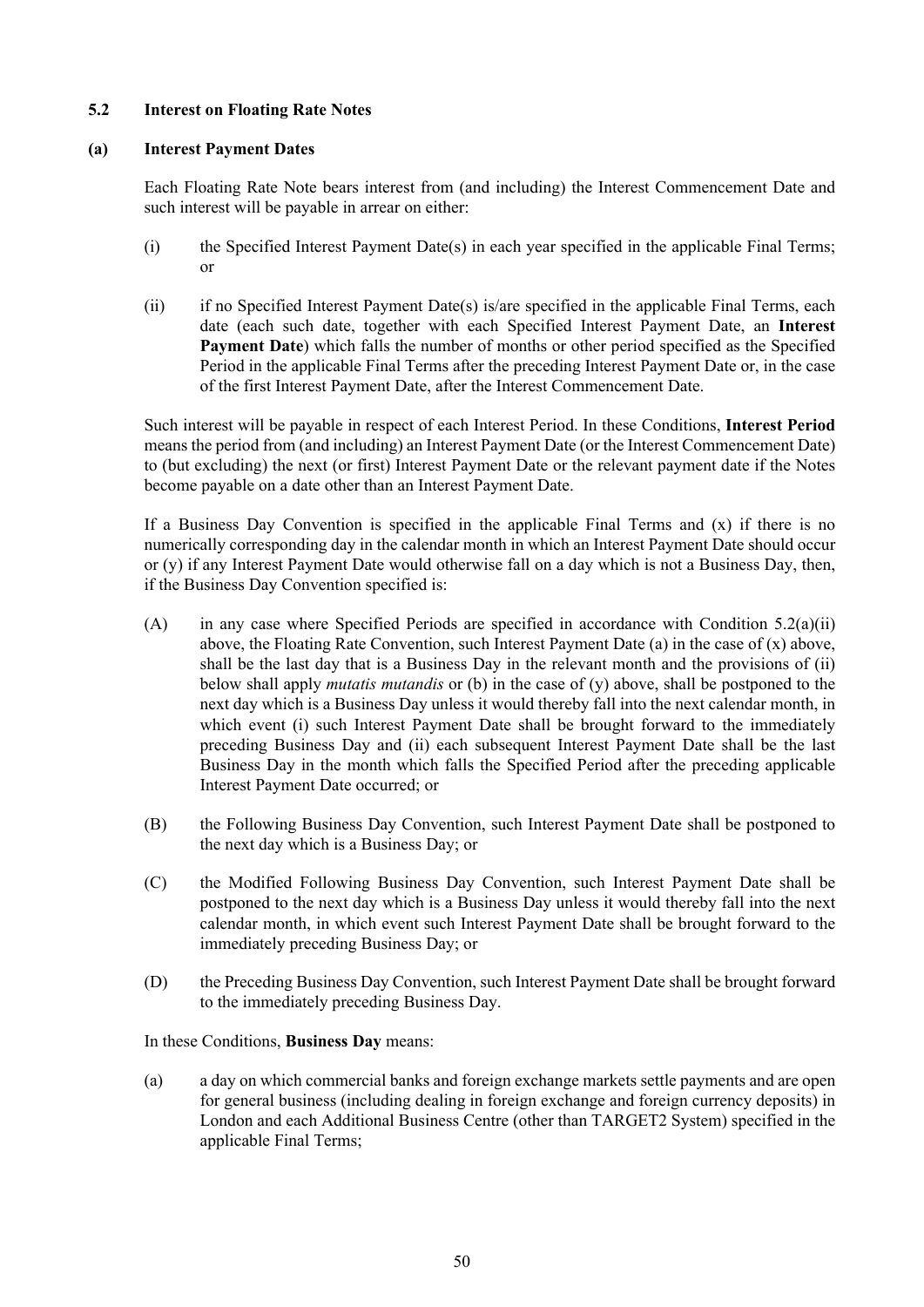### 5.2 Interest on Floating Rate Notes

#### (a) Interest Payment Dates

Each Floating Rate Note bears interest from (and including) the Interest Commencement Date and such interest will be payable in arrear on either:

(i) the Specified Interest Payment Date(s) in each year specified in the applicable Final Terms; or

(ii) if no Specified Interest Payment Date(s) is/are specified in the applicable Final Terms, each date (each such date, together with each Specified Interest Payment Date, an **Interest Payment Date**) which falls the number of months or other period specified as the Specified Period in the applicable Final Terms after the preceding Interest Payment Date or, in the case of the first Interest Payment Date, after the Interest Commencement Date.

Such interest will be payable in respect of each Interest Period. In these Conditions, **Interest Period** means the period from (and including) an Interest Payment Date (or the Interest Commencement Date) to (but excluding) the next (or first) Interest Payment Date or the relevant payment date if the Notes become payable on a date other than an Interest Payment Date.

If a Business Day Convention is specified in the applicable Final Terms and (x) if there is no numerically corresponding day in the calendar month in which an Interest Payment Date should occur or (y) if any Interest Payment Date would otherwise fall on a day which is not a Business Day, then, if the Business Day Convention specified is:

(A) in any case where Specified Periods are specified in accordance with Condition 5.2(a)(ii) above, the Floating Rate Convention, such Interest Payment Date (a) in the case of (x) above, shall be the last day that is a Business Day in the relevant month and the provisions of (ii) below shall apply *mutatis mutandis* or (b) in the case of (y) above, shall be postponed to the next day which is a Business Day unless it would thereby fall into the next calendar month, in which event (i) such Interest Payment Date shall be brought forward to the immediately preceding Business Day and (ii) each subsequent Interest Payment Date shall be the last Business Day in the month which falls the Specified Period after the preceding applicable Interest Payment Date occurred; or

(B) the Following Business Day Convention, such Interest Payment Date shall be postponed to the next day which is a Business Day; or

(C) the Modified Following Business Day Convention, such Interest Payment Date shall be postponed to the next day which is a Business Day unless it would thereby fall into the next calendar month, in which event such Interest Payment Date shall be brought forward to the immediately preceding Business Day; or

(D) the Preceding Business Day Convention, such Interest Payment Date shall be brought forward to the immediately preceding Business Day.

In these Conditions, **Business Day** means:

(a) a day on which commercial banks and foreign exchange markets settle payments and are open for general business (including dealing in foreign exchange and foreign currency deposits) in London and each Additional Business Centre (other than TARGET2 System) specified in the applicable Final Terms;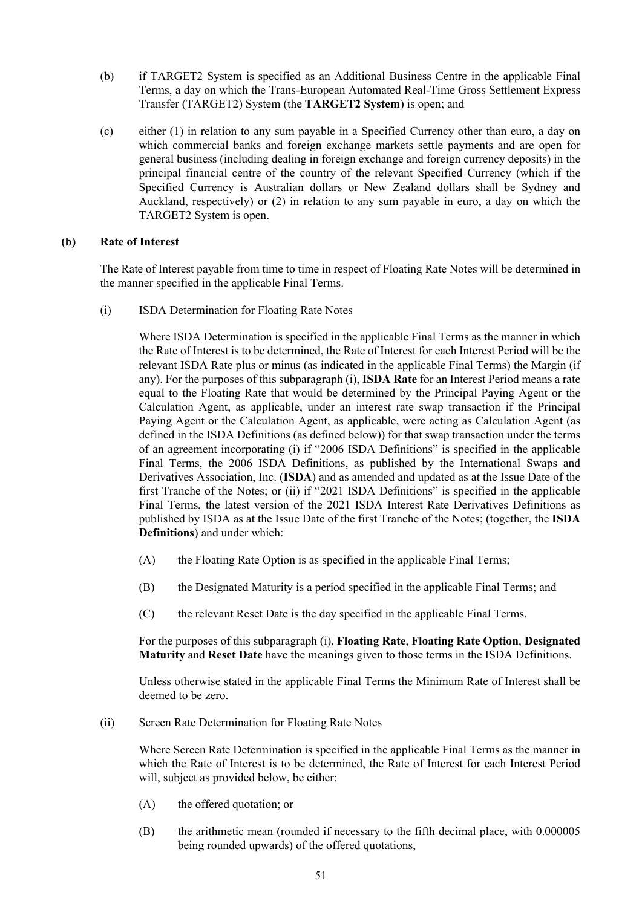(b) if TARGET2 System is specified as an Additional Business Centre in the applicable Final Terms, a day on which the Trans-European Automated Real-Time Gross Settlement Express Transfer (TARGET2) System (the **TARGET2 System**) is open; and

(c) either (1) in relation to any sum payable in a Specified Currency other than euro, a day on which commercial banks and foreign exchange markets settle payments and are open for general business (including dealing in foreign exchange and foreign currency deposits) in the principal financial centre of the country of the relevant Specified Currency (which if the Specified Currency is Australian dollars or New Zealand dollars shall be Sydney and Auckland, respectively) or (2) in relation to any sum payable in euro, a day on which the TARGET2 System is open.

**(b) Rate of Interest**

The Rate of Interest payable from time to time in respect of Floating Rate Notes will be determined in the manner specified in the applicable Final Terms.

(i) ISDA Determination for Floating Rate Notes

Where ISDA Determination is specified in the applicable Final Terms as the manner in which the Rate of Interest is to be determined, the Rate of Interest for each Interest Period will be the relevant ISDA Rate plus or minus (as indicated in the applicable Final Terms) the Margin (if any). For the purposes of this subparagraph (i), **ISDA Rate** for an Interest Period means a rate equal to the Floating Rate that would be determined by the Principal Paying Agent or the Calculation Agent, as applicable, under an interest rate swap transaction if the Principal Paying Agent or the Calculation Agent, as applicable, were acting as Calculation Agent (as defined in the ISDA Definitions (as defined below)) for that swap transaction under the terms of an agreement incorporating (i) if "2006 ISDA Definitions" is specified in the applicable Final Terms, the 2006 ISDA Definitions, as published by the International Swaps and Derivatives Association, Inc. (**ISDA**) and as amended and updated as at the Issue Date of the first Tranche of the Notes; or (ii) if "2021 ISDA Definitions" is specified in the applicable Final Terms, the latest version of the 2021 ISDA Interest Rate Derivatives Definitions as published by ISDA as at the Issue Date of the first Tranche of the Notes; (together, the **ISDA Definitions**) and under which:

(A) the Floating Rate Option is as specified in the applicable Final Terms;

(B) the Designated Maturity is a period specified in the applicable Final Terms; and

(C) the relevant Reset Date is the day specified in the applicable Final Terms.

For the purposes of this subparagraph (i), **Floating Rate**, **Floating Rate Option**, **Designated Maturity** and **Reset Date** have the meanings given to those terms in the ISDA Definitions.

Unless otherwise stated in the applicable Final Terms the Minimum Rate of Interest shall be deemed to be zero.

(ii) Screen Rate Determination for Floating Rate Notes

Where Screen Rate Determination is specified in the applicable Final Terms as the manner in which the Rate of Interest is to be determined, the Rate of Interest for each Interest Period will, subject as provided below, be either:

(A) the offered quotation; or

(B) the arithmetic mean (rounded if necessary to the fifth decimal place, with 0.000005 being rounded upwards) of the offered quotations,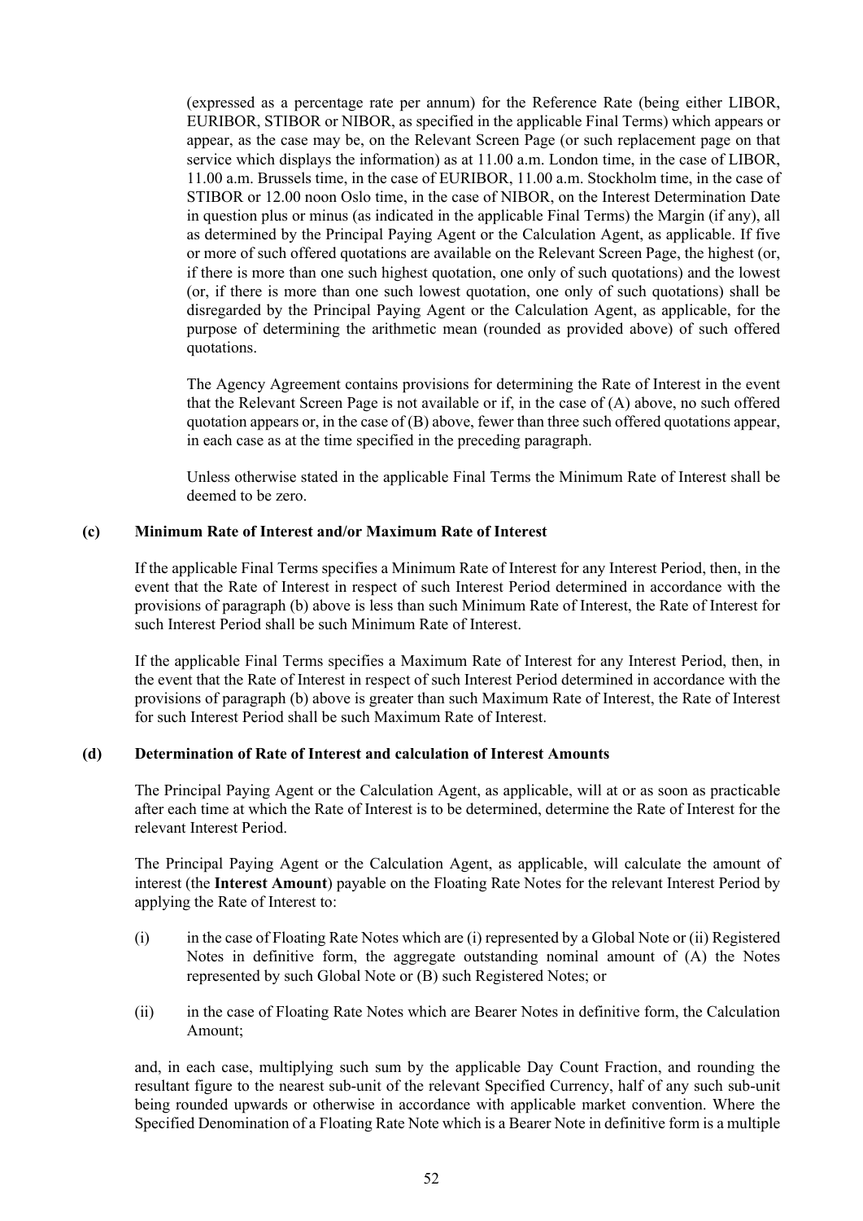(expressed as a percentage rate per annum) for the Reference Rate (being either LIBOR, EURIBOR, STIBOR or NIBOR, as specified in the applicable Final Terms) which appears or appear, as the case may be, on the Relevant Screen Page (or such replacement page on that service which displays the information) as at 11.00 a.m. London time, in the case of LIBOR, 11.00 a.m. Brussels time, in the case of EURIBOR, 11.00 a.m. Stockholm time, in the case of STIBOR or 12.00 noon Oslo time, in the case of NIBOR, on the Interest Determination Date in question plus or minus (as indicated in the applicable Final Terms) the Margin (if any), all as determined by the Principal Paying Agent or the Calculation Agent, as applicable. If five or more of such offered quotations are available on the Relevant Screen Page, the highest (or, if there is more than one such highest quotation, one only of such quotations) and the lowest (or, if there is more than one such lowest quotation, one only of such quotations) shall be disregarded by the Principal Paying Agent or the Calculation Agent, as applicable, for the purpose of determining the arithmetic mean (rounded as provided above) of such offered quotations.

The Agency Agreement contains provisions for determining the Rate of Interest in the event that the Relevant Screen Page is not available or if, in the case of (A) above, no such offered quotation appears or, in the case of (B) above, fewer than three such offered quotations appear, in each case as at the time specified in the preceding paragraph.

Unless otherwise stated in the applicable Final Terms the Minimum Rate of Interest shall be deemed to be zero.

**(c) Minimum Rate of Interest and/or Maximum Rate of Interest**

If the applicable Final Terms specifies a Minimum Rate of Interest for any Interest Period, then, in the event that the Rate of Interest in respect of such Interest Period determined in accordance with the provisions of paragraph (b) above is less than such Minimum Rate of Interest, the Rate of Interest for such Interest Period shall be such Minimum Rate of Interest.

If the applicable Final Terms specifies a Maximum Rate of Interest for any Interest Period, then, in the event that the Rate of Interest in respect of such Interest Period determined in accordance with the provisions of paragraph (b) above is greater than such Maximum Rate of Interest, the Rate of Interest for such Interest Period shall be such Maximum Rate of Interest.

**(d) Determination of Rate of Interest and calculation of Interest Amounts**

The Principal Paying Agent or the Calculation Agent, as applicable, will at or as soon as practicable after each time at which the Rate of Interest is to be determined, determine the Rate of Interest for the relevant Interest Period.

The Principal Paying Agent or the Calculation Agent, as applicable, will calculate the amount of interest (the **Interest Amount**) payable on the Floating Rate Notes for the relevant Interest Period by applying the Rate of Interest to:

(i) in the case of Floating Rate Notes which are (i) represented by a Global Note or (ii) Registered Notes in definitive form, the aggregate outstanding nominal amount of (A) the Notes represented by such Global Note or (B) such Registered Notes; or

(ii) in the case of Floating Rate Notes which are Bearer Notes in definitive form, the Calculation Amount;

and, in each case, multiplying such sum by the applicable Day Count Fraction, and rounding the resultant figure to the nearest sub-unit of the relevant Specified Currency, half of any such sub-unit being rounded upwards or otherwise in accordance with applicable market convention. Where the Specified Denomination of a Floating Rate Note which is a Bearer Note in definitive form is a multiple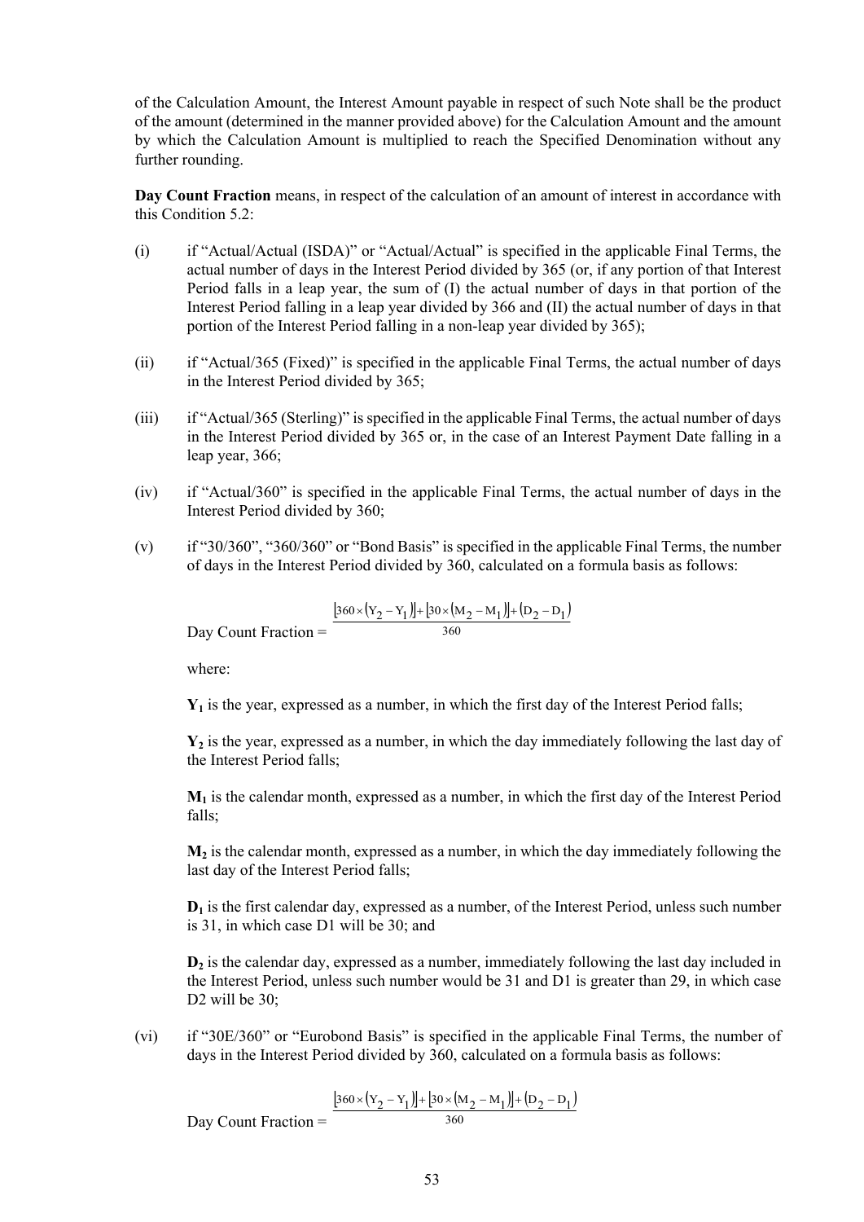of the Calculation Amount, the Interest Amount payable in respect of such Note shall be the product of the amount (determined in the manner provided above) for the Calculation Amount and the amount by which the Calculation Amount is multiplied to reach the Specified Denomination without any further rounding.

**Day Count Fraction** means, in respect of the calculation of an amount of interest in accordance with this Condition 5.2:

(i) if "Actual/Actual (ISDA)" or "Actual/Actual" is specified in the applicable Final Terms, the actual number of days in the Interest Period divided by 365 (or, if any portion of that Interest Period falls in a leap year, the sum of (I) the actual number of days in that portion of the Interest Period falling in a leap year divided by 366 and (II) the actual number of days in that portion of the Interest Period falling in a non-leap year divided by 365);

(ii) if "Actual/365 (Fixed)" is specified in the applicable Final Terms, the actual number of days in the Interest Period divided by 365;

(iii) if "Actual/365 (Sterling)" is specified in the applicable Final Terms, the actual number of days in the Interest Period divided by 365 or, in the case of an Interest Payment Date falling in a leap year, 366;

(iv) if "Actual/360" is specified in the applicable Final Terms, the actual number of days in the Interest Period divided by 360;

(v) if "30/360", "360/360" or "Bond Basis" is specified in the applicable Final Terms, the number of days in the Interest Period divided by 360, calculated on a formula basis as follows:

$$\text{Day Count Fraction} = \frac{[360 \times (Y_2 - Y_1)] + [30 \times (M_2 - M_1)] + (D_2 - D_1)}{360}$$

where:

$Y_1$ is the year, expressed as a number, in which the first day of the Interest Period falls;

$Y_2$ is the year, expressed as a number, in which the day immediately following the last day of the Interest Period falls;

$M_1$ is the calendar month, expressed as a number, in which the first day of the Interest Period falls;

$M_2$ is the calendar month, expressed as a number, in which the day immediately following the last day of the Interest Period falls;

$D_1$ is the first calendar day, expressed as a number, of the Interest Period, unless such number is 31, in which case D1 will be 30; and

$D_2$ is the calendar day, expressed as a number, immediately following the last day included in the Interest Period, unless such number would be 31 and D1 is greater than 29, in which case D2 will be 30;

(vi) if "30E/360" or "Eurobond Basis" is specified in the applicable Final Terms, the number of days in the Interest Period divided by 360, calculated on a formula basis as follows:

$$\text{Day Count Fraction} = \frac{[360 \times (Y_2 - Y_1)] + [30 \times (M_2 - M_1)] + (D_2 - D_1)}{360}$$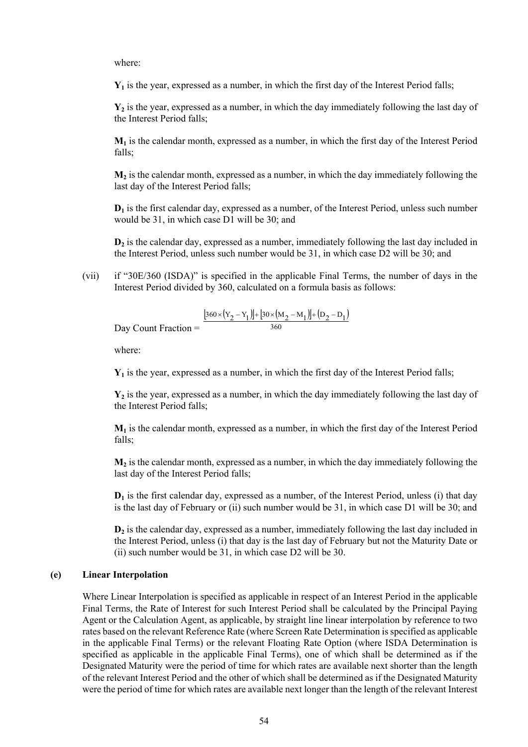where:

$Y_1$ is the year, expressed as a number, in which the first day of the Interest Period falls;

$Y_2$ is the year, expressed as a number, in which the day immediately following the last day of the Interest Period falls;

$M_1$ is the calendar month, expressed as a number, in which the first day of the Interest Period falls;

$M_2$ is the calendar month, expressed as a number, in which the day immediately following the last day of the Interest Period falls;

$D_1$ is the first calendar day, expressed as a number, of the Interest Period, unless such number would be 31, in which case D1 will be 30; and

$D_2$ is the calendar day, expressed as a number, immediately following the last day included in the Interest Period, unless such number would be 31, in which case D2 will be 30; and

(vii) if "30E/360 (ISDA)" is specified in the applicable Final Terms, the number of days in the Interest Period divided by 360, calculated on a formula basis as follows:

$$\text{Day Count Fraction} = \frac{[360 \times (Y_2 - Y_1)] + [30 \times (M_2 - M_1)] + (D_2 - D_1)}{360}$$

where:

$Y_1$ is the year, expressed as a number, in which the first day of the Interest Period falls;

$Y_2$ is the year, expressed as a number, in which the day immediately following the last day of the Interest Period falls;

$M_1$ is the calendar month, expressed as a number, in which the first day of the Interest Period falls;

$M_2$ is the calendar month, expressed as a number, in which the day immediately following the last day of the Interest Period falls;

$D_1$ is the first calendar day, expressed as a number, of the Interest Period, unless (i) that day is the last day of February or (ii) such number would be 31, in which case D1 will be 30; and

$D_2$ is the calendar day, expressed as a number, immediately following the last day included in the Interest Period, unless (i) that day is the last day of February but not the Maturity Date or (ii) such number would be 31, in which case D2 will be 30.

**(e) Linear Interpolation**

Where Linear Interpolation is specified as applicable in respect of an Interest Period in the applicable Final Terms, the Rate of Interest for such Interest Period shall be calculated by the Principal Paying Agent or the Calculation Agent, as applicable, by straight line linear interpolation by reference to two rates based on the relevant Reference Rate (where Screen Rate Determination is specified as applicable in the applicable Final Terms) or the relevant Floating Rate Option (where ISDA Determination is specified as applicable in the applicable Final Terms), one of which shall be determined as if the Designated Maturity were the period of time for which rates are available next shorter than the length of the relevant Interest Period and the other of which shall be determined as if the Designated Maturity were the period of time for which rates are available next longer than the length of the relevant Interest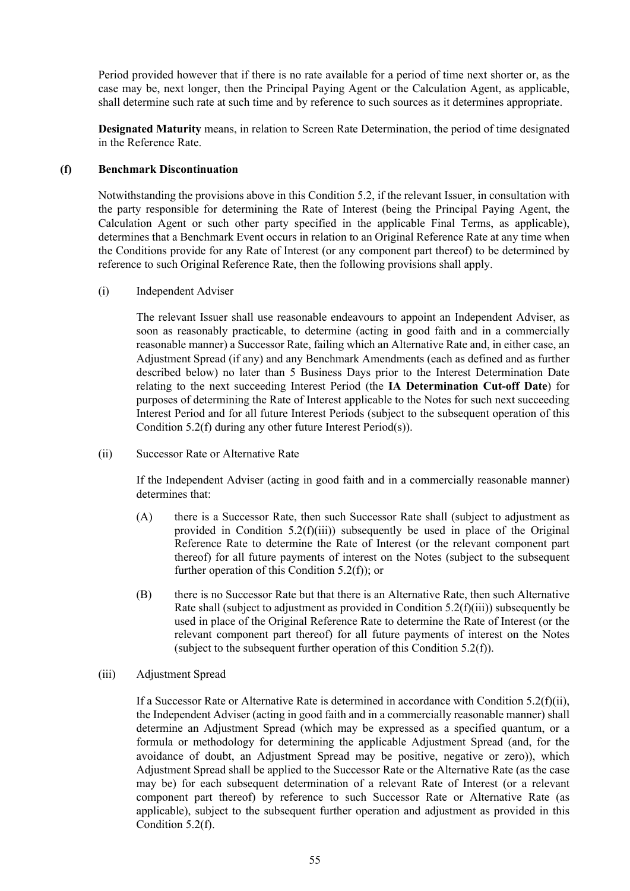Period provided however that if there is no rate available for a period of time next shorter or, as the case may be, next longer, then the Principal Paying Agent or the Calculation Agent, as applicable, shall determine such rate at such time and by reference to such sources as it determines appropriate.

**Designated Maturity** means, in relation to Screen Rate Determination, the period of time designated in the Reference Rate.

**(f) Benchmark Discontinuation**

Notwithstanding the provisions above in this Condition 5.2, if the relevant Issuer, in consultation with the party responsible for determining the Rate of Interest (being the Principal Paying Agent, the Calculation Agent or such other party specified in the applicable Final Terms, as applicable), determines that a Benchmark Event occurs in relation to an Original Reference Rate at any time when the Conditions provide for any Rate of Interest (or any component part thereof) to be determined by reference to such Original Reference Rate, then the following provisions shall apply.

(i) Independent Adviser

The relevant Issuer shall use reasonable endeavours to appoint an Independent Adviser, as soon as reasonably practicable, to determine (acting in good faith and in a commercially reasonable manner) a Successor Rate, failing which an Alternative Rate and, in either case, an Adjustment Spread (if any) and any Benchmark Amendments (each as defined and as further described below) no later than 5 Business Days prior to the Interest Determination Date relating to the next succeeding Interest Period (the **IA Determination Cut-off Date**) for purposes of determining the Rate of Interest applicable to the Notes for such next succeeding Interest Period and for all future Interest Periods (subject to the subsequent operation of this Condition 5.2(f) during any other future Interest Period(s)).

(ii) Successor Rate or Alternative Rate

If the Independent Adviser (acting in good faith and in a commercially reasonable manner) determines that:

(A) there is a Successor Rate, then such Successor Rate shall (subject to adjustment as provided in Condition 5.2(f)(iii)) subsequently be used in place of the Original Reference Rate to determine the Rate of Interest (or the relevant component part thereof) for all future payments of interest on the Notes (subject to the subsequent further operation of this Condition 5.2(f)); or

(B) there is no Successor Rate but that there is an Alternative Rate, then such Alternative Rate shall (subject to adjustment as provided in Condition 5.2(f)(iii)) subsequently be used in place of the Original Reference Rate to determine the Rate of Interest (or the relevant component part thereof) for all future payments of interest on the Notes (subject to the subsequent further operation of this Condition 5.2(f)).

(iii) Adjustment Spread

If a Successor Rate or Alternative Rate is determined in accordance with Condition 5.2(f)(ii), the Independent Adviser (acting in good faith and in a commercially reasonable manner) shall determine an Adjustment Spread (which may be expressed as a specified quantum, or a formula or methodology for determining the applicable Adjustment Spread (and, for the avoidance of doubt, an Adjustment Spread may be positive, negative or zero)), which Adjustment Spread shall be applied to the Successor Rate or the Alternative Rate (as the case may be) for each subsequent determination of a relevant Rate of Interest (or a relevant component part thereof) by reference to such Successor Rate or Alternative Rate (as applicable), subject to the subsequent further operation and adjustment as provided in this Condition 5.2(f).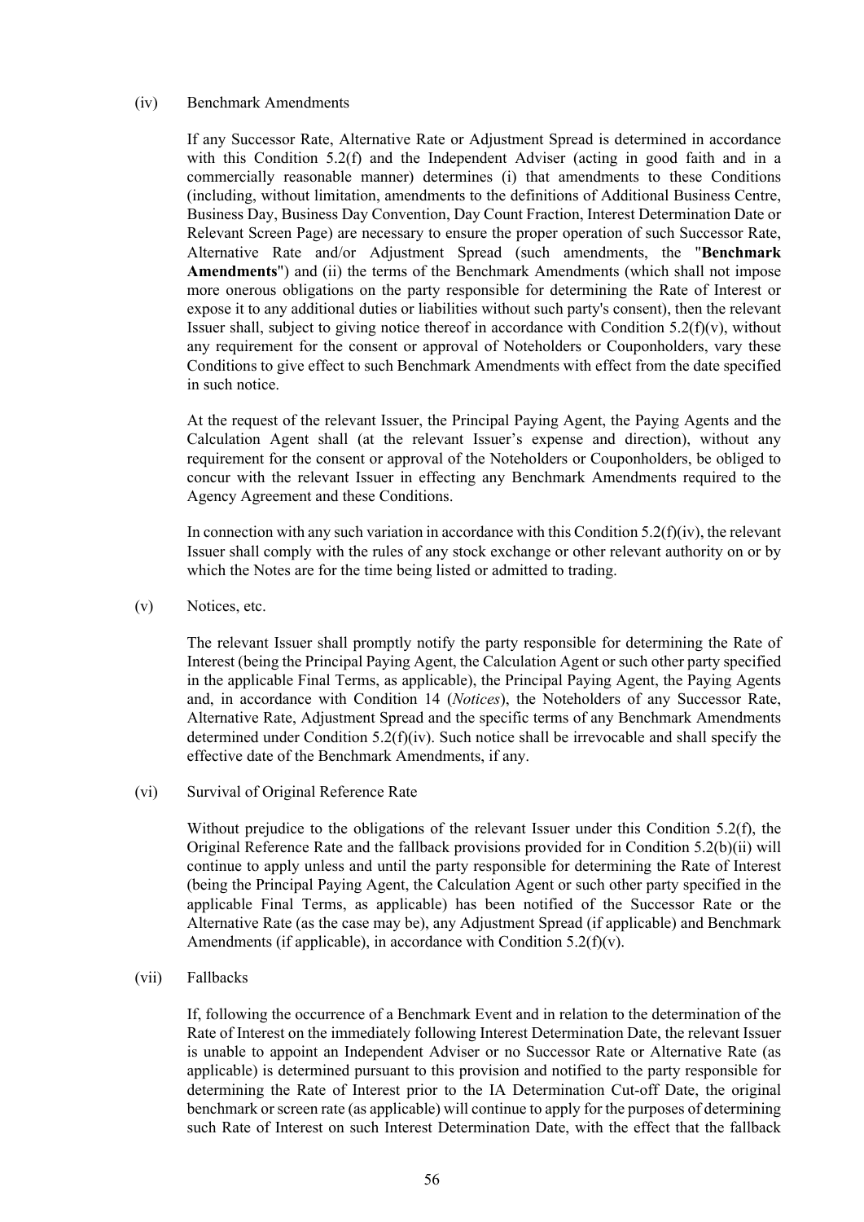(iv) Benchmark Amendments

If any Successor Rate, Alternative Rate or Adjustment Spread is determined in accordance with this Condition 5.2(f) and the Independent Adviser (acting in good faith and in a commercially reasonable manner) determines (i) that amendments to these Conditions (including, without limitation, amendments to the definitions of Additional Business Centre, Business Day, Business Day Convention, Day Count Fraction, Interest Determination Date or Relevant Screen Page) are necessary to ensure the proper operation of such Successor Rate, Alternative Rate and/or Adjustment Spread (such amendments, the "**Benchmark Amendments**") and (ii) the terms of the Benchmark Amendments (which shall not impose more onerous obligations on the party responsible for determining the Rate of Interest or expose it to any additional duties or liabilities without such party's consent), then the relevant Issuer shall, subject to giving notice thereof in accordance with Condition 5.2(f)(v), without any requirement for the consent or approval of Noteholders or Couponholders, vary these Conditions to give effect to such Benchmark Amendments with effect from the date specified in such notice.

At the request of the relevant Issuer, the Principal Paying Agent, the Paying Agents and the Calculation Agent shall (at the relevant Issuer's expense and direction), without any requirement for the consent or approval of the Noteholders or Couponholders, be obliged to concur with the relevant Issuer in effecting any Benchmark Amendments required to the Agency Agreement and these Conditions.

In connection with any such variation in accordance with this Condition 5.2(f)(iv), the relevant Issuer shall comply with the rules of any stock exchange or other relevant authority on or by which the Notes are for the time being listed or admitted to trading.

(v) Notices, etc.

The relevant Issuer shall promptly notify the party responsible for determining the Rate of Interest (being the Principal Paying Agent, the Calculation Agent or such other party specified in the applicable Final Terms, as applicable), the Principal Paying Agent, the Paying Agents and, in accordance with Condition 14 (*Notices*), the Noteholders of any Successor Rate, Alternative Rate, Adjustment Spread and the specific terms of any Benchmark Amendments determined under Condition 5.2(f)(iv). Such notice shall be irrevocable and shall specify the effective date of the Benchmark Amendments, if any.

(vi) Survival of Original Reference Rate

Without prejudice to the obligations of the relevant Issuer under this Condition 5.2(f), the Original Reference Rate and the fallback provisions provided for in Condition 5.2(b)(ii) will continue to apply unless and until the party responsible for determining the Rate of Interest (being the Principal Paying Agent, the Calculation Agent or such other party specified in the applicable Final Terms, as applicable) has been notified of the Successor Rate or the Alternative Rate (as the case may be), any Adjustment Spread (if applicable) and Benchmark Amendments (if applicable), in accordance with Condition 5.2(f)(v).

(vii) Fallbacks

If, following the occurrence of a Benchmark Event and in relation to the determination of the Rate of Interest on the immediately following Interest Determination Date, the relevant Issuer is unable to appoint an Independent Adviser or no Successor Rate or Alternative Rate (as applicable) is determined pursuant to this provision and notified to the party responsible for determining the Rate of Interest prior to the IA Determination Cut-off Date, the original benchmark or screen rate (as applicable) will continue to apply for the purposes of determining such Rate of Interest on such Interest Determination Date, with the effect that the fallback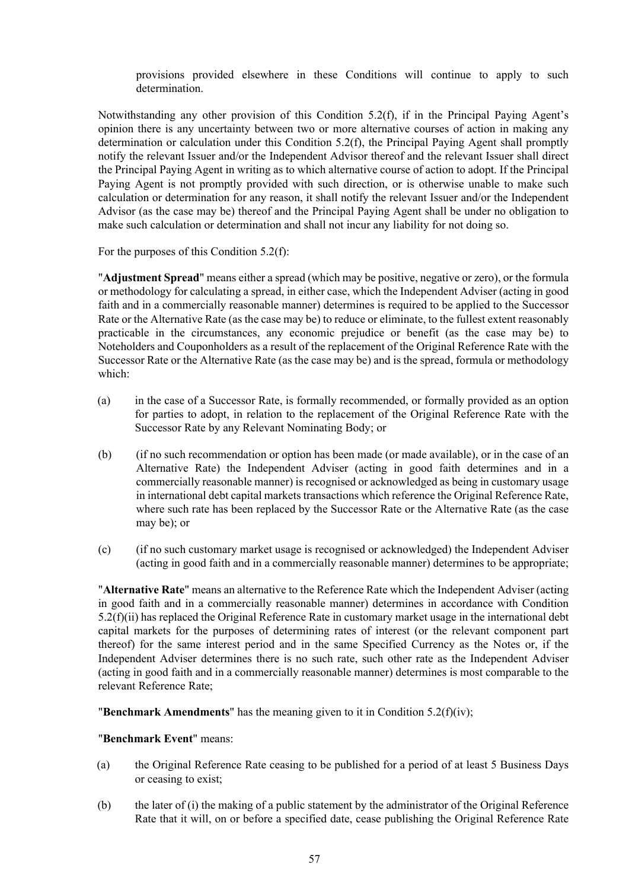provisions provided elsewhere in these Conditions will continue to apply to such determination.

Notwithstanding any other provision of this Condition 5.2(f), if in the Principal Paying Agent's opinion there is any uncertainty between two or more alternative courses of action in making any determination or calculation under this Condition 5.2(f), the Principal Paying Agent shall promptly notify the relevant Issuer and/or the Independent Advisor thereof and the relevant Issuer shall direct the Principal Paying Agent in writing as to which alternative course of action to adopt. If the Principal Paying Agent is not promptly provided with such direction, or is otherwise unable to make such calculation or determination for any reason, it shall notify the relevant Issuer and/or the Independent Advisor (as the case may be) thereof and the Principal Paying Agent shall be under no obligation to make such calculation or determination and shall not incur any liability for not doing so.

For the purposes of this Condition 5.2(f):

"**Adjustment Spread**" means either a spread (which may be positive, negative or zero), or the formula or methodology for calculating a spread, in either case, which the Independent Adviser (acting in good faith and in a commercially reasonable manner) determines is required to be applied to the Successor Rate or the Alternative Rate (as the case may be) to reduce or eliminate, to the fullest extent reasonably practicable in the circumstances, any economic prejudice or benefit (as the case may be) to Noteholders and Couponholders as a result of the replacement of the Original Reference Rate with the Successor Rate or the Alternative Rate (as the case may be) and is the spread, formula or methodology which:

(a) in the case of a Successor Rate, is formally recommended, or formally provided as an option for parties to adopt, in relation to the replacement of the Original Reference Rate with the Successor Rate by any Relevant Nominating Body; or

(b) (if no such recommendation or option has been made (or made available), or in the case of an Alternative Rate) the Independent Adviser (acting in good faith determines and in a commercially reasonable manner) is recognised or acknowledged as being in customary usage in international debt capital markets transactions which reference the Original Reference Rate, where such rate has been replaced by the Successor Rate or the Alternative Rate (as the case may be); or

(c) (if no such customary market usage is recognised or acknowledged) the Independent Adviser (acting in good faith and in a commercially reasonable manner) determines to be appropriate;

"**Alternative Rate**" means an alternative to the Reference Rate which the Independent Adviser (acting in good faith and in a commercially reasonable manner) determines in accordance with Condition 5.2(f)(ii) has replaced the Original Reference Rate in customary market usage in the international debt capital markets for the purposes of determining rates of interest (or the relevant component part thereof) for the same interest period and in the same Specified Currency as the Notes or, if the Independent Adviser determines there is no such rate, such other rate as the Independent Adviser (acting in good faith and in a commercially reasonable manner) determines is most comparable to the relevant Reference Rate;

"**Benchmark Amendments**" has the meaning given to it in Condition 5.2(f)(iv);

"**Benchmark Event**" means:

(a) the Original Reference Rate ceasing to be published for a period of at least 5 Business Days or ceasing to exist;

(b) the later of (i) the making of a public statement by the administrator of the Original Reference Rate that it will, on or before a specified date, cease publishing the Original Reference Rate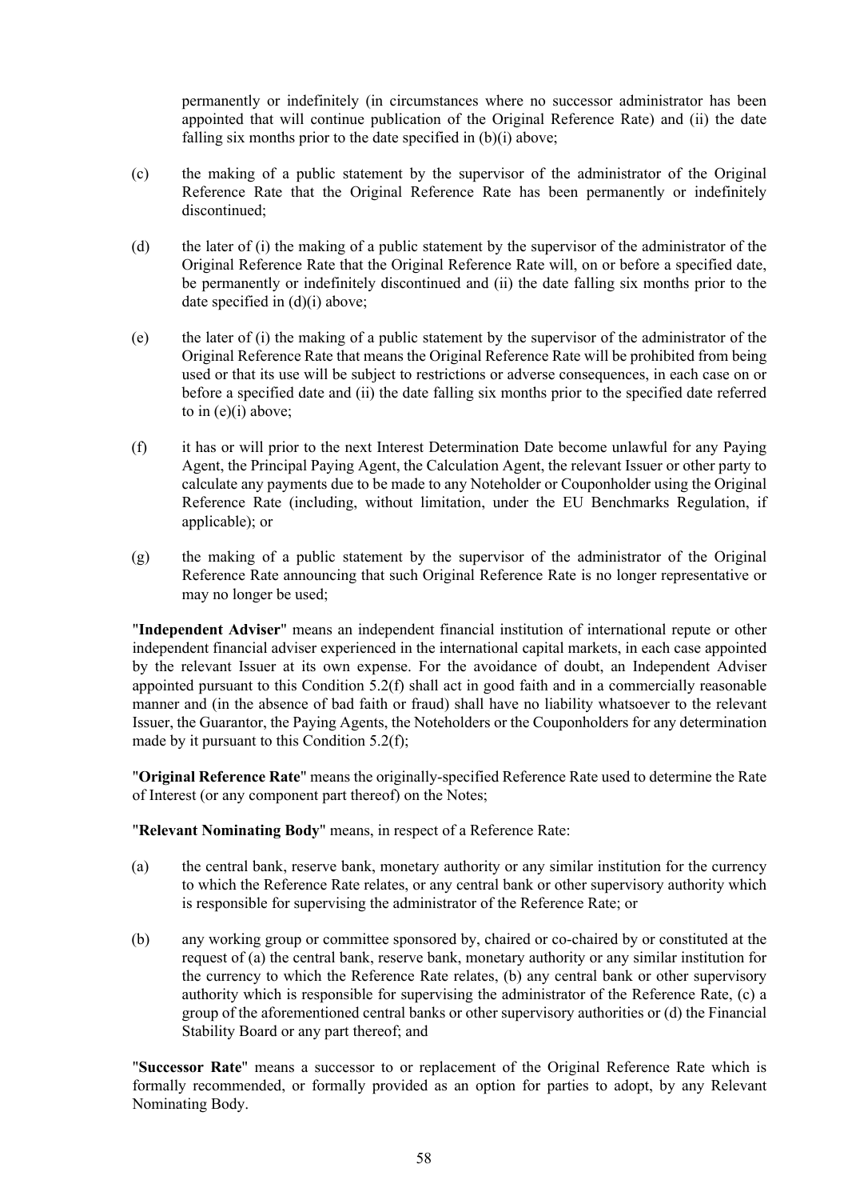permanently or indefinitely (in circumstances where no successor administrator has been appointed that will continue publication of the Original Reference Rate) and (ii) the date falling six months prior to the date specified in (b)(i) above;

(c) the making of a public statement by the supervisor of the administrator of the Original Reference Rate that the Original Reference Rate has been permanently or indefinitely discontinued;

(d) the later of (i) the making of a public statement by the supervisor of the administrator of the Original Reference Rate that the Original Reference Rate will, on or before a specified date, be permanently or indefinitely discontinued and (ii) the date falling six months prior to the date specified in (d)(i) above;

(e) the later of (i) the making of a public statement by the supervisor of the administrator of the Original Reference Rate that means the Original Reference Rate will be prohibited from being used or that its use will be subject to restrictions or adverse consequences, in each case on or before a specified date and (ii) the date falling six months prior to the specified date referred to in (e)(i) above;

(f) it has or will prior to the next Interest Determination Date become unlawful for any Paying Agent, the Principal Paying Agent, the Calculation Agent, the relevant Issuer or other party to calculate any payments due to be made to any Noteholder or Couponholder using the Original Reference Rate (including, without limitation, under the EU Benchmarks Regulation, if applicable); or

(g) the making of a public statement by the supervisor of the administrator of the Original Reference Rate announcing that such Original Reference Rate is no longer representative or may no longer be used;

"**Independent Adviser**" means an independent financial institution of international repute or other independent financial adviser experienced in the international capital markets, in each case appointed by the relevant Issuer at its own expense. For the avoidance of doubt, an Independent Adviser appointed pursuant to this Condition 5.2(f) shall act in good faith and in a commercially reasonable manner and (in the absence of bad faith or fraud) shall have no liability whatsoever to the relevant Issuer, the Guarantor, the Paying Agents, the Noteholders or the Couponholders for any determination made by it pursuant to this Condition 5.2(f);

"**Original Reference Rate**" means the originally-specified Reference Rate used to determine the Rate of Interest (or any component part thereof) on the Notes;

"**Relevant Nominating Body**" means, in respect of a Reference Rate:

(a) the central bank, reserve bank, monetary authority or any similar institution for the currency to which the Reference Rate relates, or any central bank or other supervisory authority which is responsible for supervising the administrator of the Reference Rate; or

(b) any working group or committee sponsored by, chaired or co-chaired by or constituted at the request of (a) the central bank, reserve bank, monetary authority or any similar institution for the currency to which the Reference Rate relates, (b) any central bank or other supervisory authority which is responsible for supervising the administrator of the Reference Rate, (c) a group of the aforementioned central banks or other supervisory authorities or (d) the Financial Stability Board or any part thereof; and

"**Successor Rate**" means a successor to or replacement of the Original Reference Rate which is formally recommended, or formally provided as an option for parties to adopt, by any Relevant Nominating Body.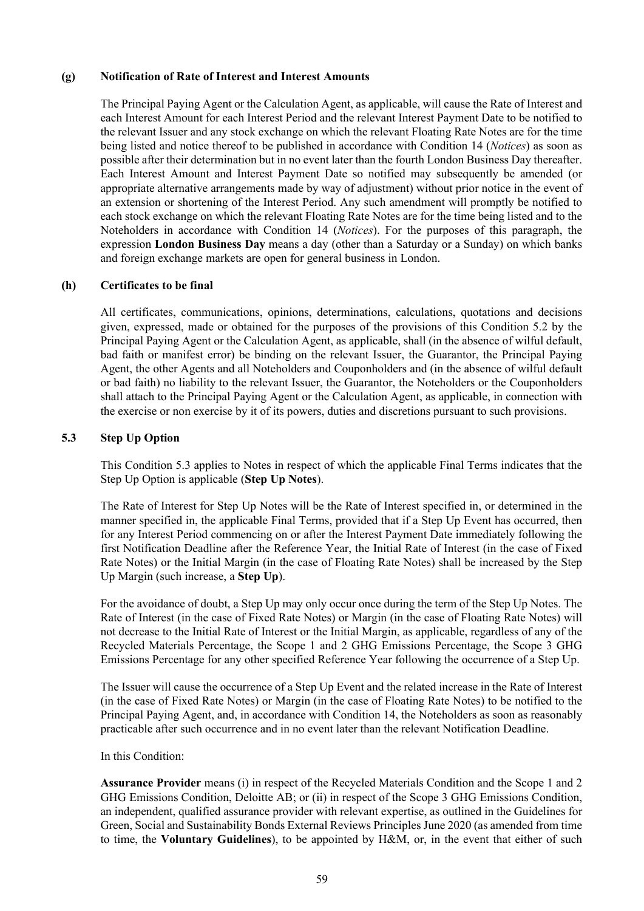**(g) Notification of Rate of Interest and Interest Amounts**

The Principal Paying Agent or the Calculation Agent, as applicable, will cause the Rate of Interest and each Interest Amount for each Interest Period and the relevant Interest Payment Date to be notified to the relevant Issuer and any stock exchange on which the relevant Floating Rate Notes are for the time being listed and notice thereof to be published in accordance with Condition 14 (*Notices*) as soon as possible after their determination but in no event later than the fourth London Business Day thereafter. Each Interest Amount and Interest Payment Date so notified may subsequently be amended (or appropriate alternative arrangements made by way of adjustment) without prior notice in the event of an extension or shortening of the Interest Period. Any such amendment will promptly be notified to each stock exchange on which the relevant Floating Rate Notes are for the time being listed and to the Noteholders in accordance with Condition 14 (*Notices*). For the purposes of this paragraph, the expression **London Business Day** means a day (other than a Saturday or a Sunday) on which banks and foreign exchange markets are open for general business in London.

**(h) Certificates to be final**

All certificates, communications, opinions, determinations, calculations, quotations and decisions given, expressed, made or obtained for the purposes of the provisions of this Condition 5.2 by the Principal Paying Agent or the Calculation Agent, as applicable, shall (in the absence of wilful default, bad faith or manifest error) be binding on the relevant Issuer, the Guarantor, the Principal Paying Agent, the other Agents and all Noteholders and Couponholders and (in the absence of wilful default or bad faith) no liability to the relevant Issuer, the Guarantor, the Noteholders or the Couponholders shall attach to the Principal Paying Agent or the Calculation Agent, as applicable, in connection with the exercise or non exercise by it of its powers, duties and discretions pursuant to such provisions.

**5.3 Step Up Option**

This Condition 5.3 applies to Notes in respect of which the applicable Final Terms indicates that the Step Up Option is applicable (**Step Up Notes**).

The Rate of Interest for Step Up Notes will be the Rate of Interest specified in, or determined in the manner specified in, the applicable Final Terms, provided that if a Step Up Event has occurred, then for any Interest Period commencing on or after the Interest Payment Date immediately following the first Notification Deadline after the Reference Year, the Initial Rate of Interest (in the case of Fixed Rate Notes) or the Initial Margin (in the case of Floating Rate Notes) shall be increased by the Step Up Margin (such increase, a **Step Up**).

For the avoidance of doubt, a Step Up may only occur once during the term of the Step Up Notes. The Rate of Interest (in the case of Fixed Rate Notes) or Margin (in the case of Floating Rate Notes) will not decrease to the Initial Rate of Interest or the Initial Margin, as applicable, regardless of any of the Recycled Materials Percentage, the Scope 1 and 2 GHG Emissions Percentage, the Scope 3 GHG Emissions Percentage for any other specified Reference Year following the occurrence of a Step Up.

The Issuer will cause the occurrence of a Step Up Event and the related increase in the Rate of Interest (in the case of Fixed Rate Notes) or Margin (in the case of Floating Rate Notes) to be notified to the Principal Paying Agent, and, in accordance with Condition 14, the Noteholders as soon as reasonably practicable after such occurrence and in no event later than the relevant Notification Deadline.

In this Condition:

**Assurance Provider** means (i) in respect of the Recycled Materials Condition and the Scope 1 and 2 GHG Emissions Condition, Deloitte AB; or (ii) in respect of the Scope 3 GHG Emissions Condition, an independent, qualified assurance provider with relevant expertise, as outlined in the Guidelines for Green, Social and Sustainability Bonds External Reviews Principles June 2020 (as amended from time to time, the **Voluntary Guidelines**), to be appointed by H&M, or, in the event that either of such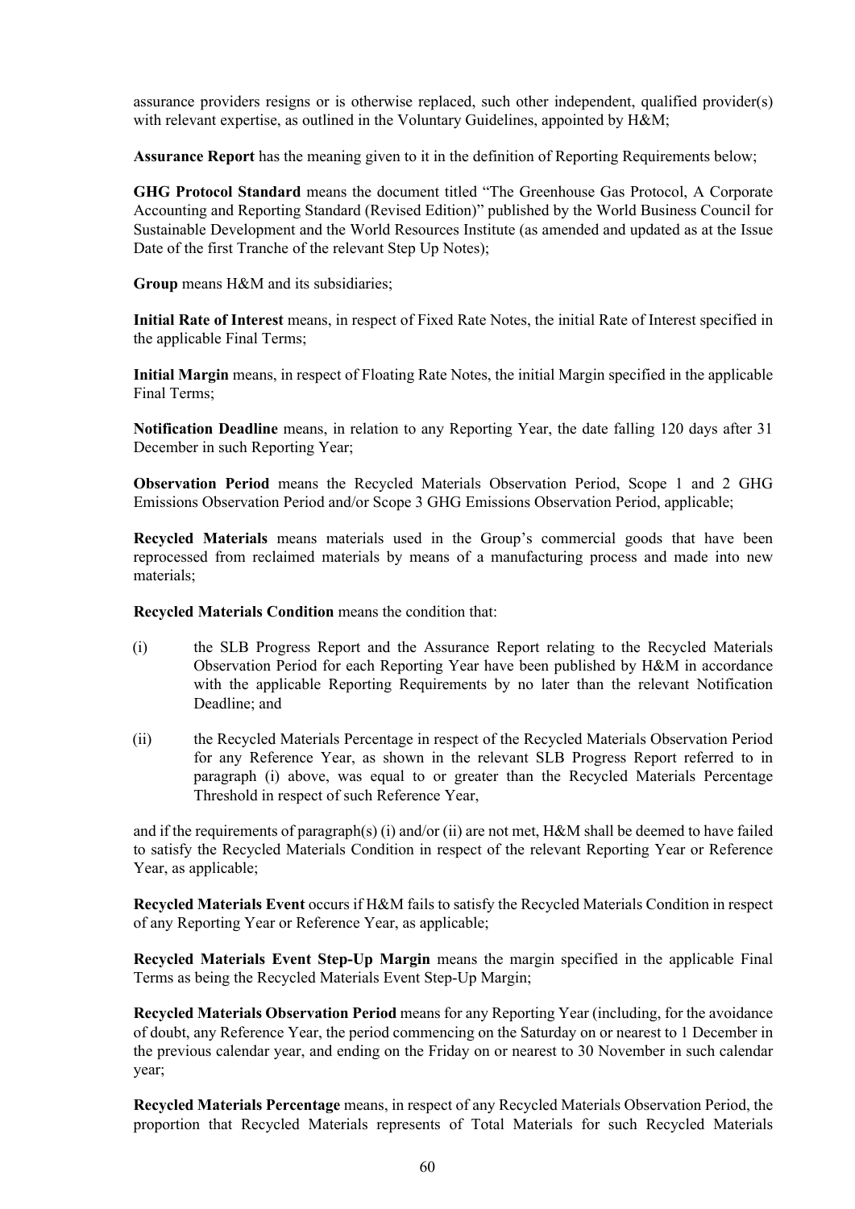assurance providers resigns or is otherwise replaced, such other independent, qualified provider(s) with relevant expertise, as outlined in the Voluntary Guidelines, appointed by H&M;

**Assurance Report** has the meaning given to it in the definition of Reporting Requirements below;

**GHG Protocol Standard** means the document titled "The Greenhouse Gas Protocol, A Corporate Accounting and Reporting Standard (Revised Edition)" published by the World Business Council for Sustainable Development and the World Resources Institute (as amended and updated as at the Issue Date of the first Tranche of the relevant Step Up Notes);

**Group** means H&M and its subsidiaries;

**Initial Rate of Interest** means, in respect of Fixed Rate Notes, the initial Rate of Interest specified in the applicable Final Terms;

**Initial Margin** means, in respect of Floating Rate Notes, the initial Margin specified in the applicable Final Terms;

**Notification Deadline** means, in relation to any Reporting Year, the date falling 120 days after 31 December in such Reporting Year;

**Observation Period** means the Recycled Materials Observation Period, Scope 1 and 2 GHG Emissions Observation Period and/or Scope 3 GHG Emissions Observation Period, applicable;

**Recycled Materials** means materials used in the Group's commercial goods that have been reprocessed from reclaimed materials by means of a manufacturing process and made into new materials;

**Recycled Materials Condition** means the condition that:

(i) the SLB Progress Report and the Assurance Report relating to the Recycled Materials Observation Period for each Reporting Year have been published by H&M in accordance with the applicable Reporting Requirements by no later than the relevant Notification Deadline; and

(ii) the Recycled Materials Percentage in respect of the Recycled Materials Observation Period for any Reference Year, as shown in the relevant SLB Progress Report referred to in paragraph (i) above, was equal to or greater than the Recycled Materials Percentage Threshold in respect of such Reference Year,

and if the requirements of paragraph(s) (i) and/or (ii) are not met, H&M shall be deemed to have failed to satisfy the Recycled Materials Condition in respect of the relevant Reporting Year or Reference Year, as applicable;

**Recycled Materials Event** occurs if H&M fails to satisfy the Recycled Materials Condition in respect of any Reporting Year or Reference Year, as applicable;

**Recycled Materials Event Step-Up Margin** means the margin specified in the applicable Final Terms as being the Recycled Materials Event Step-Up Margin;

**Recycled Materials Observation Period** means for any Reporting Year (including, for the avoidance of doubt, any Reference Year, the period commencing on the Saturday on or nearest to 1 December in the previous calendar year, and ending on the Friday on or nearest to 30 November in such calendar year;

**Recycled Materials Percentage** means, in respect of any Recycled Materials Observation Period, the proportion that Recycled Materials represents of Total Materials for such Recycled Materials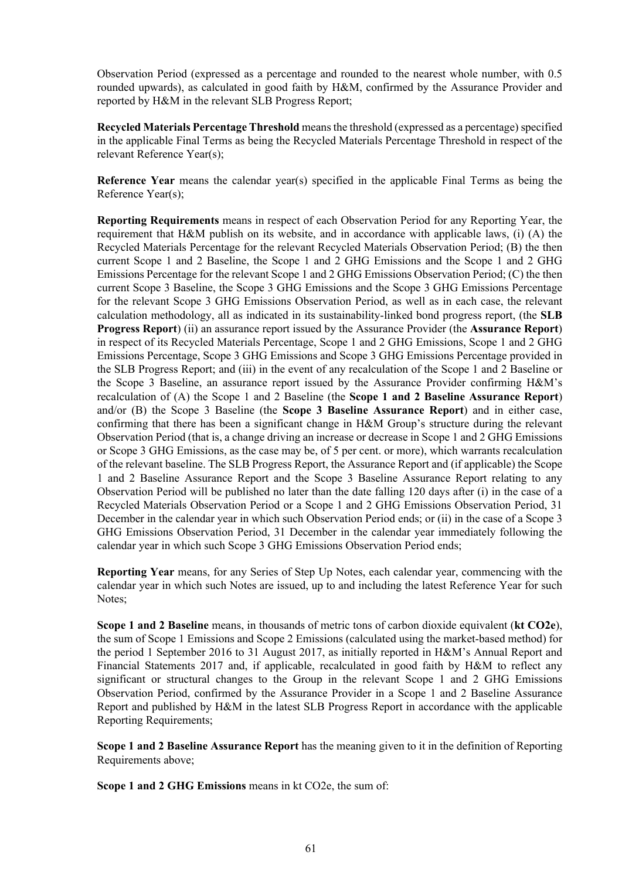Observation Period (expressed as a percentage and rounded to the nearest whole number, with 0.5 rounded upwards), as calculated in good faith by H&M, confirmed by the Assurance Provider and reported by H&M in the relevant SLB Progress Report;

**Recycled Materials Percentage Threshold** means the threshold (expressed as a percentage) specified in the applicable Final Terms as being the Recycled Materials Percentage Threshold in respect of the relevant Reference Year(s);

**Reference Year** means the calendar year(s) specified in the applicable Final Terms as being the Reference Year(s);

**Reporting Requirements** means in respect of each Observation Period for any Reporting Year, the requirement that H&M publish on its website, and in accordance with applicable laws, (i) (A) the Recycled Materials Percentage for the relevant Recycled Materials Observation Period; (B) the then current Scope 1 and 2 Baseline, the Scope 1 and 2 GHG Emissions and the Scope 1 and 2 GHG Emissions Percentage for the relevant Scope 1 and 2 GHG Emissions Observation Period; (C) the then current Scope 3 Baseline, the Scope 3 GHG Emissions and the Scope 3 GHG Emissions Percentage for the relevant Scope 3 GHG Emissions Observation Period, as well as in each case, the relevant calculation methodology, all as indicated in its sustainability-linked bond progress report, (the **SLB Progress Report**) (ii) an assurance report issued by the Assurance Provider (the **Assurance Report**) in respect of its Recycled Materials Percentage, Scope 1 and 2 GHG Emissions, Scope 1 and 2 GHG Emissions Percentage, Scope 3 GHG Emissions and Scope 3 GHG Emissions Percentage provided in the SLB Progress Report; and (iii) in the event of any recalculation of the Scope 1 and 2 Baseline or the Scope 3 Baseline, an assurance report issued by the Assurance Provider confirming H&M's recalculation of (A) the Scope 1 and 2 Baseline (the **Scope 1 and 2 Baseline Assurance Report**) and/or (B) the Scope 3 Baseline (the **Scope 3 Baseline Assurance Report**) and in either case, confirming that there has been a significant change in H&M Group's structure during the relevant Observation Period (that is, a change driving an increase or decrease in Scope 1 and 2 GHG Emissions or Scope 3 GHG Emissions, as the case may be, of 5 per cent. or more), which warrants recalculation of the relevant baseline. The SLB Progress Report, the Assurance Report and (if applicable) the Scope 1 and 2 Baseline Assurance Report and the Scope 3 Baseline Assurance Report relating to any Observation Period will be published no later than the date falling 120 days after (i) in the case of a Recycled Materials Observation Period or a Scope 1 and 2 GHG Emissions Observation Period, 31 December in the calendar year in which such Observation Period ends; or (ii) in the case of a Scope 3 GHG Emissions Observation Period, 31 December in the calendar year immediately following the calendar year in which such Scope 3 GHG Emissions Observation Period ends;

**Reporting Year** means, for any Series of Step Up Notes, each calendar year, commencing with the calendar year in which such Notes are issued, up to and including the latest Reference Year for such Notes;

**Scope 1 and 2 Baseline** means, in thousands of metric tons of carbon dioxide equivalent (**kt CO2e**), the sum of Scope 1 Emissions and Scope 2 Emissions (calculated using the market-based method) for the period 1 September 2016 to 31 August 2017, as initially reported in H&M's Annual Report and Financial Statements 2017 and, if applicable, recalculated in good faith by H&M to reflect any significant or structural changes to the Group in the relevant Scope 1 and 2 GHG Emissions Observation Period, confirmed by the Assurance Provider in a Scope 1 and 2 Baseline Assurance Report and published by H&M in the latest SLB Progress Report in accordance with the applicable Reporting Requirements;

**Scope 1 and 2 Baseline Assurance Report** has the meaning given to it in the definition of Reporting Requirements above;

**Scope 1 and 2 GHG Emissions** means in kt CO2e, the sum of: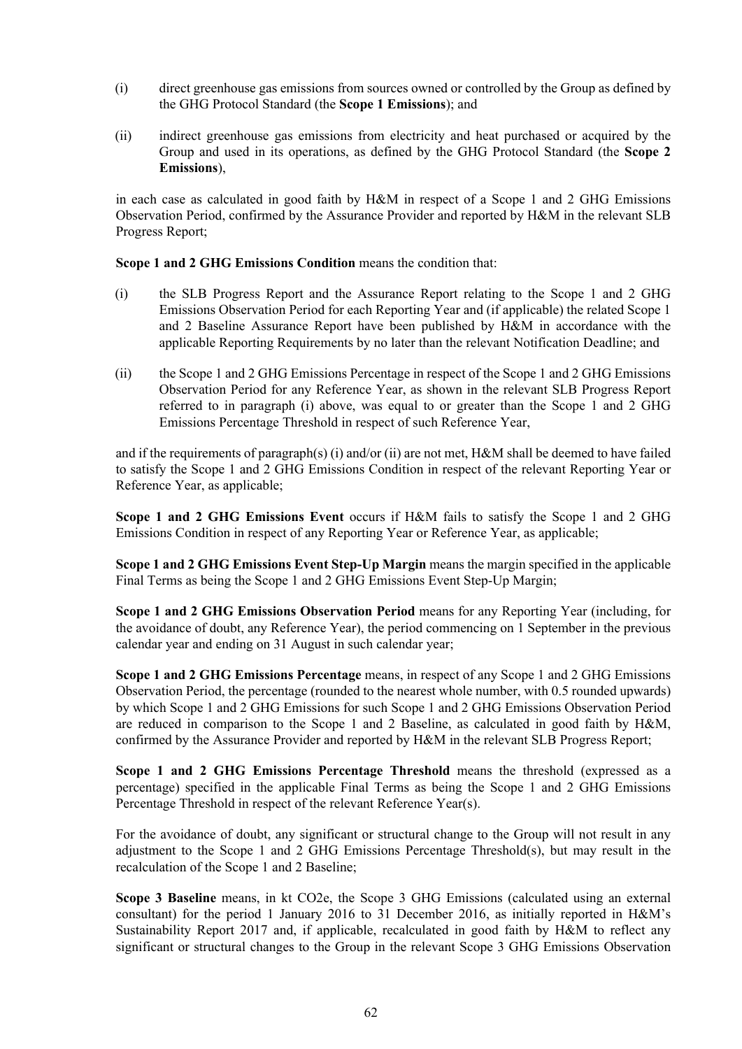(i) direct greenhouse gas emissions from sources owned or controlled by the Group as defined by the GHG Protocol Standard (the **Scope 1 Emissions**); and

(ii) indirect greenhouse gas emissions from electricity and heat purchased or acquired by the Group and used in its operations, as defined by the GHG Protocol Standard (the **Scope 2 Emissions**),

in each case as calculated in good faith by H&M in respect of a Scope 1 and 2 GHG Emissions Observation Period, confirmed by the Assurance Provider and reported by H&M in the relevant SLB Progress Report;

**Scope 1 and 2 GHG Emissions Condition** means the condition that:

(i) the SLB Progress Report and the Assurance Report relating to the Scope 1 and 2 GHG Emissions Observation Period for each Reporting Year and (if applicable) the related Scope 1 and 2 Baseline Assurance Report have been published by H&M in accordance with the applicable Reporting Requirements by no later than the relevant Notification Deadline; and

(ii) the Scope 1 and 2 GHG Emissions Percentage in respect of the Scope 1 and 2 GHG Emissions Observation Period for any Reference Year, as shown in the relevant SLB Progress Report referred to in paragraph (i) above, was equal to or greater than the Scope 1 and 2 GHG Emissions Percentage Threshold in respect of such Reference Year,

and if the requirements of paragraph(s) (i) and/or (ii) are not met, H&M shall be deemed to have failed to satisfy the Scope 1 and 2 GHG Emissions Condition in respect of the relevant Reporting Year or Reference Year, as applicable;

**Scope 1 and 2 GHG Emissions Event** occurs if H&M fails to satisfy the Scope 1 and 2 GHG Emissions Condition in respect of any Reporting Year or Reference Year, as applicable;

**Scope 1 and 2 GHG Emissions Event Step-Up Margin** means the margin specified in the applicable Final Terms as being the Scope 1 and 2 GHG Emissions Event Step-Up Margin;

**Scope 1 and 2 GHG Emissions Observation Period** means for any Reporting Year (including, for the avoidance of doubt, any Reference Year), the period commencing on 1 September in the previous calendar year and ending on 31 August in such calendar year;

**Scope 1 and 2 GHG Emissions Percentage** means, in respect of any Scope 1 and 2 GHG Emissions Observation Period, the percentage (rounded to the nearest whole number, with 0.5 rounded upwards) by which Scope 1 and 2 GHG Emissions for such Scope 1 and 2 GHG Emissions Observation Period are reduced in comparison to the Scope 1 and 2 Baseline, as calculated in good faith by H&M, confirmed by the Assurance Provider and reported by H&M in the relevant SLB Progress Report;

**Scope 1 and 2 GHG Emissions Percentage Threshold** means the threshold (expressed as a percentage) specified in the applicable Final Terms as being the Scope 1 and 2 GHG Emissions Percentage Threshold in respect of the relevant Reference Year(s).

For the avoidance of doubt, any significant or structural change to the Group will not result in any adjustment to the Scope 1 and 2 GHG Emissions Percentage Threshold(s), but may result in the recalculation of the Scope 1 and 2 Baseline;

**Scope 3 Baseline** means, in kt $CO_2e$, the Scope 3 GHG Emissions (calculated using an external consultant) for the period 1 January 2016 to 31 December 2016, as initially reported in H&M's Sustainability Report 2017 and, if applicable, recalculated in good faith by H&M to reflect any significant or structural changes to the Group in the relevant Scope 3 GHG Emissions Observation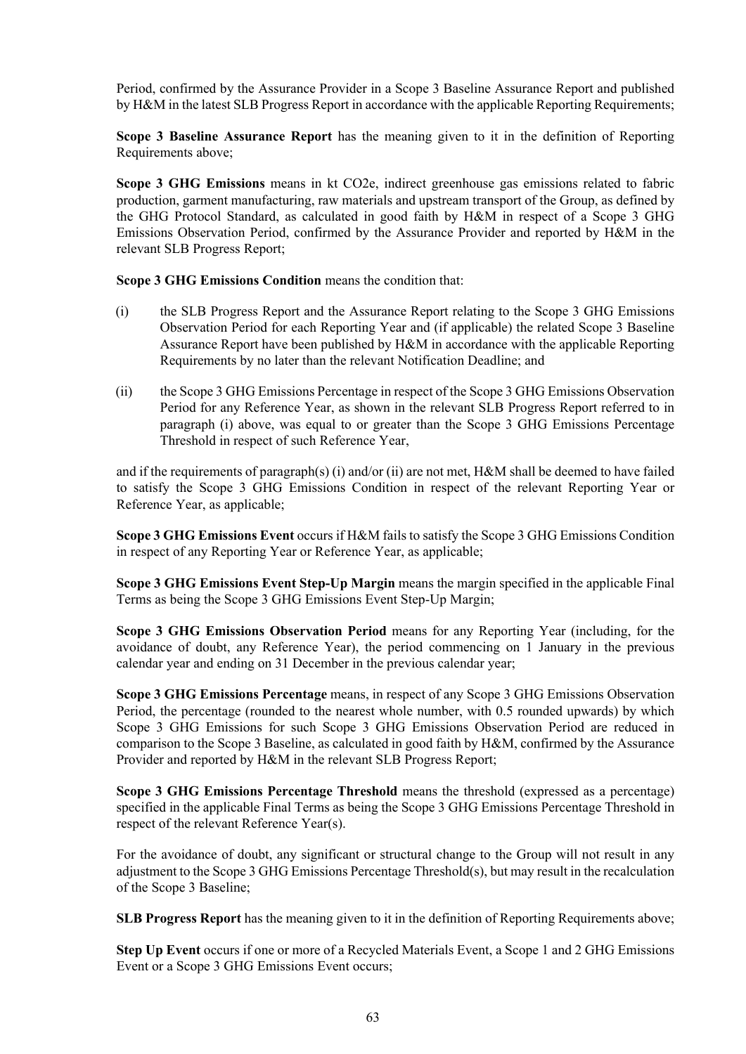Period, confirmed by the Assurance Provider in a Scope 3 Baseline Assurance Report and published by H&M in the latest SLB Progress Report in accordance with the applicable Reporting Requirements;

**Scope 3 Baseline Assurance Report** has the meaning given to it in the definition of Reporting Requirements above;

**Scope 3 GHG Emissions** means in kt $CO_2e$, indirect greenhouse gas emissions related to fabric production, garment manufacturing, raw materials and upstream transport of the Group, as defined by the GHG Protocol Standard, as calculated in good faith by H&M in respect of a Scope 3 GHG Emissions Observation Period, confirmed by the Assurance Provider and reported by H&M in the relevant SLB Progress Report;

**Scope 3 GHG Emissions Condition** means the condition that:

(i) the SLB Progress Report and the Assurance Report relating to the Scope 3 GHG Emissions Observation Period for each Reporting Year and (if applicable) the related Scope 3 Baseline Assurance Report have been published by H&M in accordance with the applicable Reporting Requirements by no later than the relevant Notification Deadline; and

(ii) the Scope 3 GHG Emissions Percentage in respect of the Scope 3 GHG Emissions Observation Period for any Reference Year, as shown in the relevant SLB Progress Report referred to in paragraph (i) above, was equal to or greater than the Scope 3 GHG Emissions Percentage Threshold in respect of such Reference Year,

and if the requirements of paragraph(s) (i) and/or (ii) are not met, H&M shall be deemed to have failed to satisfy the Scope 3 GHG Emissions Condition in respect of the relevant Reporting Year or Reference Year, as applicable;

**Scope 3 GHG Emissions Event** occurs if H&M fails to satisfy the Scope 3 GHG Emissions Condition in respect of any Reporting Year or Reference Year, as applicable;

**Scope 3 GHG Emissions Event Step-Up Margin** means the margin specified in the applicable Final Terms as being the Scope 3 GHG Emissions Event Step-Up Margin;

**Scope 3 GHG Emissions Observation Period** means for any Reporting Year (including, for the avoidance of doubt, any Reference Year), the period commencing on 1 January in the previous calendar year and ending on 31 December in the previous calendar year;

**Scope 3 GHG Emissions Percentage** means, in respect of any Scope 3 GHG Emissions Observation Period, the percentage (rounded to the nearest whole number, with 0.5 rounded upwards) by which Scope 3 GHG Emissions for such Scope 3 GHG Emissions Observation Period are reduced in comparison to the Scope 3 Baseline, as calculated in good faith by H&M, confirmed by the Assurance Provider and reported by H&M in the relevant SLB Progress Report;

**Scope 3 GHG Emissions Percentage Threshold** means the threshold (expressed as a percentage) specified in the applicable Final Terms as being the Scope 3 GHG Emissions Percentage Threshold in respect of the relevant Reference Year(s).

For the avoidance of doubt, any significant or structural change to the Group will not result in any adjustment to the Scope 3 GHG Emissions Percentage Threshold(s), but may result in the recalculation of the Scope 3 Baseline;

**SLB Progress Report** has the meaning given to it in the definition of Reporting Requirements above;

**Step Up Event** occurs if one or more of a Recycled Materials Event, a Scope 1 and 2 GHG Emissions Event or a Scope 3 GHG Emissions Event occurs;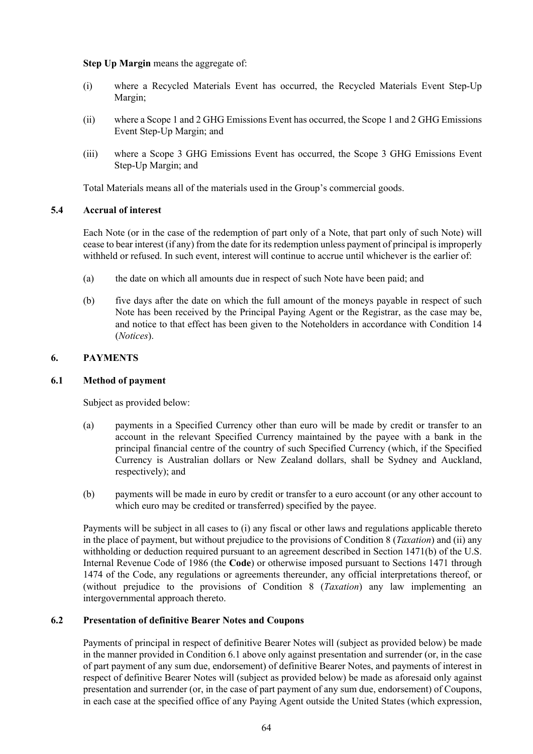**Step Up Margin** means the aggregate of:

(i) where a Recycled Materials Event has occurred, the Recycled Materials Event Step-Up Margin;

(ii) where a Scope 1 and 2 GHG Emissions Event has occurred, the Scope 1 and 2 GHG Emissions Event Step-Up Margin; and

(iii) where a Scope 3 GHG Emissions Event has occurred, the Scope 3 GHG Emissions Event Step-Up Margin; and

Total Materials means all of the materials used in the Group's commercial goods.

### 5.4 Accrual of interest

Each Note (or in the case of the redemption of part only of a Note, that part only of such Note) will cease to bear interest (if any) from the date for its redemption unless payment of principal is improperly withheld or refused. In such event, interest will continue to accrue until whichever is the earlier of:

(a) the date on which all amounts due in respect of such Note have been paid; and

(b) five days after the date on which the full amount of the moneys payable in respect of such Note has been received by the Principal Paying Agent or the Registrar, as the case may be, and notice to that effect has been given to the Noteholders in accordance with Condition 14 (*Notices*).

## 6. PAYMENTS

### 6.1 Method of payment

Subject as provided below:

(a) payments in a Specified Currency other than euro will be made by credit or transfer to an account in the relevant Specified Currency maintained by the payee with a bank in the principal financial centre of the country of such Specified Currency (which, if the Specified Currency is Australian dollars or New Zealand dollars, shall be Sydney and Auckland, respectively); and

(b) payments will be made in euro by credit or transfer to a euro account (or any other account to which euro may be credited or transferred) specified by the payee.

Payments will be subject in all cases to (i) any fiscal or other laws and regulations applicable thereto in the place of payment, but without prejudice to the provisions of Condition 8 (*Taxation*) and (ii) any withholding or deduction required pursuant to an agreement described in Section 1471(b) of the U.S. Internal Revenue Code of 1986 (the **Code**) or otherwise imposed pursuant to Sections 1471 through 1474 of the Code, any regulations or agreements thereunder, any official interpretations thereof, or (without prejudice to the provisions of Condition 8 (*Taxation*) any law implementing an intergovernmental approach thereto.

### 6.2 Presentation of definitive Bearer Notes and Coupons

Payments of principal in respect of definitive Bearer Notes will (subject as provided below) be made in the manner provided in Condition 6.1 above only against presentation and surrender (or, in the case of part payment of any sum due, endorsement) of definitive Bearer Notes, and payments of interest in respect of definitive Bearer Notes will (subject as provided below) be made as aforesaid only against presentation and surrender (or, in the case of part payment of any sum due, endorsement) of Coupons, in each case at the specified office of any Paying Agent outside the United States (which expression,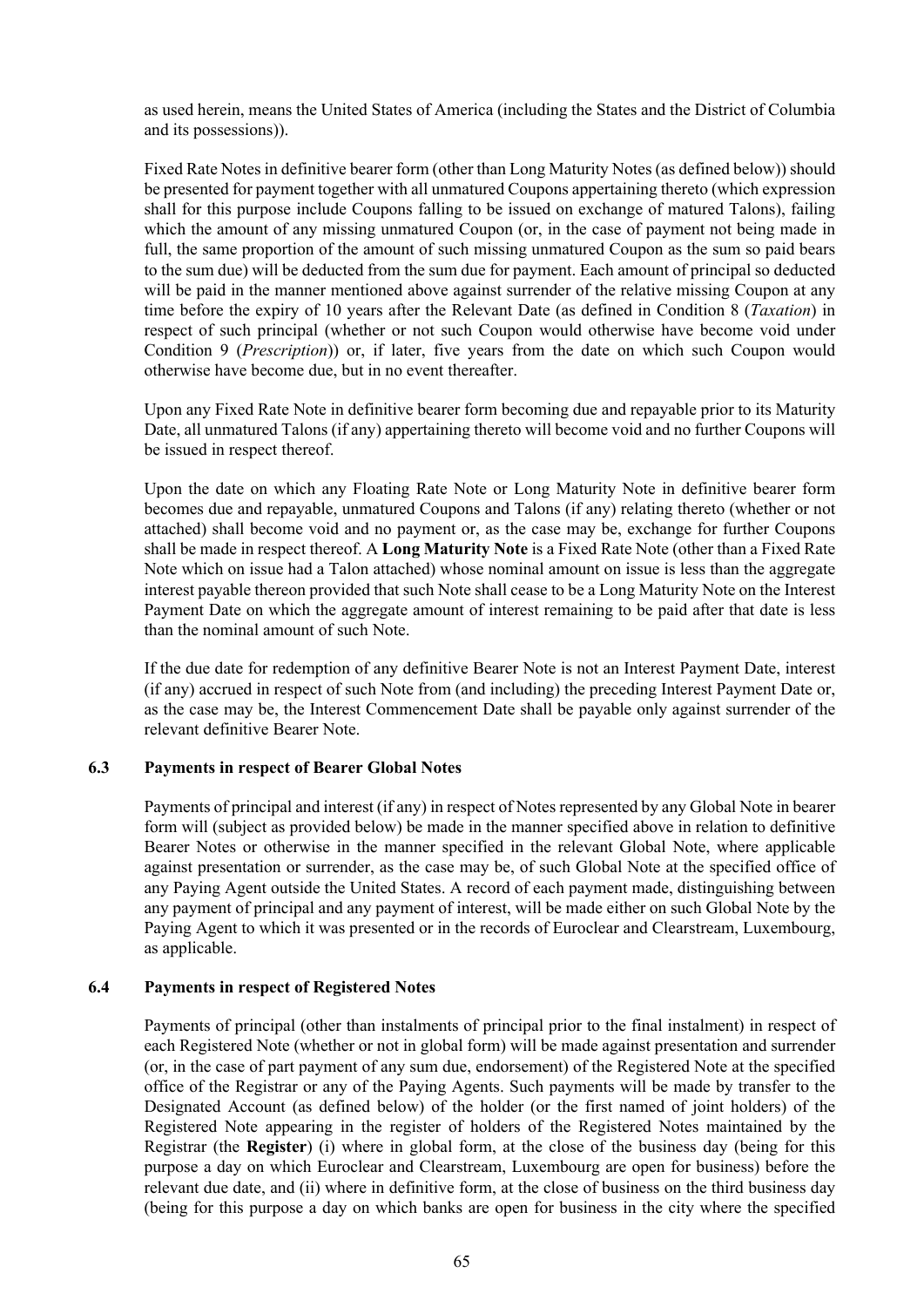as used herein, means the United States of America (including the States and the District of Columbia and its possessions)).

Fixed Rate Notes in definitive bearer form (other than Long Maturity Notes (as defined below)) should be presented for payment together with all unmatured Coupons appertaining thereto (which expression shall for this purpose include Coupons falling to be issued on exchange of matured Talons), failing which the amount of any missing unmatured Coupon (or, in the case of payment not being made in full, the same proportion of the amount of such missing unmatured Coupon as the sum so paid bears to the sum due) will be deducted from the sum due for payment. Each amount of principal so deducted will be paid in the manner mentioned above against surrender of the relative missing Coupon at any time before the expiry of 10 years after the Relevant Date (as defined in Condition 8 (*Taxation*) in respect of such principal (whether or not such Coupon would otherwise have become void under Condition 9 (*Prescription*)) or, if later, five years from the date on which such Coupon would otherwise have become due, but in no event thereafter.

Upon any Fixed Rate Note in definitive bearer form becoming due and repayable prior to its Maturity Date, all unmatured Talons (if any) appertaining thereto will become void and no further Coupons will be issued in respect thereof.

Upon the date on which any Floating Rate Note or Long Maturity Note in definitive bearer form becomes due and repayable, unmatured Coupons and Talons (if any) relating thereto (whether or not attached) shall become void and no payment or, as the case may be, exchange for further Coupons shall be made in respect thereof. A **Long Maturity Note** is a Fixed Rate Note (other than a Fixed Rate Note which on issue had a Talon attached) whose nominal amount on issue is less than the aggregate interest payable thereon provided that such Note shall cease to be a Long Maturity Note on the Interest Payment Date on which the aggregate amount of interest remaining to be paid after that date is less than the nominal amount of such Note.

If the due date for redemption of any definitive Bearer Note is not an Interest Payment Date, interest (if any) accrued in respect of such Note from (and including) the preceding Interest Payment Date or, as the case may be, the Interest Commencement Date shall be payable only against surrender of the relevant definitive Bearer Note.

### 6.3 Payments in respect of Bearer Global Notes

Payments of principal and interest (if any) in respect of Notes represented by any Global Note in bearer form will (subject as provided below) be made in the manner specified above in relation to definitive Bearer Notes or otherwise in the manner specified in the relevant Global Note, where applicable against presentation or surrender, as the case may be, of such Global Note at the specified office of any Paying Agent outside the United States. A record of each payment made, distinguishing between any payment of principal and any payment of interest, will be made either on such Global Note by the Paying Agent to which it was presented or in the records of Euroclear and Clearstream, Luxembourg, as applicable.

### 6.4 Payments in respect of Registered Notes

Payments of principal (other than instalments of principal prior to the final instalment) in respect of each Registered Note (whether or not in global form) will be made against presentation and surrender (or, in the case of part payment of any sum due, endorsement) of the Registered Note at the specified office of the Registrar or any of the Paying Agents. Such payments will be made by transfer to the Designated Account (as defined below) of the holder (or the first named of joint holders) of the Registered Note appearing in the register of holders of the Registered Notes maintained by the Registrar (the **Register**) (i) where in global form, at the close of the business day (being for this purpose a day on which Euroclear and Clearstream, Luxembourg are open for business) before the relevant due date, and (ii) where in definitive form, at the close of business on the third business day (being for this purpose a day on which banks are open for business in the city where the specified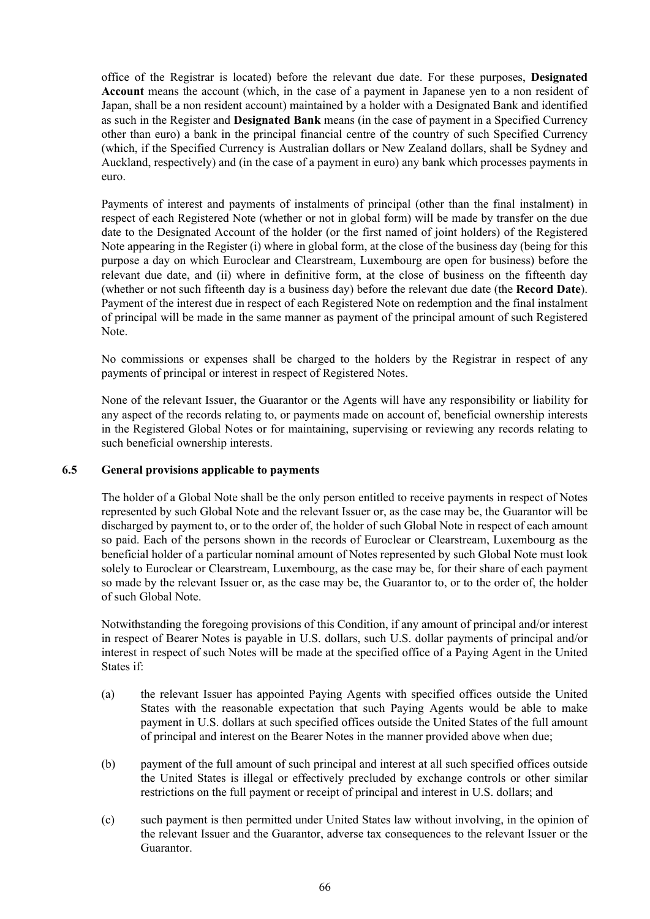office of the Registrar is located) before the relevant due date. For these purposes, **Designated Account** means the account (which, in the case of a payment in Japanese yen to a non resident of Japan, shall be a non resident account) maintained by a holder with a Designated Bank and identified as such in the Register and **Designated Bank** means (in the case of payment in a Specified Currency other than euro) a bank in the principal financial centre of the country of such Specified Currency (which, if the Specified Currency is Australian dollars or New Zealand dollars, shall be Sydney and Auckland, respectively) and (in the case of a payment in euro) any bank which processes payments in euro.

Payments of interest and payments of instalments of principal (other than the final instalment) in respect of each Registered Note (whether or not in global form) will be made by transfer on the due date to the Designated Account of the holder (or the first named of joint holders) of the Registered Note appearing in the Register (i) where in global form, at the close of the business day (being for this purpose a day on which Euroclear and Clearstream, Luxembourg are open for business) before the relevant due date, and (ii) where in definitive form, at the close of business on the fifteenth day (whether or not such fifteenth day is a business day) before the relevant due date (the **Record Date**). Payment of the interest due in respect of each Registered Note on redemption and the final instalment of principal will be made in the same manner as payment of the principal amount of such Registered Note.

No commissions or expenses shall be charged to the holders by the Registrar in respect of any payments of principal or interest in respect of Registered Notes.

None of the relevant Issuer, the Guarantor or the Agents will have any responsibility or liability for any aspect of the records relating to, or payments made on account of, beneficial ownership interests in the Registered Global Notes or for maintaining, supervising or reviewing any records relating to such beneficial ownership interests.

### 6.5 General provisions applicable to payments

The holder of a Global Note shall be the only person entitled to receive payments in respect of Notes represented by such Global Note and the relevant Issuer or, as the case may be, the Guarantor will be discharged by payment to, or to the order of, the holder of such Global Note in respect of each amount so paid. Each of the persons shown in the records of Euroclear or Clearstream, Luxembourg as the beneficial holder of a particular nominal amount of Notes represented by such Global Note must look solely to Euroclear or Clearstream, Luxembourg, as the case may be, for their share of each payment so made by the relevant Issuer or, as the case may be, the Guarantor to, or to the order of, the holder of such Global Note.

Notwithstanding the foregoing provisions of this Condition, if any amount of principal and/or interest in respect of Bearer Notes is payable in U.S. dollars, such U.S. dollar payments of principal and/or interest in respect of such Notes will be made at the specified office of a Paying Agent in the United States if:

(a) the relevant Issuer has appointed Paying Agents with specified offices outside the United States with the reasonable expectation that such Paying Agents would be able to make payment in U.S. dollars at such specified offices outside the United States of the full amount of principal and interest on the Bearer Notes in the manner provided above when due;

(b) payment of the full amount of such principal and interest at all such specified offices outside the United States is illegal or effectively precluded by exchange controls or other similar restrictions on the full payment or receipt of principal and interest in U.S. dollars; and

(c) such payment is then permitted under United States law without involving, in the opinion of the relevant Issuer and the Guarantor, adverse tax consequences to the relevant Issuer or the Guarantor.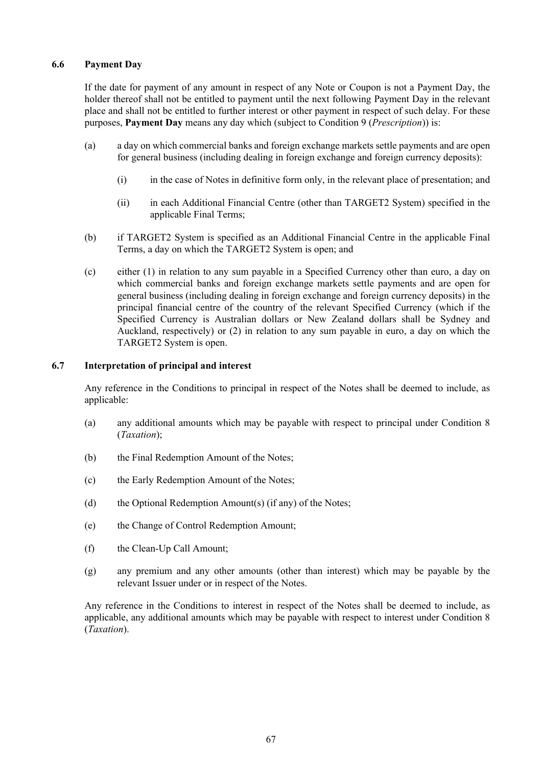### 6.6 Payment Day

If the date for payment of any amount in respect of any Note or Coupon is not a Payment Day, the holder thereof shall not be entitled to payment until the next following Payment Day in the relevant place and shall not be entitled to further interest or other payment in respect of such delay. For these purposes, **Payment Day** means any day which (subject to Condition 9 (*Prescription*)) is:

(a) a day on which commercial banks and foreign exchange markets settle payments and are open for general business (including dealing in foreign exchange and foreign currency deposits):

   (i) in the case of Notes in definitive form only, in the relevant place of presentation; and

   (ii) in each Additional Financial Centre (other than TARGET2 System) specified in the applicable Final Terms;

(b) if TARGET2 System is specified as an Additional Financial Centre in the applicable Final Terms, a day on which the TARGET2 System is open; and

(c) either (1) in relation to any sum payable in a Specified Currency other than euro, a day on which commercial banks and foreign exchange markets settle payments and are open for general business (including dealing in foreign exchange and foreign currency deposits) in the principal financial centre of the country of the relevant Specified Currency (which if the Specified Currency is Australian dollars or New Zealand dollars shall be Sydney and Auckland, respectively) or (2) in relation to any sum payable in euro, a day on which the TARGET2 System is open.

### 6.7 Interpretation of principal and interest

Any reference in the Conditions to principal in respect of the Notes shall be deemed to include, as applicable:

(a) any additional amounts which may be payable with respect to principal under Condition 8 (*Taxation*);

(b) the Final Redemption Amount of the Notes;

(c) the Early Redemption Amount of the Notes;

(d) the Optional Redemption Amount(s) (if any) of the Notes;

(e) the Change of Control Redemption Amount;

(f) the Clean-Up Call Amount;

(g) any premium and any other amounts (other than interest) which may be payable by the relevant Issuer under or in respect of the Notes.

Any reference in the Conditions to interest in respect of the Notes shall be deemed to include, as applicable, any additional amounts which may be payable with respect to interest under Condition 8 (*Taxation*).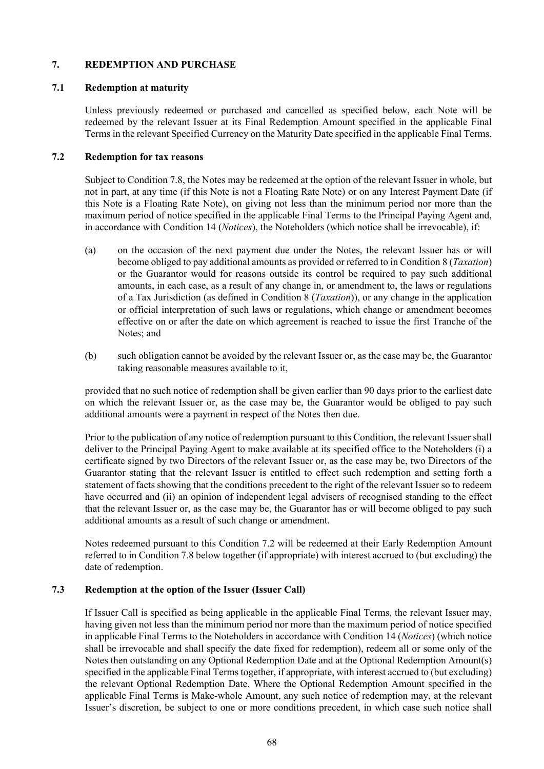## 7. REDEMPTION AND PURCHASE

### 7.1 Redemption at maturity

Unless previously redeemed or purchased and cancelled as specified below, each Note will be redeemed by the relevant Issuer at its Final Redemption Amount specified in the applicable Final Terms in the relevant Specified Currency on the Maturity Date specified in the applicable Final Terms.

### 7.2 Redemption for tax reasons

Subject to Condition 7.8, the Notes may be redeemed at the option of the relevant Issuer in whole, but not in part, at any time (if this Note is not a Floating Rate Note) or on any Interest Payment Date (if this Note is a Floating Rate Note), on giving not less than the minimum period nor more than the maximum period of notice specified in the applicable Final Terms to the Principal Paying Agent and, in accordance with Condition 14 (*Notices*), the Noteholders (which notice shall be irrevocable), if:

(a) on the occasion of the next payment due under the Notes, the relevant Issuer has or will become obliged to pay additional amounts as provided or referred to in Condition 8 (*Taxation*) or the Guarantor would for reasons outside its control be required to pay such additional amounts, in each case, as a result of any change in, or amendment to, the laws or regulations of a Tax Jurisdiction (as defined in Condition 8 (*Taxation*)), or any change in the application or official interpretation of such laws or regulations, which change or amendment becomes effective on or after the date on which agreement is reached to issue the first Tranche of the Notes; and

(b) such obligation cannot be avoided by the relevant Issuer or, as the case may be, the Guarantor taking reasonable measures available to it,

provided that no such notice of redemption shall be given earlier than 90 days prior to the earliest date on which the relevant Issuer or, as the case may be, the Guarantor would be obliged to pay such additional amounts were a payment in respect of the Notes then due.

Prior to the publication of any notice of redemption pursuant to this Condition, the relevant Issuer shall deliver to the Principal Paying Agent to make available at its specified office to the Noteholders (i) a certificate signed by two Directors of the relevant Issuer or, as the case may be, two Directors of the Guarantor stating that the relevant Issuer is entitled to effect such redemption and setting forth a statement of facts showing that the conditions precedent to the right of the relevant Issuer so to redeem have occurred and (ii) an opinion of independent legal advisers of recognised standing to the effect that the relevant Issuer or, as the case may be, the Guarantor has or will become obliged to pay such additional amounts as a result of such change or amendment.

Notes redeemed pursuant to this Condition 7.2 will be redeemed at their Early Redemption Amount referred to in Condition 7.8 below together (if appropriate) with interest accrued to (but excluding) the date of redemption.

### 7.3 Redemption at the option of the Issuer (Issuer Call)

If Issuer Call is specified as being applicable in the applicable Final Terms, the relevant Issuer may, having given not less than the minimum period nor more than the maximum period of notice specified in applicable Final Terms to the Noteholders in accordance with Condition 14 (*Notices*) (which notice shall be irrevocable and shall specify the date fixed for redemption), redeem all or some only of the Notes then outstanding on any Optional Redemption Date and at the Optional Redemption Amount(s) specified in the applicable Final Terms together, if appropriate, with interest accrued to (but excluding) the relevant Optional Redemption Date. Where the Optional Redemption Amount specified in the applicable Final Terms is Make-whole Amount, any such notice of redemption may, at the relevant Issuer's discretion, be subject to one or more conditions precedent, in which case such notice shall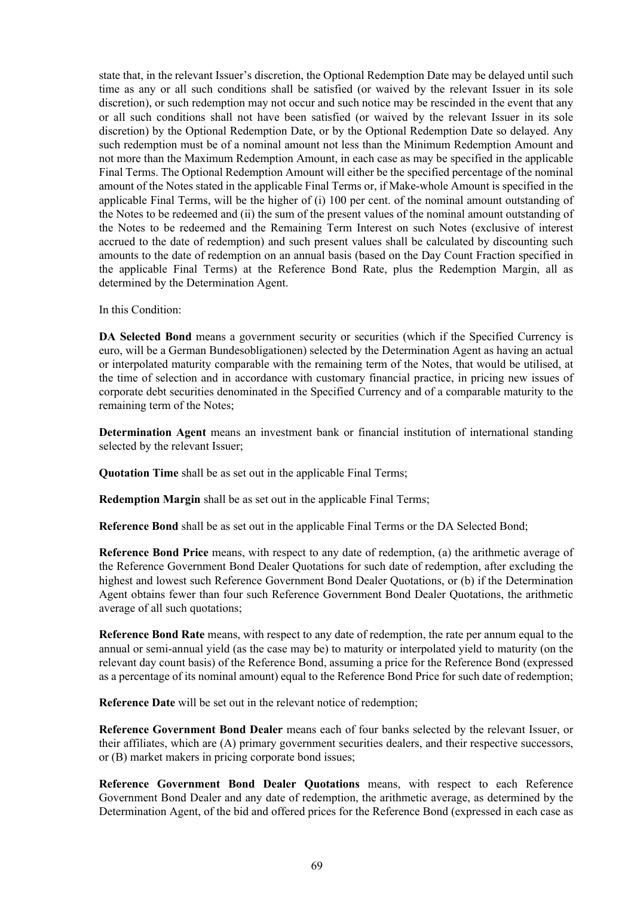state that, in the relevant Issuer's discretion, the Optional Redemption Date may be delayed until such time as any or all such conditions shall be satisfied (or waived by the relevant Issuer in its sole discretion), or such redemption may not occur and such notice may be rescinded in the event that any or all such conditions shall not have been satisfied (or waived by the relevant Issuer in its sole discretion) by the Optional Redemption Date, or by the Optional Redemption Date so delayed. Any such redemption must be of a nominal amount not less than the Minimum Redemption Amount and not more than the Maximum Redemption Amount, in each case as may be specified in the applicable Final Terms. The Optional Redemption Amount will either be the specified percentage of the nominal amount of the Notes stated in the applicable Final Terms or, if Make-whole Amount is specified in the applicable Final Terms, will be the higher of (i) 100 per cent. of the nominal amount outstanding of the Notes to be redeemed and (ii) the sum of the present values of the nominal amount outstanding of the Notes to be redeemed and the Remaining Term Interest on such Notes (exclusive of interest accrued to the date of redemption) and such present values shall be calculated by discounting such amounts to the date of redemption on an annual basis (based on the Day Count Fraction specified in the applicable Final Terms) at the Reference Bond Rate, plus the Redemption Margin, all as determined by the Determination Agent.

In this Condition:

**DA Selected Bond** means a government security or securities (which if the Specified Currency is euro, will be a German Bundesobligationen) selected by the Determination Agent as having an actual or interpolated maturity comparable with the remaining term of the Notes, that would be utilised, at the time of selection and in accordance with customary financial practice, in pricing new issues of corporate debt securities denominated in the Specified Currency and of a comparable maturity to the remaining term of the Notes;

**Determination Agent** means an investment bank or financial institution of international standing selected by the relevant Issuer;

**Quotation Time** shall be as set out in the applicable Final Terms;

**Redemption Margin** shall be as set out in the applicable Final Terms;

**Reference Bond** shall be as set out in the applicable Final Terms or the DA Selected Bond;

**Reference Bond Price** means, with respect to any date of redemption, (a) the arithmetic average of the Reference Government Bond Dealer Quotations for such date of redemption, after excluding the highest and lowest such Reference Government Bond Dealer Quotations, or (b) if the Determination Agent obtains fewer than four such Reference Government Bond Dealer Quotations, the arithmetic average of all such quotations;

**Reference Bond Rate** means, with respect to any date of redemption, the rate per annum equal to the annual or semi-annual yield (as the case may be) to maturity or interpolated yield to maturity (on the relevant day count basis) of the Reference Bond, assuming a price for the Reference Bond (expressed as a percentage of its nominal amount) equal to the Reference Bond Price for such date of redemption;

**Reference Date** will be set out in the relevant notice of redemption;

**Reference Government Bond Dealer** means each of four banks selected by the relevant Issuer, or their affiliates, which are (A) primary government securities dealers, and their respective successors, or (B) market makers in pricing corporate bond issues;

**Reference Government Bond Dealer Quotations** means, with respect to each Reference Government Bond Dealer and any date of redemption, the arithmetic average, as determined by the Determination Agent, of the bid and offered prices for the Reference Bond (expressed in each case as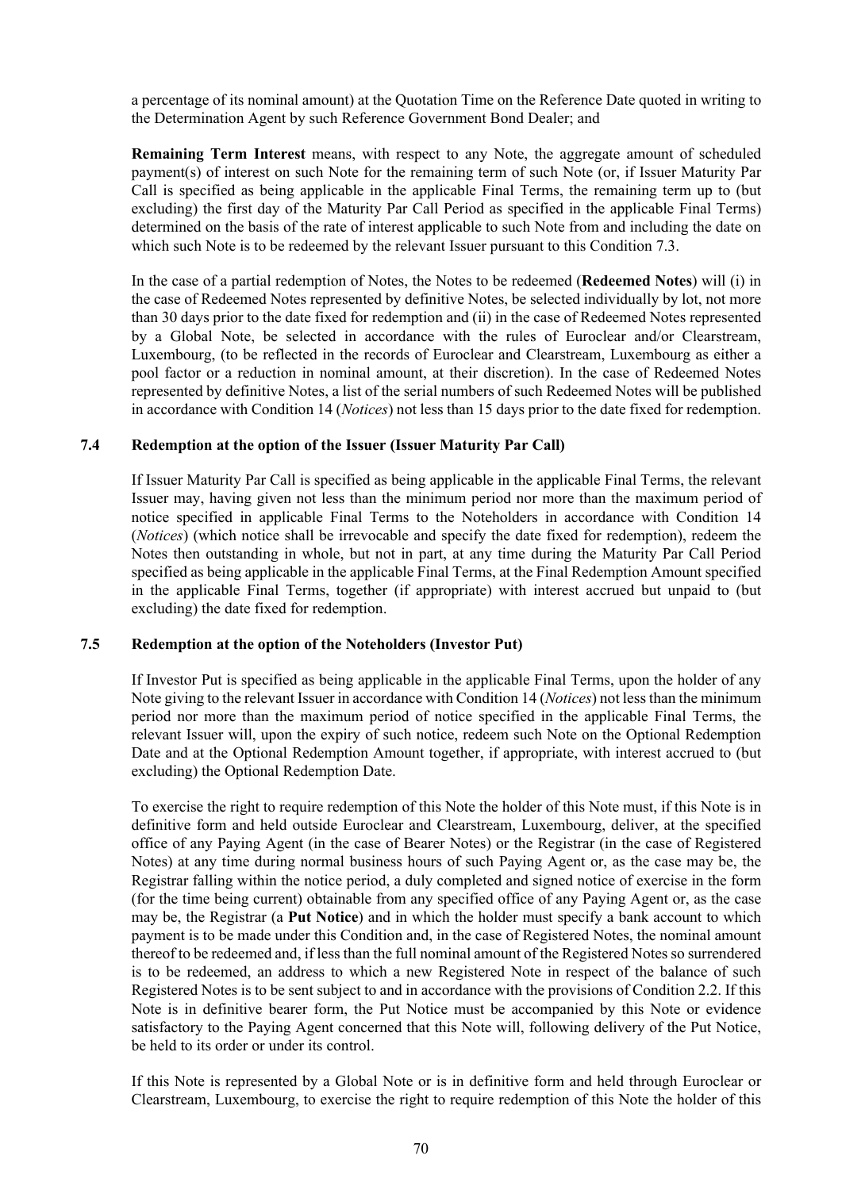a percentage of its nominal amount) at the Quotation Time on the Reference Date quoted in writing to the Determination Agent by such Reference Government Bond Dealer; and

**Remaining Term Interest** means, with respect to any Note, the aggregate amount of scheduled payment(s) of interest on such Note for the remaining term of such Note (or, if Issuer Maturity Par Call is specified as being applicable in the applicable Final Terms, the remaining term up to (but excluding) the first day of the Maturity Par Call Period as specified in the applicable Final Terms) determined on the basis of the rate of interest applicable to such Note from and including the date on which such Note is to be redeemed by the relevant Issuer pursuant to this Condition 7.3.

In the case of a partial redemption of Notes, the Notes to be redeemed (**Redeemed Notes**) will (i) in the case of Redeemed Notes represented by definitive Notes, be selected individually by lot, not more than 30 days prior to the date fixed for redemption and (ii) in the case of Redeemed Notes represented by a Global Note, be selected in accordance with the rules of Euroclear and/or Clearstream, Luxembourg, (to be reflected in the records of Euroclear and Clearstream, Luxembourg as either a pool factor or a reduction in nominal amount, at their discretion). In the case of Redeemed Notes represented by definitive Notes, a list of the serial numbers of such Redeemed Notes will be published in accordance with Condition 14 (*Notices*) not less than 15 days prior to the date fixed for redemption.

### 7.4 Redemption at the option of the Issuer (Issuer Maturity Par Call)

If Issuer Maturity Par Call is specified as being applicable in the applicable Final Terms, the relevant Issuer may, having given not less than the minimum period nor more than the maximum period of notice specified in applicable Final Terms to the Noteholders in accordance with Condition 14 (*Notices*) (which notice shall be irrevocable and specify the date fixed for redemption), redeem the Notes then outstanding in whole, but not in part, at any time during the Maturity Par Call Period specified as being applicable in the applicable Final Terms, at the Final Redemption Amount specified in the applicable Final Terms, together (if appropriate) with interest accrued but unpaid to (but excluding) the date fixed for redemption.

### 7.5 Redemption at the option of the Noteholders (Investor Put)

If Investor Put is specified as being applicable in the applicable Final Terms, upon the holder of any Note giving to the relevant Issuer in accordance with Condition 14 (*Notices*) not less than the minimum period nor more than the maximum period of notice specified in the applicable Final Terms, the relevant Issuer will, upon the expiry of such notice, redeem such Note on the Optional Redemption Date and at the Optional Redemption Amount together, if appropriate, with interest accrued to (but excluding) the Optional Redemption Date.

To exercise the right to require redemption of this Note the holder of this Note must, if this Note is in definitive form and held outside Euroclear and Clearstream, Luxembourg, deliver, at the specified office of any Paying Agent (in the case of Bearer Notes) or the Registrar (in the case of Registered Notes) at any time during normal business hours of such Paying Agent or, as the case may be, the Registrar falling within the notice period, a duly completed and signed notice of exercise in the form (for the time being current) obtainable from any specified office of any Paying Agent or, as the case may be, the Registrar (a **Put Notice**) and in which the holder must specify a bank account to which payment is to be made under this Condition and, in the case of Registered Notes, the nominal amount thereof to be redeemed and, if less than the full nominal amount of the Registered Notes so surrendered is to be redeemed, an address to which a new Registered Note in respect of the balance of such Registered Notes is to be sent subject to and in accordance with the provisions of Condition 2.2. If this Note is in definitive bearer form, the Put Notice must be accompanied by this Note or evidence satisfactory to the Paying Agent concerned that this Note will, following delivery of the Put Notice, be held to its order or under its control.

If this Note is represented by a Global Note or is in definitive form and held through Euroclear or Clearstream, Luxembourg, to exercise the right to require redemption of this Note the holder of this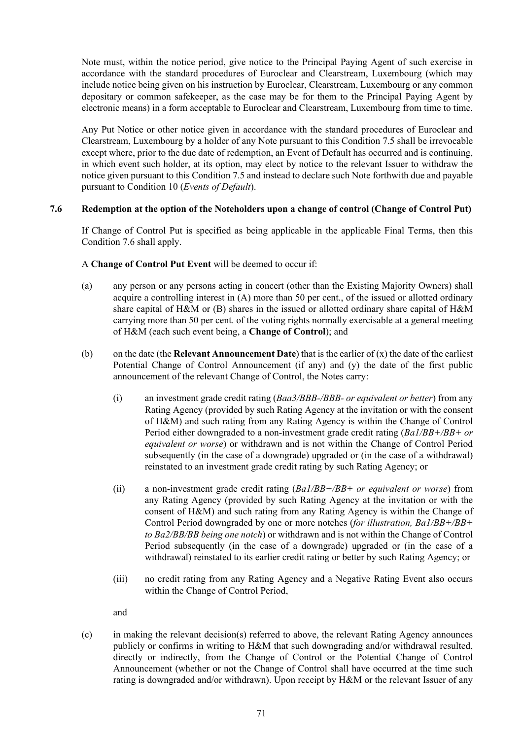Note must, within the notice period, give notice to the Principal Paying Agent of such exercise in accordance with the standard procedures of Euroclear and Clearstream, Luxembourg (which may include notice being given on his instruction by Euroclear, Clearstream, Luxembourg or any common depositary or common safekeeper, as the case may be for them to the Principal Paying Agent by electronic means) in a form acceptable to Euroclear and Clearstream, Luxembourg from time to time.

Any Put Notice or other notice given in accordance with the standard procedures of Euroclear and Clearstream, Luxembourg by a holder of any Note pursuant to this Condition 7.5 shall be irrevocable except where, prior to the due date of redemption, an Event of Default has occurred and is continuing, in which event such holder, at its option, may elect by notice to the relevant Issuer to withdraw the notice given pursuant to this Condition 7.5 and instead to declare such Note forthwith due and payable pursuant to Condition 10 (*Events of Default*).

### 7.6 Redemption at the option of the Noteholders upon a change of control (Change of Control Put)

If Change of Control Put is specified as being applicable in the applicable Final Terms, then this Condition 7.6 shall apply.

A **Change of Control Put Event** will be deemed to occur if:

(a) any person or any persons acting in concert (other than the Existing Majority Owners) shall acquire a controlling interest in (A) more than 50 per cent., of the issued or allotted ordinary share capital of H&M or (B) shares in the issued or allotted ordinary share capital of H&M carrying more than 50 per cent. of the voting rights normally exercisable at a general meeting of H&M (each such event being, a **Change of Control**); and

(b) on the date (the **Relevant Announcement Date**) that is the earlier of (x) the date of the earliest Potential Change of Control Announcement (if any) and (y) the date of the first public announcement of the relevant Change of Control, the Notes carry:

   (i) an investment grade credit rating (*Baa3/BBB-/BBB- or equivalent or better*) from any Rating Agency (provided by such Rating Agency at the invitation or with the consent of H&M) and such rating from any Rating Agency is within the Change of Control Period either downgraded to a non-investment grade credit rating (*Ba1/BB+/BB+ or equivalent or worse*) or withdrawn and is not within the Change of Control Period subsequently (in the case of a downgrade) upgraded or (in the case of a withdrawal) reinstated to an investment grade credit rating by such Rating Agency; or

   (ii) a non-investment grade credit rating (*Ba1/BB+/BB+ or equivalent or worse*) from any Rating Agency (provided by such Rating Agency at the invitation or with the consent of H&M) and such rating from any Rating Agency is within the Change of Control Period downgraded by one or more notches (*for illustration, Ba1/BB+/BB+ to Ba2/BB/BB being one notch*) or withdrawn and is not within the Change of Control Period subsequently (in the case of a downgrade) upgraded or (in the case of a withdrawal) reinstated to its earlier credit rating or better by such Rating Agency; or

   (iii) no credit rating from any Rating Agency and a Negative Rating Event also occurs within the Change of Control Period,

   and

(c) in making the relevant decision(s) referred to above, the relevant Rating Agency announces publicly or confirms in writing to H&M that such downgrading and/or withdrawal resulted, directly or indirectly, from the Change of Control or the Potential Change of Control Announcement (whether or not the Change of Control shall have occurred at the time such rating is downgraded and/or withdrawn). Upon receipt by H&M or the relevant Issuer of any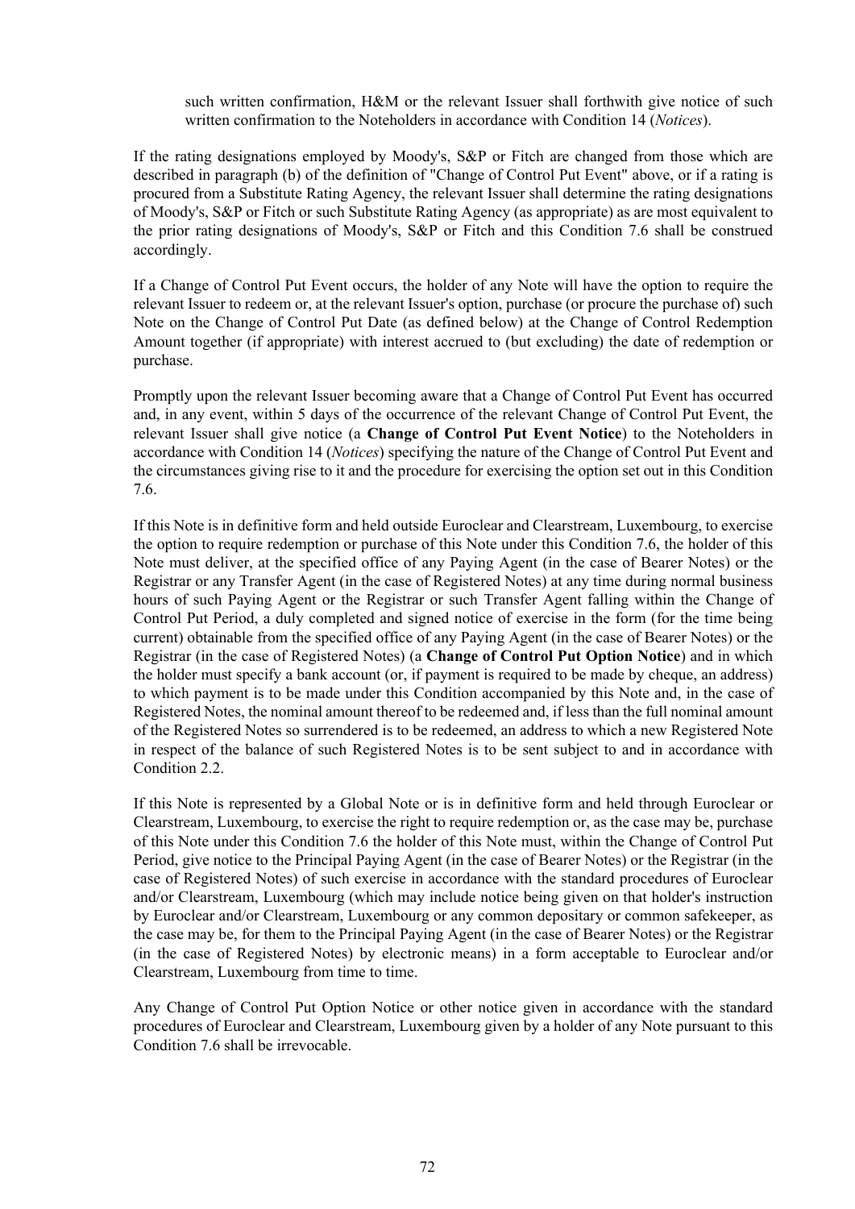such written confirmation, H&M or the relevant Issuer shall forthwith give notice of such written confirmation to the Noteholders in accordance with Condition 14 (*Notices*).

If the rating designations employed by Moody's, S&P or Fitch are changed from those which are described in paragraph (b) of the definition of "Change of Control Put Event" above, or if a rating is procured from a Substitute Rating Agency, the relevant Issuer shall determine the rating designations of Moody's, S&P or Fitch or such Substitute Rating Agency (as appropriate) as are most equivalent to the prior rating designations of Moody's, S&P or Fitch and this Condition 7.6 shall be construed accordingly.

If a Change of Control Put Event occurs, the holder of any Note will have the option to require the relevant Issuer to redeem or, at the relevant Issuer's option, purchase (or procure the purchase of) such Note on the Change of Control Put Date (as defined below) at the Change of Control Redemption Amount together (if appropriate) with interest accrued to (but excluding) the date of redemption or purchase.

Promptly upon the relevant Issuer becoming aware that a Change of Control Put Event has occurred and, in any event, within 5 days of the occurrence of the relevant Change of Control Put Event, the relevant Issuer shall give notice (a **Change of Control Put Event Notice**) to the Noteholders in accordance with Condition 14 (*Notices*) specifying the nature of the Change of Control Put Event and the circumstances giving rise to it and the procedure for exercising the option set out in this Condition 7.6.

If this Note is in definitive form and held outside Euroclear and Clearstream, Luxembourg, to exercise the option to require redemption or purchase of this Note under this Condition 7.6, the holder of this Note must deliver, at the specified office of any Paying Agent (in the case of Bearer Notes) or the Registrar or any Transfer Agent (in the case of Registered Notes) at any time during normal business hours of such Paying Agent or the Registrar or such Transfer Agent falling within the Change of Control Put Period, a duly completed and signed notice of exercise in the form (for the time being current) obtainable from the specified office of any Paying Agent (in the case of Bearer Notes) or the Registrar (in the case of Registered Notes) (a **Change of Control Put Option Notice**) and in which the holder must specify a bank account (or, if payment is required to be made by cheque, an address) to which payment is to be made under this Condition accompanied by this Note and, in the case of Registered Notes, the nominal amount thereof to be redeemed and, if less than the full nominal amount of the Registered Notes so surrendered is to be redeemed, an address to which a new Registered Note in respect of the balance of such Registered Notes is to be sent subject to and in accordance with Condition 2.2.

If this Note is represented by a Global Note or is in definitive form and held through Euroclear or Clearstream, Luxembourg, to exercise the right to require redemption or, as the case may be, purchase of this Note under this Condition 7.6 the holder of this Note must, within the Change of Control Put Period, give notice to the Principal Paying Agent (in the case of Bearer Notes) or the Registrar (in the case of Registered Notes) of such exercise in accordance with the standard procedures of Euroclear and/or Clearstream, Luxembourg (which may include notice being given on that holder's instruction by Euroclear and/or Clearstream, Luxembourg or any common depositary or common safekeeper, as the case may be, for them to the Principal Paying Agent (in the case of Bearer Notes) or the Registrar (in the case of Registered Notes) by electronic means) in a form acceptable to Euroclear and/or Clearstream, Luxembourg from time to time.

Any Change of Control Put Option Notice or other notice given in accordance with the standard procedures of Euroclear and Clearstream, Luxembourg given by a holder of any Note pursuant to this Condition 7.6 shall be irrevocable.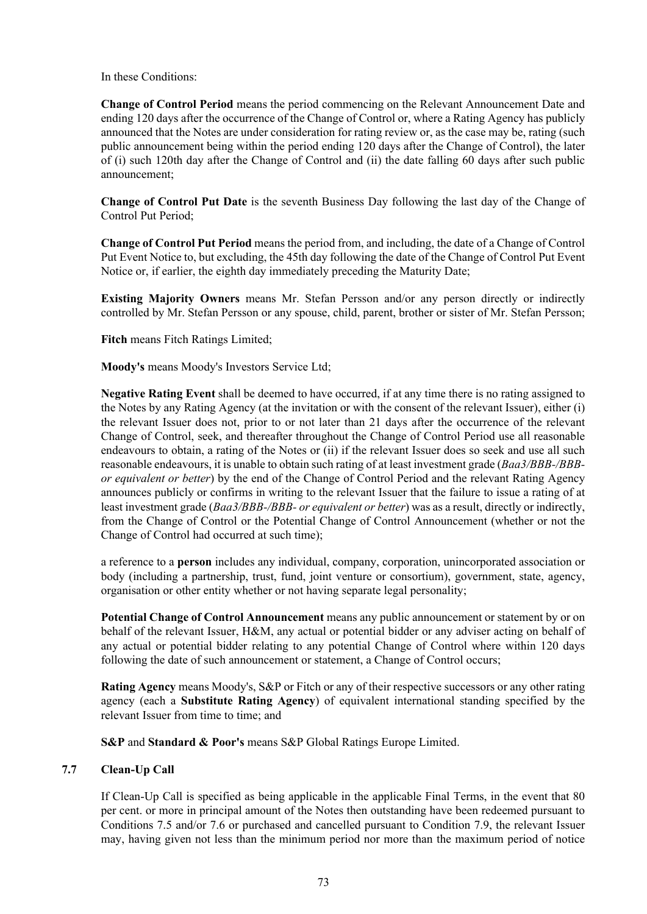In these Conditions:

**Change of Control Period** means the period commencing on the Relevant Announcement Date and ending 120 days after the occurrence of the Change of Control or, where a Rating Agency has publicly announced that the Notes are under consideration for rating review or, as the case may be, rating (such public announcement being within the period ending 120 days after the Change of Control), the later of (i) such 120th day after the Change of Control and (ii) the date falling 60 days after such public announcement;

**Change of Control Put Date** is the seventh Business Day following the last day of the Change of Control Put Period;

**Change of Control Put Period** means the period from, and including, the date of a Change of Control Put Event Notice to, but excluding, the 45th day following the date of the Change of Control Put Event Notice or, if earlier, the eighth day immediately preceding the Maturity Date;

**Existing Majority Owners** means Mr. Stefan Persson and/or any person directly or indirectly controlled by Mr. Stefan Persson or any spouse, child, parent, brother or sister of Mr. Stefan Persson;

**Fitch** means Fitch Ratings Limited;

**Moody's** means Moody's Investors Service Ltd;

**Negative Rating Event** shall be deemed to have occurred, if at any time there is no rating assigned to the Notes by any Rating Agency (at the invitation or with the consent of the relevant Issuer), either (i) the relevant Issuer does not, prior to or not later than 21 days after the occurrence of the relevant Change of Control, seek, and thereafter throughout the Change of Control Period use all reasonable endeavours to obtain, a rating of the Notes or (ii) if the relevant Issuer does so seek and use all such reasonable endeavours, it is unable to obtain such rating of at least investment grade (*Baa3/BBB-/BBB- or equivalent or better*) by the end of the Change of Control Period and the relevant Rating Agency announces publicly or confirms in writing to the relevant Issuer that the failure to issue a rating of at least investment grade (*Baa3/BBB-/BBB- or equivalent or better*) was as a result, directly or indirectly, from the Change of Control or the Potential Change of Control Announcement (whether or not the Change of Control had occurred at such time);

a reference to a **person** includes any individual, company, corporation, unincorporated association or body (including a partnership, trust, fund, joint venture or consortium), government, state, agency, organisation or other entity whether or not having separate legal personality;

**Potential Change of Control Announcement** means any public announcement or statement by or on behalf of the relevant Issuer, H&M, any actual or potential bidder or any adviser acting on behalf of any actual or potential bidder relating to any potential Change of Control where within 120 days following the date of such announcement or statement, a Change of Control occurs;

**Rating Agency** means Moody's, S&P or Fitch or any of their respective successors or any other rating agency (each a **Substitute Rating Agency**) of equivalent international standing specified by the relevant Issuer from time to time; and

**S&P** and **Standard & Poor's** means S&P Global Ratings Europe Limited.

### 7.7 Clean-Up Call

If Clean-Up Call is specified as being applicable in the applicable Final Terms, in the event that 80 per cent. or more in principal amount of the Notes then outstanding have been redeemed pursuant to Conditions 7.5 and/or 7.6 or purchased and cancelled pursuant to Condition 7.9, the relevant Issuer may, having given not less than the minimum period nor more than the maximum period of notice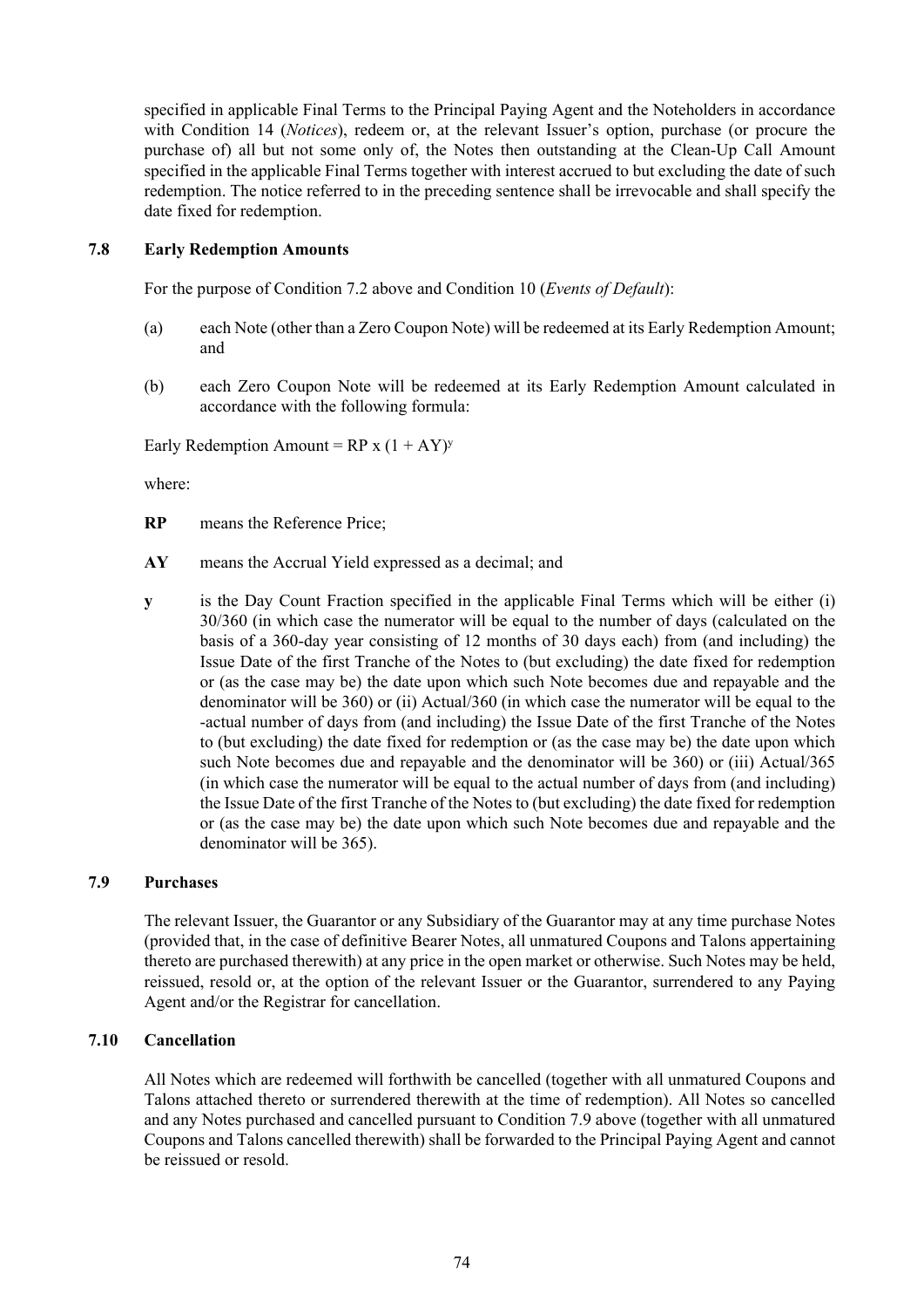specified in applicable Final Terms to the Principal Paying Agent and the Noteholders in accordance with Condition 14 (*Notices*), redeem or, at the relevant Issuer's option, purchase (or procure the purchase of) all but not some only of, the Notes then outstanding at the Clean-Up Call Amount specified in the applicable Final Terms together with interest accrued to but excluding the date of such redemption. The notice referred to in the preceding sentence shall be irrevocable and shall specify the date fixed for redemption.

### 7.8 Early Redemption Amounts

For the purpose of Condition 7.2 above and Condition 10 (*Events of Default*):

(a) each Note (other than a Zero Coupon Note) will be redeemed at its Early Redemption Amount; and

(b) each Zero Coupon Note will be redeemed at its Early Redemption Amount calculated in accordance with the following formula:

Early Redemption Amount = $RP \times (1 + AY)^{y}$

where:

**RP** means the Reference Price;

**AY** means the Accrual Yield expressed as a decimal; and

**y** is the Day Count Fraction specified in the applicable Final Terms which will be either (i) 30/360 (in which case the numerator will be equal to the number of days (calculated on the basis of a 360-day year consisting of 12 months of 30 days each) from (and including) the Issue Date of the first Tranche of the Notes to (but excluding) the date fixed for redemption or (as the case may be) the date upon which such Note becomes due and repayable and the denominator will be 360) or (ii) Actual/360 (in which case the numerator will be equal to the -actual number of days from (and including) the Issue Date of the first Tranche of the Notes to (but excluding) the date fixed for redemption or (as the case may be) the date upon which such Note becomes due and repayable and the denominator will be 360) or (iii) Actual/365 (in which case the numerator will be equal to the actual number of days from (and including) the Issue Date of the first Tranche of the Notes to (but excluding) the date fixed for redemption or (as the case may be) the date upon which such Note becomes due and repayable and the denominator will be 365).

### 7.9 Purchases

The relevant Issuer, the Guarantor or any Subsidiary of the Guarantor may at any time purchase Notes (provided that, in the case of definitive Bearer Notes, all unmatured Coupons and Talons appertaining thereto are purchased therewith) at any price in the open market or otherwise. Such Notes may be held, reissued, resold or, at the option of the relevant Issuer or the Guarantor, surrendered to any Paying Agent and/or the Registrar for cancellation.

### 7.10 Cancellation

All Notes which are redeemed will forthwith be cancelled (together with all unmatured Coupons and Talons attached thereto or surrendered therewith at the time of redemption). All Notes so cancelled and any Notes purchased and cancelled pursuant to Condition 7.9 above (together with all unmatured Coupons and Talons cancelled therewith) shall be forwarded to the Principal Paying Agent and cannot be reissued or resold.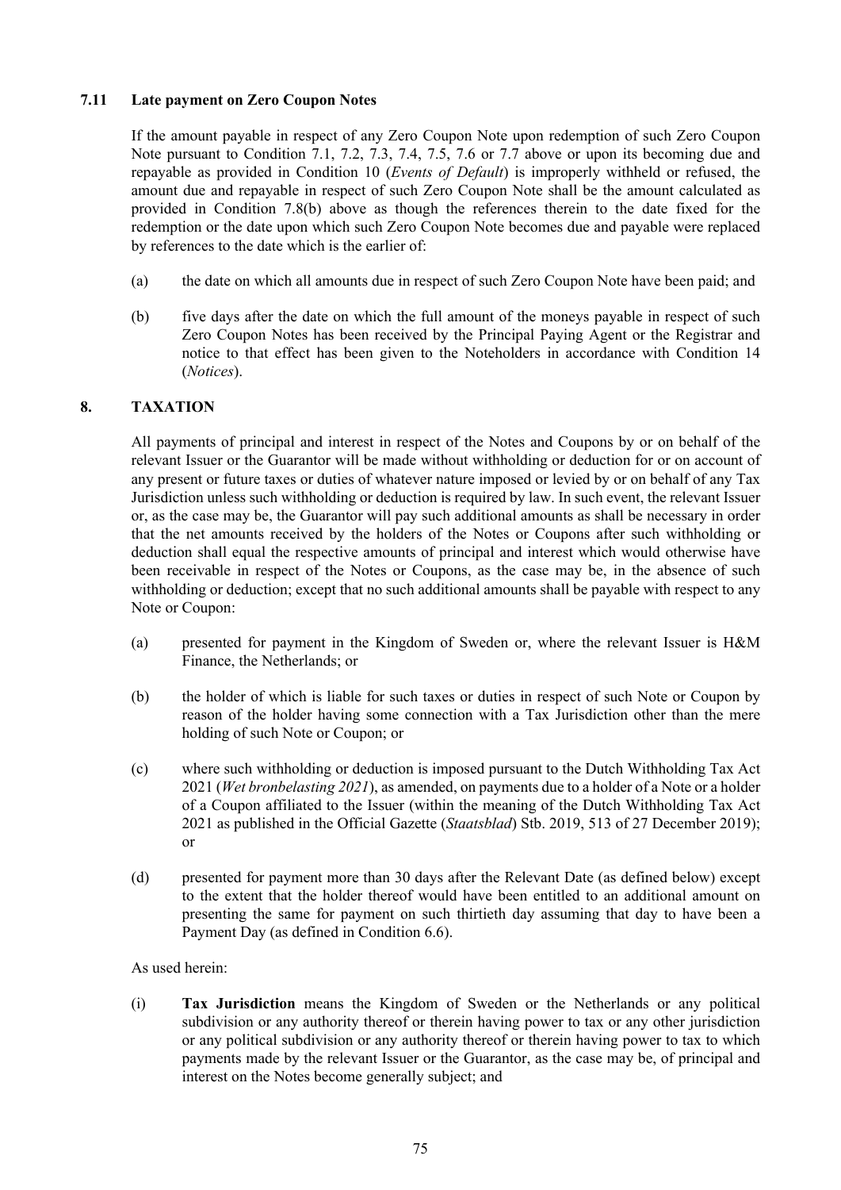### 7.11 Late payment on Zero Coupon Notes

If the amount payable in respect of any Zero Coupon Note upon redemption of such Zero Coupon Note pursuant to Condition 7.1, 7.2, 7.3, 7.4, 7.5, 7.6 or 7.7 above or upon its becoming due and repayable as provided in Condition 10 (*Events of Default*) is improperly withheld or refused, the amount due and repayable in respect of such Zero Coupon Note shall be the amount calculated as provided in Condition 7.8(b) above as though the references therein to the date fixed for the redemption or the date upon which such Zero Coupon Note becomes due and payable were replaced by references to the date which is the earlier of:

(a) the date on which all amounts due in respect of such Zero Coupon Note have been paid; and

(b) five days after the date on which the full amount of the moneys payable in respect of such Zero Coupon Notes has been received by the Principal Paying Agent or the Registrar and notice to that effect has been given to the Noteholders in accordance with Condition 14 (*Notices*).

## 8. TAXATION

All payments of principal and interest in respect of the Notes and Coupons by or on behalf of the relevant Issuer or the Guarantor will be made without withholding or deduction for or on account of any present or future taxes or duties of whatever nature imposed or levied by or on behalf of any Tax Jurisdiction unless such withholding or deduction is required by law. In such event, the relevant Issuer or, as the case may be, the Guarantor will pay such additional amounts as shall be necessary in order that the net amounts received by the holders of the Notes or Coupons after such withholding or deduction shall equal the respective amounts of principal and interest which would otherwise have been receivable in respect of the Notes or Coupons, as the case may be, in the absence of such withholding or deduction; except that no such additional amounts shall be payable with respect to any Note or Coupon:

(a) presented for payment in the Kingdom of Sweden or, where the relevant Issuer is H&M Finance, the Netherlands; or

(b) the holder of which is liable for such taxes or duties in respect of such Note or Coupon by reason of the holder having some connection with a Tax Jurisdiction other than the mere holding of such Note or Coupon; or

(c) where such withholding or deduction is imposed pursuant to the Dutch Withholding Tax Act 2021 (*Wet bronbelasting 2021*), as amended, on payments due to a holder of a Note or a holder of a Coupon affiliated to the Issuer (within the meaning of the Dutch Withholding Tax Act 2021 as published in the Official Gazette (*Staatsblad*) Stb. 2019, 513 of 27 December 2019); or

(d) presented for payment more than 30 days after the Relevant Date (as defined below) except to the extent that the holder thereof would have been entitled to an additional amount on presenting the same for payment on such thirtieth day assuming that day to have been a Payment Day (as defined in Condition 6.6).

As used herein:

(i) **Tax Jurisdiction** means the Kingdom of Sweden or the Netherlands or any political subdivision or any authority thereof or therein having power to tax or any other jurisdiction or any political subdivision or any authority thereof or therein having power to tax to which payments made by the relevant Issuer or the Guarantor, as the case may be, of principal and interest on the Notes become generally subject; and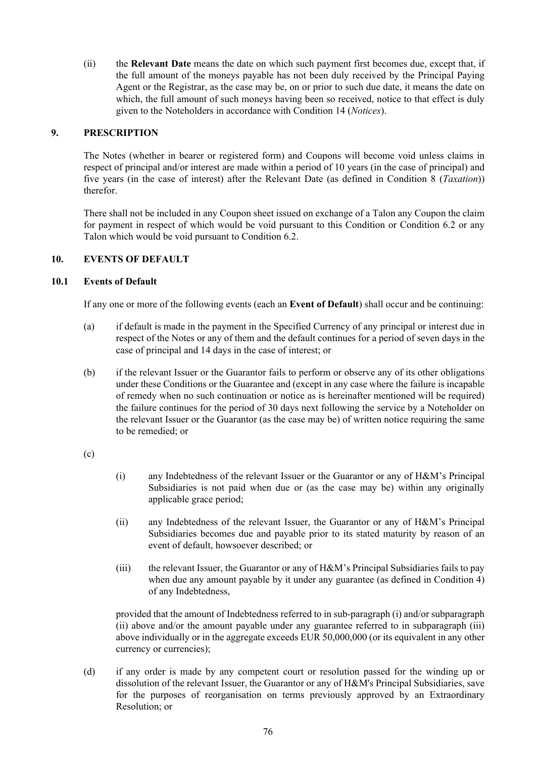(ii) the **Relevant Date** means the date on which such payment first becomes due, except that, if the full amount of the moneys payable has not been duly received by the Principal Paying Agent or the Registrar, as the case may be, on or prior to such due date, it means the date on which, the full amount of such moneys having been so received, notice to that effect is duly given to the Noteholders in accordance with Condition 14 (*Notices*).

## 9. PRESCRIPTION

The Notes (whether in bearer or registered form) and Coupons will become void unless claims in respect of principal and/or interest are made within a period of 10 years (in the case of principal) and five years (in the case of interest) after the Relevant Date (as defined in Condition 8 (*Taxation*)) therefor.

There shall not be included in any Coupon sheet issued on exchange of a Talon any Coupon the claim for payment in respect of which would be void pursuant to this Condition or Condition 6.2 or any Talon which would be void pursuant to Condition 6.2.

## 10. EVENTS OF DEFAULT

### 10.1 Events of Default

If any one or more of the following events (each an **Event of Default**) shall occur and be continuing:

(a) if default is made in the payment in the Specified Currency of any principal or interest due in respect of the Notes or any of them and the default continues for a period of seven days in the case of principal and 14 days in the case of interest; or

(b) if the relevant Issuer or the Guarantor fails to perform or observe any of its other obligations under these Conditions or the Guarantee and (except in any case where the failure is incapable of remedy when no such continuation or notice as is hereinafter mentioned will be required) the failure continues for the period of 30 days next following the service by a Noteholder on the relevant Issuer or the Guarantor (as the case may be) of written notice requiring the same to be remedied; or

(c)

(i) any Indebtedness of the relevant Issuer or the Guarantor or any of H&M's Principal Subsidiaries is not paid when due or (as the case may be) within any originally applicable grace period;

(ii) any Indebtedness of the relevant Issuer, the Guarantor or any of H&M's Principal Subsidiaries becomes due and payable prior to its stated maturity by reason of an event of default, howsoever described; or

(iii) the relevant Issuer, the Guarantor or any of H&M's Principal Subsidiaries fails to pay when due any amount payable by it under any guarantee (as defined in Condition 4) of any Indebtedness,

provided that the amount of Indebtedness referred to in sub-paragraph (i) and/or subparagraph (ii) above and/or the amount payable under any guarantee referred to in subparagraph (iii) above individually or in the aggregate exceeds EUR 50,000,000 (or its equivalent in any other currency or currencies);

(d) if any order is made by any competent court or resolution passed for the winding up or dissolution of the relevant Issuer, the Guarantor or any of H&M's Principal Subsidiaries, save for the purposes of reorganisation on terms previously approved by an Extraordinary Resolution; or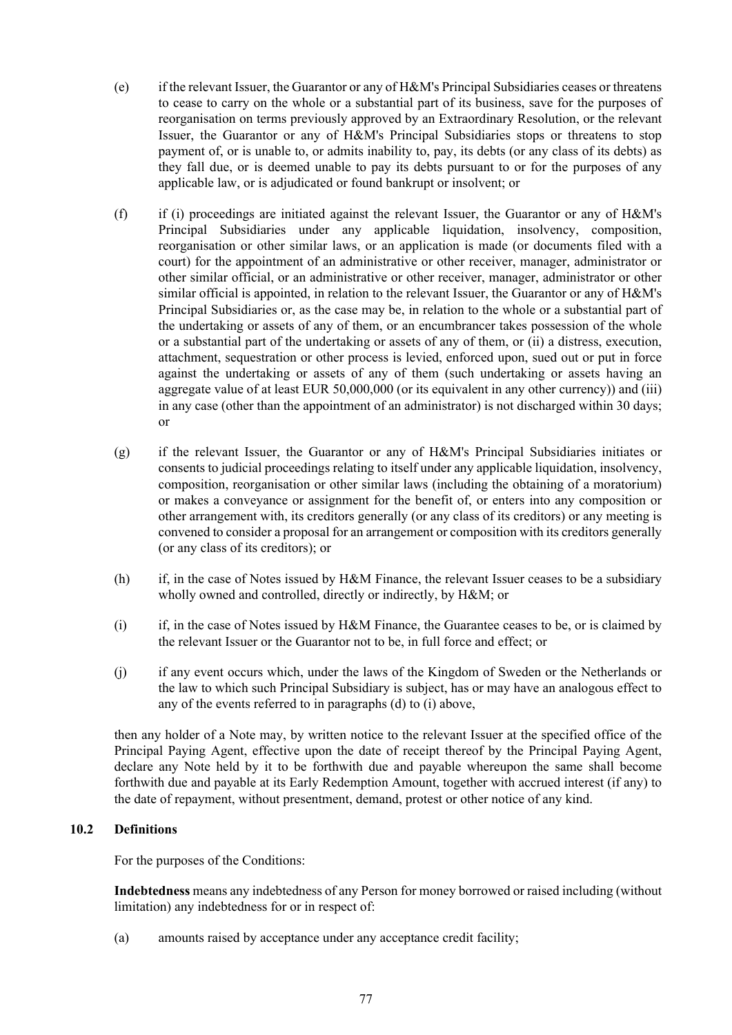(e) if the relevant Issuer, the Guarantor or any of H&M's Principal Subsidiaries ceases or threatens to cease to carry on the whole or a substantial part of its business, save for the purposes of reorganisation on terms previously approved by an Extraordinary Resolution, or the relevant Issuer, the Guarantor or any of H&M's Principal Subsidiaries stops or threatens to stop payment of, or is unable to, or admits inability to, pay, its debts (or any class of its debts) as they fall due, or is deemed unable to pay its debts pursuant to or for the purposes of any applicable law, or is adjudicated or found bankrupt or insolvent; or

(f) if (i) proceedings are initiated against the relevant Issuer, the Guarantor or any of H&M's Principal Subsidiaries under any applicable liquidation, insolvency, composition, reorganisation or other similar laws, or an application is made (or documents filed with a court) for the appointment of an administrative or other receiver, manager, administrator or other similar official, or an administrative or other receiver, manager, administrator or other similar official is appointed, in relation to the relevant Issuer, the Guarantor or any of H&M's Principal Subsidiaries or, as the case may be, in relation to the whole or a substantial part of the undertaking or assets of any of them, or an encumbrancer takes possession of the whole or a substantial part of the undertaking or assets of any of them, or (ii) a distress, execution, attachment, sequestration or other process is levied, enforced upon, sued out or put in force against the undertaking or assets of any of them (such undertaking or assets having an aggregate value of at least EUR 50,000,000 (or its equivalent in any other currency)) and (iii) in any case (other than the appointment of an administrator) is not discharged within 30 days; or

(g) if the relevant Issuer, the Guarantor or any of H&M's Principal Subsidiaries initiates or consents to judicial proceedings relating to itself under any applicable liquidation, insolvency, composition, reorganisation or other similar laws (including the obtaining of a moratorium) or makes a conveyance or assignment for the benefit of, or enters into any composition or other arrangement with, its creditors generally (or any class of its creditors) or any meeting is convened to consider a proposal for an arrangement or composition with its creditors generally (or any class of its creditors); or

(h) if, in the case of Notes issued by H&M Finance, the relevant Issuer ceases to be a subsidiary wholly owned and controlled, directly or indirectly, by H&M; or

(i) if, in the case of Notes issued by H&M Finance, the Guarantee ceases to be, or is claimed by the relevant Issuer or the Guarantor not to be, in full force and effect; or

(j) if any event occurs which, under the laws of the Kingdom of Sweden or the Netherlands or the law to which such Principal Subsidiary is subject, has or may have an analogous effect to any of the events referred to in paragraphs (d) to (i) above,

then any holder of a Note may, by written notice to the relevant Issuer at the specified office of the Principal Paying Agent, effective upon the date of receipt thereof by the Principal Paying Agent, declare any Note held by it to be forthwith due and payable whereupon the same shall become forthwith due and payable at its Early Redemption Amount, together with accrued interest (if any) to the date of repayment, without presentment, demand, protest or other notice of any kind.

### 10.2 Definitions

For the purposes of the Conditions:

**Indebtedness** means any indebtedness of any Person for money borrowed or raised including (without limitation) any indebtedness for or in respect of:

(a) amounts raised by acceptance under any acceptance credit facility;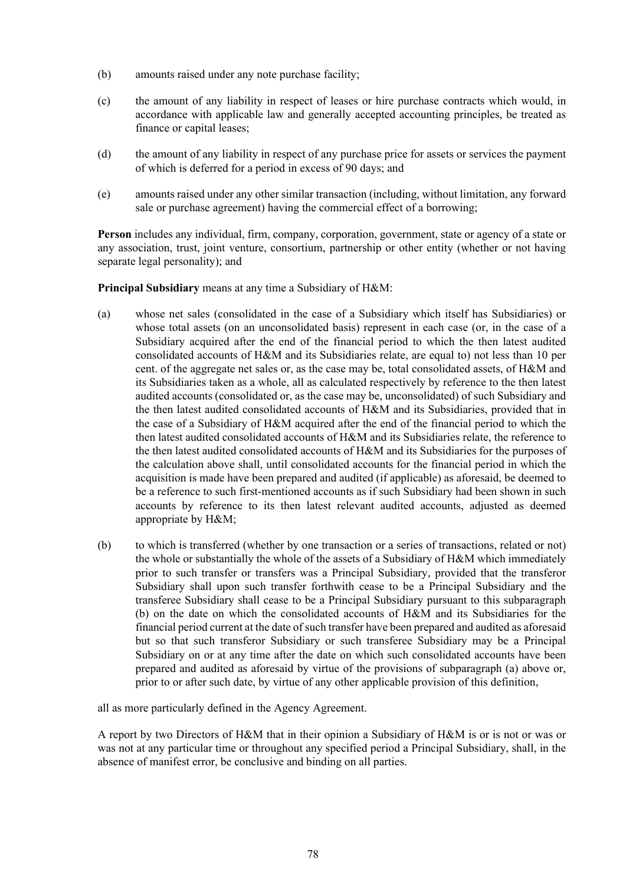(b) amounts raised under any note purchase facility;

(c) the amount of any liability in respect of leases or hire purchase contracts which would, in accordance with applicable law and generally accepted accounting principles, be treated as finance or capital leases;

(d) the amount of any liability in respect of any purchase price for assets or services the payment of which is deferred for a period in excess of 90 days; and

(e) amounts raised under any other similar transaction (including, without limitation, any forward sale or purchase agreement) having the commercial effect of a borrowing;

**Person** includes any individual, firm, company, corporation, government, state or agency of a state or any association, trust, joint venture, consortium, partnership or other entity (whether or not having separate legal personality); and

**Principal Subsidiary** means at any time a Subsidiary of H&M:

(a) whose net sales (consolidated in the case of a Subsidiary which itself has Subsidiaries) or whose total assets (on an unconsolidated basis) represent in each case (or, in the case of a Subsidiary acquired after the end of the financial period to which the then latest audited consolidated accounts of H&M and its Subsidiaries relate, are equal to) not less than 10 per cent. of the aggregate net sales or, as the case may be, total consolidated assets, of H&M and its Subsidiaries taken as a whole, all as calculated respectively by reference to the then latest audited accounts (consolidated or, as the case may be, unconsolidated) of such Subsidiary and the then latest audited consolidated accounts of H&M and its Subsidiaries, provided that in the case of a Subsidiary of H&M acquired after the end of the financial period to which the then latest audited consolidated accounts of H&M and its Subsidiaries relate, the reference to the then latest audited consolidated accounts of H&M and its Subsidiaries for the purposes of the calculation above shall, until consolidated accounts for the financial period in which the acquisition is made have been prepared and audited (if applicable) as aforesaid, be deemed to be a reference to such first-mentioned accounts as if such Subsidiary had been shown in such accounts by reference to its then latest relevant audited accounts, adjusted as deemed appropriate by H&M;

(b) to which is transferred (whether by one transaction or a series of transactions, related or not) the whole or substantially the whole of the assets of a Subsidiary of H&M which immediately prior to such transfer or transfers was a Principal Subsidiary, provided that the transferor Subsidiary shall upon such transfer forthwith cease to be a Principal Subsidiary and the transferee Subsidiary shall cease to be a Principal Subsidiary pursuant to this subparagraph (b) on the date on which the consolidated accounts of H&M and its Subsidiaries for the financial period current at the date of such transfer have been prepared and audited as aforesaid but so that such transferor Subsidiary or such transferee Subsidiary may be a Principal Subsidiary on or at any time after the date on which such consolidated accounts have been prepared and audited as aforesaid by virtue of the provisions of subparagraph (a) above or, prior to or after such date, by virtue of any other applicable provision of this definition,

all as more particularly defined in the Agency Agreement.

A report by two Directors of H&M that in their opinion a Subsidiary of H&M is or is not or was or was not at any particular time or throughout any specified period a Principal Subsidiary, shall, in the absence of manifest error, be conclusive and binding on all parties.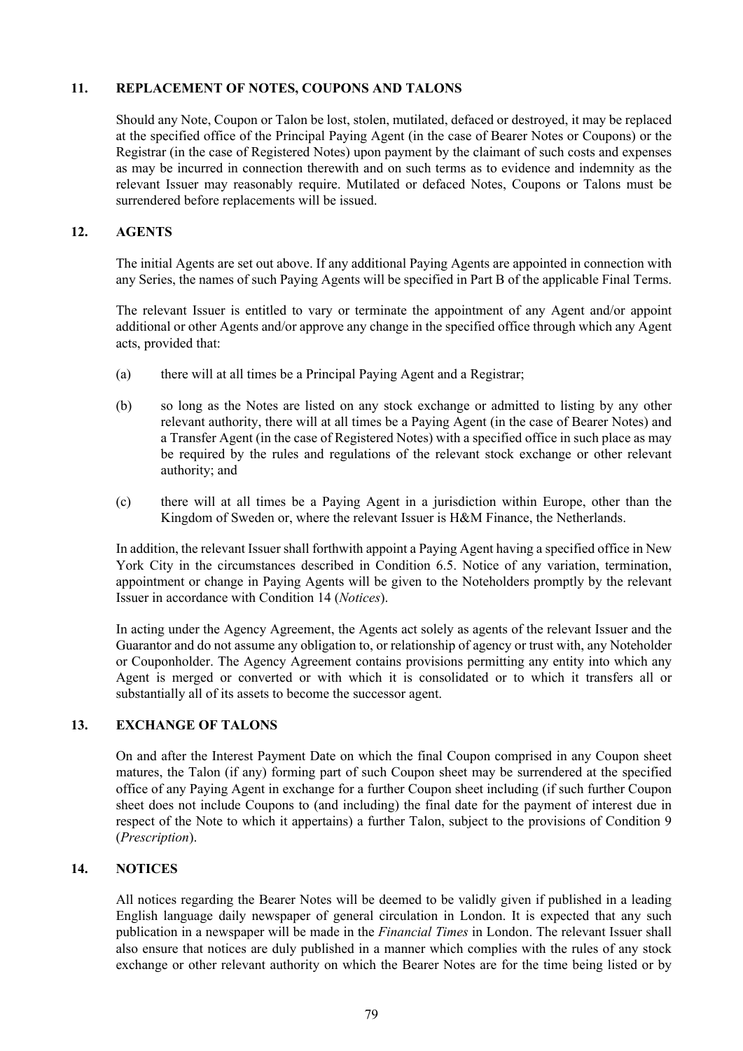## 11. REPLACEMENT OF NOTES, COUPONS AND TALONS

Should any Note, Coupon or Talon be lost, stolen, mutilated, defaced or destroyed, it may be replaced at the specified office of the Principal Paying Agent (in the case of Bearer Notes or Coupons) or the Registrar (in the case of Registered Notes) upon payment by the claimant of such costs and expenses as may be incurred in connection therewith and on such terms as to evidence and indemnity as the relevant Issuer may reasonably require. Mutilated or defaced Notes, Coupons or Talons must be surrendered before replacements will be issued.

## 12. AGENTS

The initial Agents are set out above. If any additional Paying Agents are appointed in connection with any Series, the names of such Paying Agents will be specified in Part B of the applicable Final Terms.

The relevant Issuer is entitled to vary or terminate the appointment of any Agent and/or appoint additional or other Agents and/or approve any change in the specified office through which any Agent acts, provided that:

(a) there will at all times be a Principal Paying Agent and a Registrar;

(b) so long as the Notes are listed on any stock exchange or admitted to listing by any other relevant authority, there will at all times be a Paying Agent (in the case of Bearer Notes) and a Transfer Agent (in the case of Registered Notes) with a specified office in such place as may be required by the rules and regulations of the relevant stock exchange or other relevant authority; and

(c) there will at all times be a Paying Agent in a jurisdiction within Europe, other than the Kingdom of Sweden or, where the relevant Issuer is H&M Finance, the Netherlands.

In addition, the relevant Issuer shall forthwith appoint a Paying Agent having a specified office in New York City in the circumstances described in Condition 6.5. Notice of any variation, termination, appointment or change in Paying Agents will be given to the Noteholders promptly by the relevant Issuer in accordance with Condition 14 (*Notices*).

In acting under the Agency Agreement, the Agents act solely as agents of the relevant Issuer and the Guarantor and do not assume any obligation to, or relationship of agency or trust with, any Noteholder or Couponholder. The Agency Agreement contains provisions permitting any entity into which any Agent is merged or converted or with which it is consolidated or to which it transfers all or substantially all of its assets to become the successor agent.

## 13. EXCHANGE OF TALONS

On and after the Interest Payment Date on which the final Coupon comprised in any Coupon sheet matures, the Talon (if any) forming part of such Coupon sheet may be surrendered at the specified office of any Paying Agent in exchange for a further Coupon sheet including (if such further Coupon sheet does not include Coupons to (and including) the final date for the payment of interest due in respect of the Note to which it appertains) a further Talon, subject to the provisions of Condition 9 (*Prescription*).

## 14. NOTICES

All notices regarding the Bearer Notes will be deemed to be validly given if published in a leading English language daily newspaper of general circulation in London. It is expected that any such publication in a newspaper will be made in the *Financial Times* in London. The relevant Issuer shall also ensure that notices are duly published in a manner which complies with the rules of any stock exchange or other relevant authority on which the Bearer Notes are for the time being listed or by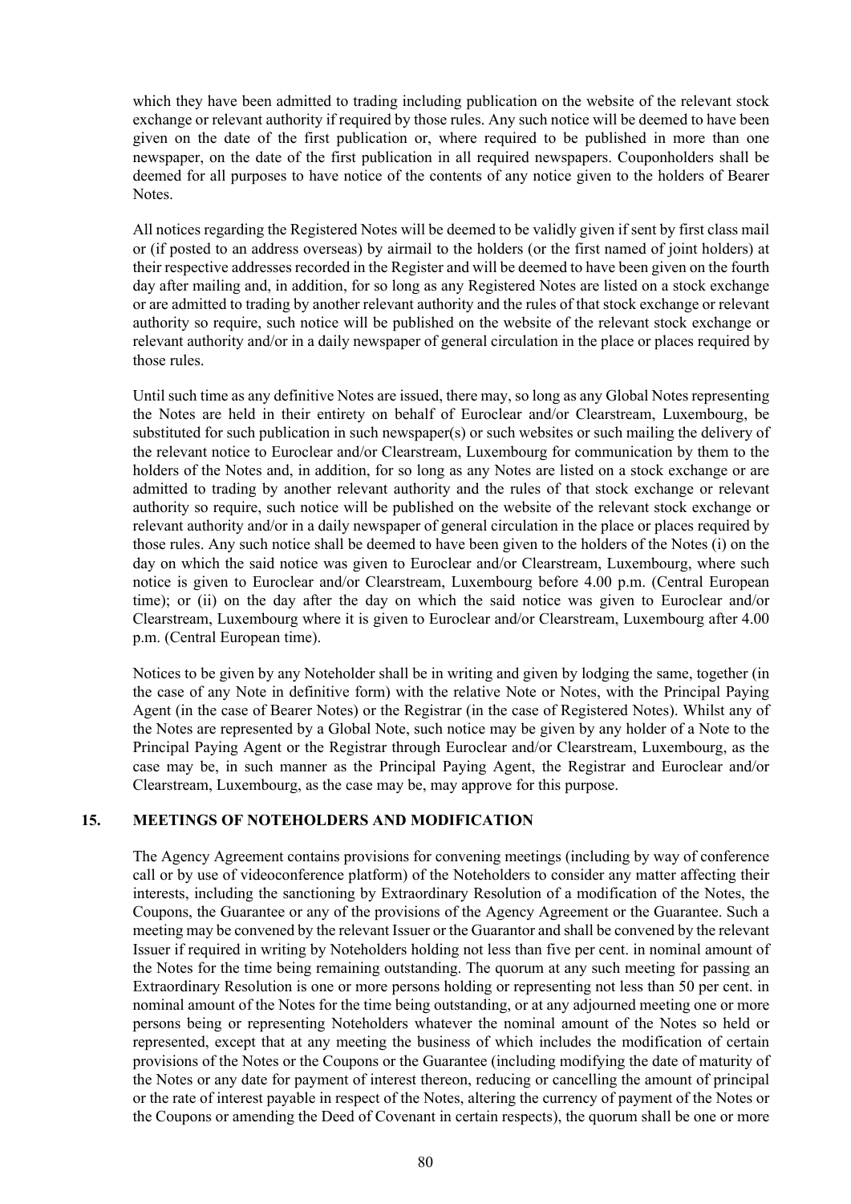which they have been admitted to trading including publication on the website of the relevant stock exchange or relevant authority if required by those rules. Any such notice will be deemed to have been given on the date of the first publication or, where required to be published in more than one newspaper, on the date of the first publication in all required newspapers. Couponholders shall be deemed for all purposes to have notice of the contents of any notice given to the holders of Bearer Notes.

All notices regarding the Registered Notes will be deemed to be validly given if sent by first class mail or (if posted to an address overseas) by airmail to the holders (or the first named of joint holders) at their respective addresses recorded in the Register and will be deemed to have been given on the fourth day after mailing and, in addition, for so long as any Registered Notes are listed on a stock exchange or are admitted to trading by another relevant authority and the rules of that stock exchange or relevant authority so require, such notice will be published on the website of the relevant stock exchange or relevant authority and/or in a daily newspaper of general circulation in the place or places required by those rules.

Until such time as any definitive Notes are issued, there may, so long as any Global Notes representing the Notes are held in their entirety on behalf of Euroclear and/or Clearstream, Luxembourg, be substituted for such publication in such newspaper(s) or such websites or such mailing the delivery of the relevant notice to Euroclear and/or Clearstream, Luxembourg for communication by them to the holders of the Notes and, in addition, for so long as any Notes are listed on a stock exchange or are admitted to trading by another relevant authority and the rules of that stock exchange or relevant authority so require, such notice will be published on the website of the relevant stock exchange or relevant authority and/or in a daily newspaper of general circulation in the place or places required by those rules. Any such notice shall be deemed to have been given to the holders of the Notes (i) on the day on which the said notice was given to Euroclear and/or Clearstream, Luxembourg, where such notice is given to Euroclear and/or Clearstream, Luxembourg before 4.00 p.m. (Central European time); or (ii) on the day after the day on which the said notice was given to Euroclear and/or Clearstream, Luxembourg where it is given to Euroclear and/or Clearstream, Luxembourg after 4.00 p.m. (Central European time).

Notices to be given by any Noteholder shall be in writing and given by lodging the same, together (in the case of any Note in definitive form) with the relative Note or Notes, with the Principal Paying Agent (in the case of Bearer Notes) or the Registrar (in the case of Registered Notes). Whilst any of the Notes are represented by a Global Note, such notice may be given by any holder of a Note to the Principal Paying Agent or the Registrar through Euroclear and/or Clearstream, Luxembourg, as the case may be, in such manner as the Principal Paying Agent, the Registrar and Euroclear and/or Clearstream, Luxembourg, as the case may be, may approve for this purpose.

## 15. MEETINGS OF NOTEHOLDERS AND MODIFICATION

The Agency Agreement contains provisions for convening meetings (including by way of conference call or by use of videoconference platform) of the Noteholders to consider any matter affecting their interests, including the sanctioning by Extraordinary Resolution of a modification of the Notes, the Coupons, the Guarantee or any of the provisions of the Agency Agreement or the Guarantee. Such a meeting may be convened by the relevant Issuer or the Guarantor and shall be convened by the relevant Issuer if required in writing by Noteholders holding not less than five per cent. in nominal amount of the Notes for the time being remaining outstanding. The quorum at any such meeting for passing an Extraordinary Resolution is one or more persons holding or representing not less than 50 per cent. in nominal amount of the Notes for the time being outstanding, or at any adjourned meeting one or more persons being or representing Noteholders whatever the nominal amount of the Notes so held or represented, except that at any meeting the business of which includes the modification of certain provisions of the Notes or the Coupons or the Guarantee (including modifying the date of maturity of the Notes or any date for payment of interest thereon, reducing or cancelling the amount of principal or the rate of interest payable in respect of the Notes, altering the currency of payment of the Notes or the Coupons or amending the Deed of Covenant in certain respects), the quorum shall be one or more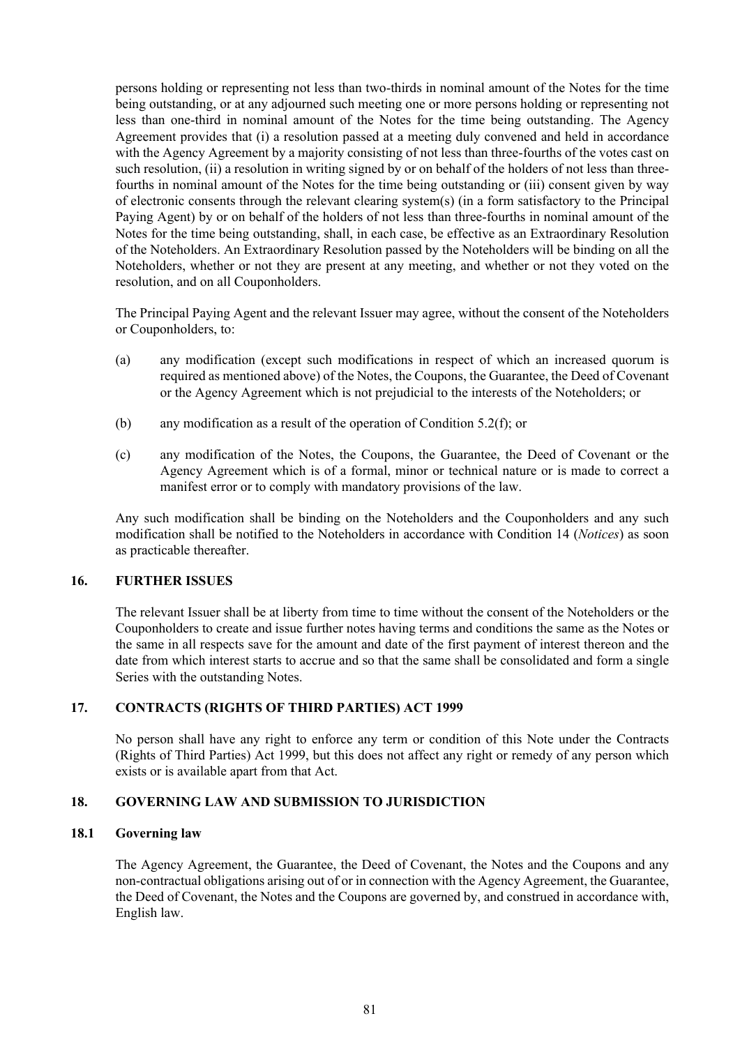persons holding or representing not less than two-thirds in nominal amount of the Notes for the time being outstanding, or at any adjourned such meeting one or more persons holding or representing not less than one-third in nominal amount of the Notes for the time being outstanding. The Agency Agreement provides that (i) a resolution passed at a meeting duly convened and held in accordance with the Agency Agreement by a majority consisting of not less than three-fourths of the votes cast on such resolution, (ii) a resolution in writing signed by or on behalf of the holders of not less than three-fourths in nominal amount of the Notes for the time being outstanding or (iii) consent given by way of electronic consents through the relevant clearing system(s) (in a form satisfactory to the Principal Paying Agent) by or on behalf of the holders of not less than three-fourths in nominal amount of the Notes for the time being outstanding, shall, in each case, be effective as an Extraordinary Resolution of the Noteholders. An Extraordinary Resolution passed by the Noteholders will be binding on all the Noteholders, whether or not they are present at any meeting, and whether or not they voted on the resolution, and on all Couponholders.

The Principal Paying Agent and the relevant Issuer may agree, without the consent of the Noteholders or Couponholders, to:

(a) any modification (except such modifications in respect of which an increased quorum is required as mentioned above) of the Notes, the Coupons, the Guarantee, the Deed of Covenant or the Agency Agreement which is not prejudicial to the interests of the Noteholders; or

(b) any modification as a result of the operation of Condition 5.2(f); or

(c) any modification of the Notes, the Coupons, the Guarantee, the Deed of Covenant or the Agency Agreement which is of a formal, minor or technical nature or is made to correct a manifest error or to comply with mandatory provisions of the law.

Any such modification shall be binding on the Noteholders and the Couponholders and any such modification shall be notified to the Noteholders in accordance with Condition 14 (*Notices*) as soon as practicable thereafter.

## 16. FURTHER ISSUES

The relevant Issuer shall be at liberty from time to time without the consent of the Noteholders or the Couponholders to create and issue further notes having terms and conditions the same as the Notes or the same in all respects save for the amount and date of the first payment of interest thereon and the date from which interest starts to accrue and so that the same shall be consolidated and form a single Series with the outstanding Notes.

## 17. CONTRACTS (RIGHTS OF THIRD PARTIES) ACT 1999

No person shall have any right to enforce any term or condition of this Note under the Contracts (Rights of Third Parties) Act 1999, but this does not affect any right or remedy of any person which exists or is available apart from that Act.

## 18. GOVERNING LAW AND SUBMISSION TO JURISDICTION

### 18.1 Governing law

The Agency Agreement, the Guarantee, the Deed of Covenant, the Notes and the Coupons and any non-contractual obligations arising out of or in connection with the Agency Agreement, the Guarantee, the Deed of Covenant, the Notes and the Coupons are governed by, and construed in accordance with, English law.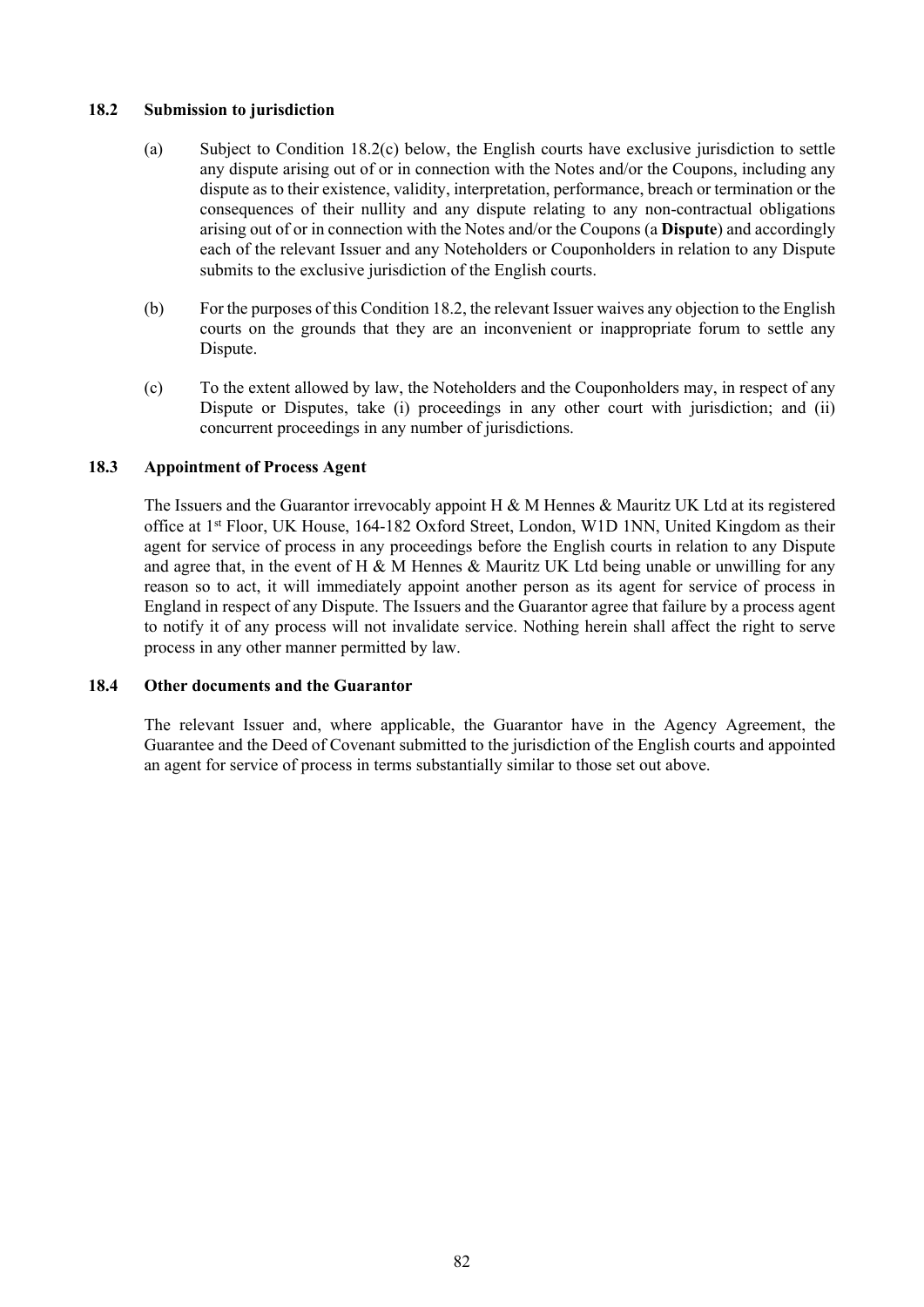### 18.2 Submission to jurisdiction

(a) Subject to Condition 18.2(c) below, the English courts have exclusive jurisdiction to settle any dispute arising out of or in connection with the Notes and/or the Coupons, including any dispute as to their existence, validity, interpretation, performance, breach or termination or the consequences of their nullity and any dispute relating to any non-contractual obligations arising out of or in connection with the Notes and/or the Coupons (a **Dispute**) and accordingly each of the relevant Issuer and any Noteholders or Couponholders in relation to any Dispute submits to the exclusive jurisdiction of the English courts.

(b) For the purposes of this Condition 18.2, the relevant Issuer waives any objection to the English courts on the grounds that they are an inconvenient or inappropriate forum to settle any Dispute.

(c) To the extent allowed by law, the Noteholders and the Couponholders may, in respect of any Dispute or Disputes, take (i) proceedings in any other court with jurisdiction; and (ii) concurrent proceedings in any number of jurisdictions.

### 18.3 Appointment of Process Agent

The Issuers and the Guarantor irrevocably appoint H & M Hennes & Mauritz UK Ltd at its registered office at 1st Floor, UK House, 164-182 Oxford Street, London, W1D 1NN, United Kingdom as their agent for service of process in any proceedings before the English courts in relation to any Dispute and agree that, in the event of H & M Hennes & Mauritz UK Ltd being unable or unwilling for any reason so to act, it will immediately appoint another person as its agent for service of process in England in respect of any Dispute. The Issuers and the Guarantor agree that failure by a process agent to notify it of any process will not invalidate service. Nothing herein shall affect the right to serve process in any other manner permitted by law.

### 18.4 Other documents and the Guarantor

The relevant Issuer and, where applicable, the Guarantor have in the Agency Agreement, the Guarantee and the Deed of Covenant submitted to the jurisdiction of the English courts and appointed an agent for service of process in terms substantially similar to those set out above.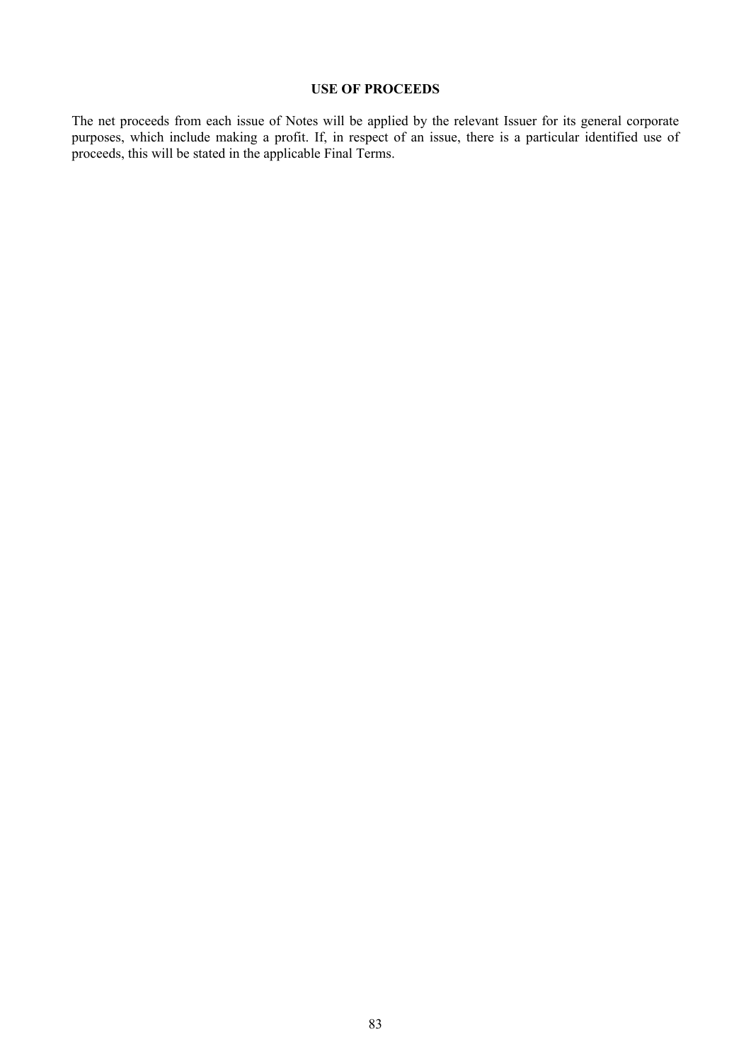## USE OF PROCEEDS

The net proceeds from each issue of Notes will be applied by the relevant Issuer for its general corporate purposes, which include making a profit. If, in respect of an issue, there is a particular identified use of proceeds, this will be stated in the applicable Final Terms.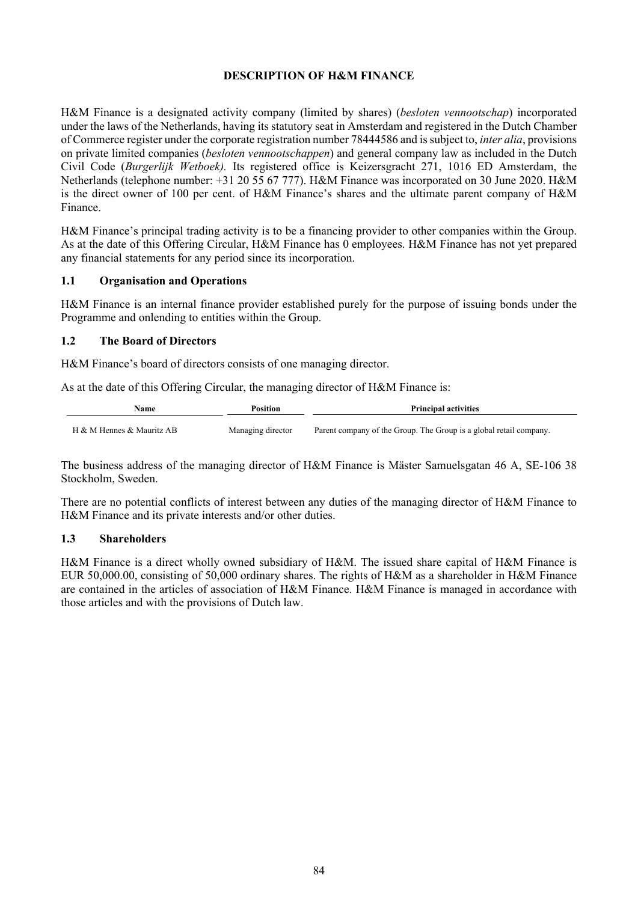# DESCRIPTION OF H&M FINANCE

H&M Finance is a designated activity company (limited by shares) (*besloten vennootschap*) incorporated under the laws of the Netherlands, having its statutory seat in Amsterdam and registered in the Dutch Chamber of Commerce register under the corporate registration number 78444586 and is subject to, *inter alia*, provisions on private limited companies (*besloten vennootschappen*) and general company law as included in the Dutch Civil Code (*Burgerlijk Wetboek).* Its registered office is Keizersgracht 271, 1016 ED Amsterdam, the Netherlands (telephone number: +31 20 55 67 777). H&M Finance was incorporated on 30 June 2020. H&M is the direct owner of 100 per cent. of H&M Finance's shares and the ultimate parent company of H&M Finance.

H&M Finance's principal trading activity is to be a financing provider to other companies within the Group. As at the date of this Offering Circular, H&M Finance has 0 employees. H&M Finance has not yet prepared any financial statements for any period since its incorporation.

## 1.1 Organisation and Operations

H&M Finance is an internal finance provider established purely for the purpose of issuing bonds under the Programme and onlending to entities within the Group.

## 1.2 The Board of Directors

H&M Finance's board of directors consists of one managing director.

As at the date of this Offering Circular, the managing director of H&M Finance is:

| Name | Position | Principal activities |
|---|---|---|
| H & M Hennes & Mauritz AB | Managing director | Parent company of the Group. The Group is a global retail company. |

The business address of the managing director of H&M Finance is Mäster Samuelsgatan 46 A, SE-106 38 Stockholm, Sweden.

There are no potential conflicts of interest between any duties of the managing director of H&M Finance to H&M Finance and its private interests and/or other duties.

## 1.3 Shareholders

H&M Finance is a direct wholly owned subsidiary of H&M. The issued share capital of H&M Finance is EUR 50,000.00, consisting of 50,000 ordinary shares. The rights of H&M as a shareholder in H&M Finance are contained in the articles of association of H&M Finance. H&M Finance is managed in accordance with those articles and with the provisions of Dutch law.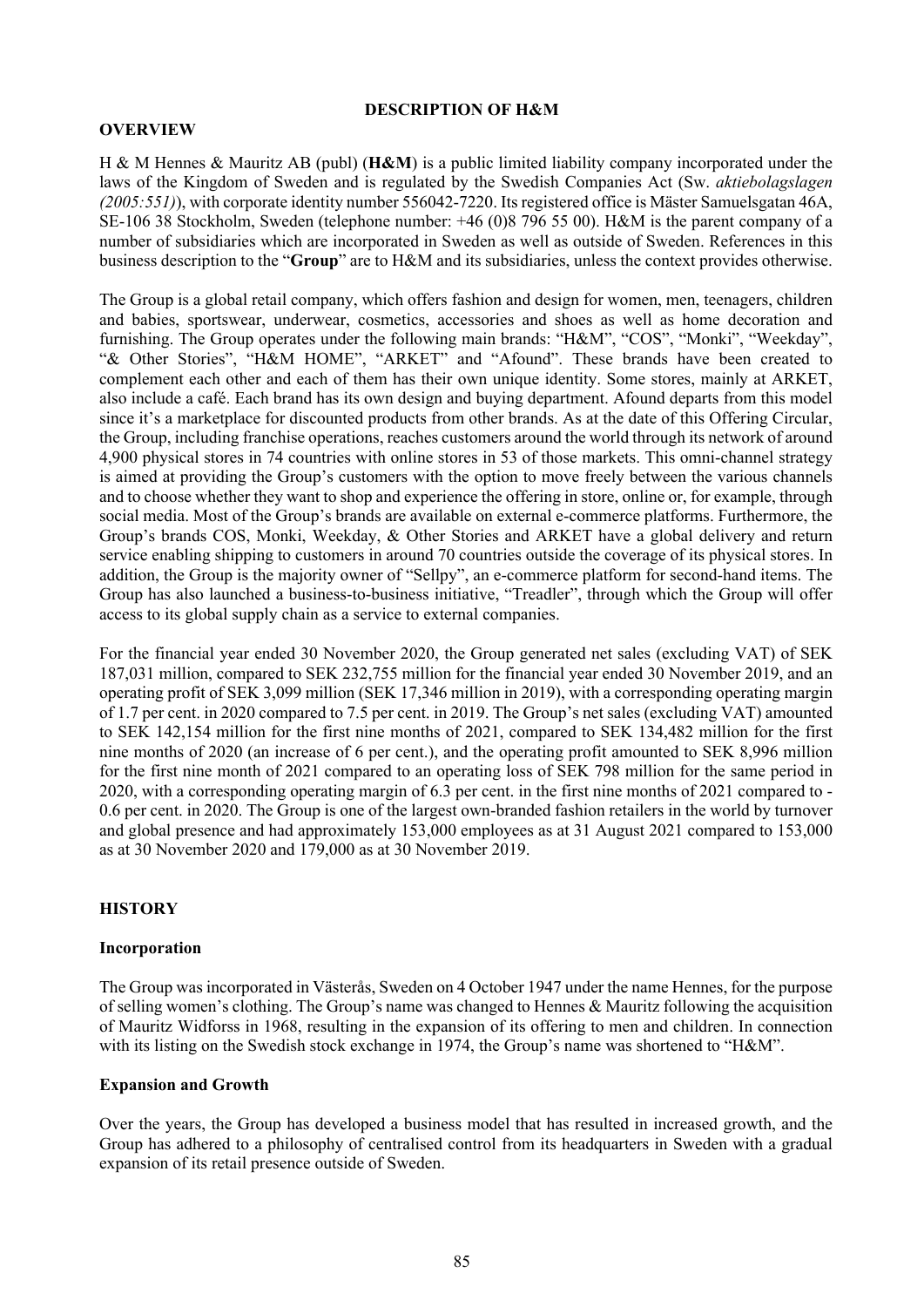# DESCRIPTION OF H&M

## OVERVIEW

H & M Hennes & Mauritz AB (publ) (**H&M**) is a public limited liability company incorporated under the laws of the Kingdom of Sweden and is regulated by the Swedish Companies Act (Sw. *aktiebolagslagen (2005:551)*), with corporate identity number 556042-7220. Its registered office is Mäster Samuelsgatan 46A, SE-106 38 Stockholm, Sweden (telephone number: +46 (0)8 796 55 00). H&M is the parent company of a number of subsidiaries which are incorporated in Sweden as well as outside of Sweden. References in this business description to the "**Group**" are to H&M and its subsidiaries, unless the context provides otherwise.

The Group is a global retail company, which offers fashion and design for women, men, teenagers, children and babies, sportswear, underwear, cosmetics, accessories and shoes as well as home decoration and furnishing. The Group operates under the following main brands: "H&M", "COS", "Monki", "Weekday", "& Other Stories", "H&M HOME", "ARKET" and "Afound". These brands have been created to complement each other and each of them has their own unique identity. Some stores, mainly at ARKET, also include a café. Each brand has its own design and buying department. Afound departs from this model since it's a marketplace for discounted products from other brands. As at the date of this Offering Circular, the Group, including franchise operations, reaches customers around the world through its network of around 4,900 physical stores in 74 countries with online stores in 53 of those markets. This omni-channel strategy is aimed at providing the Group's customers with the option to move freely between the various channels and to choose whether they want to shop and experience the offering in store, online or, for example, through social media. Most of the Group's brands are available on external e-commerce platforms. Furthermore, the Group's brands COS, Monki, Weekday, & Other Stories and ARKET have a global delivery and return service enabling shipping to customers in around 70 countries outside the coverage of its physical stores. In addition, the Group is the majority owner of "Sellpy", an e-commerce platform for second-hand items. The Group has also launched a business-to-business initiative, "Treadler", through which the Group will offer access to its global supply chain as a service to external companies.

For the financial year ended 30 November 2020, the Group generated net sales (excluding VAT) of SEK 187,031 million, compared to SEK 232,755 million for the financial year ended 30 November 2019, and an operating profit of SEK 3,099 million (SEK 17,346 million in 2019), with a corresponding operating margin of 1.7 per cent. in 2020 compared to 7.5 per cent. in 2019. The Group's net sales (excluding VAT) amounted to SEK 142,154 million for the first nine months of 2021, compared to SEK 134,482 million for the first nine months of 2020 (an increase of 6 per cent.), and the operating profit amounted to SEK 8,996 million for the first nine month of 2021 compared to an operating loss of SEK 798 million for the same period in 2020, with a corresponding operating margin of 6.3 per cent. in the first nine months of 2021 compared to -0.6 per cent. in 2020. The Group is one of the largest own-branded fashion retailers in the world by turnover and global presence and had approximately 153,000 employees as at 31 August 2021 compared to 153,000 as at 30 November 2020 and 179,000 as at 30 November 2019.

## HISTORY

### Incorporation

The Group was incorporated in Västerås, Sweden on 4 October 1947 under the name Hennes, for the purpose of selling women's clothing. The Group's name was changed to Hennes & Mauritz following the acquisition of Mauritz Widforss in 1968, resulting in the expansion of its offering to men and children. In connection with its listing on the Swedish stock exchange in 1974, the Group's name was shortened to "H&M".

### Expansion and Growth

Over the years, the Group has developed a business model that has resulted in increased growth, and the Group has adhered to a philosophy of centralised control from its headquarters in Sweden with a gradual expansion of its retail presence outside of Sweden.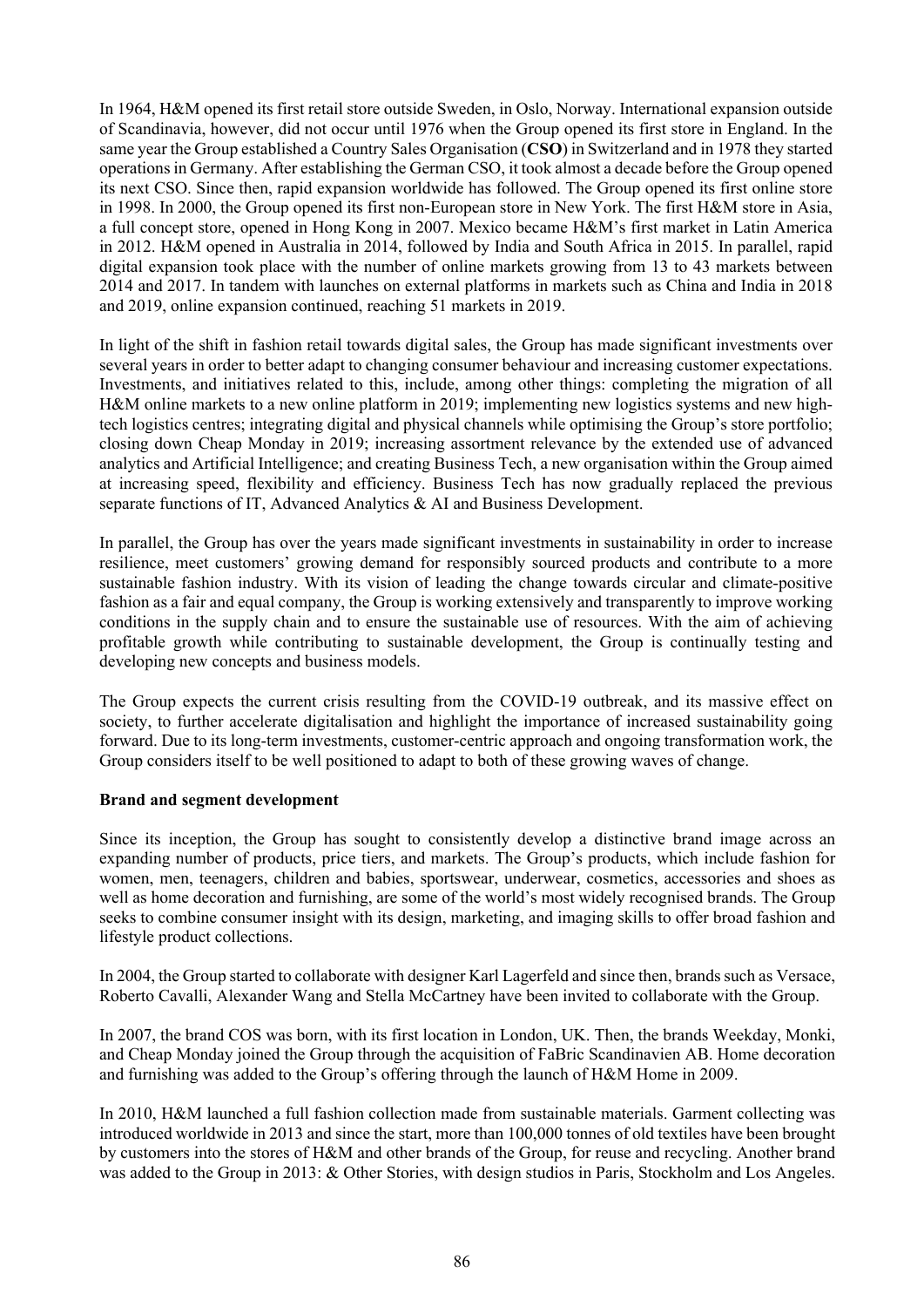In 1964, H&M opened its first retail store outside Sweden, in Oslo, Norway. International expansion outside of Scandinavia, however, did not occur until 1976 when the Group opened its first store in England. In the same year the Group established a Country Sales Organisation (**CSO**) in Switzerland and in 1978 they started operations in Germany. After establishing the German CSO, it took almost a decade before the Group opened its next CSO. Since then, rapid expansion worldwide has followed. The Group opened its first online store in 1998. In 2000, the Group opened its first non-European store in New York. The first H&M store in Asia, a full concept store, opened in Hong Kong in 2007. Mexico became H&M's first market in Latin America in 2012. H&M opened in Australia in 2014, followed by India and South Africa in 2015. In parallel, rapid digital expansion took place with the number of online markets growing from 13 to 43 markets between 2014 and 2017. In tandem with launches on external platforms in markets such as China and India in 2018 and 2019, online expansion continued, reaching 51 markets in 2019.

In light of the shift in fashion retail towards digital sales, the Group has made significant investments over several years in order to better adapt to changing consumer behaviour and increasing customer expectations. Investments, and initiatives related to this, include, among other things: completing the migration of all H&M online markets to a new online platform in 2019; implementing new logistics systems and new high-tech logistics centres; integrating digital and physical channels while optimising the Group's store portfolio; closing down Cheap Monday in 2019; increasing assortment relevance by the extended use of advanced analytics and Artificial Intelligence; and creating Business Tech, a new organisation within the Group aimed at increasing speed, flexibility and efficiency. Business Tech has now gradually replaced the previous separate functions of IT, Advanced Analytics & AI and Business Development.

In parallel, the Group has over the years made significant investments in sustainability in order to increase resilience, meet customers' growing demand for responsibly sourced products and contribute to a more sustainable fashion industry. With its vision of leading the change towards circular and climate-positive fashion as a fair and equal company, the Group is working extensively and transparently to improve working conditions in the supply chain and to ensure the sustainable use of resources. With the aim of achieving profitable growth while contributing to sustainable development, the Group is continually testing and developing new concepts and business models.

The Group expects the current crisis resulting from the COVID-19 outbreak, and its massive effect on society, to further accelerate digitalisation and highlight the importance of increased sustainability going forward. Due to its long-term investments, customer-centric approach and ongoing transformation work, the Group considers itself to be well positioned to adapt to both of these growing waves of change.

**Brand and segment development**

Since its inception, the Group has sought to consistently develop a distinctive brand image across an expanding number of products, price tiers, and markets. The Group's products, which include fashion for women, men, teenagers, children and babies, sportswear, underwear, cosmetics, accessories and shoes as well as home decoration and furnishing, are some of the world's most widely recognised brands. The Group seeks to combine consumer insight with its design, marketing, and imaging skills to offer broad fashion and lifestyle product collections.

In 2004, the Group started to collaborate with designer Karl Lagerfeld and since then, brands such as Versace, Roberto Cavalli, Alexander Wang and Stella McCartney have been invited to collaborate with the Group.

In 2007, the brand COS was born, with its first location in London, UK. Then, the brands Weekday, Monki, and Cheap Monday joined the Group through the acquisition of FaBric Scandinavien AB. Home decoration and furnishing was added to the Group's offering through the launch of H&M Home in 2009.

In 2010, H&M launched a full fashion collection made from sustainable materials. Garment collecting was introduced worldwide in 2013 and since the start, more than 100,000 tonnes of old textiles have been brought by customers into the stores of H&M and other brands of the Group, for reuse and recycling. Another brand was added to the Group in 2013: & Other Stories, with design studios in Paris, Stockholm and Los Angeles.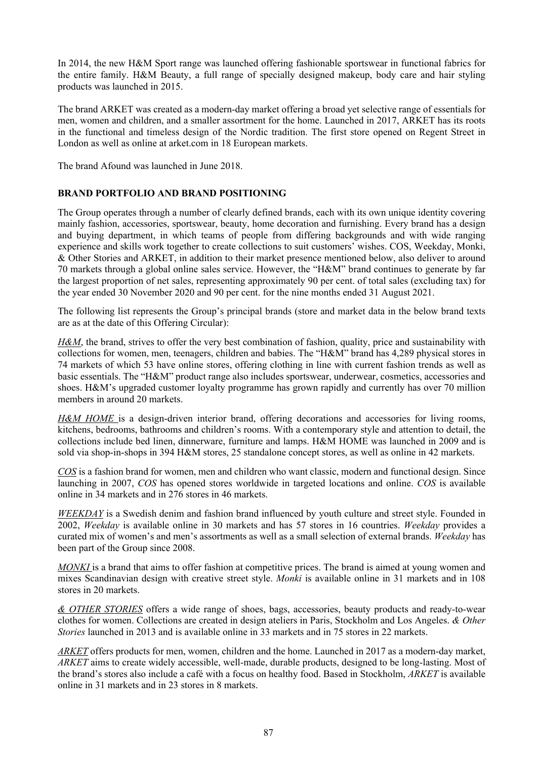In 2014, the new H&M Sport range was launched offering fashionable sportswear in functional fabrics for the entire family. H&M Beauty, a full range of specially designed makeup, body care and hair styling products was launched in 2015.

The brand ARKET was created as a modern-day market offering a broad yet selective range of essentials for men, women and children, and a smaller assortment for the home. Launched in 2017, ARKET has its roots in the functional and timeless design of the Nordic tradition. The first store opened on Regent Street in London as well as online at arket.com in 18 European markets.

The brand Afound was launched in June 2018.

## BRAND PORTFOLIO AND BRAND POSITIONING

The Group operates through a number of clearly defined brands, each with its own unique identity covering mainly fashion, accessories, sportswear, beauty, home decoration and furnishing. Every brand has a design and buying department, in which teams of people from differing backgrounds and with wide ranging experience and skills work together to create collections to suit customers' wishes. COS, Weekday, Monki, & Other Stories and ARKET, in addition to their market presence mentioned below, also deliver to around 70 markets through a global online sales service. However, the "H&M" brand continues to generate by far the largest proportion of net sales, representing approximately 90 per cent. of total sales (excluding tax) for the year ended 30 November 2020 and 90 per cent. for the nine months ended 31 August 2021.

The following list represents the Group's principal brands (store and market data in the below brand texts are as at the date of this Offering Circular):

*H&M*, the brand, strives to offer the very best combination of fashion, quality, price and sustainability with collections for women, men, teenagers, children and babies. The "H&M" brand has 4,289 physical stores in 74 markets of which 53 have online stores, offering clothing in line with current fashion trends as well as basic essentials. The "H&M" product range also includes sportswear, underwear, cosmetics, accessories and shoes. H&M's upgraded customer loyalty programme has grown rapidly and currently has over 70 million members in around 20 markets.

*H&M HOME* is a design-driven interior brand, offering decorations and accessories for living rooms, kitchens, bedrooms, bathrooms and children's rooms. With a contemporary style and attention to detail, the collections include bed linen, dinnerware, furniture and lamps. H&M HOME was launched in 2009 and is sold via shop-in-shops in 394 H&M stores, 25 standalone concept stores, as well as online in 42 markets.

*COS* is a fashion brand for women, men and children who want classic, modern and functional design. Since launching in 2007, *COS* has opened stores worldwide in targeted locations and online. *COS* is available online in 34 markets and in 276 stores in 46 markets.

*WEEKDAY* is a Swedish denim and fashion brand influenced by youth culture and street style. Founded in 2002, *Weekday* is available online in 30 markets and has 57 stores in 16 countries. *Weekday* provides a curated mix of women's and men's assortments as well as a small selection of external brands. *Weekday* has been part of the Group since 2008.

*MONKI* is a brand that aims to offer fashion at competitive prices. The brand is aimed at young women and mixes Scandinavian design with creative street style. *Monki* is available online in 31 markets and in 108 stores in 20 markets.

*& OTHER STORIES* offers a wide range of shoes, bags, accessories, beauty products and ready-to-wear clothes for women. Collections are created in design ateliers in Paris, Stockholm and Los Angeles. *& Other Stories* launched in 2013 and is available online in 33 markets and in 75 stores in 22 markets.

*ARKET* offers products for men, women, children and the home. Launched in 2017 as a modern-day market, *ARKET* aims to create widely accessible, well-made, durable products, designed to be long-lasting. Most of the brand's stores also include a café with a focus on healthy food. Based in Stockholm, *ARKET* is available online in 31 markets and in 23 stores in 8 markets.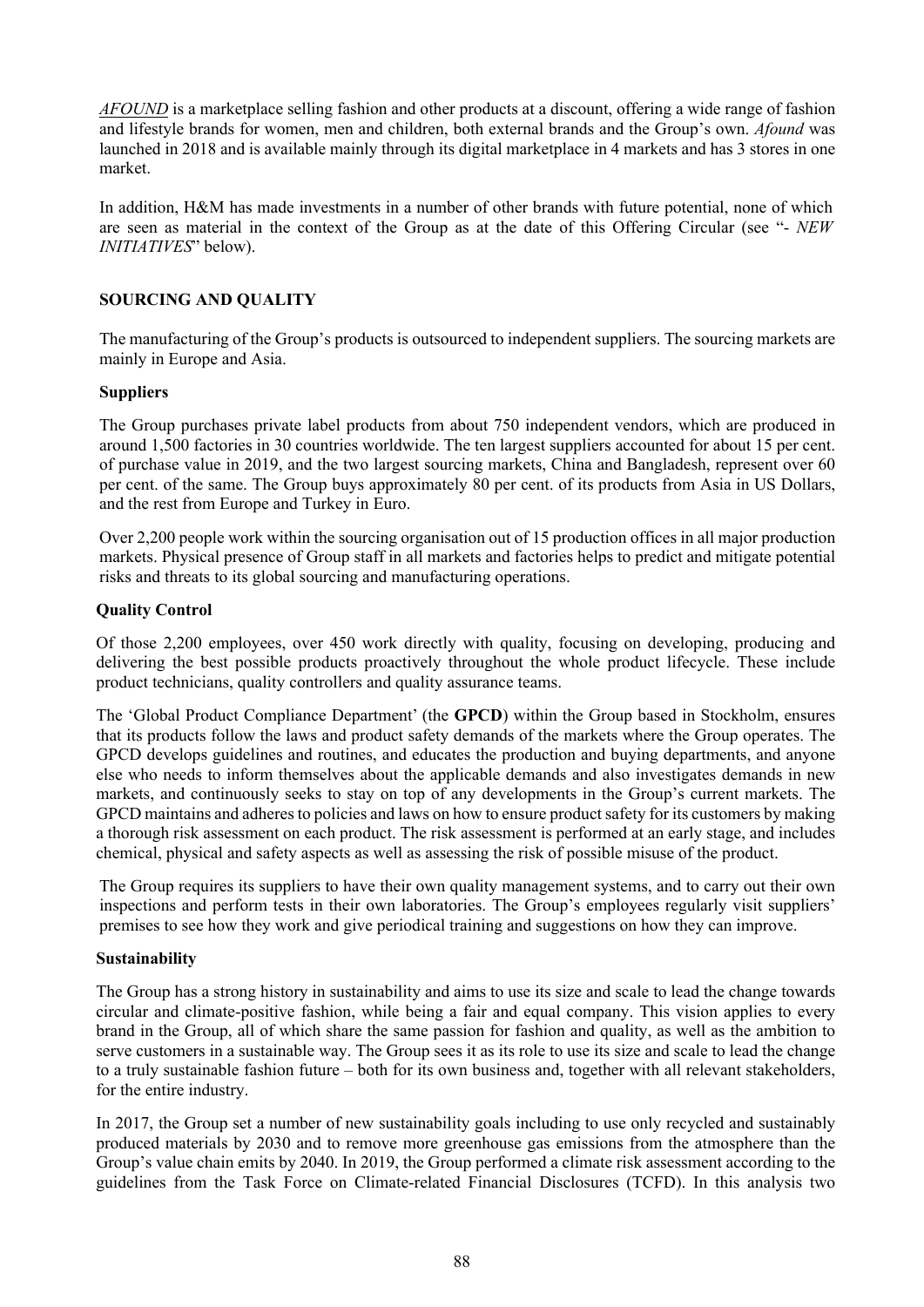*AFOUND* is a marketplace selling fashion and other products at a discount, offering a wide range of fashion and lifestyle brands for women, men and children, both external brands and the Group's own. *Afound* was launched in 2018 and is available mainly through its digital marketplace in 4 markets and has 3 stores in one market.

In addition, H&M has made investments in a number of other brands with future potential, none of which are seen as material in the context of the Group as at the date of this Offering Circular (see "- *NEW INITIATIVES*" below).

## SOURCING AND QUALITY

The manufacturing of the Group's products is outsourced to independent suppliers. The sourcing markets are mainly in Europe and Asia.

### Suppliers

The Group purchases private label products from about 750 independent vendors, which are produced in around 1,500 factories in 30 countries worldwide. The ten largest suppliers accounted for about 15 per cent. of purchase value in 2019, and the two largest sourcing markets, China and Bangladesh, represent over 60 per cent. of the same. The Group buys approximately 80 per cent. of its products from Asia in US Dollars, and the rest from Europe and Turkey in Euro.

Over 2,200 people work within the sourcing organisation out of 15 production offices in all major production markets. Physical presence of Group staff in all markets and factories helps to predict and mitigate potential risks and threats to its global sourcing and manufacturing operations.

### Quality Control

Of those 2,200 employees, over 450 work directly with quality, focusing on developing, producing and delivering the best possible products proactively throughout the whole product lifecycle. These include product technicians, quality controllers and quality assurance teams.

The 'Global Product Compliance Department' (the **GPCD**) within the Group based in Stockholm, ensures that its products follow the laws and product safety demands of the markets where the Group operates. The GPCD develops guidelines and routines, and educates the production and buying departments, and anyone else who needs to inform themselves about the applicable demands and also investigates demands in new markets, and continuously seeks to stay on top of any developments in the Group's current markets. The GPCD maintains and adheres to policies and laws on how to ensure product safety for its customers by making a thorough risk assessment on each product. The risk assessment is performed at an early stage, and includes chemical, physical and safety aspects as well as assessing the risk of possible misuse of the product.

The Group requires its suppliers to have their own quality management systems, and to carry out their own inspections and perform tests in their own laboratories. The Group's employees regularly visit suppliers' premises to see how they work and give periodical training and suggestions on how they can improve.

### Sustainability

The Group has a strong history in sustainability and aims to use its size and scale to lead the change towards circular and climate-positive fashion, while being a fair and equal company. This vision applies to every brand in the Group, all of which share the same passion for fashion and quality, as well as the ambition to serve customers in a sustainable way. The Group sees it as its role to use its size and scale to lead the change to a truly sustainable fashion future – both for its own business and, together with all relevant stakeholders, for the entire industry.

In 2017, the Group set a number of new sustainability goals including to use only recycled and sustainably produced materials by 2030 and to remove more greenhouse gas emissions from the atmosphere than the Group's value chain emits by 2040. In 2019, the Group performed a climate risk assessment according to the guidelines from the Task Force on Climate-related Financial Disclosures (TCFD). In this analysis two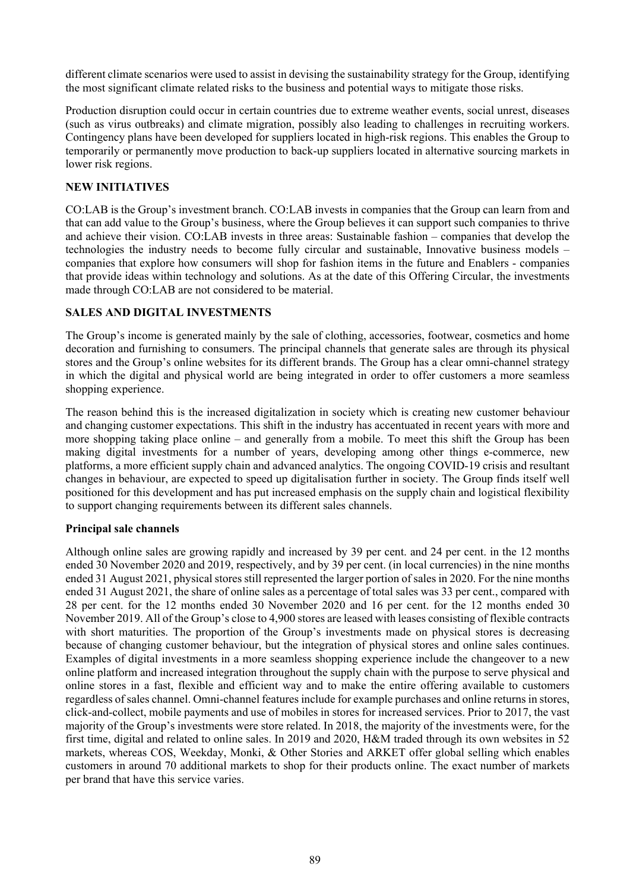different climate scenarios were used to assist in devising the sustainability strategy for the Group, identifying the most significant climate related risks to the business and potential ways to mitigate those risks.

Production disruption could occur in certain countries due to extreme weather events, social unrest, diseases (such as virus outbreaks) and climate migration, possibly also leading to challenges in recruiting workers. Contingency plans have been developed for suppliers located in high-risk regions. This enables the Group to temporarily or permanently move production to back-up suppliers located in alternative sourcing markets in lower risk regions.

**NEW INITIATIVES**

CO:LAB is the Group's investment branch. CO:LAB invests in companies that the Group can learn from and that can add value to the Group's business, where the Group believes it can support such companies to thrive and achieve their vision. CO:LAB invests in three areas: Sustainable fashion – companies that develop the technologies the industry needs to become fully circular and sustainable, Innovative business models – companies that explore how consumers will shop for fashion items in the future and Enablers - companies that provide ideas within technology and solutions. As at the date of this Offering Circular, the investments made through CO:LAB are not considered to be material.

**SALES AND DIGITAL INVESTMENTS**

The Group's income is generated mainly by the sale of clothing, accessories, footwear, cosmetics and home decoration and furnishing to consumers. The principal channels that generate sales are through its physical stores and the Group's online websites for its different brands. The Group has a clear omni-channel strategy in which the digital and physical world are being integrated in order to offer customers a more seamless shopping experience.

The reason behind this is the increased digitalization in society which is creating new customer behaviour and changing customer expectations. This shift in the industry has accentuated in recent years with more and more shopping taking place online – and generally from a mobile. To meet this shift the Group has been making digital investments for a number of years, developing among other things e-commerce, new platforms, a more efficient supply chain and advanced analytics. The ongoing COVID-19 crisis and resultant changes in behaviour, are expected to speed up digitalisation further in society. The Group finds itself well positioned for this development and has put increased emphasis on the supply chain and logistical flexibility to support changing requirements between its different sales channels.

**Principal sale channels**

Although online sales are growing rapidly and increased by 39 per cent. and 24 per cent. in the 12 months ended 30 November 2020 and 2019, respectively, and by 39 per cent. (in local currencies) in the nine months ended 31 August 2021, physical stores still represented the larger portion of sales in 2020. For the nine months ended 31 August 2021, the share of online sales as a percentage of total sales was 33 per cent., compared with 28 per cent. for the 12 months ended 30 November 2020 and 16 per cent. for the 12 months ended 30 November 2019. All of the Group's close to 4,900 stores are leased with leases consisting of flexible contracts with short maturities. The proportion of the Group's investments made on physical stores is decreasing because of changing customer behaviour, but the integration of physical stores and online sales continues. Examples of digital investments in a more seamless shopping experience include the changeover to a new online platform and increased integration throughout the supply chain with the purpose to serve physical and online stores in a fast, flexible and efficient way and to make the entire offering available to customers regardless of sales channel. Omni-channel features include for example purchases and online returns in stores, click-and-collect, mobile payments and use of mobiles in stores for increased services. Prior to 2017, the vast majority of the Group's investments were store related. In 2018, the majority of the investments were, for the first time, digital and related to online sales. In 2019 and 2020, H&M traded through its own websites in 52 markets, whereas COS, Weekday, Monki, & Other Stories and ARKET offer global selling which enables customers in around 70 additional markets to shop for their products online. The exact number of markets per brand that have this service varies.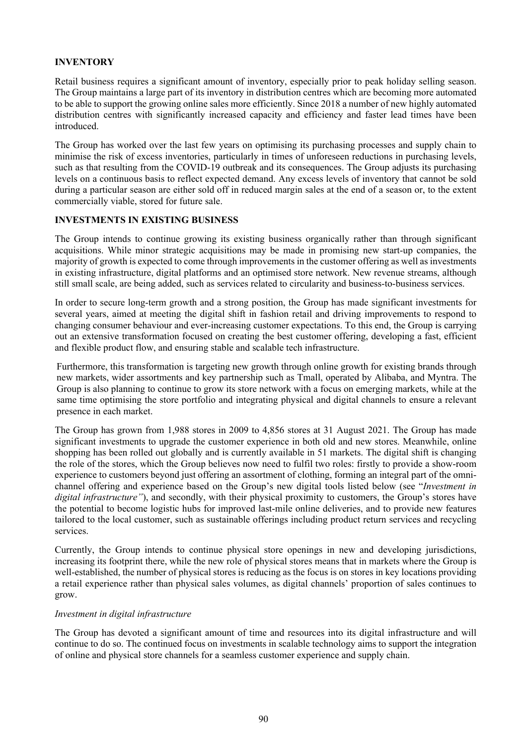## INVENTORY

Retail business requires a significant amount of inventory, especially prior to peak holiday selling season. The Group maintains a large part of its inventory in distribution centres which are becoming more automated to be able to support the growing online sales more efficiently. Since 2018 a number of new highly automated distribution centres with significantly increased capacity and efficiency and faster lead times have been introduced.

The Group has worked over the last few years on optimising its purchasing processes and supply chain to minimise the risk of excess inventories, particularly in times of unforeseen reductions in purchasing levels, such as that resulting from the COVID-19 outbreak and its consequences. The Group adjusts its purchasing levels on a continuous basis to reflect expected demand. Any excess levels of inventory that cannot be sold during a particular season are either sold off in reduced margin sales at the end of a season or, to the extent commercially viable, stored for future sale.

## INVESTMENTS IN EXISTING BUSINESS

The Group intends to continue growing its existing business organically rather than through significant acquisitions. While minor strategic acquisitions may be made in promising new start-up companies, the majority of growth is expected to come through improvements in the customer offering as well as investments in existing infrastructure, digital platforms and an optimised store network. New revenue streams, although still small scale, are being added, such as services related to circularity and business-to-business services.

In order to secure long-term growth and a strong position, the Group has made significant investments for several years, aimed at meeting the digital shift in fashion retail and driving improvements to respond to changing consumer behaviour and ever-increasing customer expectations. To this end, the Group is carrying out an extensive transformation focused on creating the best customer offering, developing a fast, efficient and flexible product flow, and ensuring stable and scalable tech infrastructure.

Furthermore, this transformation is targeting new growth through online growth for existing brands through new markets, wider assortments and key partnership such as Tmall, operated by Alibaba, and Myntra. The Group is also planning to continue to grow its store network with a focus on emerging markets, while at the same time optimising the store portfolio and integrating physical and digital channels to ensure a relevant presence in each market.

The Group has grown from 1,988 stores in 2009 to 4,856 stores at 31 August 2021. The Group has made significant investments to upgrade the customer experience in both old and new stores. Meanwhile, online shopping has been rolled out globally and is currently available in 51 markets. The digital shift is changing the role of the stores, which the Group believes now need to fulfil two roles: firstly to provide a show-room experience to customers beyond just offering an assortment of clothing, forming an integral part of the omni-channel offering and experience based on the Group's new digital tools listed below (see "*Investment in digital infrastructure"*), and secondly, with their physical proximity to customers, the Group's stores have the potential to become logistic hubs for improved last-mile online deliveries, and to provide new features tailored to the local customer, such as sustainable offerings including product return services and recycling services.

Currently, the Group intends to continue physical store openings in new and developing jurisdictions, increasing its footprint there, while the new role of physical stores means that in markets where the Group is well-established, the number of physical stores is reducing as the focus is on stores in key locations providing a retail experience rather than physical sales volumes, as digital channels' proportion of sales continues to grow.

*Investment in digital infrastructure*

The Group has devoted a significant amount of time and resources into its digital infrastructure and will continue to do so. The continued focus on investments in scalable technology aims to support the integration of online and physical store channels for a seamless customer experience and supply chain.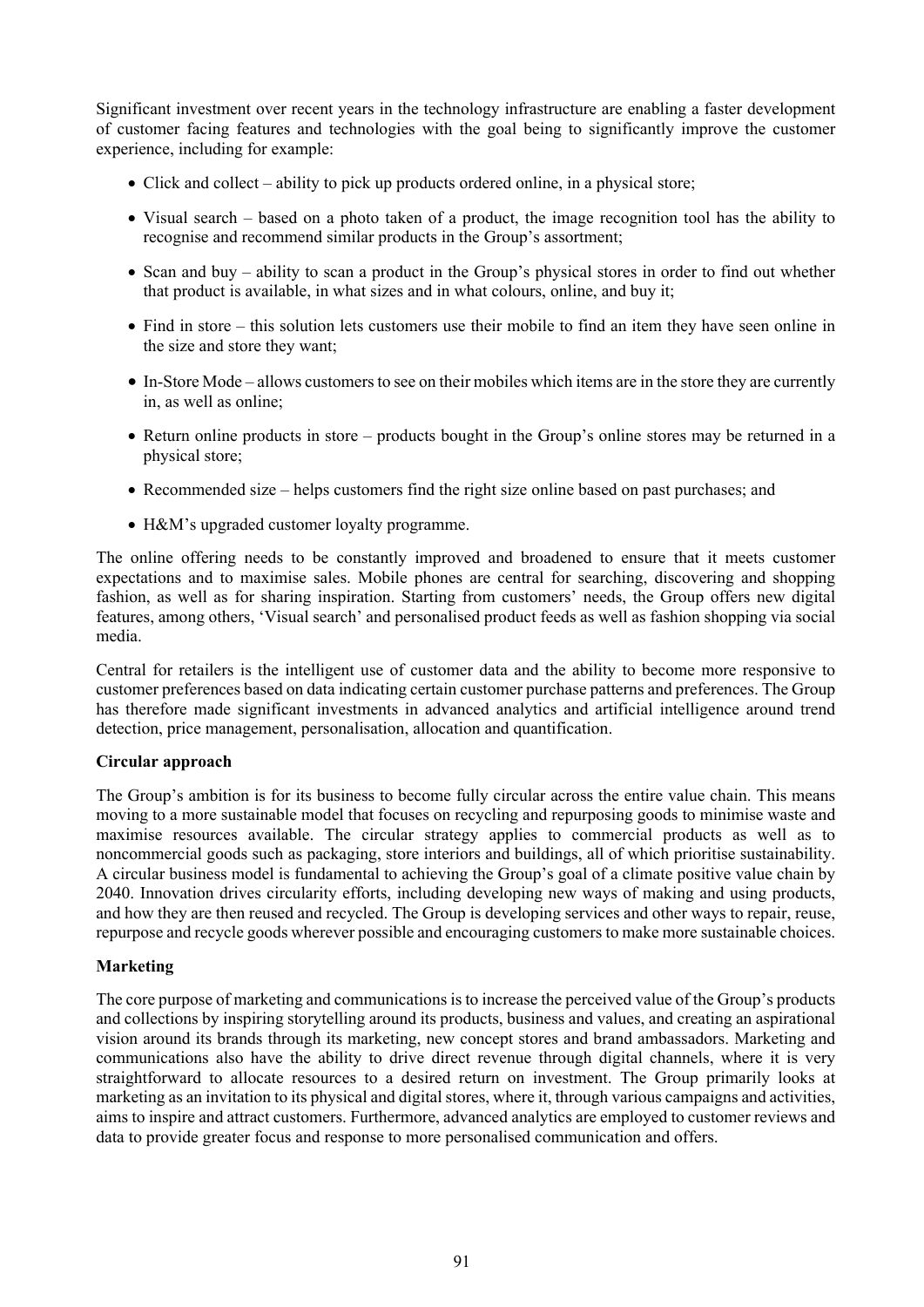Significant investment over recent years in the technology infrastructure are enabling a faster development of customer facing features and technologies with the goal being to significantly improve the customer experience, including for example:

- Click and collect – ability to pick up products ordered online, in a physical store;
- Visual search – based on a photo taken of a product, the image recognition tool has the ability to recognise and recommend similar products in the Group's assortment;
- Scan and buy – ability to scan a product in the Group's physical stores in order to find out whether that product is available, in what sizes and in what colours, online, and buy it;
- Find in store – this solution lets customers use their mobile to find an item they have seen online in the size and store they want;
- In-Store Mode – allows customers to see on their mobiles which items are in the store they are currently in, as well as online;
- Return online products in store – products bought in the Group's online stores may be returned in a physical store;
- Recommended size – helps customers find the right size online based on past purchases; and
- H&M's upgraded customer loyalty programme.

The online offering needs to be constantly improved and broadened to ensure that it meets customer expectations and to maximise sales. Mobile phones are central for searching, discovering and shopping fashion, as well as for sharing inspiration. Starting from customers' needs, the Group offers new digital features, among others, 'Visual search' and personalised product feeds as well as fashion shopping via social media.

Central for retailers is the intelligent use of customer data and the ability to become more responsive to customer preferences based on data indicating certain customer purchase patterns and preferences. The Group has therefore made significant investments in advanced analytics and artificial intelligence around trend detection, price management, personalisation, allocation and quantification.

**Circular approach**

The Group's ambition is for its business to become fully circular across the entire value chain. This means moving to a more sustainable model that focuses on recycling and repurposing goods to minimise waste and maximise resources available. The circular strategy applies to commercial products as well as to noncommercial goods such as packaging, store interiors and buildings, all of which prioritise sustainability. A circular business model is fundamental to achieving the Group's goal of a climate positive value chain by 2040. Innovation drives circularity efforts, including developing new ways of making and using products, and how they are then reused and recycled. The Group is developing services and other ways to repair, reuse, repurpose and recycle goods wherever possible and encouraging customers to make more sustainable choices.

**Marketing**

The core purpose of marketing and communications is to increase the perceived value of the Group's products and collections by inspiring storytelling around its products, business and values, and creating an aspirational vision around its brands through its marketing, new concept stores and brand ambassadors. Marketing and communications also have the ability to drive direct revenue through digital channels, where it is very straightforward to allocate resources to a desired return on investment. The Group primarily looks at marketing as an invitation to its physical and digital stores, where it, through various campaigns and activities, aims to inspire and attract customers. Furthermore, advanced analytics are employed to customer reviews and data to provide greater focus and response to more personalised communication and offers.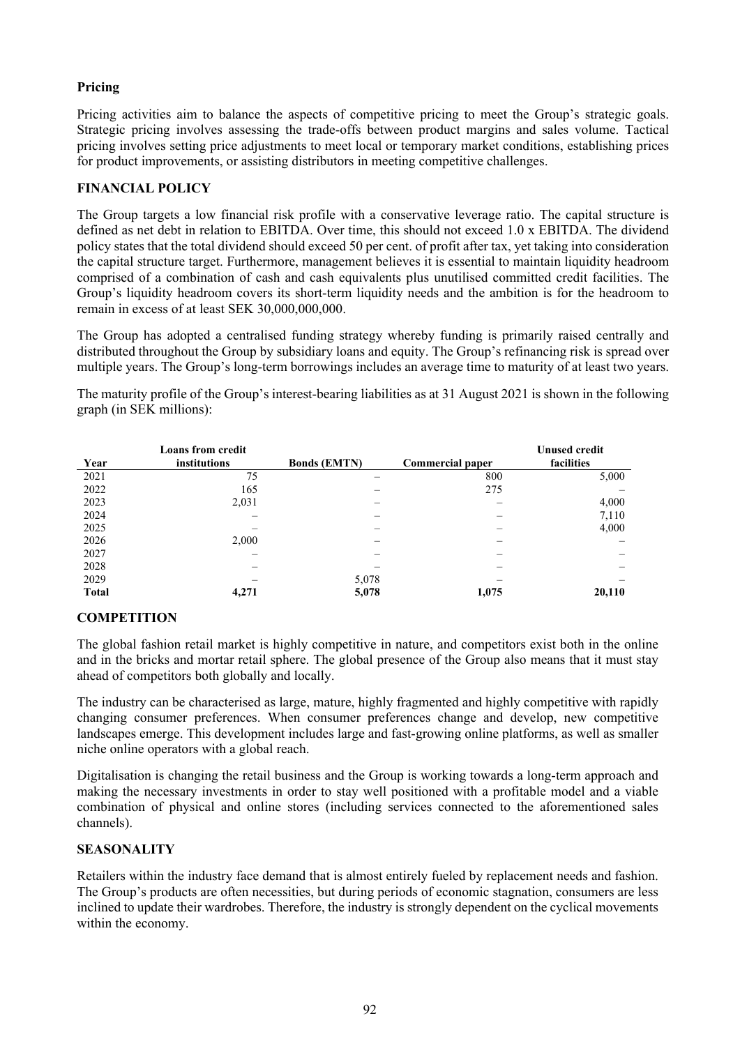**Pricing**

Pricing activities aim to balance the aspects of competitive pricing to meet the Group's strategic goals. Strategic pricing involves assessing the trade-offs between product margins and sales volume. Tactical pricing involves setting price adjustments to meet local or temporary market conditions, establishing prices for product improvements, or assisting distributors in meeting competitive challenges.

## FINANCIAL POLICY

The Group targets a low financial risk profile with a conservative leverage ratio. The capital structure is defined as net debt in relation to EBITDA. Over time, this should not exceed 1.0 x EBITDA. The dividend policy states that the total dividend should exceed 50 per cent. of profit after tax, yet taking into consideration the capital structure target. Furthermore, management believes it is essential to maintain liquidity headroom comprised of a combination of cash and cash equivalents plus unutilised committed credit facilities. The Group's liquidity headroom covers its short-term liquidity needs and the ambition is for the headroom to remain in excess of at least SEK 30,000,000,000.

The Group has adopted a centralised funding strategy whereby funding is primarily raised centrally and distributed throughout the Group by subsidiary loans and equity. The Group's refinancing risk is spread over multiple years. The Group's long-term borrowings includes an average time to maturity of at least two years.

The maturity profile of the Group's interest-bearing liabilities as at 31 August 2021 is shown in the following graph (in SEK millions):

| Year | Loans from credit institutions | Bonds (EMTN) | Commercial paper | Unused credit facilities |
|---|---|---|---|---|
| 2021 | 75 | – | 800 | 5,000 |
| 2022 | 165 | – | 275 | – |
| 2023 | 2,031 | – | – | 4,000 |
| 2024 | – | – | – | 7,110 |
| 2025 | – | – | – | 4,000 |
| 2026 | 2,000 | – | – | – |
| 2027 | – | – | – | – |
| 2028 | – | – | – | – |
| 2029 | – | 5,078 | – | – |
| **Total** | **4,271** | **5,078** | **1,075** | **20,110** |

## COMPETITION

The global fashion retail market is highly competitive in nature, and competitors exist both in the online and in the bricks and mortar retail sphere. The global presence of the Group also means that it must stay ahead of competitors both globally and locally.

The industry can be characterised as large, mature, highly fragmented and highly competitive with rapidly changing consumer preferences. When consumer preferences change and develop, new competitive landscapes emerge. This development includes large and fast-growing online platforms, as well as smaller niche online operators with a global reach.

Digitalisation is changing the retail business and the Group is working towards a long-term approach and making the necessary investments in order to stay well positioned with a profitable model and a viable combination of physical and online stores (including services connected to the aforementioned sales channels).

## SEASONALITY

Retailers within the industry face demand that is almost entirely fueled by replacement needs and fashion. The Group's products are often necessities, but during periods of economic stagnation, consumers are less inclined to update their wardrobes. Therefore, the industry is strongly dependent on the cyclical movements within the economy.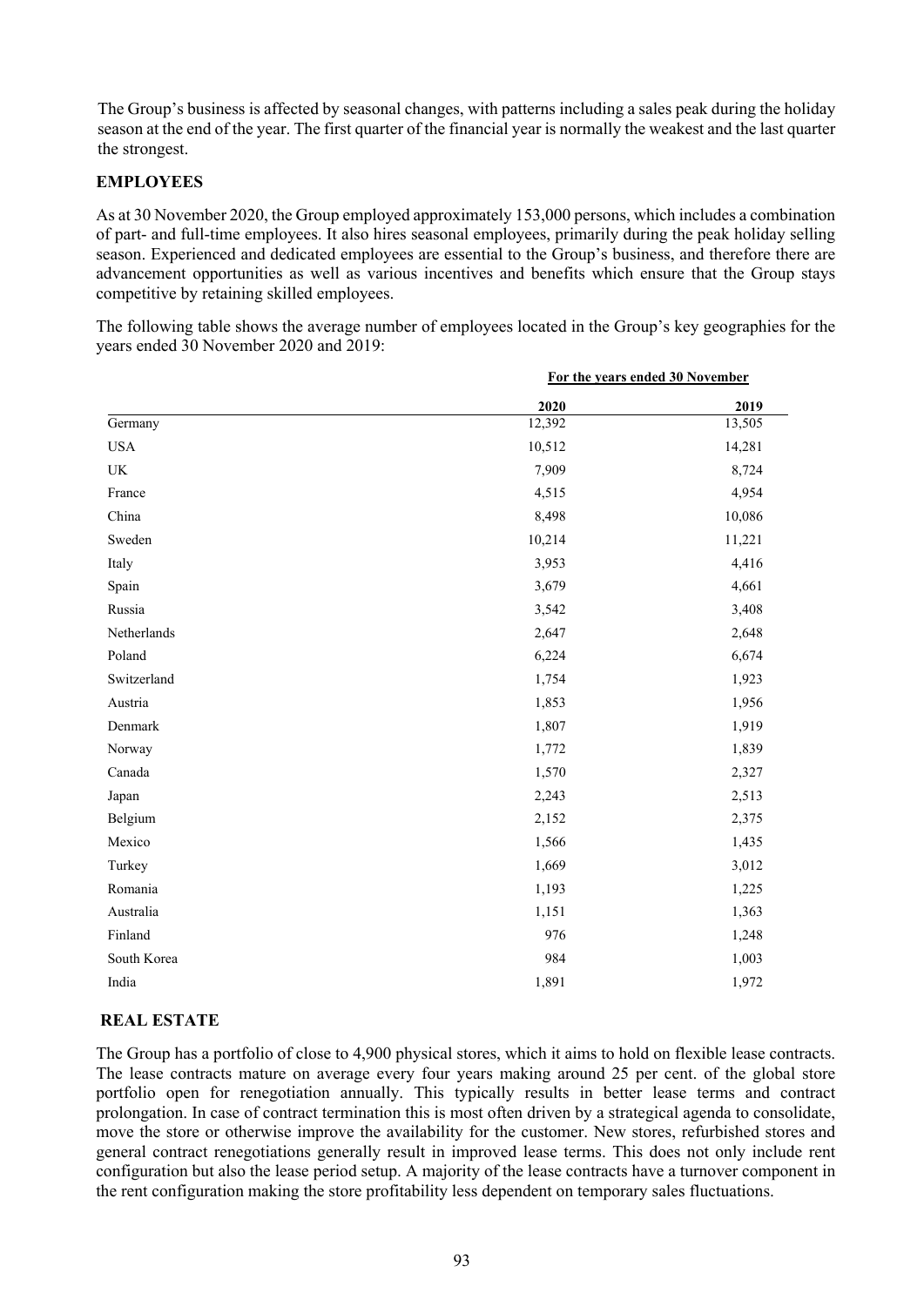The Group's business is affected by seasonal changes, with patterns including a sales peak during the holiday season at the end of the year. The first quarter of the financial year is normally the weakest and the last quarter the strongest.

## EMPLOYEES

As at 30 November 2020, the Group employed approximately 153,000 persons, which includes a combination of part- and full-time employees. It also hires seasonal employees, primarily during the peak holiday selling season. Experienced and dedicated employees are essential to the Group's business, and therefore there are advancement opportunities as well as various incentives and benefits which ensure that the Group stays competitive by retaining skilled employees.

The following table shows the average number of employees located in the Group's key geographies for the years ended 30 November 2020 and 2019:

| | For the years ended 30 November | |
|---|---|---|
| | 2020 | 2019 |
| Germany | 12,392 | 13,505 |
| USA | 10,512 | 14,281 |
| UK | 7,909 | 8,724 |
| France | 4,515 | 4,954 |
| China | 8,498 | 10,086 |
| Sweden | 10,214 | 11,221 |
| Italy | 3,953 | 4,416 |
| Spain | 3,679 | 4,661 |
| Russia | 3,542 | 3,408 |
| Netherlands | 2,647 | 2,648 |
| Poland | 6,224 | 6,674 |
| Switzerland | 1,754 | 1,923 |
| Austria | 1,853 | 1,956 |
| Denmark | 1,807 | 1,919 |
| Norway | 1,772 | 1,839 |
| Canada | 1,570 | 2,327 |
| Japan | 2,243 | 2,513 |
| Belgium | 2,152 | 2,375 |
| Mexico | 1,566 | 1,435 |
| Turkey | 1,669 | 3,012 |
| Romania | 1,193 | 1,225 |
| Australia | 1,151 | 1,363 |
| Finland | 976 | 1,248 |
| South Korea | 984 | 1,003 |
| India | 1,891 | 1,972 |

## REAL ESTATE

The Group has a portfolio of close to 4,900 physical stores, which it aims to hold on flexible lease contracts. The lease contracts mature on average every four years making around 25 per cent. of the global store portfolio open for renegotiation annually. This typically results in better lease terms and contract prolongation. In case of contract termination this is most often driven by a strategical agenda to consolidate, move the store or otherwise improve the availability for the customer. New stores, refurbished stores and general contract renegotiations generally result in improved lease terms. This does not only include rent configuration but also the lease period setup. A majority of the lease contracts have a turnover component in the rent configuration making the store profitability less dependent on temporary sales fluctuations.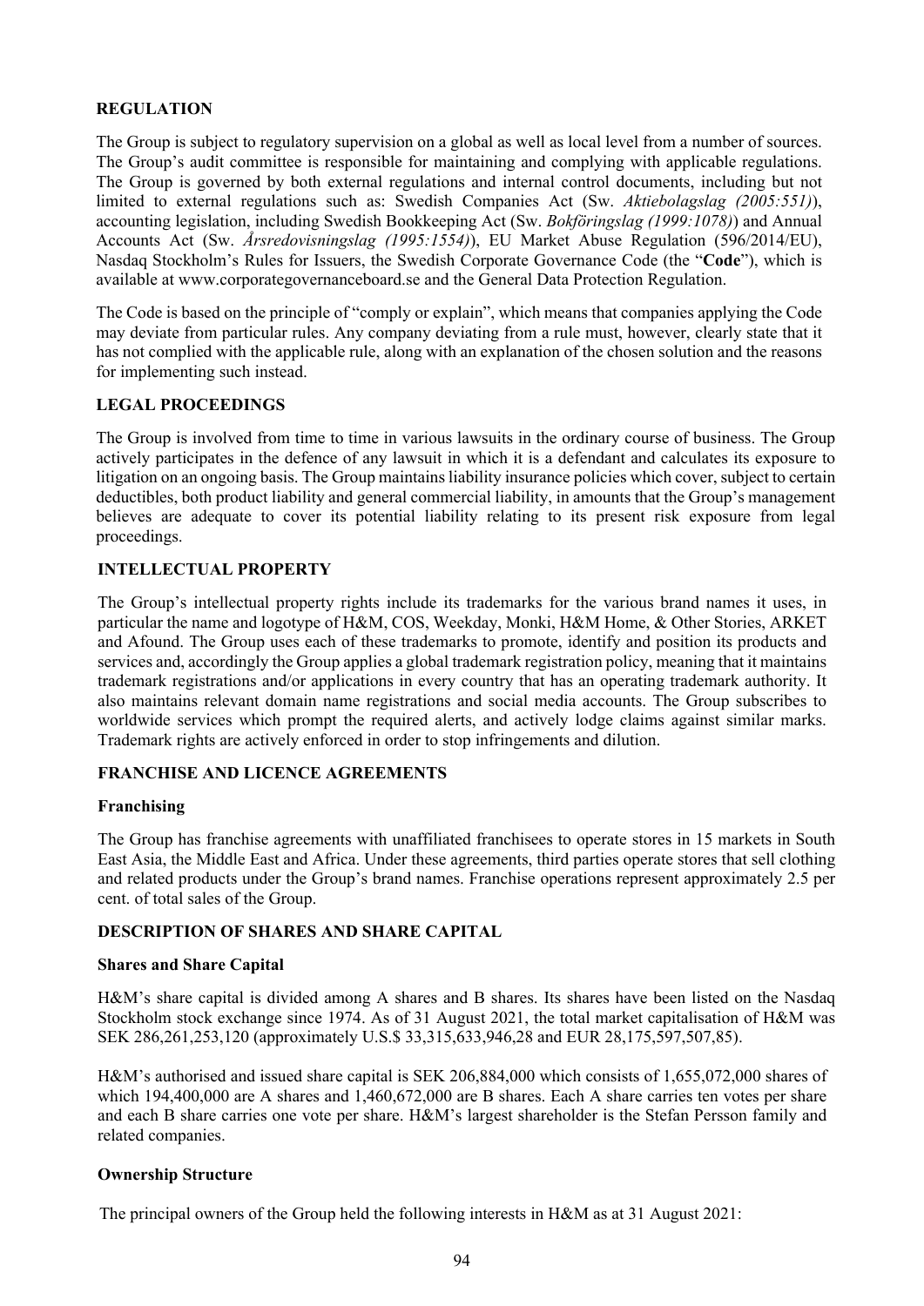## REGULATION

The Group is subject to regulatory supervision on a global as well as local level from a number of sources. The Group's audit committee is responsible for maintaining and complying with applicable regulations. The Group is governed by both external regulations and internal control documents, including but not limited to external regulations such as: Swedish Companies Act (Sw. *Aktiebolagslag (2005:551)*), accounting legislation, including Swedish Bookkeeping Act (Sw. *Bokföringslag (1999:1078)*) and Annual Accounts Act (Sw. *Årsredovisningslag (1995:1554)*), EU Market Abuse Regulation (596/2014/EU), Nasdaq Stockholm's Rules for Issuers, the Swedish Corporate Governance Code (the "**Code**"), which is available at www.corporategovernanceboard.se and the General Data Protection Regulation.

The Code is based on the principle of "comply or explain", which means that companies applying the Code may deviate from particular rules. Any company deviating from a rule must, however, clearly state that it has not complied with the applicable rule, along with an explanation of the chosen solution and the reasons for implementing such instead.

## LEGAL PROCEEDINGS

The Group is involved from time to time in various lawsuits in the ordinary course of business. The Group actively participates in the defence of any lawsuit in which it is a defendant and calculates its exposure to litigation on an ongoing basis. The Group maintains liability insurance policies which cover, subject to certain deductibles, both product liability and general commercial liability, in amounts that the Group's management believes are adequate to cover its potential liability relating to its present risk exposure from legal proceedings.

## INTELLECTUAL PROPERTY

The Group's intellectual property rights include its trademarks for the various brand names it uses, in particular the name and logotype of H&M, COS, Weekday, Monki, H&M Home, & Other Stories, ARKET and Afound. The Group uses each of these trademarks to promote, identify and position its products and services and, accordingly the Group applies a global trademark registration policy, meaning that it maintains trademark registrations and/or applications in every country that has an operating trademark authority. It also maintains relevant domain name registrations and social media accounts. The Group subscribes to worldwide services which prompt the required alerts, and actively lodge claims against similar marks. Trademark rights are actively enforced in order to stop infringements and dilution.

## FRANCHISE AND LICENCE AGREEMENTS

### Franchising

The Group has franchise agreements with unaffiliated franchisees to operate stores in 15 markets in South East Asia, the Middle East and Africa. Under these agreements, third parties operate stores that sell clothing and related products under the Group's brand names. Franchise operations represent approximately 2.5 per cent. of total sales of the Group.

## DESCRIPTION OF SHARES AND SHARE CAPITAL

### Shares and Share Capital

H&M's share capital is divided among A shares and B shares. Its shares have been listed on the Nasdaq Stockholm stock exchange since 1974. As of 31 August 2021, the total market capitalisation of H&M was SEK 286,261,253,120 (approximately U.S.$ 33,315,633,946,28 and EUR 28,175,597,507,85).

H&M's authorised and issued share capital is SEK 206,884,000 which consists of 1,655,072,000 shares of which 194,400,000 are A shares and 1,460,672,000 are B shares. Each A share carries ten votes per share and each B share carries one vote per share. H&M's largest shareholder is the Stefan Persson family and related companies.

### Ownership Structure

The principal owners of the Group held the following interests in H&M as at 31 August 2021: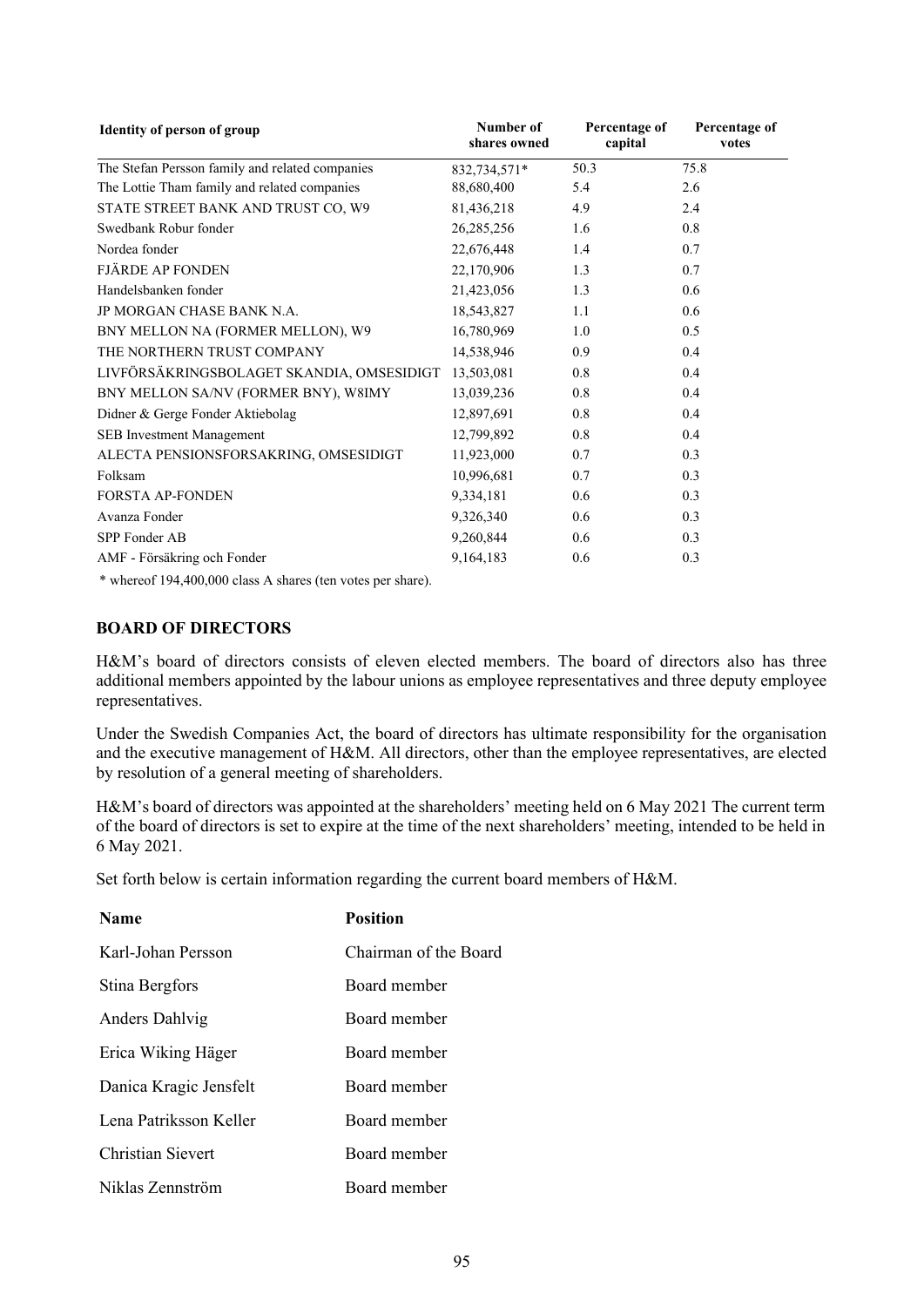| Identity of person of group | Number of shares owned | Percentage of capital | Percentage of votes |
|---|---|---|---|
| The Stefan Persson family and related companies | 832,734,571* | 50.3 | 75.8 |
| The Lottie Tham family and related companies | 88,680,400 | 5.4 | 2.6 |
| STATE STREET BANK AND TRUST CO, W9 | 81,436,218 | 4.9 | 2.4 |
| Swedbank Robur fonder | 26,285,256 | 1.6 | 0.8 |
| Nordea fonder | 22,676,448 | 1.4 | 0.7 |
| FJÄRDE AP FONDEN | 22,170,906 | 1.3 | 0.7 |
| Handelsbanken fonder | 21,423,056 | 1.3 | 0.6 |
| JP MORGAN CHASE BANK N.A. | 18,543,827 | 1.1 | 0.6 |
| BNY MELLON NA (FORMER MELLON), W9 | 16,780,969 | 1.0 | 0.5 |
| THE NORTHERN TRUST COMPANY | 14,538,946 | 0.9 | 0.4 |
| LIVFÖRSÄKRINGSBOLAGET SKANDIA, OMSESIDIGT | 13,503,081 | 0.8 | 0.4 |
| BNY MELLON SA/NV (FORMER BNY), W8IMY | 13,039,236 | 0.8 | 0.4 |
| Didner & Gerge Fonder Aktiebolag | 12,897,691 | 0.8 | 0.4 |
| SEB Investment Management | 12,799,892 | 0.8 | 0.4 |
| ALECTA PENSIONSFORSAKRING, OMSESIDIGT | 11,923,000 | 0.7 | 0.3 |
| Folksam | 10,996,681 | 0.7 | 0.3 |
| FORSTA AP-FONDEN | 9,334,181 | 0.6 | 0.3 |
| Avanza Fonder | 9,326,340 | 0.6 | 0.3 |
| SPP Fonder AB | 9,260,844 | 0.6 | 0.3 |
| AMF - Försäkring och Fonder | 9,164,183 | 0.6 | 0.3 |

\* whereof 194,400,000 class A shares (ten votes per share).

## BOARD OF DIRECTORS

H&M's board of directors consists of eleven elected members. The board of directors also has three additional members appointed by the labour unions as employee representatives and three deputy employee representatives.

Under the Swedish Companies Act, the board of directors has ultimate responsibility for the organisation and the executive management of H&M. All directors, other than the employee representatives, are elected by resolution of a general meeting of shareholders.

H&M's board of directors was appointed at the shareholders' meeting held on 6 May 2021 The current term of the board of directors is set to expire at the time of the next shareholders' meeting, intended to be held in 6 May 2021.

Set forth below is certain information regarding the current board members of H&M.

| Name | Position |
|---|---|
| Karl-Johan Persson | Chairman of the Board |
| Stina Bergfors | Board member |
| Anders Dahlvig | Board member |
| Erica Wiking Häger | Board member |
| Danica Kragic Jensfelt | Board member |
| Lena Patriksson Keller | Board member |
| Christian Sievert | Board member |
| Niklas Zennström | Board member |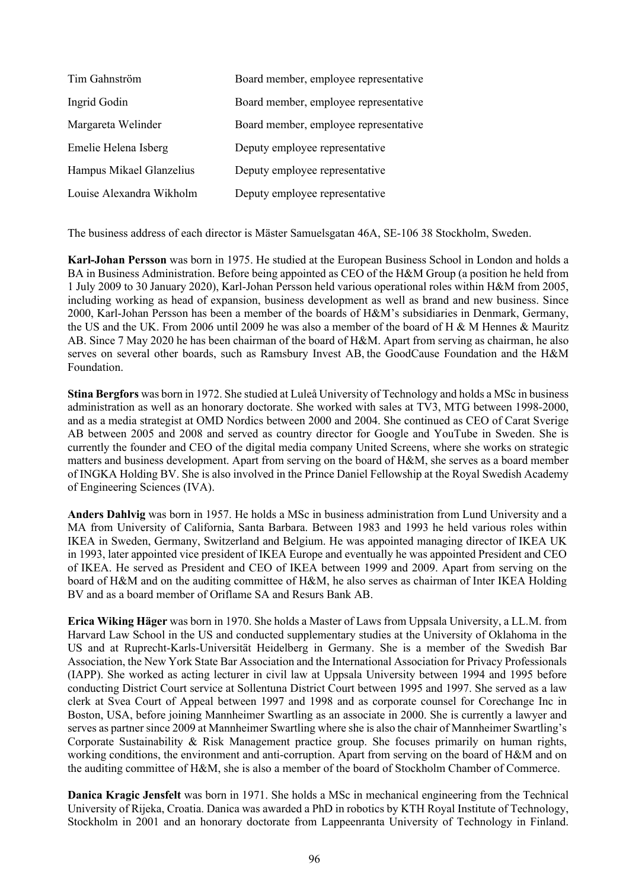| | |
|---|---|
| Tim Gahnström | Board member, employee representative |
| Ingrid Godin | Board member, employee representative |
| Margareta Welinder | Board member, employee representative |
| Emelie Helena Isberg | Deputy employee representative |
| Hampus Mikael Glanzelius | Deputy employee representative |
| Louise Alexandra Wikholm | Deputy employee representative |

The business address of each director is Mäster Samuelsgatan 46A, SE-106 38 Stockholm, Sweden.

**Karl-Johan Persson** was born in 1975. He studied at the European Business School in London and holds a BA in Business Administration. Before being appointed as CEO of the H&M Group (a position he held from 1 July 2009 to 30 January 2020), Karl-Johan Persson held various operational roles within H&M from 2005, including working as head of expansion, business development as well as brand and new business. Since 2000, Karl-Johan Persson has been a member of the boards of H&M's subsidiaries in Denmark, Germany, the US and the UK. From 2006 until 2009 he was also a member of the board of H & M Hennes & Mauritz AB. Since 7 May 2020 he has been chairman of the board of H&M. Apart from serving as chairman, he also serves on several other boards, such as Ramsbury Invest AB, the GoodCause Foundation and the H&M Foundation.

**Stina Bergfors** was born in 1972. She studied at Luleå University of Technology and holds a MSc in business administration as well as an honorary doctorate. She worked with sales at TV3, MTG between 1998-2000, and as a media strategist at OMD Nordics between 2000 and 2004. She continued as CEO of Carat Sverige AB between 2005 and 2008 and served as country director for Google and YouTube in Sweden. She is currently the founder and CEO of the digital media company United Screens, where she works on strategic matters and business development. Apart from serving on the board of H&M, she serves as a board member of INGKA Holding BV. She is also involved in the Prince Daniel Fellowship at the Royal Swedish Academy of Engineering Sciences (IVA).

**Anders Dahlvig** was born in 1957. He holds a MSc in business administration from Lund University and a MA from University of California, Santa Barbara. Between 1983 and 1993 he held various roles within IKEA in Sweden, Germany, Switzerland and Belgium. He was appointed managing director of IKEA UK in 1993, later appointed vice president of IKEA Europe and eventually he was appointed President and CEO of IKEA. He served as President and CEO of IKEA between 1999 and 2009. Apart from serving on the board of H&M and on the auditing committee of H&M, he also serves as chairman of Inter IKEA Holding BV and as a board member of Oriflame SA and Resurs Bank AB.

**Erica Wiking Häger** was born in 1970. She holds a Master of Laws from Uppsala University, a LL.M. from Harvard Law School in the US and conducted supplementary studies at the University of Oklahoma in the US and at Ruprecht-Karls-Universität Heidelberg in Germany. She is a member of the Swedish Bar Association, the New York State Bar Association and the International Association for Privacy Professionals (IAPP). She worked as acting lecturer in civil law at Uppsala University between 1994 and 1995 before conducting District Court service at Sollentuna District Court between 1995 and 1997. She served as a law clerk at Svea Court of Appeal between 1997 and 1998 and as corporate counsel for Corechange Inc in Boston, USA, before joining Mannheimer Swartling as an associate in 2000. She is currently a lawyer and serves as partner since 2009 at Mannheimer Swartling where she is also the chair of Mannheimer Swartling's Corporate Sustainability & Risk Management practice group. She focuses primarily on human rights, working conditions, the environment and anti-corruption. Apart from serving on the board of H&M and on the auditing committee of H&M, she is also a member of the board of Stockholm Chamber of Commerce.

**Danica Kragic Jensfelt** was born in 1971. She holds a MSc in mechanical engineering from the Technical University of Rijeka, Croatia. Danica was awarded a PhD in robotics by KTH Royal Institute of Technology, Stockholm in 2001 and an honorary doctorate from Lappeenranta University of Technology in Finland.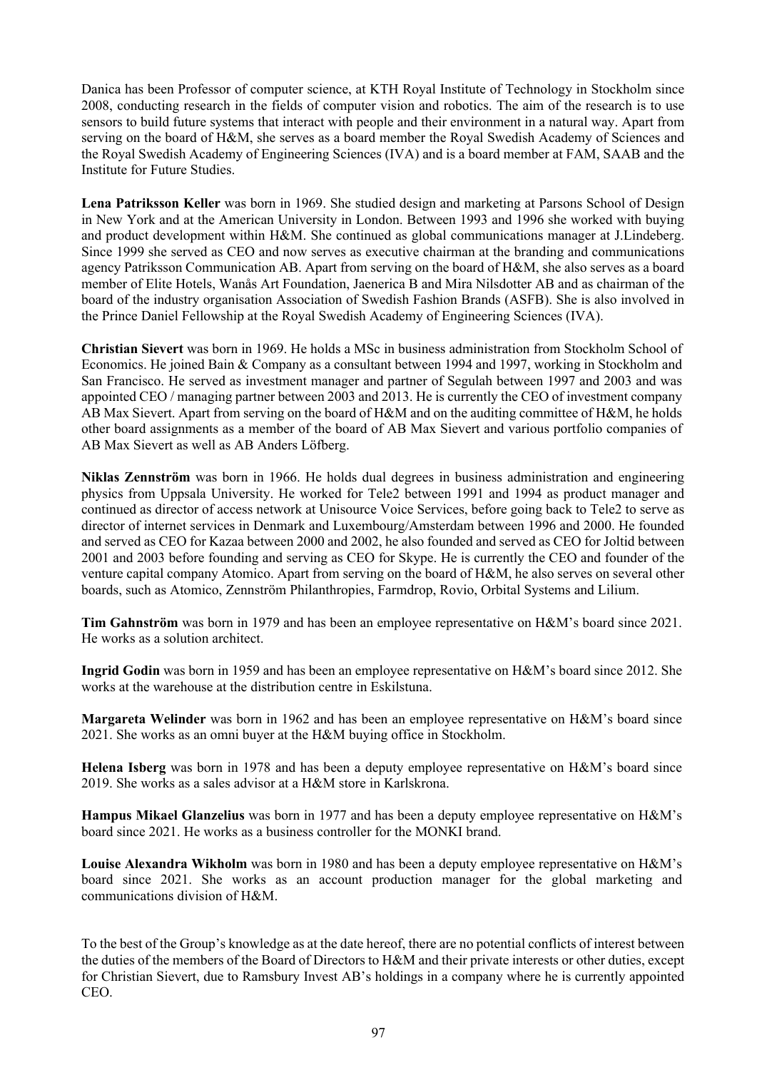Danica has been Professor of computer science, at KTH Royal Institute of Technology in Stockholm since 2008, conducting research in the fields of computer vision and robotics. The aim of the research is to use sensors to build future systems that interact with people and their environment in a natural way. Apart from serving on the board of H&M, she serves as a board member the Royal Swedish Academy of Sciences and the Royal Swedish Academy of Engineering Sciences (IVA) and is a board member at FAM, SAAB and the Institute for Future Studies.

**Lena Patriksson Keller** was born in 1969. She studied design and marketing at Parsons School of Design in New York and at the American University in London. Between 1993 and 1996 she worked with buying and product development within H&M. She continued as global communications manager at J.Lindeberg. Since 1999 she served as CEO and now serves as executive chairman at the branding and communications agency Patriksson Communication AB. Apart from serving on the board of H&M, she also serves as a board member of Elite Hotels, Wanås Art Foundation, Jaenerica B and Mira Nilsdotter AB and as chairman of the board of the industry organisation Association of Swedish Fashion Brands (ASFB). She is also involved in the Prince Daniel Fellowship at the Royal Swedish Academy of Engineering Sciences (IVA).

**Christian Sievert** was born in 1969. He holds a MSc in business administration from Stockholm School of Economics. He joined Bain & Company as a consultant between 1994 and 1997, working in Stockholm and San Francisco. He served as investment manager and partner of Segulah between 1997 and 2003 and was appointed CEO / managing partner between 2003 and 2013. He is currently the CEO of investment company AB Max Sievert. Apart from serving on the board of H&M and on the auditing committee of H&M, he holds other board assignments as a member of the board of AB Max Sievert and various portfolio companies of AB Max Sievert as well as AB Anders Löfberg.

**Niklas Zennström** was born in 1966. He holds dual degrees in business administration and engineering physics from Uppsala University. He worked for Tele2 between 1991 and 1994 as product manager and continued as director of access network at Unisource Voice Services, before going back to Tele2 to serve as director of internet services in Denmark and Luxembourg/Amsterdam between 1996 and 2000. He founded and served as CEO for Kazaa between 2000 and 2002, he also founded and served as CEO for Joltid between 2001 and 2003 before founding and serving as CEO for Skype. He is currently the CEO and founder of the venture capital company Atomico. Apart from serving on the board of H&M, he also serves on several other boards, such as Atomico, Zennström Philanthropies, Farmdrop, Rovio, Orbital Systems and Lilium.

**Tim Gahnström** was born in 1979 and has been an employee representative on H&M's board since 2021. He works as a solution architect.

**Ingrid Godin** was born in 1959 and has been an employee representative on H&M's board since 2012. She works at the warehouse at the distribution centre in Eskilstuna.

**Margareta Welinder** was born in 1962 and has been an employee representative on H&M's board since 2021. She works as an omni buyer at the H&M buying office in Stockholm.

**Helena Isberg** was born in 1978 and has been a deputy employee representative on H&M's board since 2019. She works as a sales advisor at a H&M store in Karlskrona.

**Hampus Mikael Glanzelius** was born in 1977 and has been a deputy employee representative on H&M's board since 2021. He works as a business controller for the MONKI brand.

**Louise Alexandra Wikholm** was born in 1980 and has been a deputy employee representative on H&M's board since 2021. She works as an account production manager for the global marketing and communications division of H&M.

To the best of the Group's knowledge as at the date hereof, there are no potential conflicts of interest between the duties of the members of the Board of Directors to H&M and their private interests or other duties, except for Christian Sievert, due to Ramsbury Invest AB's holdings in a company where he is currently appointed CEO.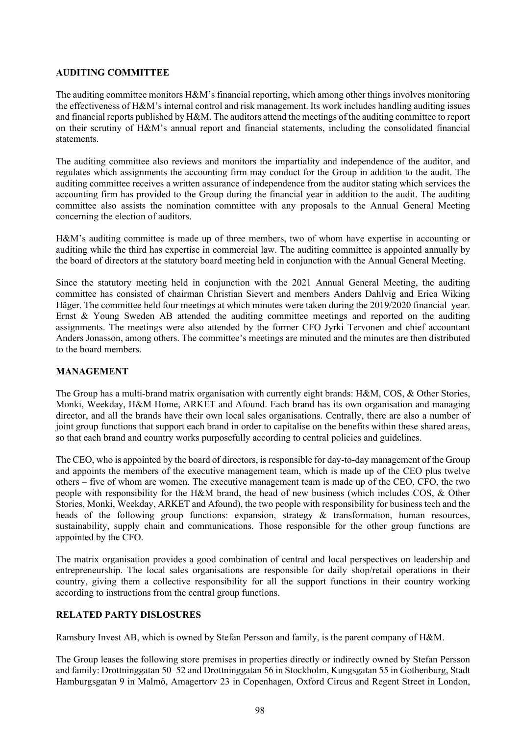**AUDITING COMMITTEE**

The auditing committee monitors H&M's financial reporting, which among other things involves monitoring the effectiveness of H&M's internal control and risk management. Its work includes handling auditing issues and financial reports published by H&M. The auditors attend the meetings of the auditing committee to report on their scrutiny of H&M's annual report and financial statements, including the consolidated financial statements.

The auditing committee also reviews and monitors the impartiality and independence of the auditor, and regulates which assignments the accounting firm may conduct for the Group in addition to the audit. The auditing committee receives a written assurance of independence from the auditor stating which services the accounting firm has provided to the Group during the financial year in addition to the audit. The auditing committee also assists the nomination committee with any proposals to the Annual General Meeting concerning the election of auditors.

H&M's auditing committee is made up of three members, two of whom have expertise in accounting or auditing while the third has expertise in commercial law. The auditing committee is appointed annually by the board of directors at the statutory board meeting held in conjunction with the Annual General Meeting.

Since the statutory meeting held in conjunction with the 2021 Annual General Meeting, the auditing committee has consisted of chairman Christian Sievert and members Anders Dahlvig and Erica Wiking Häger. The committee held four meetings at which minutes were taken during the 2019/2020 financial year. Ernst & Young Sweden AB attended the auditing committee meetings and reported on the auditing assignments. The meetings were also attended by the former CFO Jyrki Tervonen and chief accountant Anders Jonasson, among others. The committee's meetings are minuted and the minutes are then distributed to the board members.

**MANAGEMENT**

The Group has a multi-brand matrix organisation with currently eight brands: H&M, COS, & Other Stories, Monki, Weekday, H&M Home, ARKET and Afound. Each brand has its own organisation and managing director, and all the brands have their own local sales organisations. Centrally, there are also a number of joint group functions that support each brand in order to capitalise on the benefits within these shared areas, so that each brand and country works purposefully according to central policies and guidelines.

The CEO, who is appointed by the board of directors, is responsible for day-to-day management of the Group and appoints the members of the executive management team, which is made up of the CEO plus twelve others – five of whom are women. The executive management team is made up of the CEO, CFO, the two people with responsibility for the H&M brand, the head of new business (which includes COS, & Other Stories, Monki, Weekday, ARKET and Afound), the two people with responsibility for business tech and the heads of the following group functions: expansion, strategy & transformation, human resources, sustainability, supply chain and communications. Those responsible for the other group functions are appointed by the CFO.

The matrix organisation provides a good combination of central and local perspectives on leadership and entrepreneurship. The local sales organisations are responsible for daily shop/retail operations in their country, giving them a collective responsibility for all the support functions in their country working according to instructions from the central group functions.

**RELATED PARTY DISLOSURES**

Ramsbury Invest AB, which is owned by Stefan Persson and family, is the parent company of H&M.

The Group leases the following store premises in properties directly or indirectly owned by Stefan Persson and family: Drottninggatan 50–52 and Drottninggatan 56 in Stockholm, Kungsgatan 55 in Gothenburg, Stadt Hamburgsgatan 9 in Malmö, Amagertorv 23 in Copenhagen, Oxford Circus and Regent Street in London,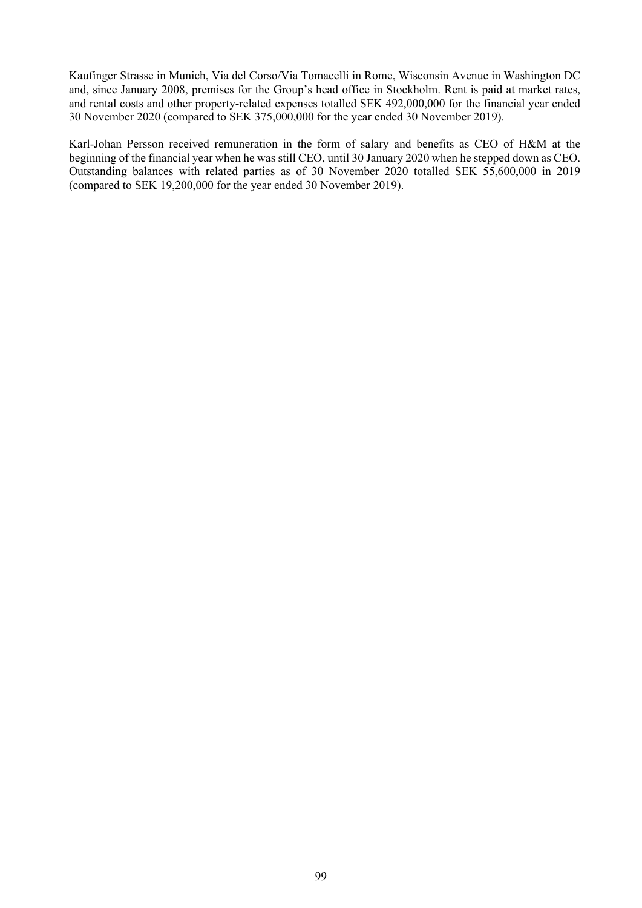Kaufinger Strasse in Munich, Via del Corso/Via Tomacelli in Rome, Wisconsin Avenue in Washington DC and, since January 2008, premises for the Group's head office in Stockholm. Rent is paid at market rates, and rental costs and other property-related expenses totalled SEK 492,000,000 for the financial year ended 30 November 2020 (compared to SEK 375,000,000 for the year ended 30 November 2019).

Karl-Johan Persson received remuneration in the form of salary and benefits as CEO of H&M at the beginning of the financial year when he was still CEO, until 30 January 2020 when he stepped down as CEO. Outstanding balances with related parties as of 30 November 2020 totalled SEK 55,600,000 in 2019 (compared to SEK 19,200,000 for the year ended 30 November 2019).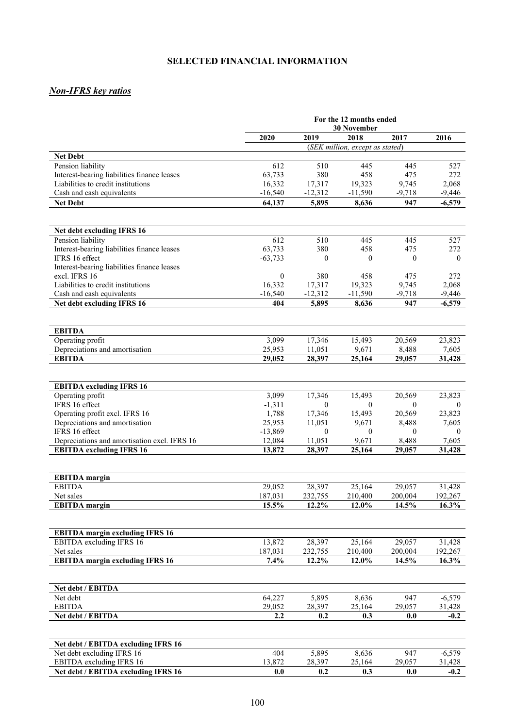# SELECTED FINANCIAL INFORMATION

## *Non-IFRS key ratios*

| | For the 12 months ended 30 November | | | | |
|---|---|---|---|---|---|
| | 2020 | 2019 | 2018 | 2017 | 2016 |
| | (*SEK million, except as stated*) | | | | |
| **Net Debt** | | | | | |
| Pension liability | 612 | 510 | 445 | 445 | 527 |
| Interest-bearing liabilities finance leases | 63,733 | 380 | 458 | 475 | 272 |
| Liabilities to credit institutions | 16,332 | 17,317 | 19,323 | 9,745 | 2,068 |
| Cash and cash equivalents | -16,540 | -12,312 | -11,590 | -9,718 | -9,446 |
| **Net Debt** | **64,137** | **5,895** | **8,636** | **947** | **-6,579** |

| | 2020 | 2019 | 2018 | 2017 | 2016 |
|---|---|---|---|---|---|
| **Net debt excluding IFRS 16** | | | | | |
| Pension liability | 612 | 510 | 445 | 445 | 527 |
| Interest-bearing liabilities finance leases | 63,733 | 380 | 458 | 475 | 272 |
| IFRS 16 effect | -63,733 | 0 | 0 | 0 | 0 |
| Interest-bearing liabilities finance leases excl. IFRS 16 | 0 | 380 | 458 | 475 | 272 |
| Liabilities to credit institutions | 16,332 | 17,317 | 19,323 | 9,745 | 2,068 |
| Cash and cash equivalents | -16,540 | -12,312 | -11,590 | -9,718 | -9,446 |
| **Net debt excluding IFRS 16** | **404** | **5,895** | **8,636** | **947** | **-6,579** |

| | 2020 | 2019 | 2018 | 2017 | 2016 |
|---|---|---|---|---|---|
| **EBITDA** | | | | | |
| Operating profit | 3,099 | 17,346 | 15,493 | 20,569 | 23,823 |
| Depreciations and amortisation | 25,953 | 11,051 | 9,671 | 8,488 | 7,605 |
| **EBITDA** | **29,052** | **28,397** | **25,164** | **29,057** | **31,428** |

| | 2020 | 2019 | 2018 | 2017 | 2016 |
|---|---|---|---|---|---|
| **EBITDA excluding IFRS 16** | | | | | |
| Operating profit | 3,099 | 17,346 | 15,493 | 20,569 | 23,823 |
| IFRS 16 effect | -1,311 | 0 | 0 | 0 | 0 |
| Operating profit excl. IFRS 16 | 1,788 | 17,346 | 15,493 | 20,569 | 23,823 |
| Depreciations and amortisation | 25,953 | 11,051 | 9,671 | 8,488 | 7,605 |
| IFRS 16 effect | -13,869 | 0 | 0 | 0 | 0 |
| Depreciations and amortisation excl. IFRS 16 | 12,084 | 11,051 | 9,671 | 8,488 | 7,605 |
| **EBITDA excluding IFRS 16** | **13,872** | **28,397** | **25,164** | **29,057** | **31,428** |

| | 2020 | 2019 | 2018 | 2017 | 2016 |
|---|---|---|---|---|---|
| **EBITDA margin** | | | | | |
| EBITDA | 29,052 | 28,397 | 25,164 | 29,057 | 31,428 |
| Net sales | 187,031 | 232,755 | 210,400 | 200,004 | 192,267 |
| **EBITDA margin** | **15.5%** | **12.2%** | **12.0%** | **14.5%** | **16.3%** |

| | 2020 | 2019 | 2018 | 2017 | 2016 |
|---|---|---|---|---|---|
| **EBITDA margin excluding IFRS 16** | | | | | |
| EBITDA excluding IFRS 16 | 13,872 | 28,397 | 25,164 | 29,057 | 31,428 |
| Net sales | 187,031 | 232,755 | 210,400 | 200,004 | 192,267 |
| **EBITDA margin excluding IFRS 16** | **7.4%** | **12.2%** | **12.0%** | **14.5%** | **16.3%** |

| | 2020 | 2019 | 2018 | 2017 | 2016 |
|---|---|---|---|---|---|
| **Net debt / EBITDA** | | | | | |
| Net debt | 64,227 | 5,895 | 8,636 | 947 | -6,579 |
| EBITDA | 29,052 | 28,397 | 25,164 | 29,057 | 31,428 |
| **Net debt / EBITDA** | **2.2** | **0.2** | **0.3** | **0.0** | **-0.2** |

| | 2020 | 2019 | 2018 | 2017 | 2016 |
|---|---|---|---|---|---|
| **Net debt / EBITDA excluding IFRS 16** | | | | | |
| Net debt excluding IFRS 16 | 404 | 5,895 | 8,636 | 947 | -6,579 |
| EBITDA excluding IFRS 16 | 13,872 | 28,397 | 25,164 | 29,057 | 31,428 |
| **Net debt / EBITDA excluding IFRS 16** | **0.0** | **0.2** | **0.3** | **0.0** | **-0.2** |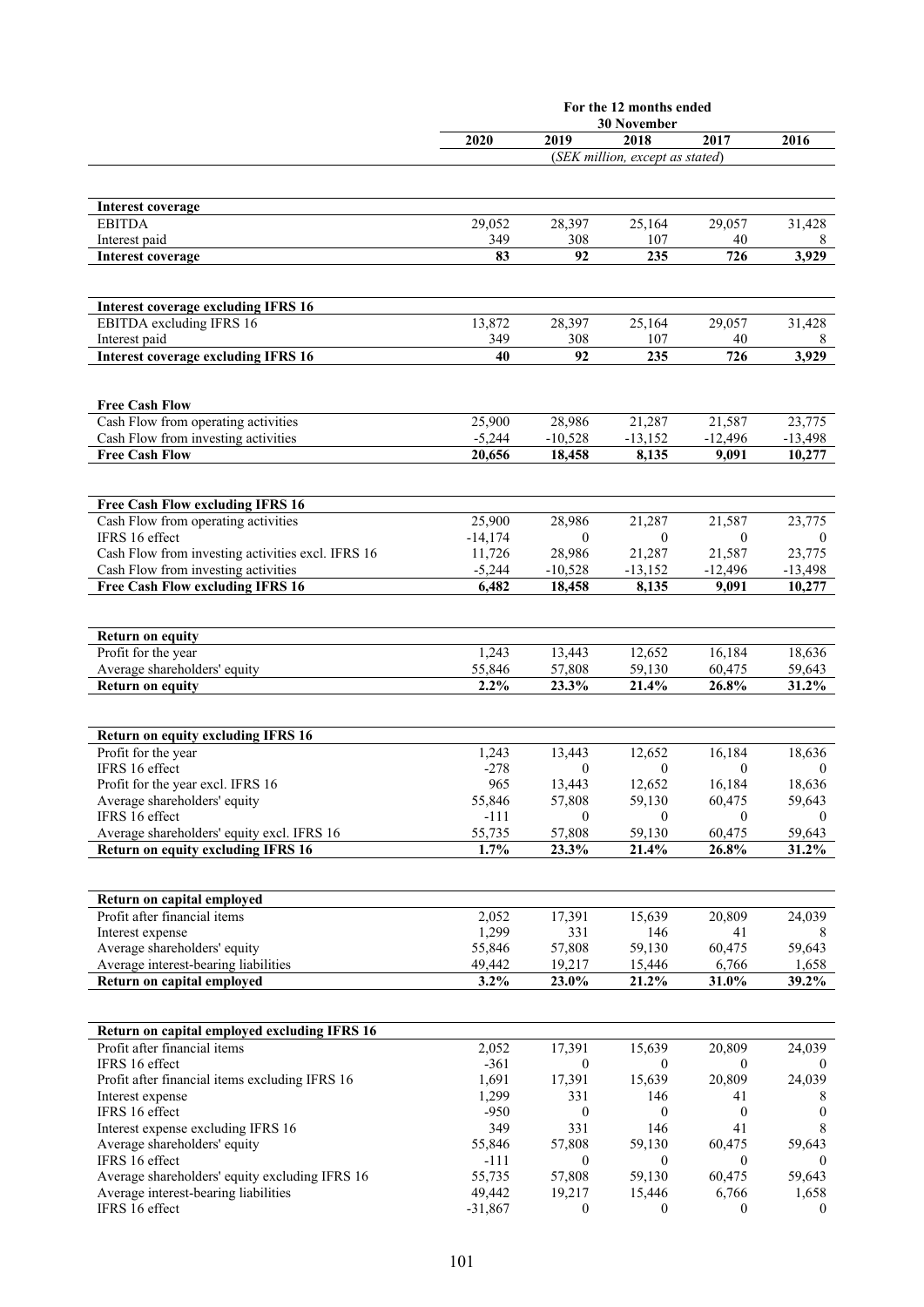| | For the 12 months ended 30 November | | | | |
|---|---|---|---|---|---|
| | 2020 | 2019 | 2018 | 2017 | 2016 |
| | (SEK million, except as stated) | | | | |
| **Interest coverage** | | | | | |
| EBITDA | 29,052 | 28,397 | 25,164 | 29,057 | 31,428 |
| Interest paid | 349 | 308 | 107 | 40 | 8 |
| **Interest coverage** | **83** | **92** | **235** | **726** | **3,929** |
| **Interest coverage excluding IFRS 16** | | | | | |
| EBITDA excluding IFRS 16 | 13,872 | 28,397 | 25,164 | 29,057 | 31,428 |
| Interest paid | 349 | 308 | 107 | 40 | 8 |
| **Interest coverage excluding IFRS 16** | **40** | **92** | **235** | **726** | **3,929** |
| **Free Cash Flow** | | | | | |
| Cash Flow from operating activities | 25,900 | 28,986 | 21,287 | 21,587 | 23,775 |
| Cash Flow from investing activities | -5,244 | -10,528 | -13,152 | -12,496 | -13,498 |
| **Free Cash Flow** | **20,656** | **18,458** | **8,135** | **9,091** | **10,277** |
| **Free Cash Flow excluding IFRS 16** | | | | | |
| Cash Flow from operating activities | 25,900 | 28,986 | 21,287 | 21,587 | 23,775 |
| IFRS 16 effect | -14,174 | 0 | 0 | 0 | 0 |
| Cash Flow from investing activities excl. IFRS 16 | 11,726 | 28,986 | 21,287 | 21,587 | 23,775 |
| Cash Flow from investing activities | -5,244 | -10,528 | -13,152 | -12,496 | -13,498 |
| **Free Cash Flow excluding IFRS 16** | **6,482** | **18,458** | **8,135** | **9,091** | **10,277** |
| **Return on equity** | | | | | |
| Profit for the year | 1,243 | 13,443 | 12,652 | 16,184 | 18,636 |
| Average shareholders' equity | 55,846 | 57,808 | 59,130 | 60,475 | 59,643 |
| **Return on equity** | **2.2%** | **23.3%** | **21.4%** | **26.8%** | **31.2%** |
| **Return on equity excluding IFRS 16** | | | | | |
| Profit for the year | 1,243 | 13,443 | 12,652 | 16,184 | 18,636 |
| IFRS 16 effect | -278 | 0 | 0 | 0 | 0 |
| Profit for the year excl. IFRS 16 | 965 | 13,443 | 12,652 | 16,184 | 18,636 |
| Average shareholders' equity | 55,846 | 57,808 | 59,130 | 60,475 | 59,643 |
| IFRS 16 effect | -111 | 0 | 0 | 0 | 0 |
| Average shareholders' equity excl. IFRS 16 | 55,735 | 57,808 | 59,130 | 60,475 | 59,643 |
| **Return on equity excluding IFRS 16** | **1.7%** | **23.3%** | **21.4%** | **26.8%** | **31.2%** |
| **Return on capital employed** | | | | | |
| Profit after financial items | 2,052 | 17,391 | 15,639 | 20,809 | 24,039 |
| Interest expense | 1,299 | 331 | 146 | 41 | 8 |
| Average shareholders' equity | 55,846 | 57,808 | 59,130 | 60,475 | 59,643 |
| Average interest-bearing liabilities | 49,442 | 19,217 | 15,446 | 6,766 | 1,658 |
| **Return on capital employed** | **3.2%** | **23.0%** | **21.2%** | **31.0%** | **39.2%** |
| **Return on capital employed excluding IFRS 16** | | | | | |
| Profit after financial items | 2,052 | 17,391 | 15,639 | 20,809 | 24,039 |
| IFRS 16 effect | -361 | 0 | 0 | 0 | 0 |
| Profit after financial items excluding IFRS 16 | 1,691 | 17,391 | 15,639 | 20,809 | 24,039 |
| Interest expense | 1,299 | 331 | 146 | 41 | 8 |
| IFRS 16 effect | -950 | 0 | 0 | 0 | 0 |
| Interest expense excluding IFRS 16 | 349 | 331 | 146 | 41 | 8 |
| Average shareholders' equity | 55,846 | 57,808 | 59,130 | 60,475 | 59,643 |
| IFRS 16 effect | -111 | 0 | 0 | 0 | 0 |
| Average shareholders' equity excluding IFRS 16 | 55,735 | 57,808 | 59,130 | 60,475 | 59,643 |
| Average interest-bearing liabilities | 49,442 | 19,217 | 15,446 | 6,766 | 1,658 |
| IFRS 16 effect | -31,867 | 0 | 0 | 0 | 0 |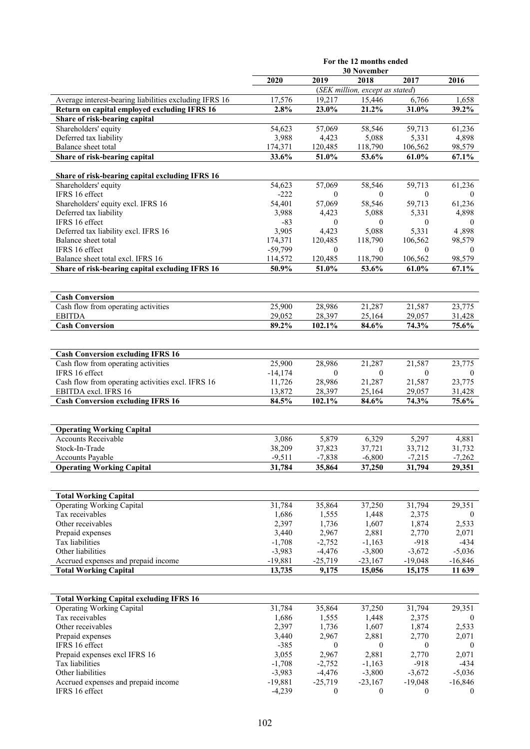| | For the 12 months ended 30 November | | | | |
|---|---|---|---|---|---|
| | 2020 | 2019 | 2018 | 2017 | 2016 |
| | (SEK million, except as stated) | | | | |
| Average interest-bearing liabilities excluding IFRS 16 | 17,576 | 19,217 | 15,446 | 6,766 | 1,658 |
| **Return on capital employed excluding IFRS 16** | **2.8%** | **23.0%** | **21.2%** | **31.0%** | **39.2%** |
| **Share of risk-bearing capital** | | | | | |
| Shareholders' equity | 54,623 | 57,069 | 58,546 | 59,713 | 61,236 |
| Deferred tax liability | 3,988 | 4,423 | 5,088 | 5,331 | 4,898 |
| Balance sheet total | 174,371 | 120,485 | 118,790 | 106,562 | 98,579 |
| **Share of risk-bearing capital** | **33.6%** | **51.0%** | **53.6%** | **61.0%** | **67.1%** |
| | | | | | |
| **Share of risk-bearing capital excluding IFRS 16** | | | | | |
| Shareholders' equity | 54,623 | 57,069 | 58,546 | 59,713 | 61,236 |
| IFRS 16 effect | -222 | 0 | 0 | 0 | 0 |
| Shareholders' equity excl. IFRS 16 | 54,401 | 57,069 | 58,546 | 59,713 | 61,236 |
| Deferred tax liability | 3,988 | 4,423 | 5,088 | 5,331 | 4,898 |
| IFRS 16 effect | -83 | 0 | 0 | 0 | 0 |
| Deferred tax liability excl. IFRS 16 | 3,905 | 4,423 | 5,088 | 5,331 | 4 ,898 |
| Balance sheet total | 174,371 | 120,485 | 118,790 | 106,562 | 98,579 |
| IFRS 16 effect | -59,799 | 0 | 0 | 0 | 0 |
| Balance sheet total excl. IFRS 16 | 114,572 | 120,485 | 118,790 | 106,562 | 98,579 |
| **Share of risk-bearing capital excluding IFRS 16** | **50.9%** | **51.0%** | **53.6%** | **61.0%** | **67.1%** |

| | 2020 | 2019 | 2018 | 2017 | 2016 |
|---|---|---|---|---|---|
| **Cash Conversion** | | | | | |
| Cash flow from operating activities | 25,900 | 28,986 | 21,287 | 21,587 | 23,775 |
| EBITDA | 29,052 | 28,397 | 25,164 | 29,057 | 31,428 |
| **Cash Conversion** | **89.2%** | **102.1%** | **84.6%** | **74.3%** | **75.6%** |

| | 2020 | 2019 | 2018 | 2017 | 2016 |
|---|---|---|---|---|---|
| **Cash Conversion excluding IFRS 16** | | | | | |
| Cash flow from operating activities | 25,900 | 28,986 | 21,287 | 21,587 | 23,775 |
| IFRS 16 effect | -14,174 | 0 | 0 | 0 | 0 |
| Cash flow from operating activities excl. IFRS 16 | 11,726 | 28,986 | 21,287 | 21,587 | 23,775 |
| EBITDA excl. IFRS 16 | 13,872 | 28,397 | 25,164 | 29,057 | 31,428 |
| **Cash Conversion excluding IFRS 16** | **84.5%** | **102.1%** | **84.6%** | **74.3%** | **75.6%** |

| | 2020 | 2019 | 2018 | 2017 | 2016 |
|---|---|---|---|---|---|
| **Operating Working Capital** | | | | | |
| Accounts Receivable | 3,086 | 5,879 | 6,329 | 5,297 | 4,881 |
| Stock-In-Trade | 38,209 | 37,823 | 37,721 | 33,712 | 31,732 |
| Accounts Payable | -9,511 | -7,838 | -6,800 | -7,215 | -7,262 |
| **Operating Working Capital** | **31,784** | **35,864** | **37,250** | **31,794** | **29,351** |

| | 2020 | 2019 | 2018 | 2017 | 2016 |
|---|---|---|---|---|---|
| **Total Working Capital** | | | | | |
| Operating Working Capital | 31,784 | 35,864 | 37,250 | 31,794 | 29,351 |
| Tax receivables | 1,686 | 1,555 | 1,448 | 2,375 | 0 |
| Other receivables | 2,397 | 1,736 | 1,607 | 1,874 | 2,533 |
| Prepaid expenses | 3,440 | 2,967 | 2,881 | 2,770 | 2,071 |
| Tax liabilities | -1,708 | -2,752 | -1,163 | -918 | -434 |
| Other liabilities | -3,983 | -4,476 | -3,800 | -3,672 | -5,036 |
| Accrued expenses and prepaid income | -19,881 | -25,719 | -23,167 | -19,048 | -16,846 |
| **Total Working Capital** | **13,735** | **9,175** | **15,056** | **15,175** | **11 639** |

| | 2020 | 2019 | 2018 | 2017 | 2016 |
|---|---|---|---|---|---|
| **Total Working Capital excluding IFRS 16** | | | | | |
| Operating Working Capital | 31,784 | 35,864 | 37,250 | 31,794 | 29,351 |
| Tax receivables | 1,686 | 1,555 | 1,448 | 2,375 | 0 |
| Other receivables | 2,397 | 1,736 | 1,607 | 1,874 | 2,533 |
| Prepaid expenses | 3,440 | 2,967 | 2,881 | 2,770 | 2,071 |
| IFRS 16 effect | -385 | 0 | 0 | 0 | 0 |
| Prepaid expenses excl IFRS 16 | 3,055 | 2,967 | 2,881 | 2,770 | 2,071 |
| Tax liabilities | -1,708 | -2,752 | -1,163 | -918 | -434 |
| Other liabilities | -3,983 | -4,476 | -3,800 | -3,672 | -5,036 |
| Accrued expenses and prepaid income | -19,881 | -25,719 | -23,167 | -19,048 | -16,846 |
| IFRS 16 effect | -4,239 | 0 | 0 | 0 | 0 |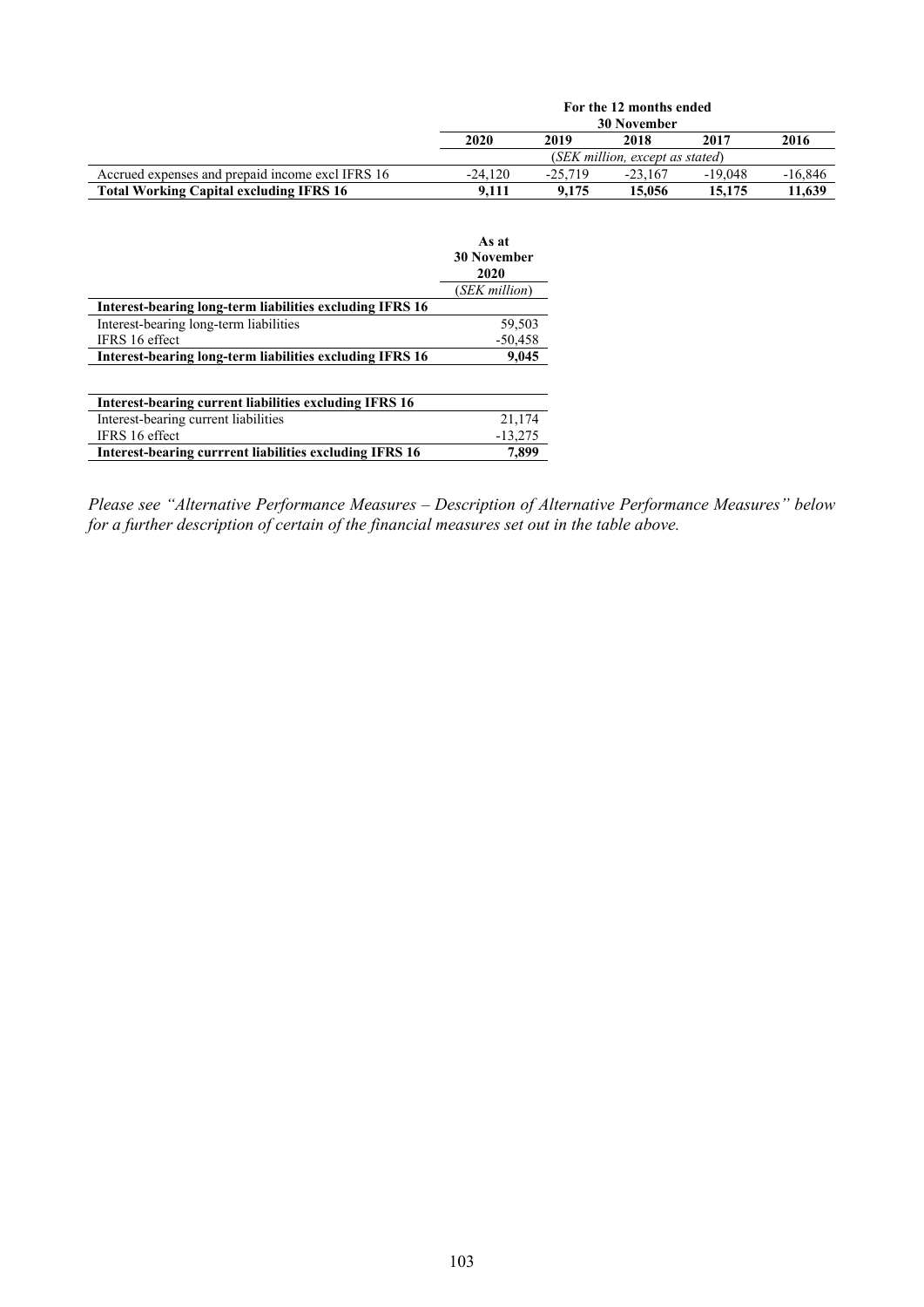| | For the 12 months ended 30 November | | | | |
|---|---|---|---|---|---|
| | 2020 | 2019 | 2018 | 2017 | 2016 |
| | (*SEK million, except as stated*) | | | | |
| Accrued expenses and prepaid income excl IFRS 16 | -24,120 | -25,719 | -23,167 | -19,048 | -16,846 |
| **Total Working Capital excluding IFRS 16** | **9,111** | **9,175** | **15,056** | **15,175** | **11,639** |

| | As at 30 November 2020 |
|---|---|
| | (*SEK million*) |
| **Interest-bearing long-term liabilities excluding IFRS 16** | |
| Interest-bearing long-term liabilities | 59,503 |
| IFRS 16 effect | -50,458 |
| **Interest-bearing long-term liabilities excluding IFRS 16** | **9,045** |
| | |
| **Interest-bearing current liabilities excluding IFRS 16** | |
| Interest-bearing current liabilities | 21,174 |
| IFRS 16 effect | -13,275 |
| **Interest-bearing currrent liabilities excluding IFRS 16** | **7,899** |

*Please see "Alternative Performance Measures – Description of Alternative Performance Measures" below for a further description of certain of the financial measures set out in the table above.*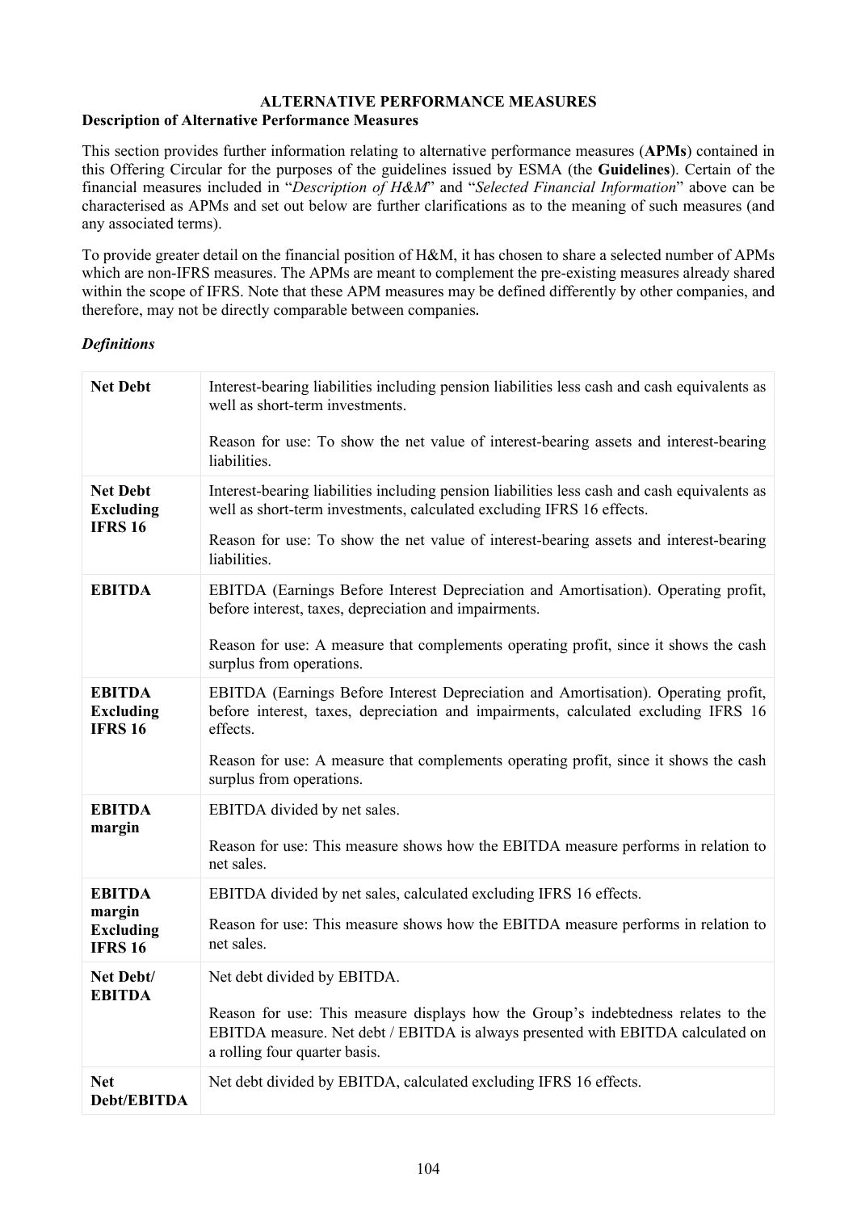# ALTERNATIVE PERFORMANCE MEASURES

**Description of Alternative Performance Measures**

This section provides further information relating to alternative performance measures (**APMs**) contained in this Offering Circular for the purposes of the guidelines issued by ESMA (the **Guidelines**). Certain of the financial measures included in "*Description of H&M*" and "*Selected Financial Information*" above can be characterised as APMs and set out below are further clarifications as to the meaning of such measures (and any associated terms).

To provide greater detail on the financial position of H&M, it has chosen to share a selected number of APMs which are non-IFRS measures. The APMs are meant to complement the pre-existing measures already shared within the scope of IFRS. Note that these APM measures may be defined differently by other companies, and therefore, may not be directly comparable between companies**.**

***Definitions***

| | |
|---|---|
| **Net Debt** | Interest-bearing liabilities including pension liabilities less cash and cash equivalents as well as short-term investments.<br><br>Reason for use: To show the net value of interest-bearing assets and interest-bearing liabilities. |
| **Net Debt Excluding IFRS 16** | Interest-bearing liabilities including pension liabilities less cash and cash equivalents as well as short-term investments, calculated excluding IFRS 16 effects.<br><br>Reason for use: To show the net value of interest-bearing assets and interest-bearing liabilities. |
| **EBITDA** | EBITDA (Earnings Before Interest Depreciation and Amortisation). Operating profit, before interest, taxes, depreciation and impairments.<br><br>Reason for use: A measure that complements operating profit, since it shows the cash surplus from operations. |
| **EBITDA Excluding IFRS 16** | EBITDA (Earnings Before Interest Depreciation and Amortisation). Operating profit, before interest, taxes, depreciation and impairments, calculated excluding IFRS 16 effects.<br><br>Reason for use: A measure that complements operating profit, since it shows the cash surplus from operations. |
| **EBITDA margin** | EBITDA divided by net sales.<br><br>Reason for use: This measure shows how the EBITDA measure performs in relation to net sales. |
| **EBITDA margin Excluding IFRS 16** | EBITDA divided by net sales, calculated excluding IFRS 16 effects.<br><br>Reason for use: This measure shows how the EBITDA measure performs in relation to net sales. |
| **Net Debt/ EBITDA** | Net debt divided by EBITDA.<br><br>Reason for use: This measure displays how the Group's indebtedness relates to the EBITDA measure. Net debt / EBITDA is always presented with EBITDA calculated on a rolling four quarter basis. |
| **Net Debt/EBITDA** | Net debt divided by EBITDA, calculated excluding IFRS 16 effects. |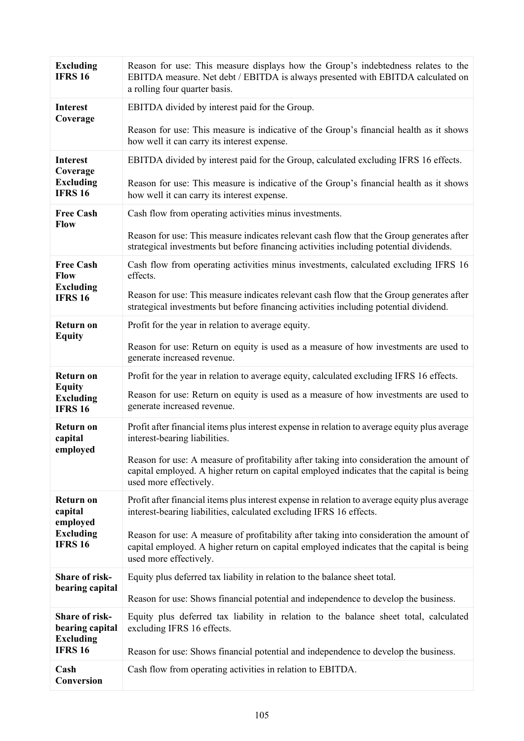| | |
|---|---|
| **Excluding IFRS 16** | Reason for use: This measure displays how the Group's indebtedness relates to the EBITDA measure. Net debt / EBITDA is always presented with EBITDA calculated on a rolling four quarter basis. |
| **Interest Coverage** | EBITDA divided by interest paid for the Group.<br><br>Reason for use: This measure is indicative of the Group's financial health as it shows how well it can carry its interest expense. |
| **Interest Coverage Excluding IFRS 16** | EBITDA divided by interest paid for the Group, calculated excluding IFRS 16 effects.<br><br>Reason for use: This measure is indicative of the Group's financial health as it shows how well it can carry its interest expense. |
| **Free Cash Flow** | Cash flow from operating activities minus investments.<br><br>Reason for use: This measure indicates relevant cash flow that the Group generates after strategical investments but before financing activities including potential dividends. |
| **Free Cash Flow Excluding IFRS 16** | Cash flow from operating activities minus investments, calculated excluding IFRS 16 effects.<br><br>Reason for use: This measure indicates relevant cash flow that the Group generates after strategical investments but before financing activities including potential dividend. |
| **Return on Equity** | Profit for the year in relation to average equity.<br><br>Reason for use: Return on equity is used as a measure of how investments are used to generate increased revenue. |
| **Return on Equity Excluding IFRS 16** | Profit for the year in relation to average equity, calculated excluding IFRS 16 effects.<br><br>Reason for use: Return on equity is used as a measure of how investments are used to generate increased revenue. |
| **Return on capital employed** | Profit after financial items plus interest expense in relation to average equity plus average interest-bearing liabilities.<br><br>Reason for use: A measure of profitability after taking into consideration the amount of capital employed. A higher return on capital employed indicates that the capital is being used more effectively. |
| **Return on capital employed Excluding IFRS 16** | Profit after financial items plus interest expense in relation to average equity plus average interest-bearing liabilities, calculated excluding IFRS 16 effects.<br><br>Reason for use: A measure of profitability after taking into consideration the amount of capital employed. A higher return on capital employed indicates that the capital is being used more effectively. |
| **Share of risk-bearing capital** | Equity plus deferred tax liability in relation to the balance sheet total.<br><br>Reason for use: Shows financial potential and independence to develop the business. |
| **Share of risk-bearing capital Excluding IFRS 16** | Equity plus deferred tax liability in relation to the balance sheet total, calculated excluding IFRS 16 effects.<br><br>Reason for use: Shows financial potential and independence to develop the business. |
| **Cash Conversion** | Cash flow from operating activities in relation to EBITDA. |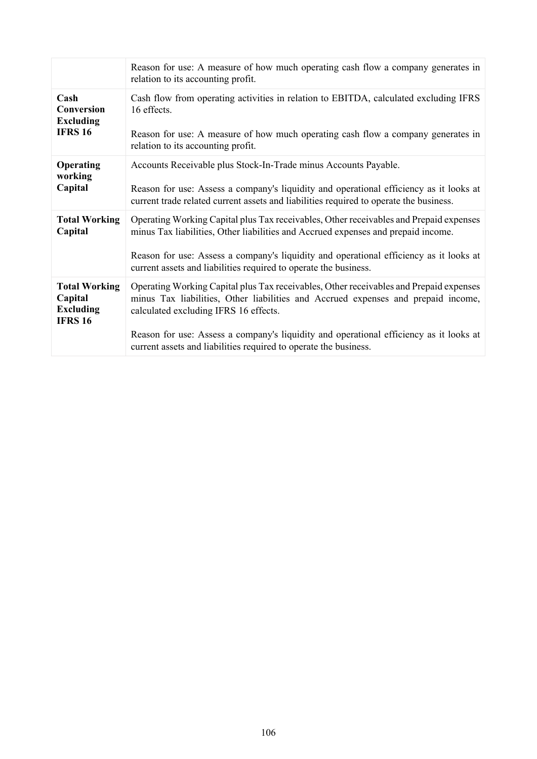| | |
|---|---|
| | Reason for use: A measure of how much operating cash flow a company generates in relation to its accounting profit. |
| **Cash Conversion Excluding IFRS 16** | Cash flow from operating activities in relation to EBITDA, calculated excluding IFRS 16 effects.<br><br>Reason for use: A measure of how much operating cash flow a company generates in relation to its accounting profit. |
| **Operating working Capital** | Accounts Receivable plus Stock-In-Trade minus Accounts Payable.<br><br>Reason for use: Assess a company's liquidity and operational efficiency as it looks at current trade related current assets and liabilities required to operate the business. |
| **Total Working Capital** | Operating Working Capital plus Tax receivables, Other receivables and Prepaid expenses minus Tax liabilities, Other liabilities and Accrued expenses and prepaid income.<br><br>Reason for use: Assess a company's liquidity and operational efficiency as it looks at current assets and liabilities required to operate the business. |
| **Total Working Capital Excluding IFRS 16** | Operating Working Capital plus Tax receivables, Other receivables and Prepaid expenses minus Tax liabilities, Other liabilities and Accrued expenses and prepaid income, calculated excluding IFRS 16 effects.<br><br>Reason for use: Assess a company's liquidity and operational efficiency as it looks at current assets and liabilities required to operate the business. |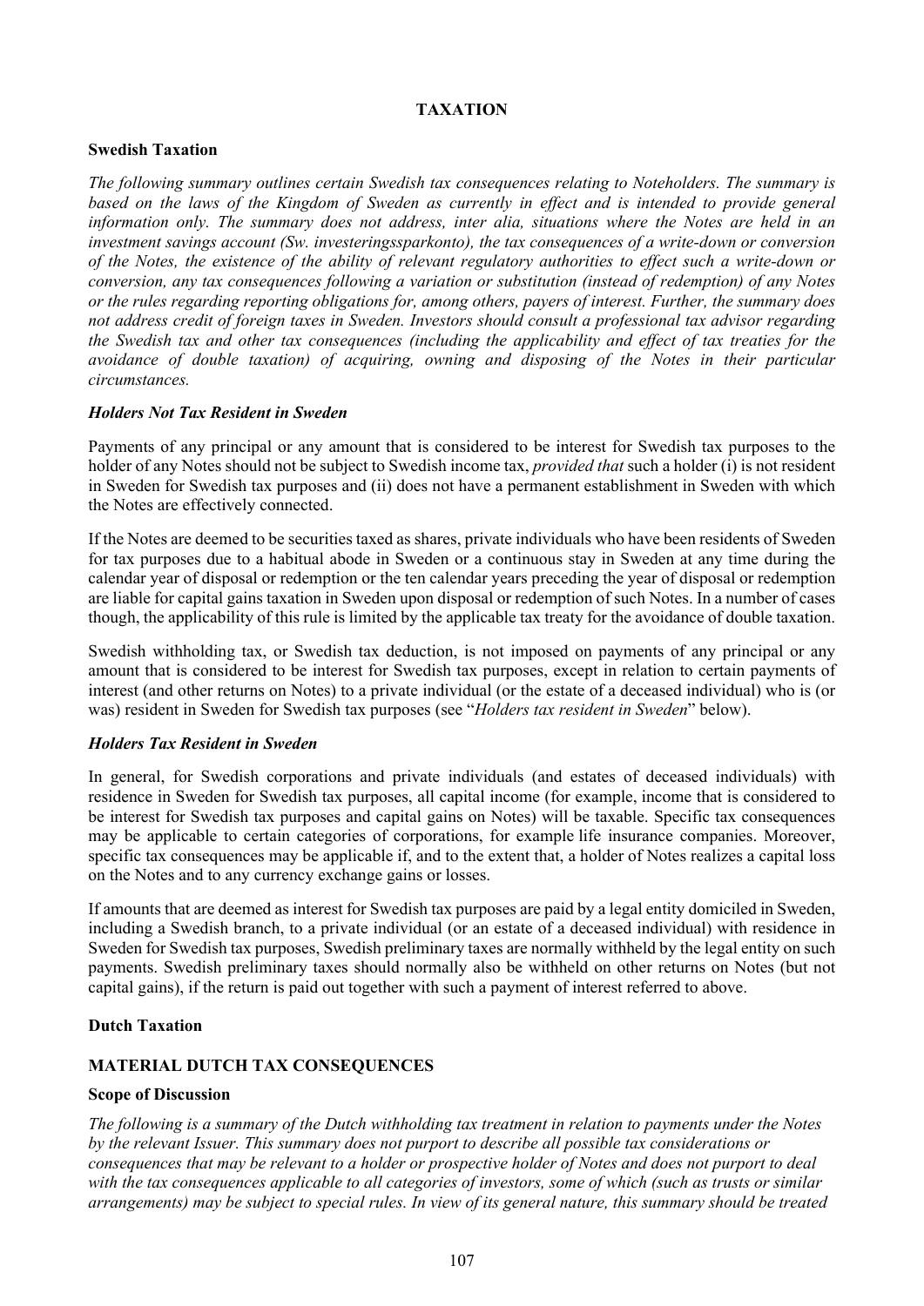# TAXATION

## Swedish Taxation

*The following summary outlines certain Swedish tax consequences relating to Noteholders. The summary is based on the laws of the Kingdom of Sweden as currently in effect and is intended to provide general information only. The summary does not address, inter alia, situations where the Notes are held in an investment savings account (Sw. investeringssparkonto), the tax consequences of a write-down or conversion of the Notes, the existence of the ability of relevant regulatory authorities to effect such a write-down or conversion, any tax consequences following a variation or substitution (instead of redemption) of any Notes or the rules regarding reporting obligations for, among others, payers of interest. Further, the summary does not address credit of foreign taxes in Sweden. Investors should consult a professional tax advisor regarding the Swedish tax and other tax consequences (including the applicability and effect of tax treaties for the avoidance of double taxation) of acquiring, owning and disposing of the Notes in their particular circumstances.*

### *Holders Not Tax Resident in Sweden*

Payments of any principal or any amount that is considered to be interest for Swedish tax purposes to the holder of any Notes should not be subject to Swedish income tax, *provided that* such a holder (i) is not resident in Sweden for Swedish tax purposes and (ii) does not have a permanent establishment in Sweden with which the Notes are effectively connected.

If the Notes are deemed to be securities taxed as shares, private individuals who have been residents of Sweden for tax purposes due to a habitual abode in Sweden or a continuous stay in Sweden at any time during the calendar year of disposal or redemption or the ten calendar years preceding the year of disposal or redemption are liable for capital gains taxation in Sweden upon disposal or redemption of such Notes. In a number of cases though, the applicability of this rule is limited by the applicable tax treaty for the avoidance of double taxation.

Swedish withholding tax, or Swedish tax deduction, is not imposed on payments of any principal or any amount that is considered to be interest for Swedish tax purposes, except in relation to certain payments of interest (and other returns on Notes) to a private individual (or the estate of a deceased individual) who is (or was) resident in Sweden for Swedish tax purposes (see "*Holders tax resident in Sweden*" below).

### *Holders Tax Resident in Sweden*

In general, for Swedish corporations and private individuals (and estates of deceased individuals) with residence in Sweden for Swedish tax purposes, all capital income (for example, income that is considered to be interest for Swedish tax purposes and capital gains on Notes) will be taxable. Specific tax consequences may be applicable to certain categories of corporations, for example life insurance companies. Moreover, specific tax consequences may be applicable if, and to the extent that, a holder of Notes realizes a capital loss on the Notes and to any currency exchange gains or losses.

If amounts that are deemed as interest for Swedish tax purposes are paid by a legal entity domiciled in Sweden, including a Swedish branch, to a private individual (or an estate of a deceased individual) with residence in Sweden for Swedish tax purposes, Swedish preliminary taxes are normally withheld by the legal entity on such payments. Swedish preliminary taxes should normally also be withheld on other returns on Notes (but not capital gains), if the return is paid out together with such a payment of interest referred to above.

## Dutch Taxation

## MATERIAL DUTCH TAX CONSEQUENCES

### Scope of Discussion

*The following is a summary of the Dutch withholding tax treatment in relation to payments under the Notes by the relevant Issuer. This summary does not purport to describe all possible tax considerations or consequences that may be relevant to a holder or prospective holder of Notes and does not purport to deal with the tax consequences applicable to all categories of investors, some of which (such as trusts or similar arrangements) may be subject to special rules. In view of its general nature, this summary should be treated*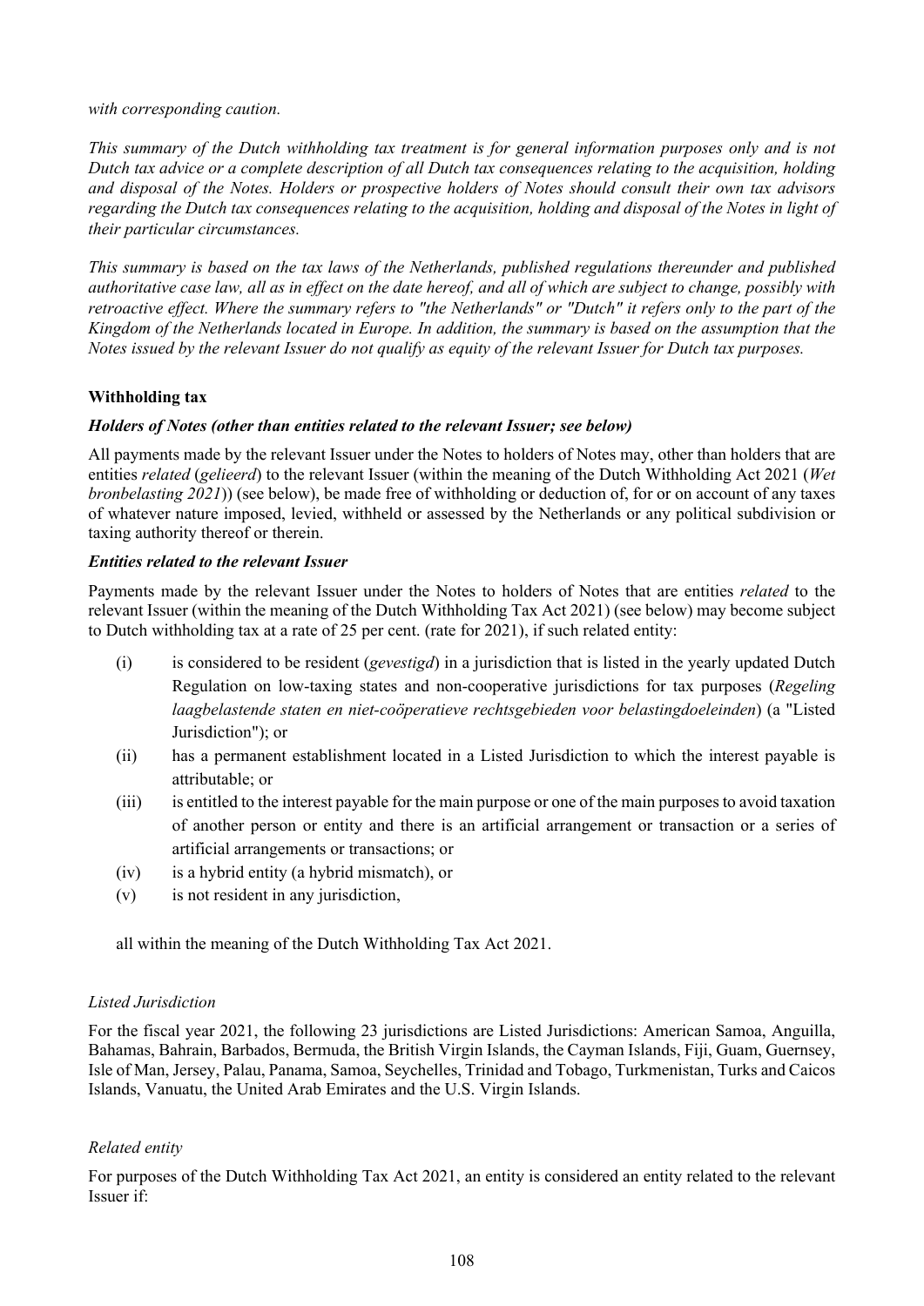*with corresponding caution.*

*This summary of the Dutch withholding tax treatment is for general information purposes only and is not Dutch tax advice or a complete description of all Dutch tax consequences relating to the acquisition, holding and disposal of the Notes. Holders or prospective holders of Notes should consult their own tax advisors regarding the Dutch tax consequences relating to the acquisition, holding and disposal of the Notes in light of their particular circumstances.*

*This summary is based on the tax laws of the Netherlands, published regulations thereunder and published authoritative case law, all as in effect on the date hereof, and all of which are subject to change, possibly with retroactive effect. Where the summary refers to "the Netherlands" or "Dutch" it refers only to the part of the Kingdom of the Netherlands located in Europe. In addition, the summary is based on the assumption that the Notes issued by the relevant Issuer do not qualify as equity of the relevant Issuer for Dutch tax purposes.*

**Withholding tax**

***Holders of Notes (other than entities related to the relevant Issuer; see below)***

All payments made by the relevant Issuer under the Notes to holders of Notes may, other than holders that are entities *related* (*gelieerd*) to the relevant Issuer (within the meaning of the Dutch Withholding Act 2021 (*Wet bronbelasting 2021*)) (see below), be made free of withholding or deduction of, for or on account of any taxes of whatever nature imposed, levied, withheld or assessed by the Netherlands or any political subdivision or taxing authority thereof or therein.

***Entities related to the relevant Issuer***

Payments made by the relevant Issuer under the Notes to holders of Notes that are entities *related* to the relevant Issuer (within the meaning of the Dutch Withholding Tax Act 2021) (see below) may become subject to Dutch withholding tax at a rate of 25 per cent. (rate for 2021), if such related entity:

(i) is considered to be resident (*gevestigd*) in a jurisdiction that is listed in the yearly updated Dutch Regulation on low-taxing states and non-cooperative jurisdictions for tax purposes (*Regeling laagbelastende staten en niet-coöperatieve rechtsgebieden voor belastingdoeleinden*) (a "Listed Jurisdiction"); or

(ii) has a permanent establishment located in a Listed Jurisdiction to which the interest payable is attributable; or

(iii) is entitled to the interest payable for the main purpose or one of the main purposes to avoid taxation of another person or entity and there is an artificial arrangement or transaction or a series of artificial arrangements or transactions; or

(iv) is a hybrid entity (a hybrid mismatch), or

(v) is not resident in any jurisdiction,

all within the meaning of the Dutch Withholding Tax Act 2021.

*Listed Jurisdiction*

For the fiscal year 2021, the following 23 jurisdictions are Listed Jurisdictions: American Samoa, Anguilla, Bahamas, Bahrain, Barbados, Bermuda, the British Virgin Islands, the Cayman Islands, Fiji, Guam, Guernsey, Isle of Man, Jersey, Palau, Panama, Samoa, Seychelles, Trinidad and Tobago, Turkmenistan, Turks and Caicos Islands, Vanuatu, the United Arab Emirates and the U.S. Virgin Islands.

*Related entity*

For purposes of the Dutch Withholding Tax Act 2021, an entity is considered an entity related to the relevant Issuer if: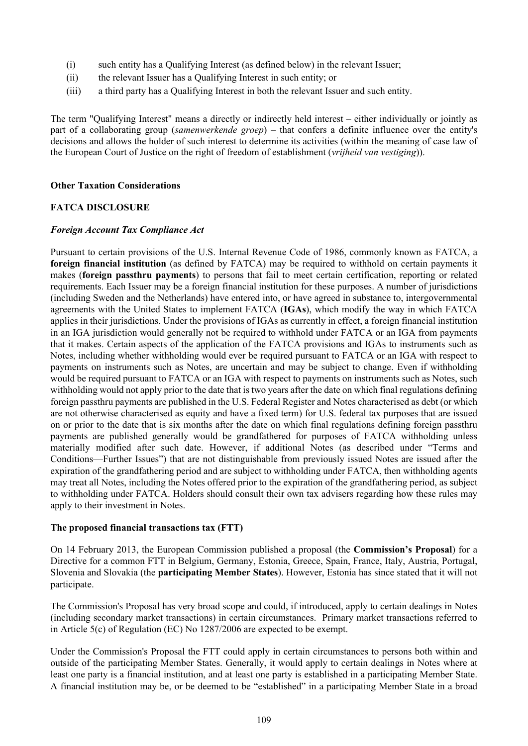(i) such entity has a Qualifying Interest (as defined below) in the relevant Issuer;

(ii) the relevant Issuer has a Qualifying Interest in such entity; or

(iii) a third party has a Qualifying Interest in both the relevant Issuer and such entity.

The term "Qualifying Interest" means a directly or indirectly held interest – either individually or jointly as part of a collaborating group (*samenwerkende groep*) – that confers a definite influence over the entity's decisions and allows the holder of such interest to determine its activities (within the meaning of case law of the European Court of Justice on the right of freedom of establishment (*vrijheid van vestiging*)).

**Other Taxation Considerations**

**FATCA DISCLOSURE**

***Foreign Account Tax Compliance Act***

Pursuant to certain provisions of the U.S. Internal Revenue Code of 1986, commonly known as FATCA, a **foreign financial institution** (as defined by FATCA) may be required to withhold on certain payments it makes (**foreign passthru payments**) to persons that fail to meet certain certification, reporting or related requirements. Each Issuer may be a foreign financial institution for these purposes. A number of jurisdictions (including Sweden and the Netherlands) have entered into, or have agreed in substance to, intergovernmental agreements with the United States to implement FATCA (**IGAs**), which modify the way in which FATCA applies in their jurisdictions. Under the provisions of IGAs as currently in effect, a foreign financial institution in an IGA jurisdiction would generally not be required to withhold under FATCA or an IGA from payments that it makes. Certain aspects of the application of the FATCA provisions and IGAs to instruments such as Notes, including whether withholding would ever be required pursuant to FATCA or an IGA with respect to payments on instruments such as Notes, are uncertain and may be subject to change. Even if withholding would be required pursuant to FATCA or an IGA with respect to payments on instruments such as Notes, such withholding would not apply prior to the date that is two years after the date on which final regulations defining foreign passthru payments are published in the U.S. Federal Register and Notes characterised as debt (or which are not otherwise characterised as equity and have a fixed term) for U.S. federal tax purposes that are issued on or prior to the date that is six months after the date on which final regulations defining foreign passthru payments are published generally would be grandfathered for purposes of FATCA withholding unless materially modified after such date. However, if additional Notes (as described under "Terms and Conditions—Further Issues") that are not distinguishable from previously issued Notes are issued after the expiration of the grandfathering period and are subject to withholding under FATCA, then withholding agents may treat all Notes, including the Notes offered prior to the expiration of the grandfathering period, as subject to withholding under FATCA. Holders should consult their own tax advisers regarding how these rules may apply to their investment in Notes.

**The proposed financial transactions tax (FTT)**

On 14 February 2013, the European Commission published a proposal (the **Commission's Proposal**) for a Directive for a common FTT in Belgium, Germany, Estonia, Greece, Spain, France, Italy, Austria, Portugal, Slovenia and Slovakia (the **participating Member States**). However, Estonia has since stated that it will not participate.

The Commission's Proposal has very broad scope and could, if introduced, apply to certain dealings in Notes (including secondary market transactions) in certain circumstances. Primary market transactions referred to in Article 5(c) of Regulation (EC) No 1287/2006 are expected to be exempt.

Under the Commission's Proposal the FTT could apply in certain circumstances to persons both within and outside of the participating Member States. Generally, it would apply to certain dealings in Notes where at least one party is a financial institution, and at least one party is established in a participating Member State. A financial institution may be, or be deemed to be "established" in a participating Member State in a broad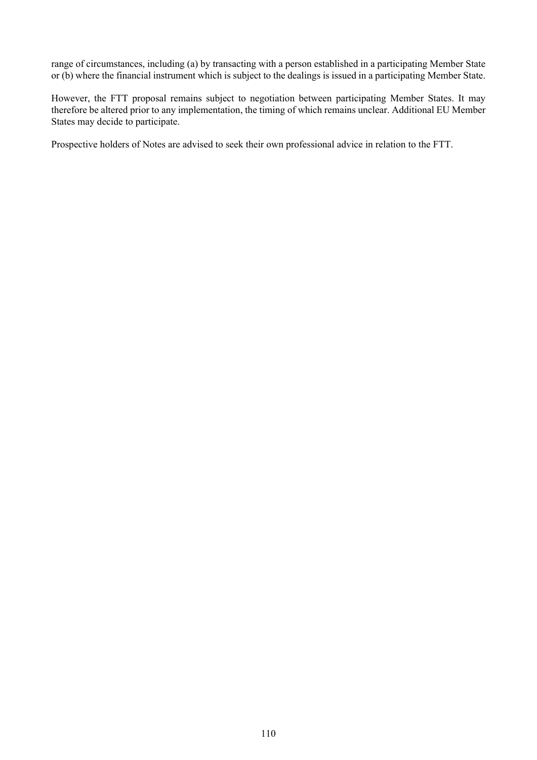range of circumstances, including (a) by transacting with a person established in a participating Member State or (b) where the financial instrument which is subject to the dealings is issued in a participating Member State.

However, the FTT proposal remains subject to negotiation between participating Member States. It may therefore be altered prior to any implementation, the timing of which remains unclear. Additional EU Member States may decide to participate.

Prospective holders of Notes are advised to seek their own professional advice in relation to the FTT.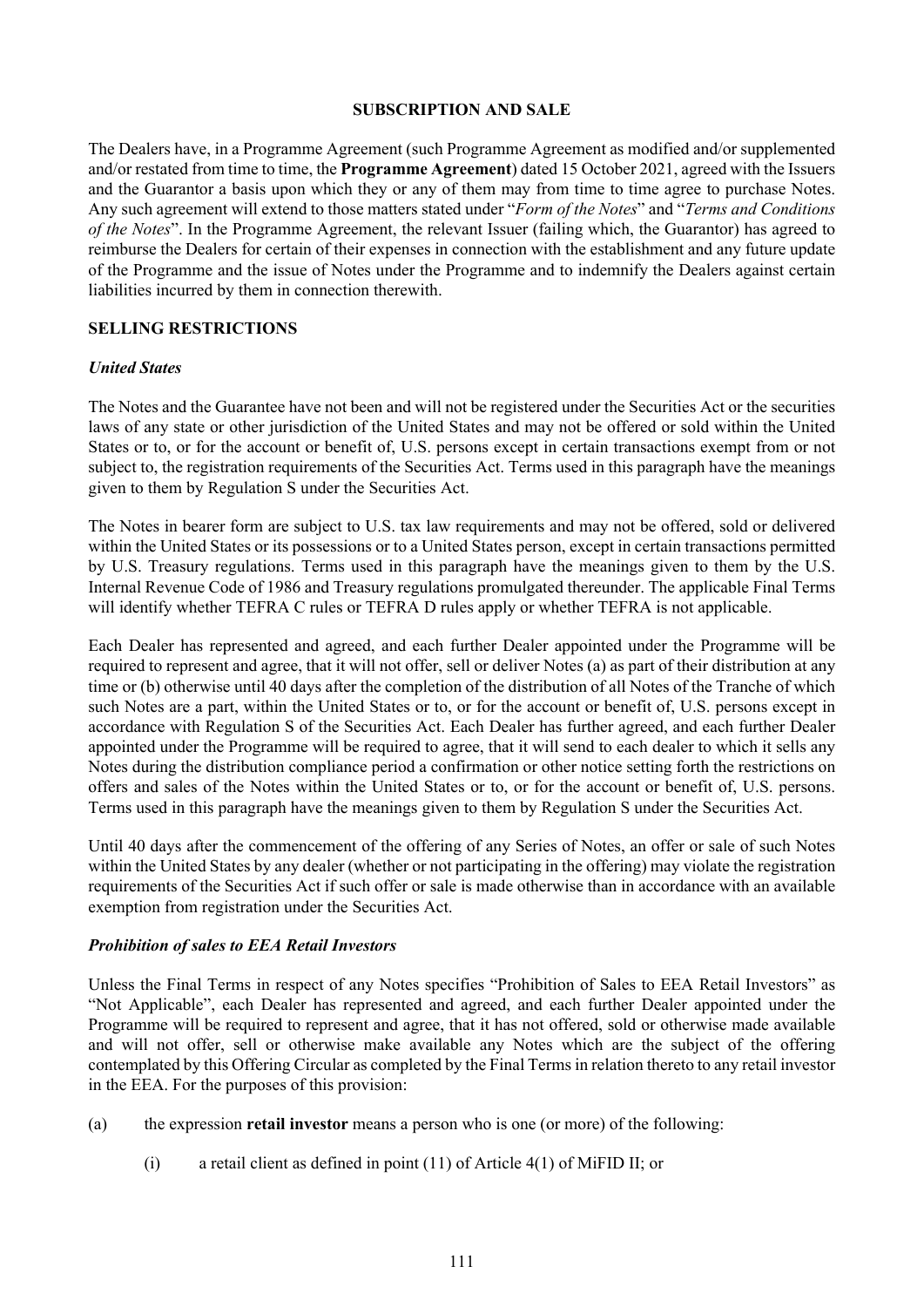## SUBSCRIPTION AND SALE

The Dealers have, in a Programme Agreement (such Programme Agreement as modified and/or supplemented and/or restated from time to time, the **Programme Agreement**) dated 15 October 2021, agreed with the Issuers and the Guarantor a basis upon which they or any of them may from time to time agree to purchase Notes. Any such agreement will extend to those matters stated under "*Form of the Notes*" and "*Terms and Conditions of the Notes*". In the Programme Agreement, the relevant Issuer (failing which, the Guarantor) has agreed to reimburse the Dealers for certain of their expenses in connection with the establishment and any future update of the Programme and the issue of Notes under the Programme and to indemnify the Dealers against certain liabilities incurred by them in connection therewith.

## SELLING RESTRICTIONS

### *United States*

The Notes and the Guarantee have not been and will not be registered under the Securities Act or the securities laws of any state or other jurisdiction of the United States and may not be offered or sold within the United States or to, or for the account or benefit of, U.S. persons except in certain transactions exempt from or not subject to, the registration requirements of the Securities Act. Terms used in this paragraph have the meanings given to them by Regulation S under the Securities Act.

The Notes in bearer form are subject to U.S. tax law requirements and may not be offered, sold or delivered within the United States or its possessions or to a United States person, except in certain transactions permitted by U.S. Treasury regulations. Terms used in this paragraph have the meanings given to them by the U.S. Internal Revenue Code of 1986 and Treasury regulations promulgated thereunder. The applicable Final Terms will identify whether TEFRA C rules or TEFRA D rules apply or whether TEFRA is not applicable.

Each Dealer has represented and agreed, and each further Dealer appointed under the Programme will be required to represent and agree, that it will not offer, sell or deliver Notes (a) as part of their distribution at any time or (b) otherwise until 40 days after the completion of the distribution of all Notes of the Tranche of which such Notes are a part, within the United States or to, or for the account or benefit of, U.S. persons except in accordance with Regulation S of the Securities Act. Each Dealer has further agreed, and each further Dealer appointed under the Programme will be required to agree, that it will send to each dealer to which it sells any Notes during the distribution compliance period a confirmation or other notice setting forth the restrictions on offers and sales of the Notes within the United States or to, or for the account or benefit of, U.S. persons. Terms used in this paragraph have the meanings given to them by Regulation S under the Securities Act.

Until 40 days after the commencement of the offering of any Series of Notes, an offer or sale of such Notes within the United States by any dealer (whether or not participating in the offering) may violate the registration requirements of the Securities Act if such offer or sale is made otherwise than in accordance with an available exemption from registration under the Securities Act.

### *Prohibition of sales to EEA Retail Investors*

Unless the Final Terms in respect of any Notes specifies "Prohibition of Sales to EEA Retail Investors" as "Not Applicable", each Dealer has represented and agreed, and each further Dealer appointed under the Programme will be required to represent and agree, that it has not offered, sold or otherwise made available and will not offer, sell or otherwise make available any Notes which are the subject of the offering contemplated by this Offering Circular as completed by the Final Terms in relation thereto to any retail investor in the EEA. For the purposes of this provision:

(a) the expression **retail investor** means a person who is one (or more) of the following:

  (i) a retail client as defined in point (11) of Article 4(1) of MiFID II; or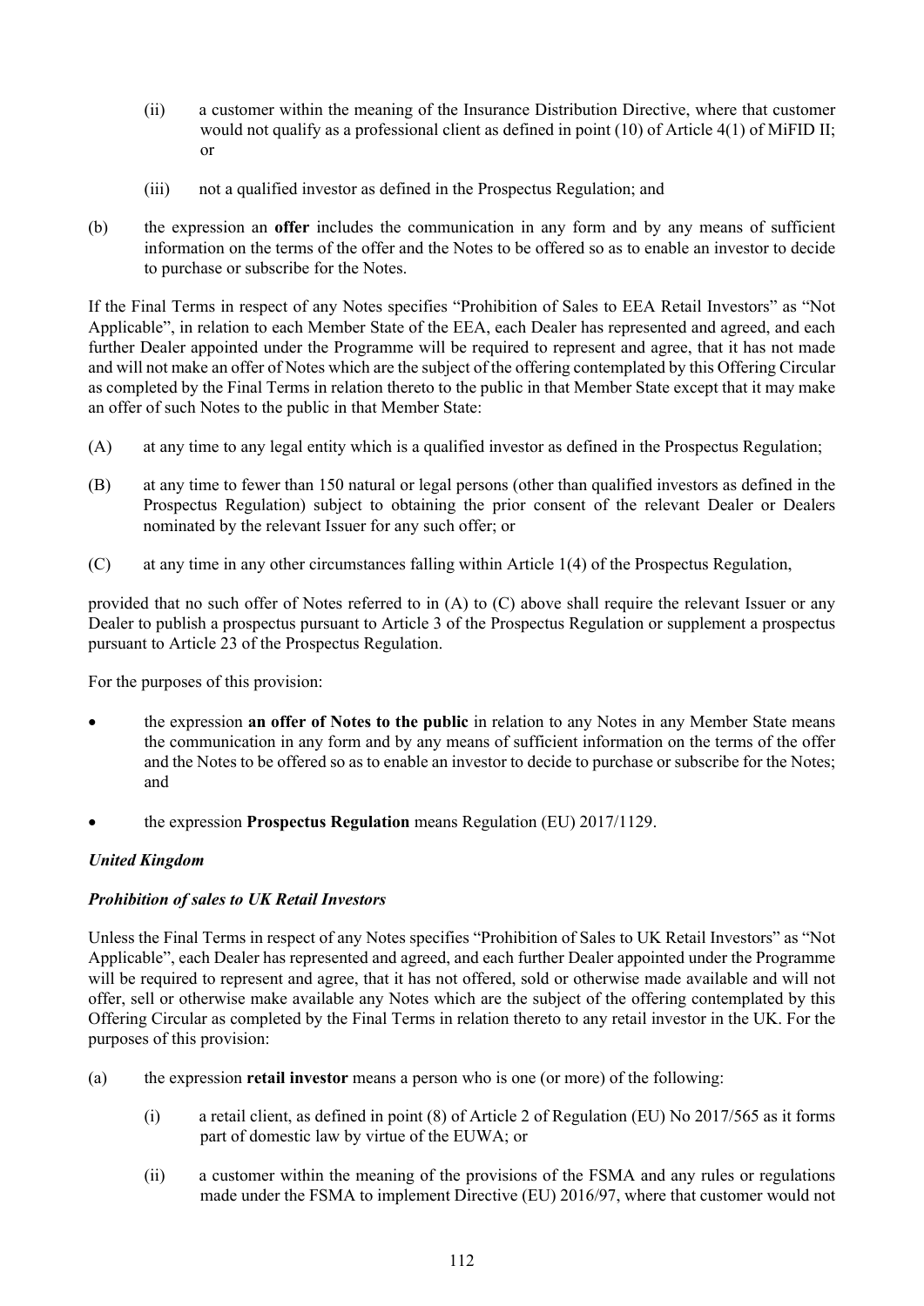(ii) a customer within the meaning of the Insurance Distribution Directive, where that customer would not qualify as a professional client as defined in point (10) of Article 4(1) of MiFID II; or

(iii) not a qualified investor as defined in the Prospectus Regulation; and

(b) the expression an **offer** includes the communication in any form and by any means of sufficient information on the terms of the offer and the Notes to be offered so as to enable an investor to decide to purchase or subscribe for the Notes.

If the Final Terms in respect of any Notes specifies "Prohibition of Sales to EEA Retail Investors" as "Not Applicable", in relation to each Member State of the EEA, each Dealer has represented and agreed, and each further Dealer appointed under the Programme will be required to represent and agree, that it has not made and will not make an offer of Notes which are the subject of the offering contemplated by this Offering Circular as completed by the Final Terms in relation thereto to the public in that Member State except that it may make an offer of such Notes to the public in that Member State:

(A) at any time to any legal entity which is a qualified investor as defined in the Prospectus Regulation;

(B) at any time to fewer than 150 natural or legal persons (other than qualified investors as defined in the Prospectus Regulation) subject to obtaining the prior consent of the relevant Dealer or Dealers nominated by the relevant Issuer for any such offer; or

(C) at any time in any other circumstances falling within Article 1(4) of the Prospectus Regulation,

provided that no such offer of Notes referred to in (A) to (C) above shall require the relevant Issuer or any Dealer to publish a prospectus pursuant to Article 3 of the Prospectus Regulation or supplement a prospectus pursuant to Article 23 of the Prospectus Regulation.

For the purposes of this provision:

- the expression **an offer of Notes to the public** in relation to any Notes in any Member State means the communication in any form and by any means of sufficient information on the terms of the offer and the Notes to be offered so as to enable an investor to decide to purchase or subscribe for the Notes; and
- the expression **Prospectus Regulation** means Regulation (EU) 2017/1129.

***United Kingdom***

***Prohibition of sales to UK Retail Investors***

Unless the Final Terms in respect of any Notes specifies "Prohibition of Sales to UK Retail Investors" as "Not Applicable", each Dealer has represented and agreed, and each further Dealer appointed under the Programme will be required to represent and agree, that it has not offered, sold or otherwise made available and will not offer, sell or otherwise make available any Notes which are the subject of the offering contemplated by this Offering Circular as completed by the Final Terms in relation thereto to any retail investor in the UK. For the purposes of this provision:

(a) the expression **retail investor** means a person who is one (or more) of the following:

(i) a retail client, as defined in point (8) of Article 2 of Regulation (EU) No 2017/565 as it forms part of domestic law by virtue of the EUWA; or

(ii) a customer within the meaning of the provisions of the FSMA and any rules or regulations made under the FSMA to implement Directive (EU) 2016/97, where that customer would not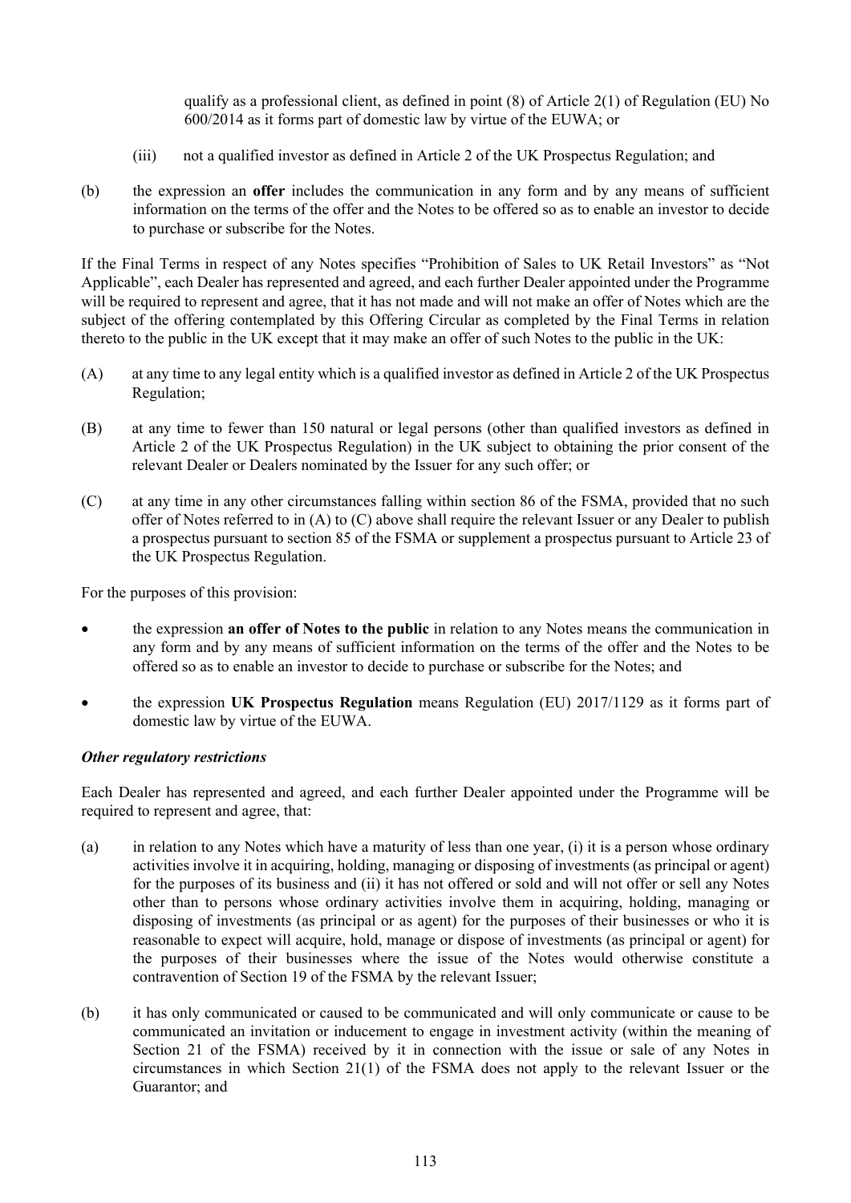qualify as a professional client, as defined in point (8) of Article 2(1) of Regulation (EU) No 600/2014 as it forms part of domestic law by virtue of the EUWA; or

(iii) not a qualified investor as defined in Article 2 of the UK Prospectus Regulation; and

(b) the expression an **offer** includes the communication in any form and by any means of sufficient information on the terms of the offer and the Notes to be offered so as to enable an investor to decide to purchase or subscribe for the Notes.

If the Final Terms in respect of any Notes specifies "Prohibition of Sales to UK Retail Investors" as "Not Applicable", each Dealer has represented and agreed, and each further Dealer appointed under the Programme will be required to represent and agree, that it has not made and will not make an offer of Notes which are the subject of the offering contemplated by this Offering Circular as completed by the Final Terms in relation thereto to the public in the UK except that it may make an offer of such Notes to the public in the UK:

(A) at any time to any legal entity which is a qualified investor as defined in Article 2 of the UK Prospectus Regulation;

(B) at any time to fewer than 150 natural or legal persons (other than qualified investors as defined in Article 2 of the UK Prospectus Regulation) in the UK subject to obtaining the prior consent of the relevant Dealer or Dealers nominated by the Issuer for any such offer; or

(C) at any time in any other circumstances falling within section 86 of the FSMA, provided that no such offer of Notes referred to in (A) to (C) above shall require the relevant Issuer or any Dealer to publish a prospectus pursuant to section 85 of the FSMA or supplement a prospectus pursuant to Article 23 of the UK Prospectus Regulation.

For the purposes of this provision:

- the expression **an offer of Notes to the public** in relation to any Notes means the communication in any form and by any means of sufficient information on the terms of the offer and the Notes to be offered so as to enable an investor to decide to purchase or subscribe for the Notes; and
- the expression **UK Prospectus Regulation** means Regulation (EU) 2017/1129 as it forms part of domestic law by virtue of the EUWA.

***Other regulatory restrictions***

Each Dealer has represented and agreed, and each further Dealer appointed under the Programme will be required to represent and agree, that:

(a) in relation to any Notes which have a maturity of less than one year, (i) it is a person whose ordinary activities involve it in acquiring, holding, managing or disposing of investments (as principal or agent) for the purposes of its business and (ii) it has not offered or sold and will not offer or sell any Notes other than to persons whose ordinary activities involve them in acquiring, holding, managing or disposing of investments (as principal or as agent) for the purposes of their businesses or who it is reasonable to expect will acquire, hold, manage or dispose of investments (as principal or agent) for the purposes of their businesses where the issue of the Notes would otherwise constitute a contravention of Section 19 of the FSMA by the relevant Issuer;

(b) it has only communicated or caused to be communicated and will only communicate or cause to be communicated an invitation or inducement to engage in investment activity (within the meaning of Section 21 of the FSMA) received by it in connection with the issue or sale of any Notes in circumstances in which Section 21(1) of the FSMA does not apply to the relevant Issuer or the Guarantor; and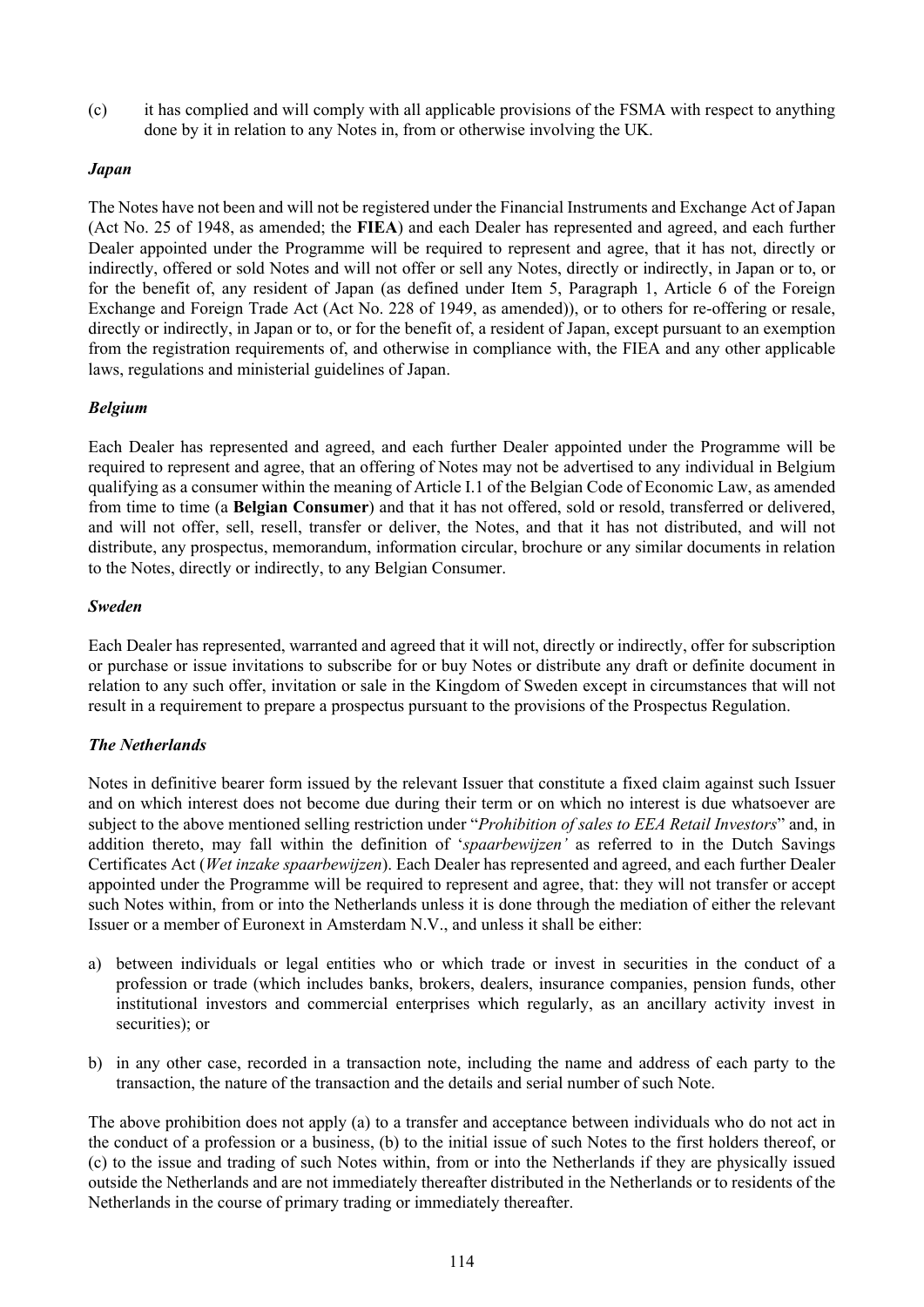(c) it has complied and will comply with all applicable provisions of the FSMA with respect to anything done by it in relation to any Notes in, from or otherwise involving the UK.

### *Japan*

The Notes have not been and will not be registered under the Financial Instruments and Exchange Act of Japan (Act No. 25 of 1948, as amended; the **FIEA**) and each Dealer has represented and agreed, and each further Dealer appointed under the Programme will be required to represent and agree, that it has not, directly or indirectly, offered or sold Notes and will not offer or sell any Notes, directly or indirectly, in Japan or to, or for the benefit of, any resident of Japan (as defined under Item 5, Paragraph 1, Article 6 of the Foreign Exchange and Foreign Trade Act (Act No. 228 of 1949, as amended)), or to others for re-offering or resale, directly or indirectly, in Japan or to, or for the benefit of, a resident of Japan, except pursuant to an exemption from the registration requirements of, and otherwise in compliance with, the FIEA and any other applicable laws, regulations and ministerial guidelines of Japan.

### *Belgium*

Each Dealer has represented and agreed, and each further Dealer appointed under the Programme will be required to represent and agree, that an offering of Notes may not be advertised to any individual in Belgium qualifying as a consumer within the meaning of Article I.1 of the Belgian Code of Economic Law, as amended from time to time (a **Belgian Consumer**) and that it has not offered, sold or resold, transferred or delivered, and will not offer, sell, resell, transfer or deliver, the Notes, and that it has not distributed, and will not distribute, any prospectus, memorandum, information circular, brochure or any similar documents in relation to the Notes, directly or indirectly, to any Belgian Consumer.

### *Sweden*

Each Dealer has represented, warranted and agreed that it will not, directly or indirectly, offer for subscription or purchase or issue invitations to subscribe for or buy Notes or distribute any draft or definite document in relation to any such offer, invitation or sale in the Kingdom of Sweden except in circumstances that will not result in a requirement to prepare a prospectus pursuant to the provisions of the Prospectus Regulation.

### *The Netherlands*

Notes in definitive bearer form issued by the relevant Issuer that constitute a fixed claim against such Issuer and on which interest does not become due during their term or on which no interest is due whatsoever are subject to the above mentioned selling restriction under "*Prohibition of sales to EEA Retail Investors*" and, in addition thereto, may fall within the definition of '*spaarbewijzen'* as referred to in the Dutch Savings Certificates Act (*Wet inzake spaarbewijzen*). Each Dealer has represented and agreed, and each further Dealer appointed under the Programme will be required to represent and agree, that: they will not transfer or accept such Notes within, from or into the Netherlands unless it is done through the mediation of either the relevant Issuer or a member of Euronext in Amsterdam N.V., and unless it shall be either:

a) between individuals or legal entities who or which trade or invest in securities in the conduct of a profession or trade (which includes banks, brokers, dealers, insurance companies, pension funds, other institutional investors and commercial enterprises which regularly, as an ancillary activity invest in securities); or

b) in any other case, recorded in a transaction note, including the name and address of each party to the transaction, the nature of the transaction and the details and serial number of such Note.

The above prohibition does not apply (a) to a transfer and acceptance between individuals who do not act in the conduct of a profession or a business, (b) to the initial issue of such Notes to the first holders thereof, or (c) to the issue and trading of such Notes within, from or into the Netherlands if they are physically issued outside the Netherlands and are not immediately thereafter distributed in the Netherlands or to residents of the Netherlands in the course of primary trading or immediately thereafter.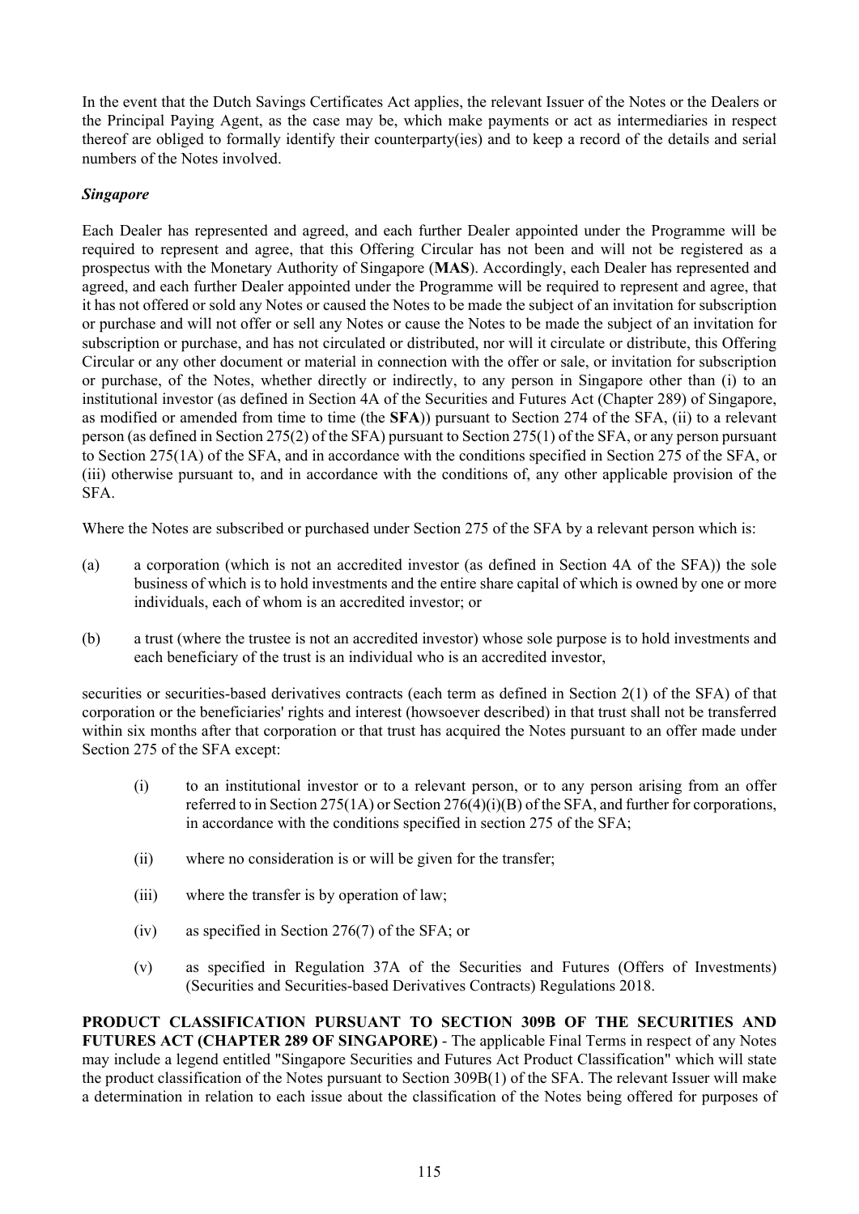In the event that the Dutch Savings Certificates Act applies, the relevant Issuer of the Notes or the Dealers or the Principal Paying Agent, as the case may be, which make payments or act as intermediaries in respect thereof are obliged to formally identify their counterparty(ies) and to keep a record of the details and serial numbers of the Notes involved.

***Singapore***

Each Dealer has represented and agreed, and each further Dealer appointed under the Programme will be required to represent and agree, that this Offering Circular has not been and will not be registered as a prospectus with the Monetary Authority of Singapore (**MAS**). Accordingly, each Dealer has represented and agreed, and each further Dealer appointed under the Programme will be required to represent and agree, that it has not offered or sold any Notes or caused the Notes to be made the subject of an invitation for subscription or purchase and will not offer or sell any Notes or cause the Notes to be made the subject of an invitation for subscription or purchase, and has not circulated or distributed, nor will it circulate or distribute, this Offering Circular or any other document or material in connection with the offer or sale, or invitation for subscription or purchase, of the Notes, whether directly or indirectly, to any person in Singapore other than (i) to an institutional investor (as defined in Section 4A of the Securities and Futures Act (Chapter 289) of Singapore, as modified or amended from time to time (the **SFA**)) pursuant to Section 274 of the SFA, (ii) to a relevant person (as defined in Section 275(2) of the SFA) pursuant to Section 275(1) of the SFA, or any person pursuant to Section 275(1A) of the SFA, and in accordance with the conditions specified in Section 275 of the SFA, or (iii) otherwise pursuant to, and in accordance with the conditions of, any other applicable provision of the SFA.

Where the Notes are subscribed or purchased under Section 275 of the SFA by a relevant person which is:

(a) a corporation (which is not an accredited investor (as defined in Section 4A of the SFA)) the sole business of which is to hold investments and the entire share capital of which is owned by one or more individuals, each of whom is an accredited investor; or

(b) a trust (where the trustee is not an accredited investor) whose sole purpose is to hold investments and each beneficiary of the trust is an individual who is an accredited investor,

securities or securities-based derivatives contracts (each term as defined in Section 2(1) of the SFA) of that corporation or the beneficiaries' rights and interest (howsoever described) in that trust shall not be transferred within six months after that corporation or that trust has acquired the Notes pursuant to an offer made under Section 275 of the SFA except:

(i) to an institutional investor or to a relevant person, or to any person arising from an offer referred to in Section 275(1A) or Section 276(4)(i)(B) of the SFA, and further for corporations, in accordance with the conditions specified in section 275 of the SFA;

(ii) where no consideration is or will be given for the transfer;

(iii) where the transfer is by operation of law;

(iv) as specified in Section 276(7) of the SFA; or

(v) as specified in Regulation 37A of the Securities and Futures (Offers of Investments) (Securities and Securities-based Derivatives Contracts) Regulations 2018.

**PRODUCT CLASSIFICATION PURSUANT TO SECTION 309B OF THE SECURITIES AND FUTURES ACT (CHAPTER 289 OF SINGAPORE)** - The applicable Final Terms in respect of any Notes may include a legend entitled "Singapore Securities and Futures Act Product Classification" which will state the product classification of the Notes pursuant to Section 309B(1) of the SFA. The relevant Issuer will make a determination in relation to each issue about the classification of the Notes being offered for purposes of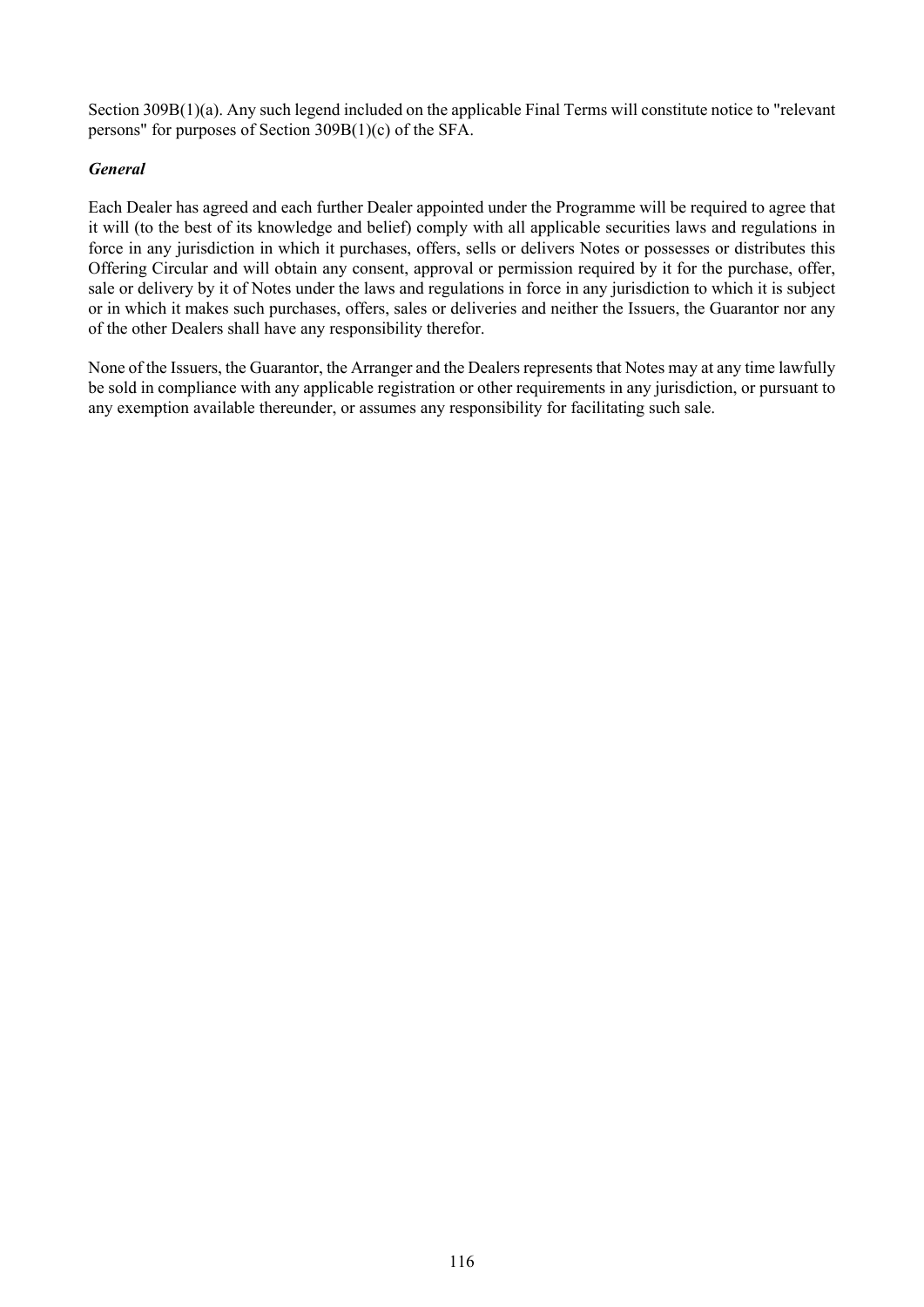Section 309B(1)(a). Any such legend included on the applicable Final Terms will constitute notice to "relevant persons" for purposes of Section 309B(1)(c) of the SFA.

***General***

Each Dealer has agreed and each further Dealer appointed under the Programme will be required to agree that it will (to the best of its knowledge and belief) comply with all applicable securities laws and regulations in force in any jurisdiction in which it purchases, offers, sells or delivers Notes or possesses or distributes this Offering Circular and will obtain any consent, approval or permission required by it for the purchase, offer, sale or delivery by it of Notes under the laws and regulations in force in any jurisdiction to which it is subject or in which it makes such purchases, offers, sales or deliveries and neither the Issuers, the Guarantor nor any of the other Dealers shall have any responsibility therefor.

None of the Issuers, the Guarantor, the Arranger and the Dealers represents that Notes may at any time lawfully be sold in compliance with any applicable registration or other requirements in any jurisdiction, or pursuant to any exemption available thereunder, or assumes any responsibility for facilitating such sale.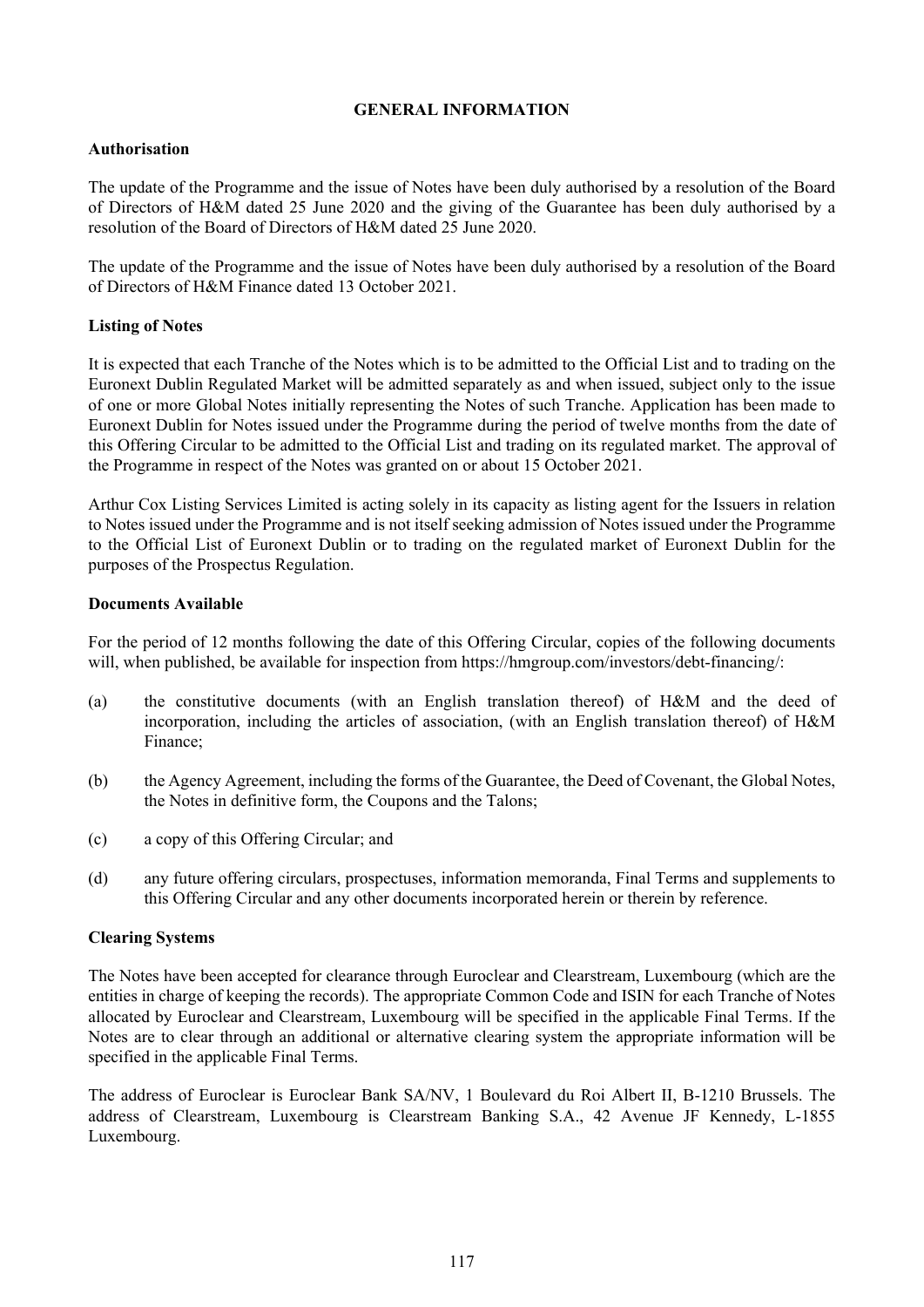# GENERAL INFORMATION

## Authorisation

The update of the Programme and the issue of Notes have been duly authorised by a resolution of the Board of Directors of H&M dated 25 June 2020 and the giving of the Guarantee has been duly authorised by a resolution of the Board of Directors of H&M dated 25 June 2020.

The update of the Programme and the issue of Notes have been duly authorised by a resolution of the Board of Directors of H&M Finance dated 13 October 2021.

## Listing of Notes

It is expected that each Tranche of the Notes which is to be admitted to the Official List and to trading on the Euronext Dublin Regulated Market will be admitted separately as and when issued, subject only to the issue of one or more Global Notes initially representing the Notes of such Tranche. Application has been made to Euronext Dublin for Notes issued under the Programme during the period of twelve months from the date of this Offering Circular to be admitted to the Official List and trading on its regulated market. The approval of the Programme in respect of the Notes was granted on or about 15 October 2021.

Arthur Cox Listing Services Limited is acting solely in its capacity as listing agent for the Issuers in relation to Notes issued under the Programme and is not itself seeking admission of Notes issued under the Programme to the Official List of Euronext Dublin or to trading on the regulated market of Euronext Dublin for the purposes of the Prospectus Regulation.

## Documents Available

For the period of 12 months following the date of this Offering Circular, copies of the following documents will, when published, be available for inspection from https://hmgroup.com/investors/debt-financing/:

(a) the constitutive documents (with an English translation thereof) of H&M and the deed of incorporation, including the articles of association, (with an English translation thereof) of H&M Finance;

(b) the Agency Agreement, including the forms of the Guarantee, the Deed of Covenant, the Global Notes, the Notes in definitive form, the Coupons and the Talons;

(c) a copy of this Offering Circular; and

(d) any future offering circulars, prospectuses, information memoranda, Final Terms and supplements to this Offering Circular and any other documents incorporated herein or therein by reference.

## Clearing Systems

The Notes have been accepted for clearance through Euroclear and Clearstream, Luxembourg (which are the entities in charge of keeping the records). The appropriate Common Code and ISIN for each Tranche of Notes allocated by Euroclear and Clearstream, Luxembourg will be specified in the applicable Final Terms. If the Notes are to clear through an additional or alternative clearing system the appropriate information will be specified in the applicable Final Terms.

The address of Euroclear is Euroclear Bank SA/NV, 1 Boulevard du Roi Albert II, B-1210 Brussels. The address of Clearstream, Luxembourg is Clearstream Banking S.A., 42 Avenue JF Kennedy, L-1855 Luxembourg.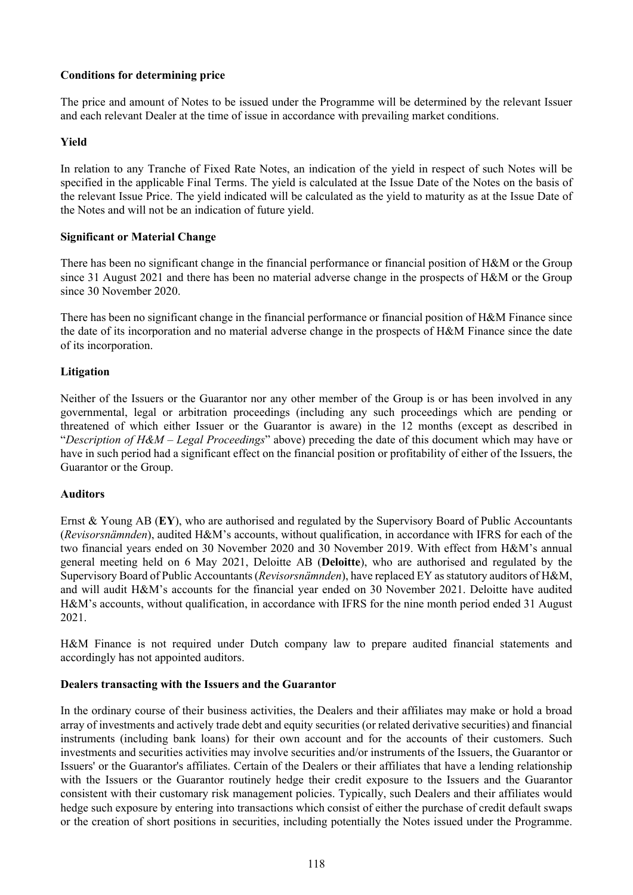**Conditions for determining price**

The price and amount of Notes to be issued under the Programme will be determined by the relevant Issuer and each relevant Dealer at the time of issue in accordance with prevailing market conditions.

**Yield**

In relation to any Tranche of Fixed Rate Notes, an indication of the yield in respect of such Notes will be specified in the applicable Final Terms. The yield is calculated at the Issue Date of the Notes on the basis of the relevant Issue Price. The yield indicated will be calculated as the yield to maturity as at the Issue Date of the Notes and will not be an indication of future yield.

**Significant or Material Change**

There has been no significant change in the financial performance or financial position of H&M or the Group since 31 August 2021 and there has been no material adverse change in the prospects of H&M or the Group since 30 November 2020.

There has been no significant change in the financial performance or financial position of H&M Finance since the date of its incorporation and no material adverse change in the prospects of H&M Finance since the date of its incorporation.

**Litigation**

Neither of the Issuers or the Guarantor nor any other member of the Group is or has been involved in any governmental, legal or arbitration proceedings (including any such proceedings which are pending or threatened of which either Issuer or the Guarantor is aware) in the 12 months (except as described in "*Description of H&M – Legal Proceedings*" above) preceding the date of this document which may have or have in such period had a significant effect on the financial position or profitability of either of the Issuers, the Guarantor or the Group.

**Auditors**

Ernst & Young AB (**EY**), who are authorised and regulated by the Supervisory Board of Public Accountants (*Revisorsnämnden*), audited H&M's accounts, without qualification, in accordance with IFRS for each of the two financial years ended on 30 November 2020 and 30 November 2019. With effect from H&M's annual general meeting held on 6 May 2021, Deloitte AB (**Deloitte**), who are authorised and regulated by the Supervisory Board of Public Accountants (*Revisorsnämnden*), have replaced EY as statutory auditors of H&M, and will audit H&M's accounts for the financial year ended on 30 November 2021. Deloitte have audited H&M's accounts, without qualification, in accordance with IFRS for the nine month period ended 31 August 2021.

H&M Finance is not required under Dutch company law to prepare audited financial statements and accordingly has not appointed auditors.

**Dealers transacting with the Issuers and the Guarantor**

In the ordinary course of their business activities, the Dealers and their affiliates may make or hold a broad array of investments and actively trade debt and equity securities (or related derivative securities) and financial instruments (including bank loans) for their own account and for the accounts of their customers. Such investments and securities activities may involve securities and/or instruments of the Issuers, the Guarantor or Issuers' or the Guarantor's affiliates. Certain of the Dealers or their affiliates that have a lending relationship with the Issuers or the Guarantor routinely hedge their credit exposure to the Issuers and the Guarantor consistent with their customary risk management policies. Typically, such Dealers and their affiliates would hedge such exposure by entering into transactions which consist of either the purchase of credit default swaps or the creation of short positions in securities, including potentially the Notes issued under the Programme.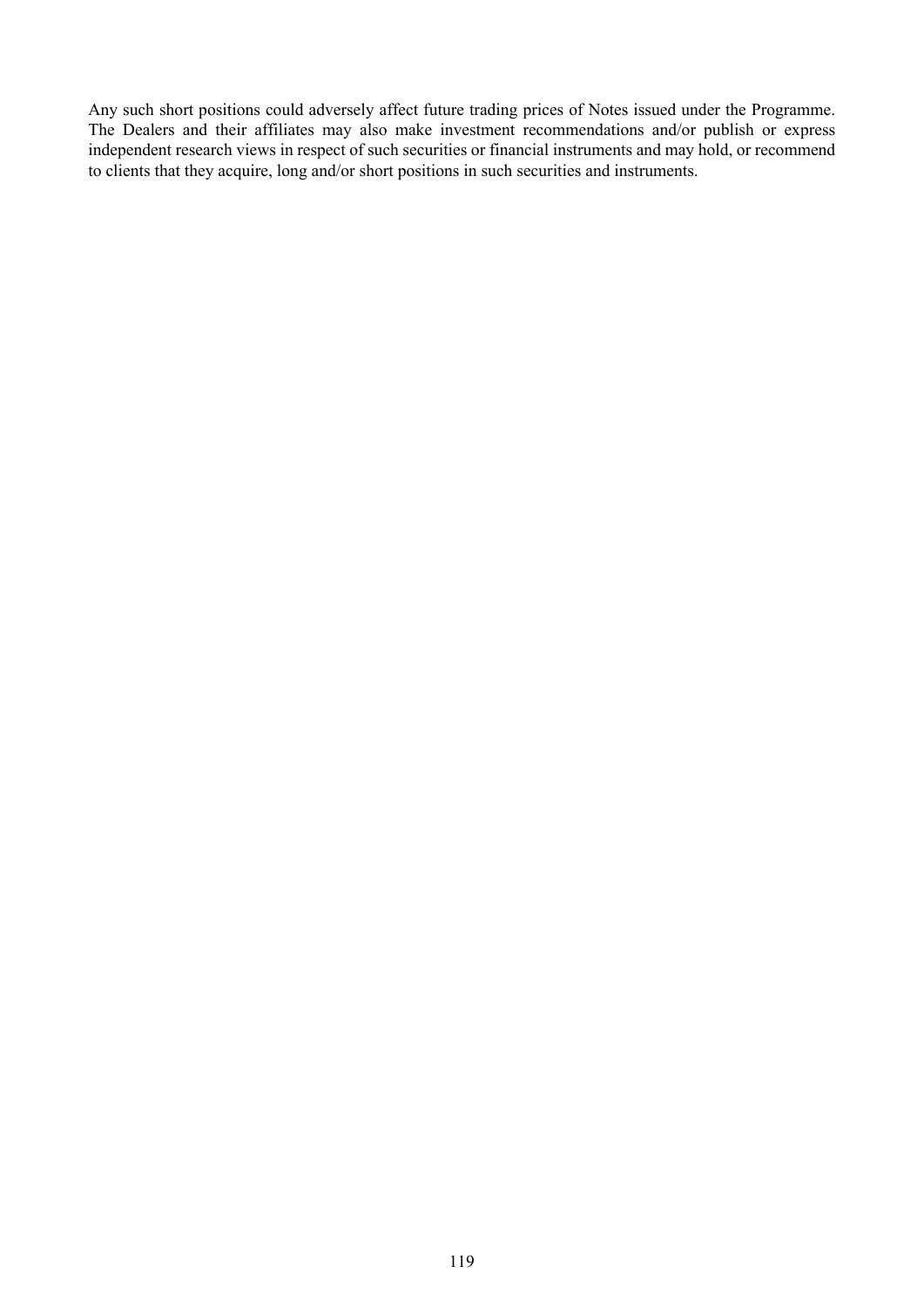Any such short positions could adversely affect future trading prices of Notes issued under the Programme. The Dealers and their affiliates may also make investment recommendations and/or publish or express independent research views in respect of such securities or financial instruments and may hold, or recommend to clients that they acquire, long and/or short positions in such securities and instruments.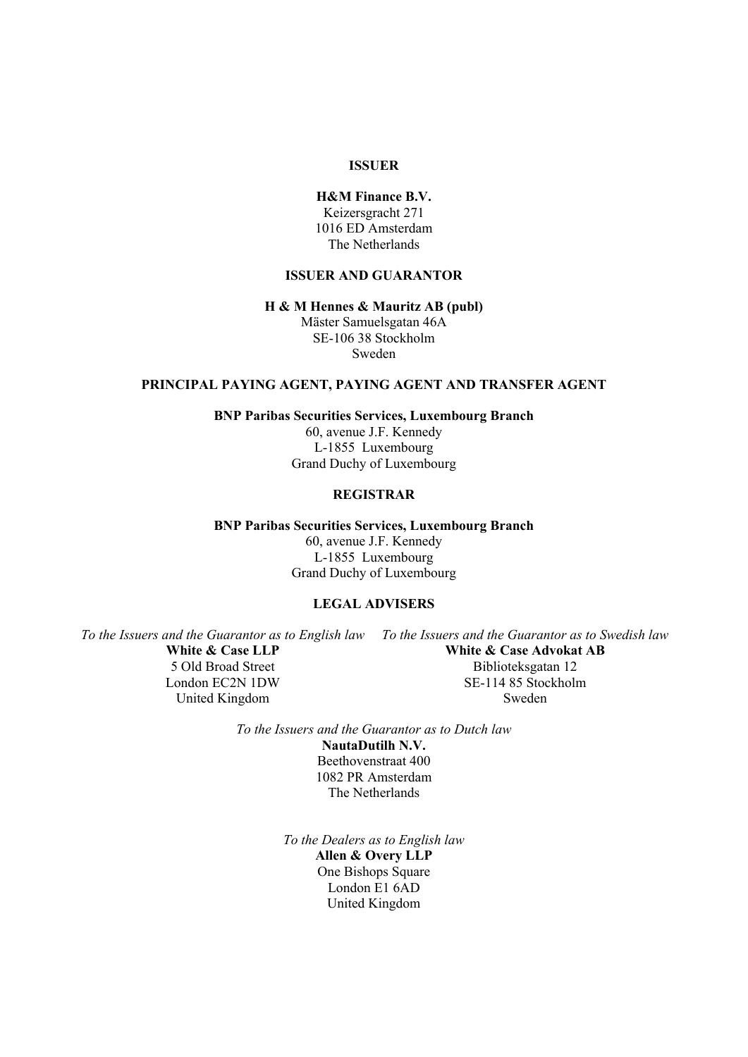**ISSUER**

**H&M Finance B.V.**
Keizersgracht 271
1016 ED Amsterdam
The Netherlands

**ISSUER AND GUARANTOR**

**H & M Hennes & Mauritz AB (publ)**
Mäster Samuelsgatan 46A
SE-106 38 Stockholm
Sweden

**PRINCIPAL PAYING AGENT, PAYING AGENT AND TRANSFER AGENT**

**BNP Paribas Securities Services, Luxembourg Branch**
60, avenue J.F. Kennedy
L-1855 Luxembourg
Grand Duchy of Luxembourg

**REGISTRAR**

**BNP Paribas Securities Services, Luxembourg Branch**
60, avenue J.F. Kennedy
L-1855 Luxembourg
Grand Duchy of Luxembourg

**LEGAL ADVISERS**

*To the Issuers and the Guarantor as to English law*
**White & Case LLP**
5 Old Broad Street
London EC2N 1DW
United Kingdom

*To the Issuers and the Guarantor as to Swedish law*
**White & Case Advokat AB**
Biblioteksgatan 12
SE-114 85 Stockholm
Sweden

*To the Issuers and the Guarantor as to Dutch law*
**NautaDutilh N.V.**
Beethovenstraat 400
1082 PR Amsterdam
The Netherlands

*To the Dealers as to English law*
**Allen & Overy LLP**
One Bishops Square
London E1 6AD
United Kingdom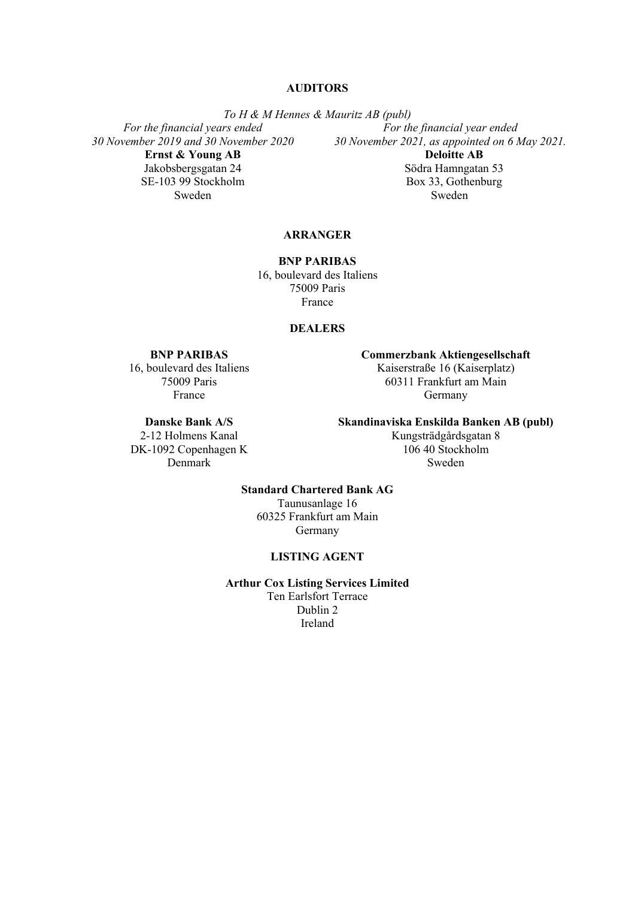## AUDITORS

*To H & M Hennes & Mauritz AB (publ)*

*For the financial years ended 30 November 2019 and 30 November 2020*

**Ernst & Young AB**
Jakobsbergsgatan 24
SE-103 99 Stockholm
Sweden

*For the financial year ended 30 November 2021, as appointed on 6 May 2021.*

**Deloitte AB**
Södra Hamngatan 53
Box 33, Gothenburg
Sweden

## ARRANGER

**BNP PARIBAS**
16, boulevard des Italiens
75009 Paris
France

## DEALERS

**BNP PARIBAS**
16, boulevard des Italiens
75009 Paris
France

**Commerzbank Aktiengesellschaft**
Kaiserstraße 16 (Kaiserplatz)
60311 Frankfurt am Main
Germany

**Danske Bank A/S**
2-12 Holmens Kanal
DK-1092 Copenhagen K
Denmark

**Skandinaviska Enskilda Banken AB (publ)**
Kungsträdgårdsgatan 8
106 40 Stockholm
Sweden

**Standard Chartered Bank AG**
Taunusanlage 16
60325 Frankfurt am Main
Germany

## LISTING AGENT

**Arthur Cox Listing Services Limited**
Ten Earlsfort Terrace
Dublin 2
Ireland